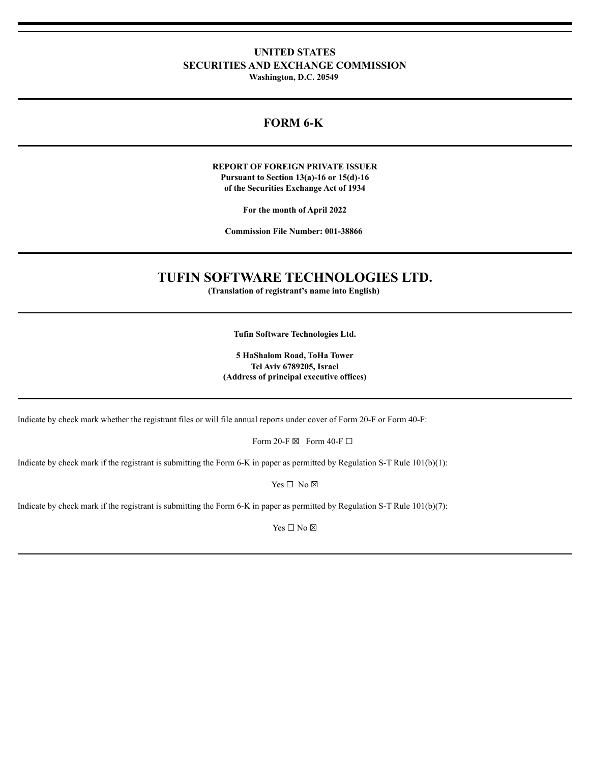**UNITED STATES**
**SECURITIES AND EXCHANGE COMMISSION**
**Washington, D.C. 20549**

---

# FORM 6-K

---

**REPORT OF FOREIGN PRIVATE ISSUER**
**Pursuant to Section 13(a)-16 or 15(d)-16**
**of the Securities Exchange Act of 1934**

**For the month of April 2022**

**Commission File Number: 001-38866**

---

# TUFIN SOFTWARE TECHNOLOGIES LTD.

**(Translation of registrant's name into English)**

---

**Tufin Software Technologies Ltd.**

**5 HaShalom Road, ToHa Tower**
**Tel Aviv 6789205, Israel**
**(Address of principal executive offices)**

---

Indicate by check mark whether the registrant files or will file annual reports under cover of Form 20-F or Form 40-F:

Form 20-F ☒ Form 40-F ☐

Indicate by check mark if the registrant is submitting the Form 6-K in paper as permitted by Regulation S-T Rule 101(b)(1):

Yes ☐ No ☒

Indicate by check mark if the registrant is submitting the Form 6-K in paper as permitted by Regulation S-T Rule 101(b)(7):

Yes ☐ No ☒

---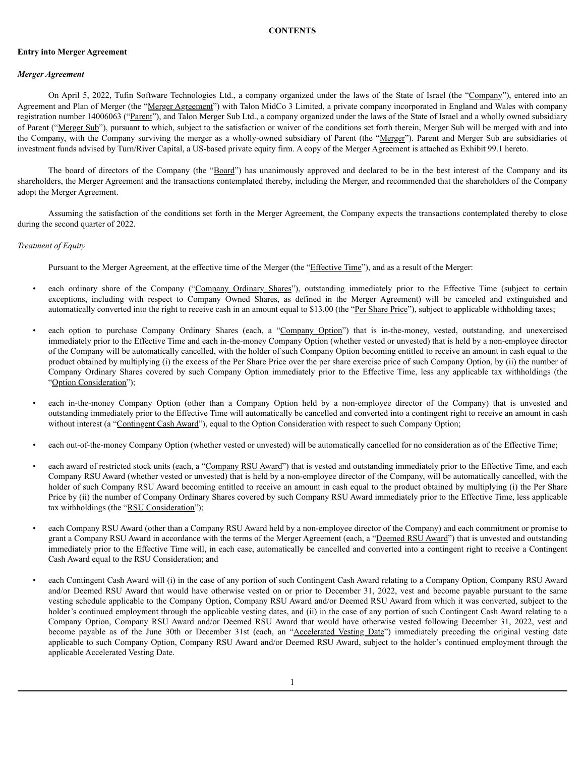**CONTENTS**

**Entry into Merger Agreement**

***Merger Agreement***

On April 5, 2022, Tufin Software Technologies Ltd., a company organized under the laws of the State of Israel (the "Company"), entered into an Agreement and Plan of Merger (the "Merger Agreement") with Talon MidCo 3 Limited, a private company incorporated in England and Wales with company registration number 14006063 ("Parent"), and Talon Merger Sub Ltd., a company organized under the laws of the State of Israel and a wholly owned subsidiary of Parent ("Merger Sub"), pursuant to which, subject to the satisfaction or waiver of the conditions set forth therein, Merger Sub will be merged with and into the Company, with the Company surviving the merger as a wholly-owned subsidiary of Parent (the "Merger"). Parent and Merger Sub are subsidiaries of investment funds advised by Turn/River Capital, a US-based private equity firm. A copy of the Merger Agreement is attached as Exhibit 99.1 hereto.

The board of directors of the Company (the "Board") has unanimously approved and declared to be in the best interest of the Company and its shareholders, the Merger Agreement and the transactions contemplated thereby, including the Merger, and recommended that the shareholders of the Company adopt the Merger Agreement.

Assuming the satisfaction of the conditions set forth in the Merger Agreement, the Company expects the transactions contemplated thereby to close during the second quarter of 2022.

*Treatment of Equity*

Pursuant to the Merger Agreement, at the effective time of the Merger (the "Effective Time"), and as a result of the Merger:

- each ordinary share of the Company ("Company Ordinary Shares"), outstanding immediately prior to the Effective Time (subject to certain exceptions, including with respect to Company Owned Shares, as defined in the Merger Agreement) will be canceled and extinguished and automatically converted into the right to receive cash in an amount equal to $13.00 (the "Per Share Price"), subject to applicable withholding taxes;
- each option to purchase Company Ordinary Shares (each, a "Company Option") that is in-the-money, vested, outstanding, and unexercised immediately prior to the Effective Time and each in-the-money Company Option (whether vested or unvested) that is held by a non-employee director of the Company will be automatically cancelled, with the holder of such Company Option becoming entitled to receive an amount in cash equal to the product obtained by multiplying (i) the excess of the Per Share Price over the per share exercise price of such Company Option, by (ii) the number of Company Ordinary Shares covered by such Company Option immediately prior to the Effective Time, less any applicable tax withholdings (the "Option Consideration");
- each in-the-money Company Option (other than a Company Option held by a non-employee director of the Company) that is unvested and outstanding immediately prior to the Effective Time will automatically be cancelled and converted into a contingent right to receive an amount in cash without interest (a "Contingent Cash Award"), equal to the Option Consideration with respect to such Company Option;
- each out-of-the-money Company Option (whether vested or unvested) will be automatically cancelled for no consideration as of the Effective Time;
- each award of restricted stock units (each, a "Company RSU Award") that is vested and outstanding immediately prior to the Effective Time, and each Company RSU Award (whether vested or unvested) that is held by a non-employee director of the Company, will be automatically cancelled, with the holder of such Company RSU Award becoming entitled to receive an amount in cash equal to the product obtained by multiplying (i) the Per Share Price by (ii) the number of Company Ordinary Shares covered by such Company RSU Award immediately prior to the Effective Time, less applicable tax withholdings (the "RSU Consideration");
- each Company RSU Award (other than a Company RSU Award held by a non-employee director of the Company) and each commitment or promise to grant a Company RSU Award in accordance with the terms of the Merger Agreement (each, a "Deemed RSU Award") that is unvested and outstanding immediately prior to the Effective Time will, in each case, automatically be cancelled and converted into a contingent right to receive a Contingent Cash Award equal to the RSU Consideration; and
- each Contingent Cash Award will (i) in the case of any portion of such Contingent Cash Award relating to a Company Option, Company RSU Award and/or Deemed RSU Award that would have otherwise vested on or prior to December 31, 2022, vest and become payable pursuant to the same vesting schedule applicable to the Company Option, Company RSU Award and/or Deemed RSU Award from which it was converted, subject to the holder's continued employment through the applicable vesting dates, and (ii) in the case of any portion of such Contingent Cash Award relating to a Company Option, Company RSU Award and/or Deemed RSU Award that would have otherwise vested following December 31, 2022, vest and become payable as of the June 30th or December 31st (each, an "Accelerated Vesting Date") immediately preceding the original vesting date applicable to such Company Option, Company RSU Award and/or Deemed RSU Award, subject to the holder's continued employment through the applicable Accelerated Vesting Date.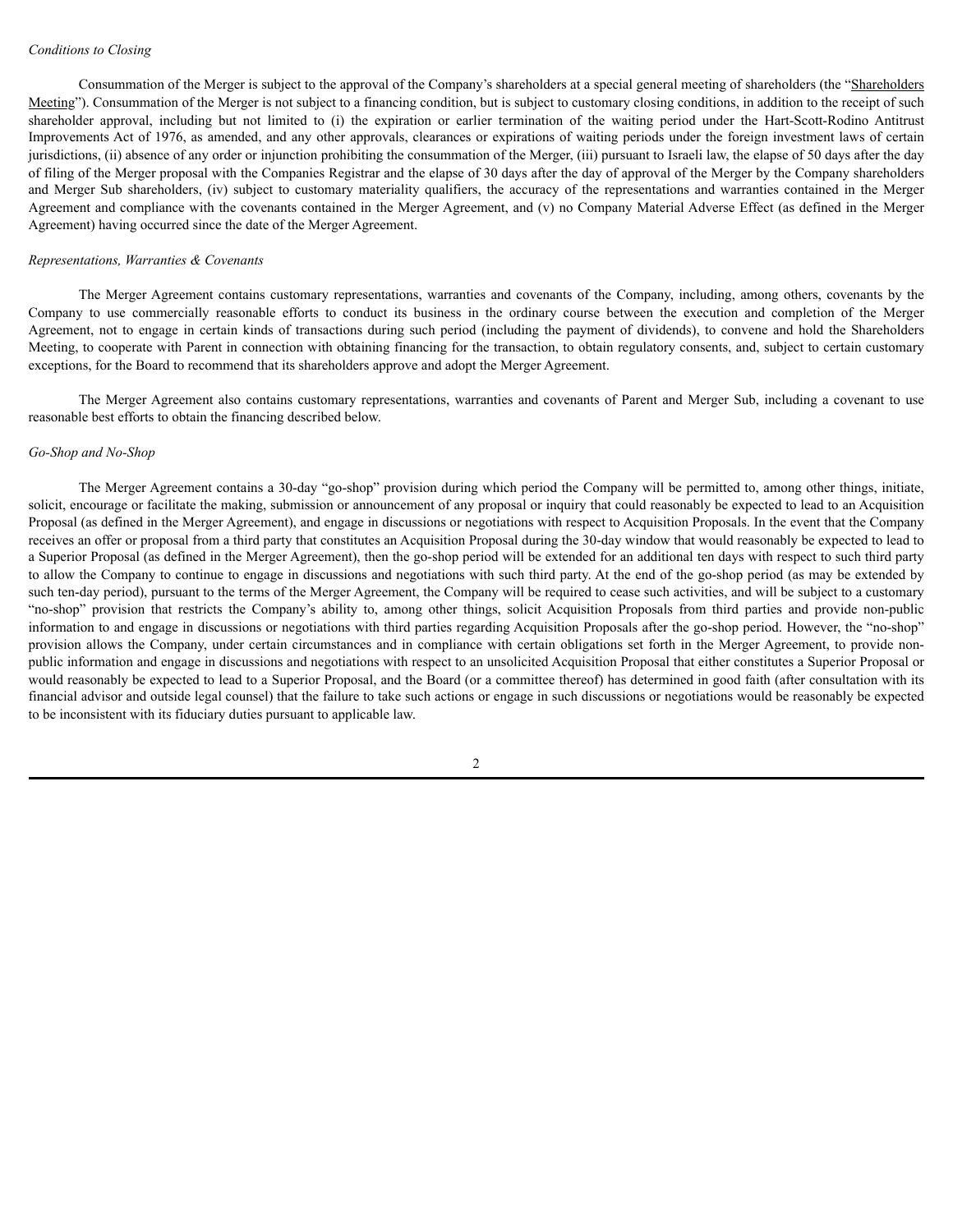*Conditions to Closing*

Consummation of the Merger is subject to the approval of the Company's shareholders at a special general meeting of shareholders (the "Shareholders Meeting"). Consummation of the Merger is not subject to a financing condition, but is subject to customary closing conditions, in addition to the receipt of such shareholder approval, including but not limited to (i) the expiration or earlier termination of the waiting period under the Hart-Scott-Rodino Antitrust Improvements Act of 1976, as amended, and any other approvals, clearances or expirations of waiting periods under the foreign investment laws of certain jurisdictions, (ii) absence of any order or injunction prohibiting the consummation of the Merger, (iii) pursuant to Israeli law, the elapse of 50 days after the day of filing of the Merger proposal with the Companies Registrar and the elapse of 30 days after the day of approval of the Merger by the Company shareholders and Merger Sub shareholders, (iv) subject to customary materiality qualifiers, the accuracy of the representations and warranties contained in the Merger Agreement and compliance with the covenants contained in the Merger Agreement, and (v) no Company Material Adverse Effect (as defined in the Merger Agreement) having occurred since the date of the Merger Agreement.

*Representations, Warranties & Covenants*

The Merger Agreement contains customary representations, warranties and covenants of the Company, including, among others, covenants by the Company to use commercially reasonable efforts to conduct its business in the ordinary course between the execution and completion of the Merger Agreement, not to engage in certain kinds of transactions during such period (including the payment of dividends), to convene and hold the Shareholders Meeting, to cooperate with Parent in connection with obtaining financing for the transaction, to obtain regulatory consents, and, subject to certain customary exceptions, for the Board to recommend that its shareholders approve and adopt the Merger Agreement.

The Merger Agreement also contains customary representations, warranties and covenants of Parent and Merger Sub, including a covenant to use reasonable best efforts to obtain the financing described below.

*Go-Shop and No-Shop*

The Merger Agreement contains a 30-day "go-shop" provision during which period the Company will be permitted to, among other things, initiate, solicit, encourage or facilitate the making, submission or announcement of any proposal or inquiry that could reasonably be expected to lead to an Acquisition Proposal (as defined in the Merger Agreement), and engage in discussions or negotiations with respect to Acquisition Proposals. In the event that the Company receives an offer or proposal from a third party that constitutes an Acquisition Proposal during the 30-day window that would reasonably be expected to lead to a Superior Proposal (as defined in the Merger Agreement), then the go-shop period will be extended for an additional ten days with respect to such third party to allow the Company to continue to engage in discussions and negotiations with such third party. At the end of the go-shop period (as may be extended by such ten-day period), pursuant to the terms of the Merger Agreement, the Company will be required to cease such activities, and will be subject to a customary "no-shop" provision that restricts the Company's ability to, among other things, solicit Acquisition Proposals from third parties and provide non-public information to and engage in discussions or negotiations with third parties regarding Acquisition Proposals after the go-shop period. However, the "no-shop" provision allows the Company, under certain circumstances and in compliance with certain obligations set forth in the Merger Agreement, to provide non-public information and engage in discussions and negotiations with respect to an unsolicited Acquisition Proposal that either constitutes a Superior Proposal or would reasonably be expected to lead to a Superior Proposal, and the Board (or a committee thereof) has determined in good faith (after consultation with its financial advisor and outside legal counsel) that the failure to take such actions or engage in such discussions or negotiations would be reasonably be expected to be inconsistent with its fiduciary duties pursuant to applicable law.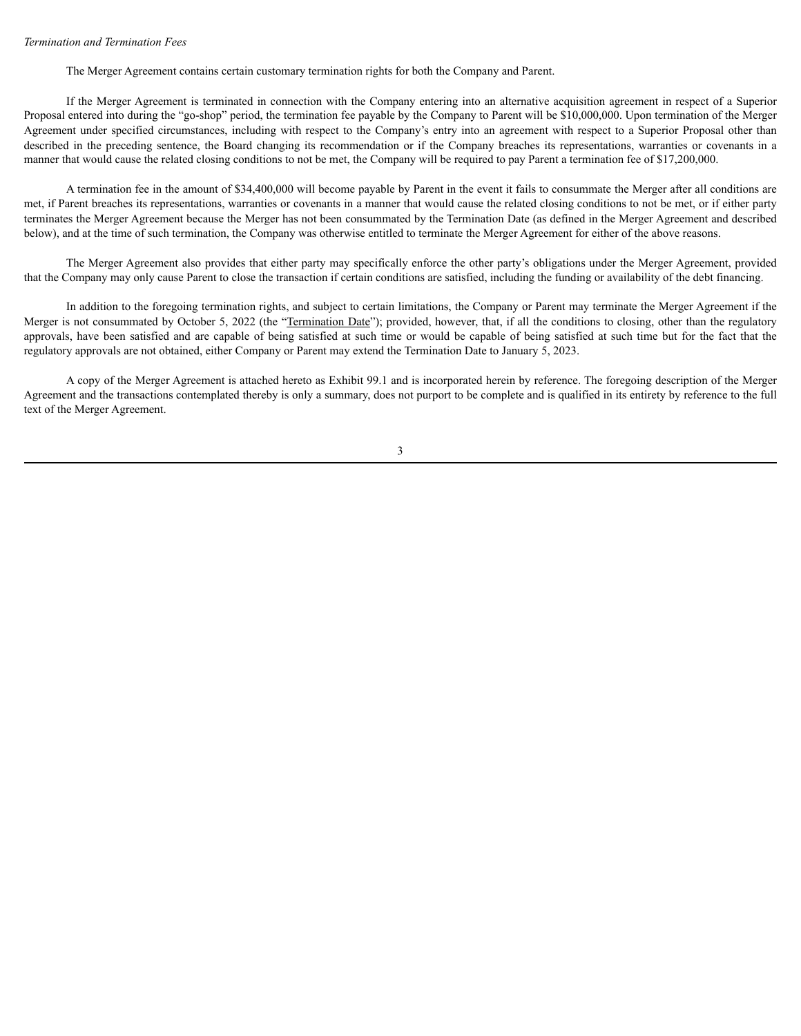*Termination and Termination Fees*

The Merger Agreement contains certain customary termination rights for both the Company and Parent.

If the Merger Agreement is terminated in connection with the Company entering into an alternative acquisition agreement in respect of a Superior Proposal entered into during the "go-shop" period, the termination fee payable by the Company to Parent will be $10,000,000. Upon termination of the Merger Agreement under specified circumstances, including with respect to the Company's entry into an agreement with respect to a Superior Proposal other than described in the preceding sentence, the Board changing its recommendation or if the Company breaches its representations, warranties or covenants in a manner that would cause the related closing conditions to not be met, the Company will be required to pay Parent a termination fee of $17,200,000.

A termination fee in the amount of $34,400,000 will become payable by Parent in the event it fails to consummate the Merger after all conditions are met, if Parent breaches its representations, warranties or covenants in a manner that would cause the related closing conditions to not be met, or if either party terminates the Merger Agreement because the Merger has not been consummated by the Termination Date (as defined in the Merger Agreement and described below), and at the time of such termination, the Company was otherwise entitled to terminate the Merger Agreement for either of the above reasons.

The Merger Agreement also provides that either party may specifically enforce the other party's obligations under the Merger Agreement, provided that the Company may only cause Parent to close the transaction if certain conditions are satisfied, including the funding or availability of the debt financing.

In addition to the foregoing termination rights, and subject to certain limitations, the Company or Parent may terminate the Merger Agreement if the Merger is not consummated by October 5, 2022 (the "Termination Date"); provided, however, that, if all the conditions to closing, other than the regulatory approvals, have been satisfied and are capable of being satisfied at such time or would be capable of being satisfied at such time but for the fact that the regulatory approvals are not obtained, either Company or Parent may extend the Termination Date to January 5, 2023.

A copy of the Merger Agreement is attached hereto as Exhibit 99.1 and is incorporated herein by reference. The foregoing description of the Merger Agreement and the transactions contemplated thereby is only a summary, does not purport to be complete and is qualified in its entirety by reference to the full text of the Merger Agreement.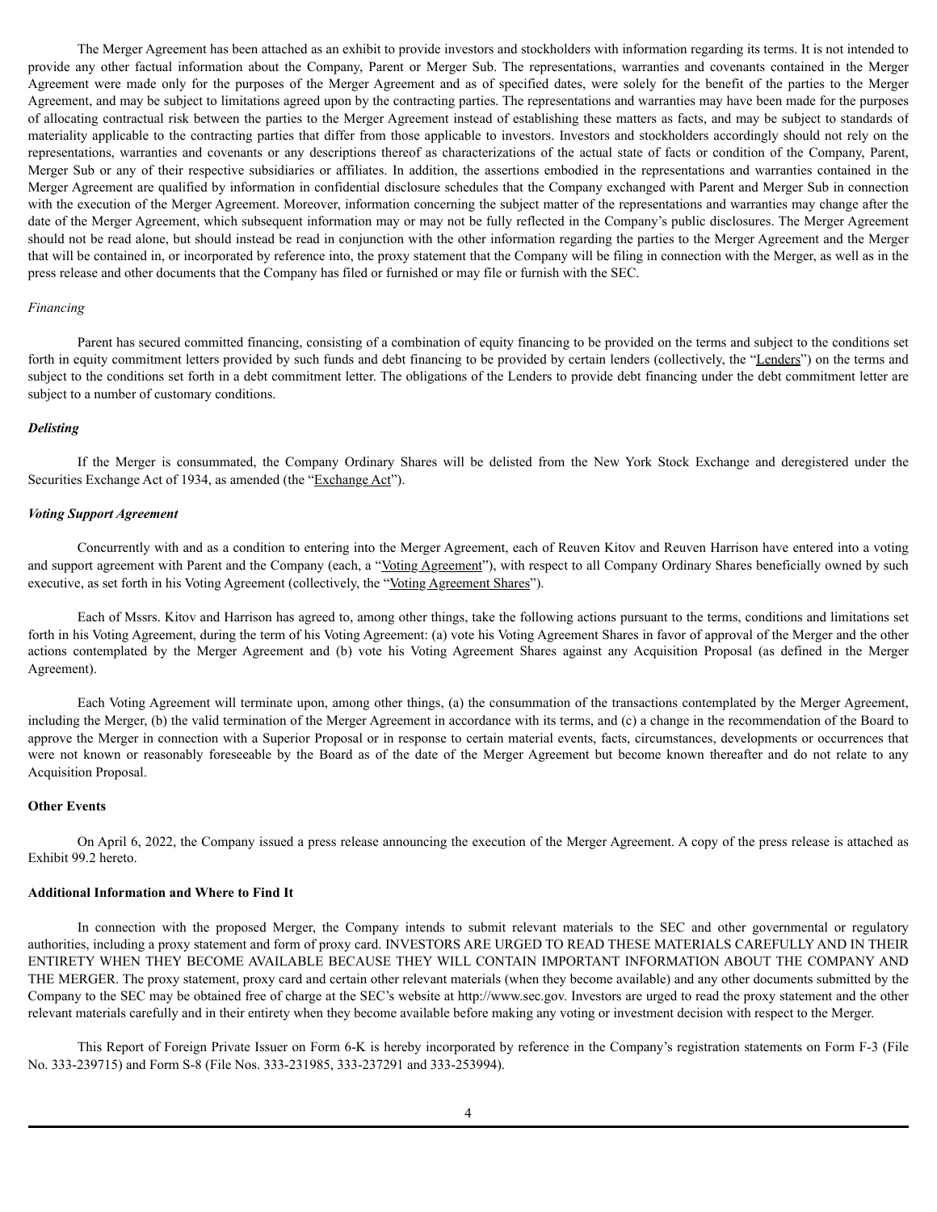The Merger Agreement has been attached as an exhibit to provide investors and stockholders with information regarding its terms. It is not intended to provide any other factual information about the Company, Parent or Merger Sub. The representations, warranties and covenants contained in the Merger Agreement were made only for the purposes of the Merger Agreement and as of specified dates, were solely for the benefit of the parties to the Merger Agreement, and may be subject to limitations agreed upon by the contracting parties. The representations and warranties may have been made for the purposes of allocating contractual risk between the parties to the Merger Agreement instead of establishing these matters as facts, and may be subject to standards of materiality applicable to the contracting parties that differ from those applicable to investors. Investors and stockholders accordingly should not rely on the representations, warranties and covenants or any descriptions thereof as characterizations of the actual state of facts or condition of the Company, Parent, Merger Sub or any of their respective subsidiaries or affiliates. In addition, the assertions embodied in the representations and warranties contained in the Merger Agreement are qualified by information in confidential disclosure schedules that the Company exchanged with Parent and Merger Sub in connection with the execution of the Merger Agreement. Moreover, information concerning the subject matter of the representations and warranties may change after the date of the Merger Agreement, which subsequent information may or may not be fully reflected in the Company's public disclosures. The Merger Agreement should not be read alone, but should instead be read in conjunction with the other information regarding the parties to the Merger Agreement and the Merger that will be contained in, or incorporated by reference into, the proxy statement that the Company will be filing in connection with the Merger, as well as in the press release and other documents that the Company has filed or furnished or may file or furnish with the SEC.

*Financing*

Parent has secured committed financing, consisting of a combination of equity financing to be provided on the terms and subject to the conditions set forth in equity commitment letters provided by such funds and debt financing to be provided by certain lenders (collectively, the "Lenders") on the terms and subject to the conditions set forth in a debt commitment letter. The obligations of the Lenders to provide debt financing under the debt commitment letter are subject to a number of customary conditions.

***Delisting***

If the Merger is consummated, the Company Ordinary Shares will be delisted from the New York Stock Exchange and deregistered under the Securities Exchange Act of 1934, as amended (the "Exchange Act").

***Voting Support Agreement***

Concurrently with and as a condition to entering into the Merger Agreement, each of Reuven Kitov and Reuven Harrison have entered into a voting and support agreement with Parent and the Company (each, a "Voting Agreement"), with respect to all Company Ordinary Shares beneficially owned by such executive, as set forth in his Voting Agreement (collectively, the "Voting Agreement Shares").

Each of Mssrs. Kitov and Harrison has agreed to, among other things, take the following actions pursuant to the terms, conditions and limitations set forth in his Voting Agreement, during the term of his Voting Agreement: (a) vote his Voting Agreement Shares in favor of approval of the Merger and the other actions contemplated by the Merger Agreement and (b) vote his Voting Agreement Shares against any Acquisition Proposal (as defined in the Merger Agreement).

Each Voting Agreement will terminate upon, among other things, (a) the consummation of the transactions contemplated by the Merger Agreement, including the Merger, (b) the valid termination of the Merger Agreement in accordance with its terms, and (c) a change in the recommendation of the Board to approve the Merger in connection with a Superior Proposal or in response to certain material events, facts, circumstances, developments or occurrences that were not known or reasonably foreseeable by the Board as of the date of the Merger Agreement but become known thereafter and do not relate to any Acquisition Proposal.

**Other Events**

On April 6, 2022, the Company issued a press release announcing the execution of the Merger Agreement. A copy of the press release is attached as Exhibit 99.2 hereto.

**Additional Information and Where to Find It**

In connection with the proposed Merger, the Company intends to submit relevant materials to the SEC and other governmental or regulatory authorities, including a proxy statement and form of proxy card. INVESTORS ARE URGED TO READ THESE MATERIALS CAREFULLY AND IN THEIR ENTIRETY WHEN THEY BECOME AVAILABLE BECAUSE THEY WILL CONTAIN IMPORTANT INFORMATION ABOUT THE COMPANY AND THE MERGER. The proxy statement, proxy card and certain other relevant materials (when they become available) and any other documents submitted by the Company to the SEC may be obtained free of charge at the SEC's website at http://www.sec.gov. Investors are urged to read the proxy statement and the other relevant materials carefully and in their entirety when they become available before making any voting or investment decision with respect to the Merger.

This Report of Foreign Private Issuer on Form 6-K is hereby incorporated by reference in the Company's registration statements on Form F-3 (File No. 333-239715) and Form S-8 (File Nos. 333-231985, 333-237291 and 333-253994).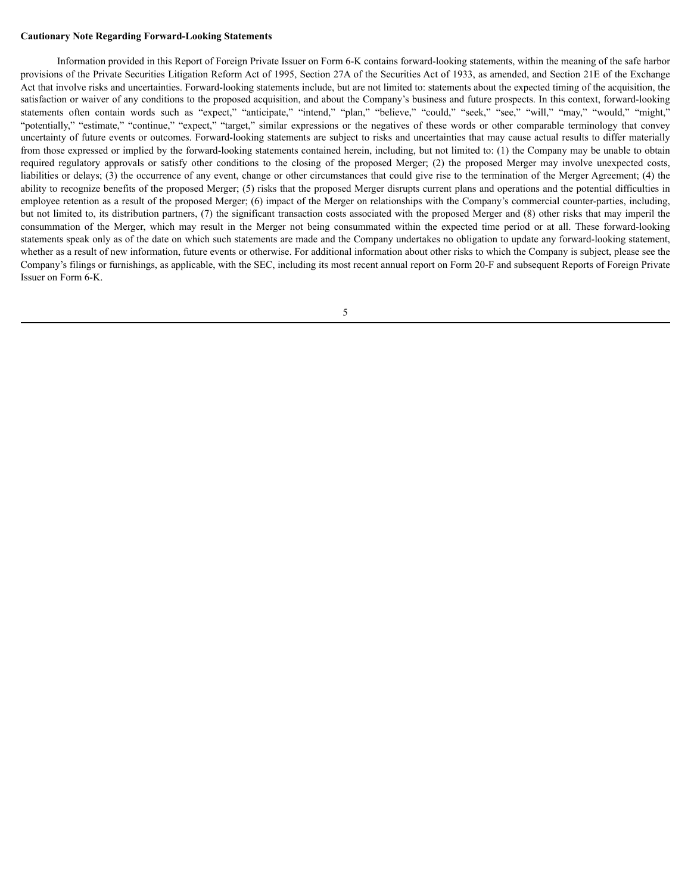**Cautionary Note Regarding Forward-Looking Statements**

Information provided in this Report of Foreign Private Issuer on Form 6-K contains forward-looking statements, within the meaning of the safe harbor provisions of the Private Securities Litigation Reform Act of 1995, Section 27A of the Securities Act of 1933, as amended, and Section 21E of the Exchange Act that involve risks and uncertainties. Forward-looking statements include, but are not limited to: statements about the expected timing of the acquisition, the satisfaction or waiver of any conditions to the proposed acquisition, and about the Company's business and future prospects. In this context, forward-looking statements often contain words such as "expect," "anticipate," "intend," "plan," "believe," "could," "seek," "see," "will," "may," "would," "might," "potentially," "estimate," "continue," "expect," "target," similar expressions or the negatives of these words or other comparable terminology that convey uncertainty of future events or outcomes. Forward-looking statements are subject to risks and uncertainties that may cause actual results to differ materially from those expressed or implied by the forward-looking statements contained herein, including, but not limited to: (1) the Company may be unable to obtain required regulatory approvals or satisfy other conditions to the closing of the proposed Merger; (2) the proposed Merger may involve unexpected costs, liabilities or delays; (3) the occurrence of any event, change or other circumstances that could give rise to the termination of the Merger Agreement; (4) the ability to recognize benefits of the proposed Merger; (5) risks that the proposed Merger disrupts current plans and operations and the potential difficulties in employee retention as a result of the proposed Merger; (6) impact of the Merger on relationships with the Company's commercial counter-parties, including, but not limited to, its distribution partners, (7) the significant transaction costs associated with the proposed Merger and (8) other risks that may imperil the consummation of the Merger, which may result in the Merger not being consummated within the expected time period or at all. These forward-looking statements speak only as of the date on which such statements are made and the Company undertakes no obligation to update any forward-looking statement, whether as a result of new information, future events or otherwise. For additional information about other risks to which the Company is subject, please see the Company's filings or furnishings, as applicable, with the SEC, including its most recent annual report on Form 20-F and subsequent Reports of Foreign Private Issuer on Form 6-K.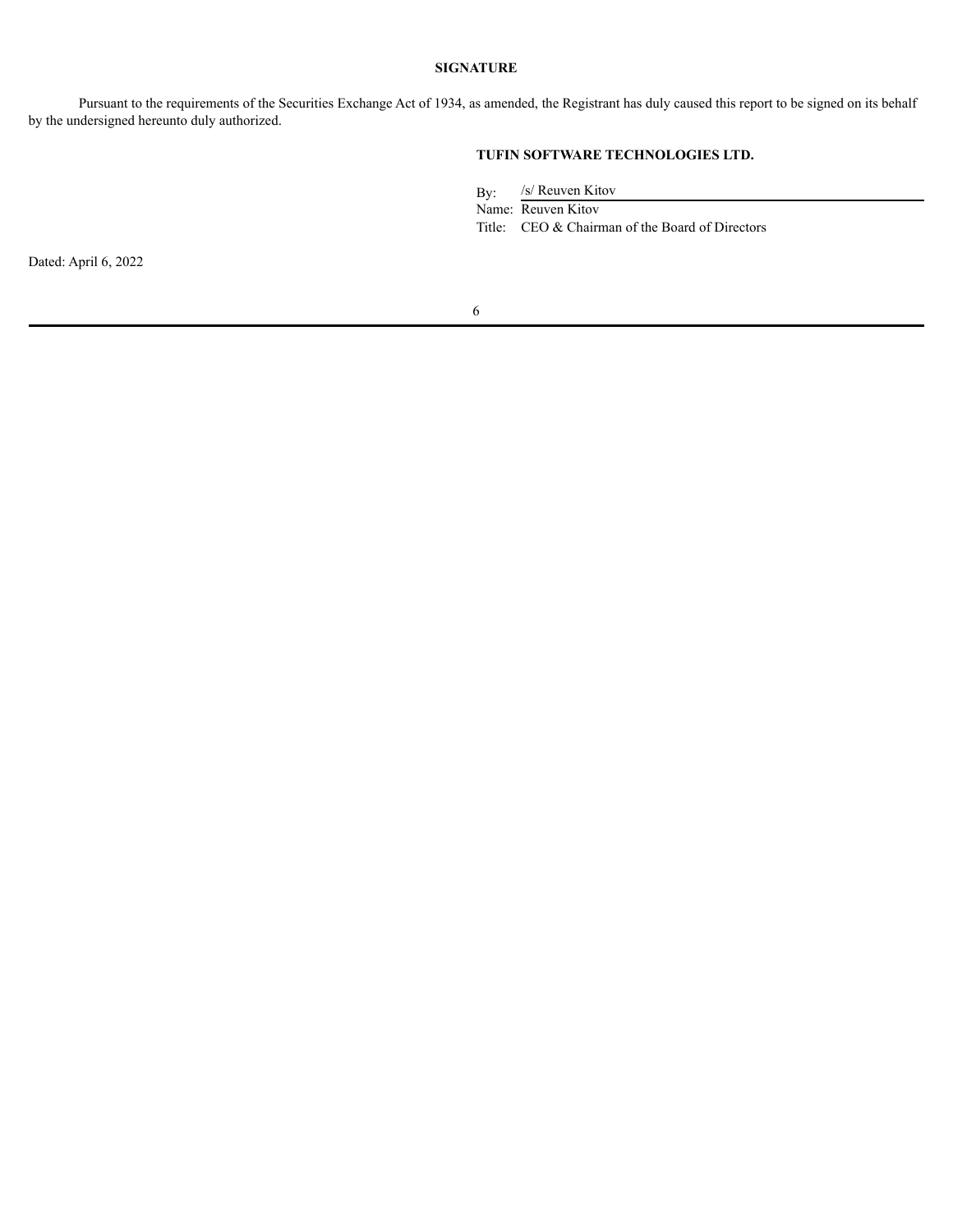**SIGNATURE**

Pursuant to the requirements of the Securities Exchange Act of 1934, as amended, the Registrant has duly caused this report to be signed on its behalf by the undersigned hereunto duly authorized.

**TUFIN SOFTWARE TECHNOLOGIES LTD.**

By: /s/ Reuven Kitov

Name: Reuven Kitov

Title: CEO & Chairman of the Board of Directors

Dated: April 6, 2022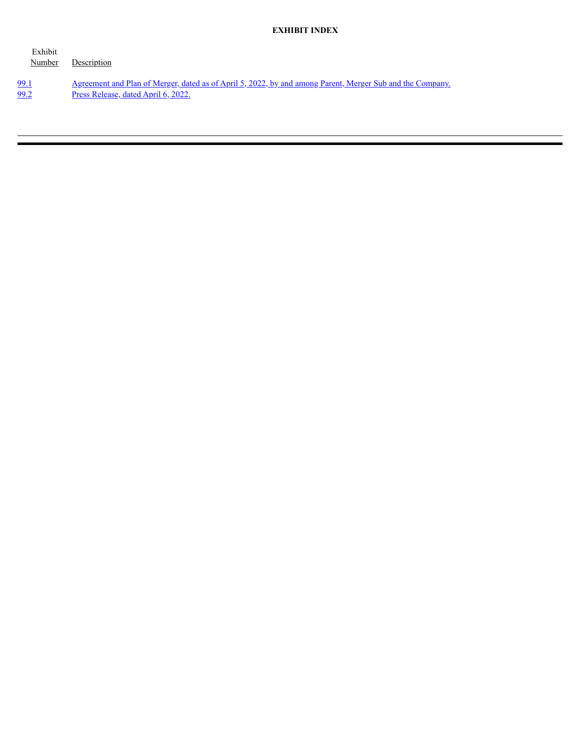**EXHIBIT INDEX**

| Exhibit Number | Description |
|---|---|
| 99.1 | Agreement and Plan of Merger, dated as of April 5, 2022, by and among Parent, Merger Sub and the Company. |
| 99.2 | Press Release, dated April 6, 2022. |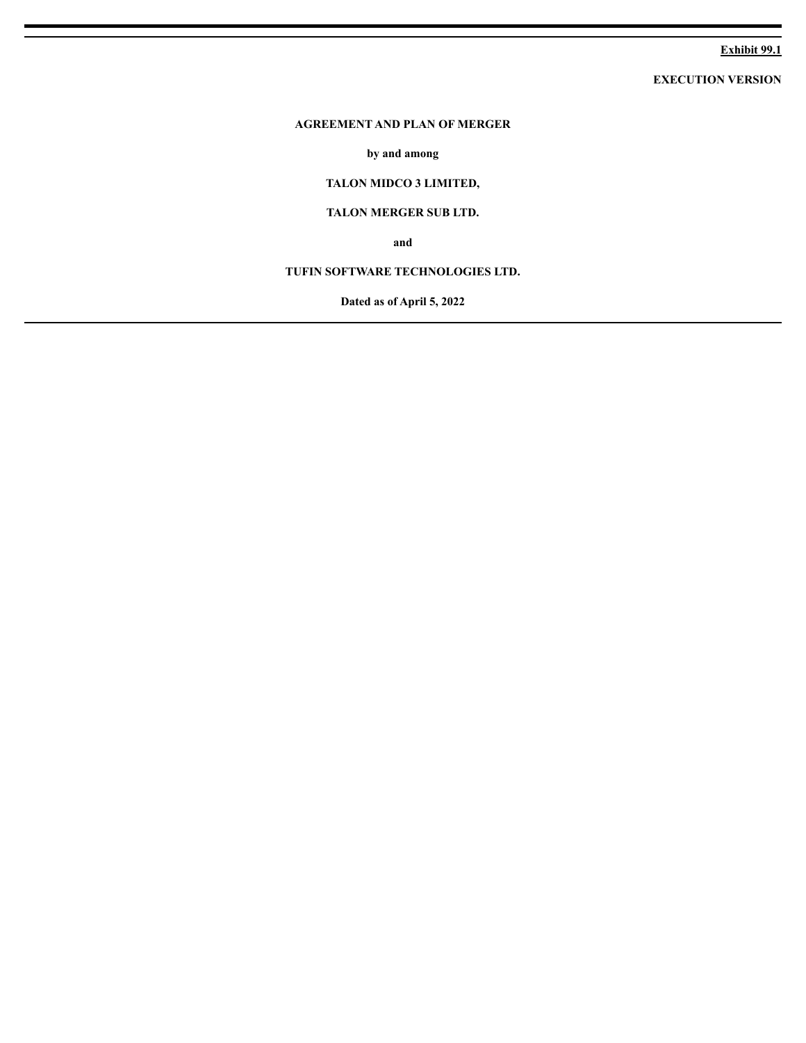**Exhibit 99.1**

**EXECUTION VERSION**

# AGREEMENT AND PLAN OF MERGER

**by and among**

**TALON MIDCO 3 LIMITED,**

**TALON MERGER SUB LTD.**

**and**

**TUFIN SOFTWARE TECHNOLOGIES LTD.**

**Dated as of April 5, 2022**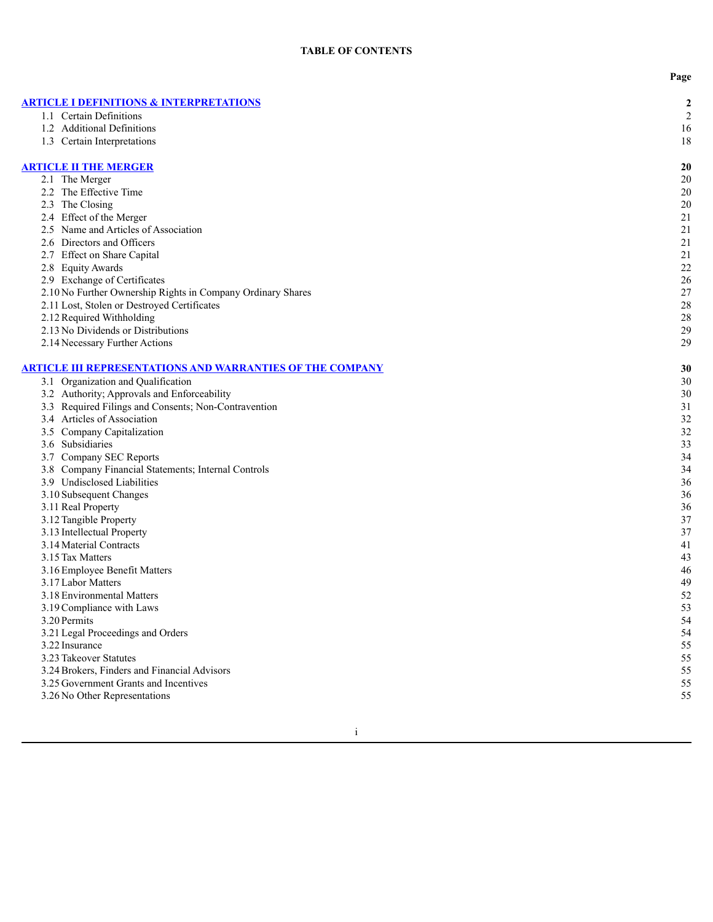# TABLE OF CONTENTS

| | Page |
|---|---|
| **ARTICLE I DEFINITIONS & INTERPRETATIONS** | **2** |
| 1.1 Certain Definitions | 2 |
| 1.2 Additional Definitions | 16 |
| 1.3 Certain Interpretations | 18 |
| **ARTICLE II THE MERGER** | **20** |
| 2.1 The Merger | 20 |
| 2.2 The Effective Time | 20 |
| 2.3 The Closing | 20 |
| 2.4 Effect of the Merger | 21 |
| 2.5 Name and Articles of Association | 21 |
| 2.6 Directors and Officers | 21 |
| 2.7 Effect on Share Capital | 21 |
| 2.8 Equity Awards | 22 |
| 2.9 Exchange of Certificates | 26 |
| 2.10 No Further Ownership Rights in Company Ordinary Shares | 27 |
| 2.11 Lost, Stolen or Destroyed Certificates | 28 |
| 2.12 Required Withholding | 28 |
| 2.13 No Dividends or Distributions | 29 |
| 2.14 Necessary Further Actions | 29 |
| **ARTICLE III REPRESENTATIONS AND WARRANTIES OF THE COMPANY** | **30** |
| 3.1 Organization and Qualification | 30 |
| 3.2 Authority; Approvals and Enforceability | 30 |
| 3.3 Required Filings and Consents; Non-Contravention | 31 |
| 3.4 Articles of Association | 32 |
| 3.5 Company Capitalization | 32 |
| 3.6 Subsidiaries | 33 |
| 3.7 Company SEC Reports | 34 |
| 3.8 Company Financial Statements; Internal Controls | 34 |
| 3.9 Undisclosed Liabilities | 36 |
| 3.10 Subsequent Changes | 36 |
| 3.11 Real Property | 36 |
| 3.12 Tangible Property | 37 |
| 3.13 Intellectual Property | 37 |
| 3.14 Material Contracts | 41 |
| 3.15 Tax Matters | 43 |
| 3.16 Employee Benefit Matters | 46 |
| 3.17 Labor Matters | 49 |
| 3.18 Environmental Matters | 52 |
| 3.19 Compliance with Laws | 53 |
| 3.20 Permits | 54 |
| 3.21 Legal Proceedings and Orders | 54 |
| 3.22 Insurance | 55 |
| 3.23 Takeover Statutes | 55 |
| 3.24 Brokers, Finders and Financial Advisors | 55 |
| 3.25 Government Grants and Incentives | 55 |
| 3.26 No Other Representations | 55 |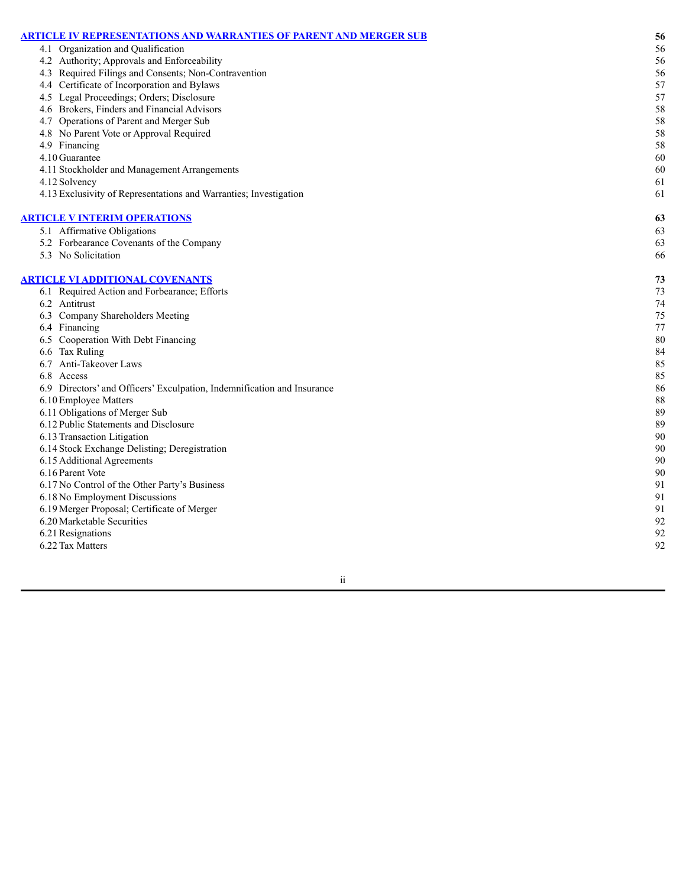| | |
|---|---|
| **ARTICLE IV REPRESENTATIONS AND WARRANTIES OF PARENT AND MERGER SUB** | **56** |
| 4.1 Organization and Qualification | 56 |
| 4.2 Authority; Approvals and Enforceability | 56 |
| 4.3 Required Filings and Consents; Non-Contravention | 56 |
| 4.4 Certificate of Incorporation and Bylaws | 57 |
| 4.5 Legal Proceedings; Orders; Disclosure | 57 |
| 4.6 Brokers, Finders and Financial Advisors | 58 |
| 4.7 Operations of Parent and Merger Sub | 58 |
| 4.8 No Parent Vote or Approval Required | 58 |
| 4.9 Financing | 58 |
| 4.10 Guarantee | 60 |
| 4.11 Stockholder and Management Arrangements | 60 |
| 4.12 Solvency | 61 |
| 4.13 Exclusivity of Representations and Warranties; Investigation | 61 |
| **ARTICLE V INTERIM OPERATIONS** | **63** |
| 5.1 Affirmative Obligations | 63 |
| 5.2 Forbearance Covenants of the Company | 63 |
| 5.3 No Solicitation | 66 |
| **ARTICLE VI ADDITIONAL COVENANTS** | **73** |
| 6.1 Required Action and Forbearance; Efforts | 73 |
| 6.2 Antitrust | 74 |
| 6.3 Company Shareholders Meeting | 75 |
| 6.4 Financing | 77 |
| 6.5 Cooperation With Debt Financing | 80 |
| 6.6 Tax Ruling | 84 |
| 6.7 Anti-Takeover Laws | 85 |
| 6.8 Access | 85 |
| 6.9 Directors' and Officers' Exculpation, Indemnification and Insurance | 86 |
| 6.10 Employee Matters | 88 |
| 6.11 Obligations of Merger Sub | 89 |
| 6.12 Public Statements and Disclosure | 89 |
| 6.13 Transaction Litigation | 90 |
| 6.14 Stock Exchange Delisting; Deregistration | 90 |
| 6.15 Additional Agreements | 90 |
| 6.16 Parent Vote | 90 |
| 6.17 No Control of the Other Party's Business | 91 |
| 6.18 No Employment Discussions | 91 |
| 6.19 Merger Proposal; Certificate of Merger | 91 |
| 6.20 Marketable Securities | 92 |
| 6.21 Resignations | 92 |
| 6.22 Tax Matters | 92 |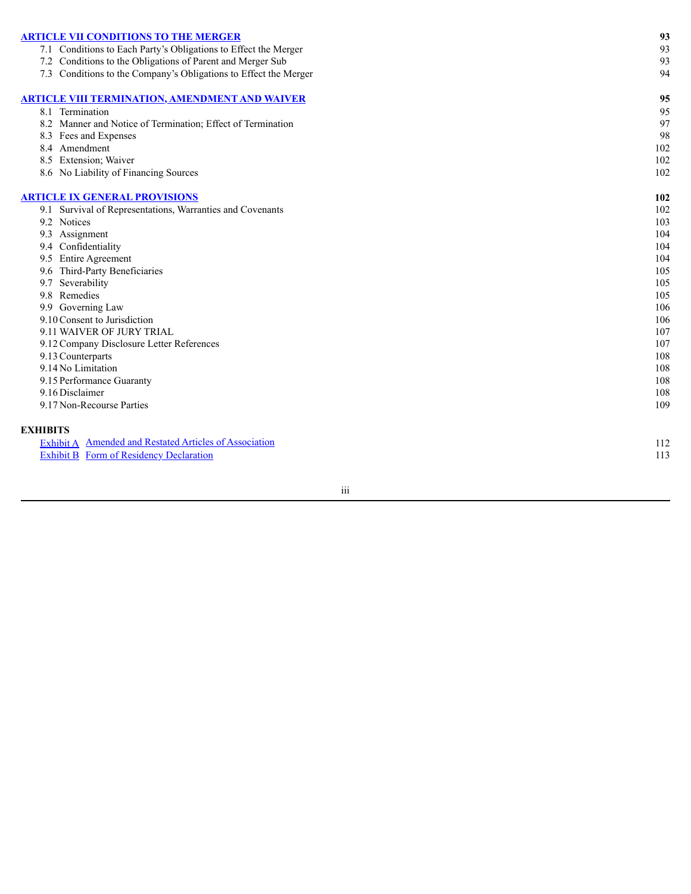| | |
|---|---|
| **ARTICLE VII CONDITIONS TO THE MERGER** | **93** |
| 7.1 Conditions to Each Party's Obligations to Effect the Merger | 93 |
| 7.2 Conditions to the Obligations of Parent and Merger Sub | 93 |
| 7.3 Conditions to the Company's Obligations to Effect the Merger | 94 |
| **ARTICLE VIII TERMINATION, AMENDMENT AND WAIVER** | **95** |
| 8.1 Termination | 95 |
| 8.2 Manner and Notice of Termination; Effect of Termination | 97 |
| 8.3 Fees and Expenses | 98 |
| 8.4 Amendment | 102 |
| 8.5 Extension; Waiver | 102 |
| 8.6 No Liability of Financing Sources | 102 |
| **ARTICLE IX GENERAL PROVISIONS** | **102** |
| 9.1 Survival of Representations, Warranties and Covenants | 102 |
| 9.2 Notices | 103 |
| 9.3 Assignment | 104 |
| 9.4 Confidentiality | 104 |
| 9.5 Entire Agreement | 104 |
| 9.6 Third-Party Beneficiaries | 105 |
| 9.7 Severability | 105 |
| 9.8 Remedies | 105 |
| 9.9 Governing Law | 106 |
| 9.10 Consent to Jurisdiction | 106 |
| 9.11 WAIVER OF JURY TRIAL | 107 |
| 9.12 Company Disclosure Letter References | 107 |
| 9.13 Counterparts | 108 |
| 9.14 No Limitation | 108 |
| 9.15 Performance Guaranty | 108 |
| 9.16 Disclaimer | 108 |
| 9.17 Non-Recourse Parties | 109 |

**EXHIBITS**

| | | |
|---|---|---|
| Exhibit A | Amended and Restated Articles of Association | 112 |
| Exhibit B | Form of Residency Declaration | 113 |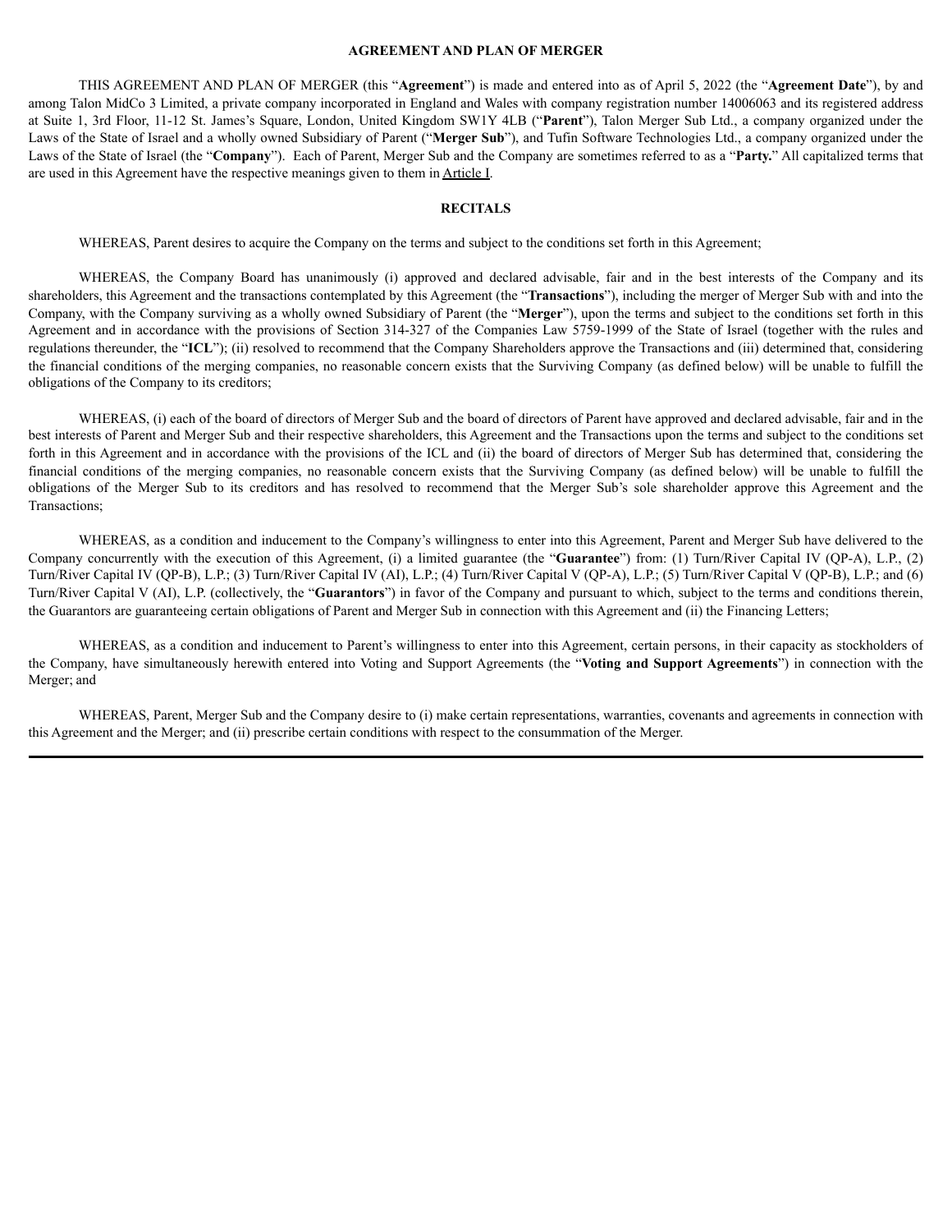## AGREEMENT AND PLAN OF MERGER

THIS AGREEMENT AND PLAN OF MERGER (this "**Agreement**") is made and entered into as of April 5, 2022 (the "**Agreement Date**"), by and among Talon MidCo 3 Limited, a private company incorporated in England and Wales with company registration number 14006063 and its registered address at Suite 1, 3rd Floor, 11-12 St. James's Square, London, United Kingdom SW1Y 4LB ("**Parent**"), Talon Merger Sub Ltd., a company organized under the Laws of the State of Israel and a wholly owned Subsidiary of Parent ("**Merger Sub**"), and Tufin Software Technologies Ltd., a company organized under the Laws of the State of Israel (the "**Company**"). Each of Parent, Merger Sub and the Company are sometimes referred to as a "**Party.**" All capitalized terms that are used in this Agreement have the respective meanings given to them in Article I.

## RECITALS

WHEREAS, Parent desires to acquire the Company on the terms and subject to the conditions set forth in this Agreement;

WHEREAS, the Company Board has unanimously (i) approved and declared advisable, fair and in the best interests of the Company and its shareholders, this Agreement and the transactions contemplated by this Agreement (the "**Transactions**"), including the merger of Merger Sub with and into the Company, with the Company surviving as a wholly owned Subsidiary of Parent (the "**Merger**"), upon the terms and subject to the conditions set forth in this Agreement and in accordance with the provisions of Section 314-327 of the Companies Law 5759-1999 of the State of Israel (together with the rules and regulations thereunder, the "**ICL**"); (ii) resolved to recommend that the Company Shareholders approve the Transactions and (iii) determined that, considering the financial conditions of the merging companies, no reasonable concern exists that the Surviving Company (as defined below) will be unable to fulfill the obligations of the Company to its creditors;

WHEREAS, (i) each of the board of directors of Merger Sub and the board of directors of Parent have approved and declared advisable, fair and in the best interests of Parent and Merger Sub and their respective shareholders, this Agreement and the Transactions upon the terms and subject to the conditions set forth in this Agreement and in accordance with the provisions of the ICL and (ii) the board of directors of Merger Sub has determined that, considering the financial conditions of the merging companies, no reasonable concern exists that the Surviving Company (as defined below) will be unable to fulfill the obligations of the Merger Sub to its creditors and has resolved to recommend that the Merger Sub's sole shareholder approve this Agreement and the Transactions;

WHEREAS, as a condition and inducement to the Company's willingness to enter into this Agreement, Parent and Merger Sub have delivered to the Company concurrently with the execution of this Agreement, (i) a limited guarantee (the "**Guarantee**") from: (1) Turn/River Capital IV (QP-A), L.P., (2) Turn/River Capital IV (QP-B), L.P.; (3) Turn/River Capital IV (AI), L.P.; (4) Turn/River Capital V (QP-A), L.P.; (5) Turn/River Capital V (QP-B), L.P.; and (6) Turn/River Capital V (AI), L.P. (collectively, the "**Guarantors**") in favor of the Company and pursuant to which, subject to the terms and conditions therein, the Guarantors are guaranteeing certain obligations of Parent and Merger Sub in connection with this Agreement and (ii) the Financing Letters;

WHEREAS, as a condition and inducement to Parent's willingness to enter into this Agreement, certain persons, in their capacity as stockholders of the Company, have simultaneously herewith entered into Voting and Support Agreements (the "**Voting and Support Agreements**") in connection with the Merger; and

WHEREAS, Parent, Merger Sub and the Company desire to (i) make certain representations, warranties, covenants and agreements in connection with this Agreement and the Merger; and (ii) prescribe certain conditions with respect to the consummation of the Merger.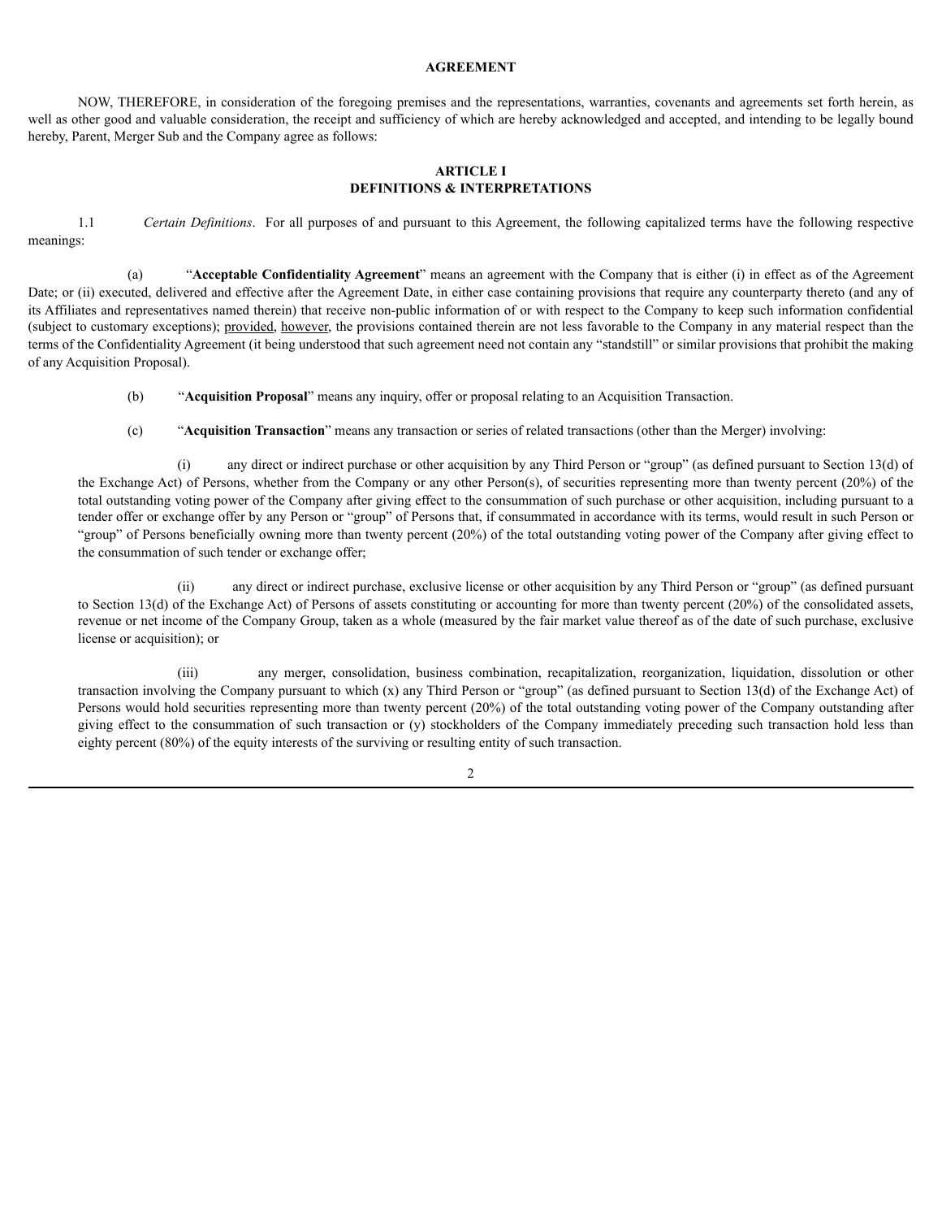**AGREEMENT**

NOW, THEREFORE, in consideration of the foregoing premises and the representations, warranties, covenants and agreements set forth herein, as well as other good and valuable consideration, the receipt and sufficiency of which are hereby acknowledged and accepted, and intending to be legally bound hereby, Parent, Merger Sub and the Company agree as follows:

## ARTICLE I
## DEFINITIONS & INTERPRETATIONS

1.1 *Certain Definitions*. For all purposes of and pursuant to this Agreement, the following capitalized terms have the following respective meanings:

(a) "**Acceptable Confidentiality Agreement**" means an agreement with the Company that is either (i) in effect as of the Agreement Date; or (ii) executed, delivered and effective after the Agreement Date, in either case containing provisions that require any counterparty thereto (and any of its Affiliates and representatives named therein) that receive non-public information of or with respect to the Company to keep such information confidential (subject to customary exceptions); provided, however, the provisions contained therein are not less favorable to the Company in any material respect than the terms of the Confidentiality Agreement (it being understood that such agreement need not contain any "standstill" or similar provisions that prohibit the making of any Acquisition Proposal).

(b) "**Acquisition Proposal**" means any inquiry, offer or proposal relating to an Acquisition Transaction.

(c) "**Acquisition Transaction**" means any transaction or series of related transactions (other than the Merger) involving:

(i) any direct or indirect purchase or other acquisition by any Third Person or "group" (as defined pursuant to Section 13(d) of the Exchange Act) of Persons, whether from the Company or any other Person(s), of securities representing more than twenty percent (20%) of the total outstanding voting power of the Company after giving effect to the consummation of such purchase or other acquisition, including pursuant to a tender offer or exchange offer by any Person or "group" of Persons that, if consummated in accordance with its terms, would result in such Person or "group" of Persons beneficially owning more than twenty percent (20%) of the total outstanding voting power of the Company after giving effect to the consummation of such tender or exchange offer;

(ii) any direct or indirect purchase, exclusive license or other acquisition by any Third Person or "group" (as defined pursuant to Section 13(d) of the Exchange Act) of Persons of assets constituting or accounting for more than twenty percent (20%) of the consolidated assets, revenue or net income of the Company Group, taken as a whole (measured by the fair market value thereof as of the date of such purchase, exclusive license or acquisition); or

(iii) any merger, consolidation, business combination, recapitalization, reorganization, liquidation, dissolution or other transaction involving the Company pursuant to which (x) any Third Person or "group" (as defined pursuant to Section 13(d) of the Exchange Act) of Persons would hold securities representing more than twenty percent (20%) of the total outstanding voting power of the Company outstanding after giving effect to the consummation of such transaction or (y) stockholders of the Company immediately preceding such transaction hold less than eighty percent (80%) of the equity interests of the surviving or resulting entity of such transaction.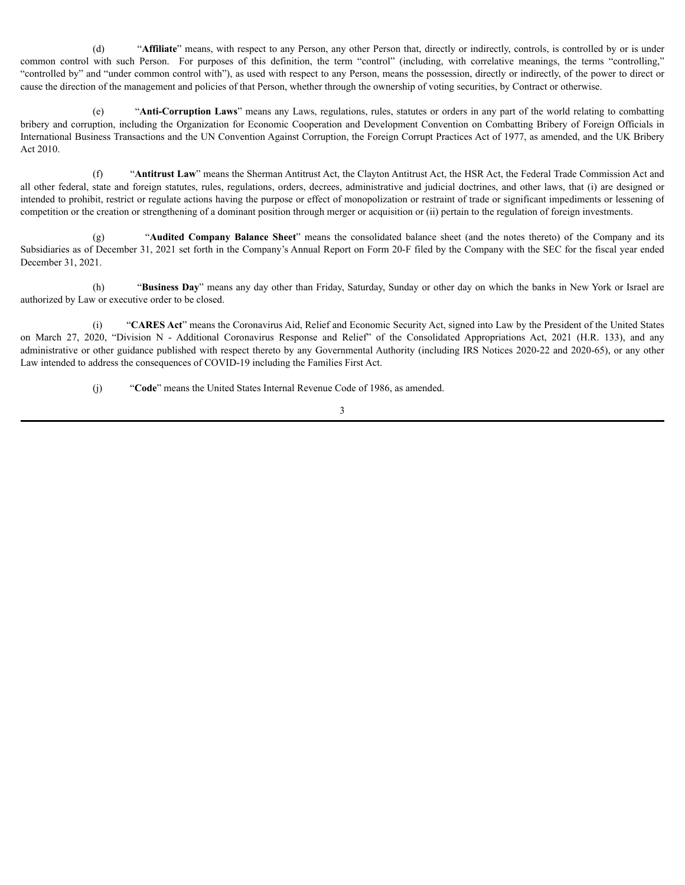(d) "**Affiliate**" means, with respect to any Person, any other Person that, directly or indirectly, controls, is controlled by or is under common control with such Person. For purposes of this definition, the term "control" (including, with correlative meanings, the terms "controlling," "controlled by" and "under common control with"), as used with respect to any Person, means the possession, directly or indirectly, of the power to direct or cause the direction of the management and policies of that Person, whether through the ownership of voting securities, by Contract or otherwise.

(e) "**Anti-Corruption Laws**" means any Laws, regulations, rules, statutes or orders in any part of the world relating to combatting bribery and corruption, including the Organization for Economic Cooperation and Development Convention on Combatting Bribery of Foreign Officials in International Business Transactions and the UN Convention Against Corruption, the Foreign Corrupt Practices Act of 1977, as amended, and the UK Bribery Act 2010.

(f) "**Antitrust Law**" means the Sherman Antitrust Act, the Clayton Antitrust Act, the HSR Act, the Federal Trade Commission Act and all other federal, state and foreign statutes, rules, regulations, orders, decrees, administrative and judicial doctrines, and other laws, that (i) are designed or intended to prohibit, restrict or regulate actions having the purpose or effect of monopolization or restraint of trade or significant impediments or lessening of competition or the creation or strengthening of a dominant position through merger or acquisition or (ii) pertain to the regulation of foreign investments.

(g) "**Audited Company Balance Sheet**" means the consolidated balance sheet (and the notes thereto) of the Company and its Subsidiaries as of December 31, 2021 set forth in the Company's Annual Report on Form 20-F filed by the Company with the SEC for the fiscal year ended December 31, 2021.

(h) "**Business Day**" means any day other than Friday, Saturday, Sunday or other day on which the banks in New York or Israel are authorized by Law or executive order to be closed.

(i) "**CARES Act**" means the Coronavirus Aid, Relief and Economic Security Act, signed into Law by the President of the United States on March 27, 2020, "Division N - Additional Coronavirus Response and Relief" of the Consolidated Appropriations Act, 2021 (H.R. 133), and any administrative or other guidance published with respect thereto by any Governmental Authority (including IRS Notices 2020-22 and 2020-65), or any other Law intended to address the consequences of COVID-19 including the Families First Act.

(j) "**Code**" means the United States Internal Revenue Code of 1986, as amended.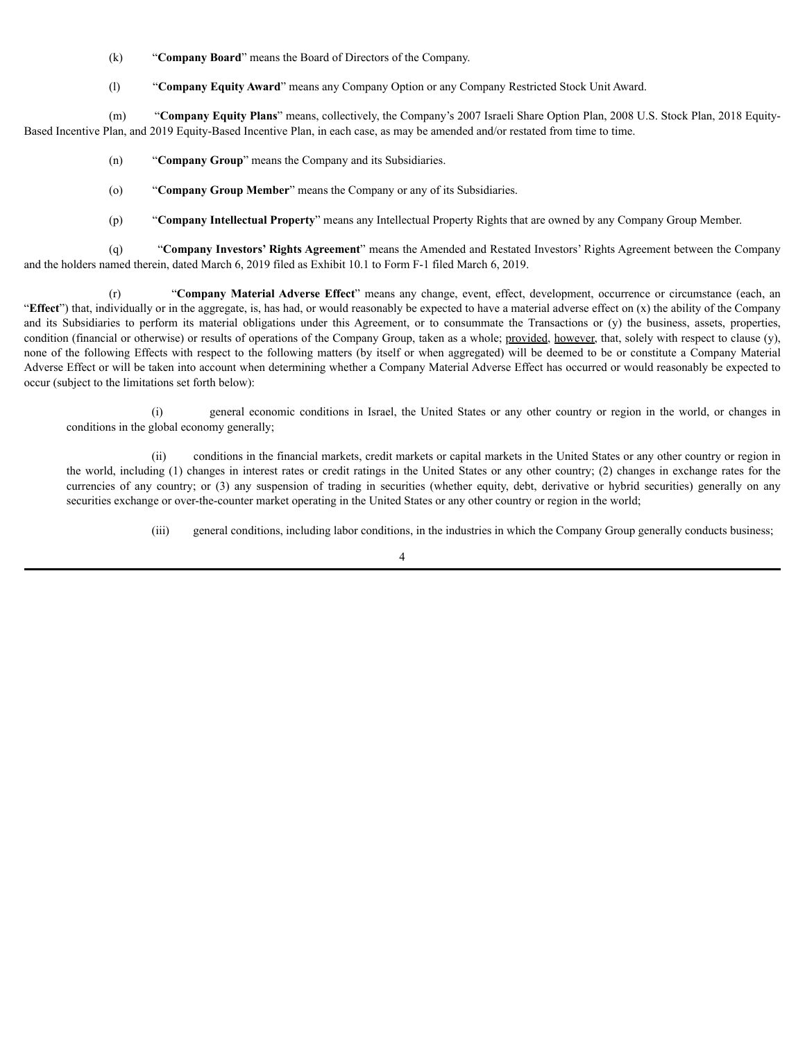(k) "**Company Board**" means the Board of Directors of the Company.

(l) "**Company Equity Award**" means any Company Option or any Company Restricted Stock Unit Award.

(m) "**Company Equity Plans**" means, collectively, the Company's 2007 Israeli Share Option Plan, 2008 U.S. Stock Plan, 2018 Equity-Based Incentive Plan, and 2019 Equity-Based Incentive Plan, in each case, as may be amended and/or restated from time to time.

(n) "**Company Group**" means the Company and its Subsidiaries.

(o) "**Company Group Member**" means the Company or any of its Subsidiaries.

(p) "**Company Intellectual Property**" means any Intellectual Property Rights that are owned by any Company Group Member.

(q) "**Company Investors' Rights Agreement**" means the Amended and Restated Investors' Rights Agreement between the Company and the holders named therein, dated March 6, 2019 filed as Exhibit 10.1 to Form F-1 filed March 6, 2019.

(r) "**Company Material Adverse Effect**" means any change, event, effect, development, occurrence or circumstance (each, an "**Effect**") that, individually or in the aggregate, is, has had, or would reasonably be expected to have a material adverse effect on (x) the ability of the Company and its Subsidiaries to perform its material obligations under this Agreement, or to consummate the Transactions or (y) the business, assets, properties, condition (financial or otherwise) or results of operations of the Company Group, taken as a whole; provided, however, that, solely with respect to clause (y), none of the following Effects with respect to the following matters (by itself or when aggregated) will be deemed to be or constitute a Company Material Adverse Effect or will be taken into account when determining whether a Company Material Adverse Effect has occurred or would reasonably be expected to occur (subject to the limitations set forth below):

(i) general economic conditions in Israel, the United States or any other country or region in the world, or changes in conditions in the global economy generally;

(ii) conditions in the financial markets, credit markets or capital markets in the United States or any other country or region in the world, including (1) changes in interest rates or credit ratings in the United States or any other country; (2) changes in exchange rates for the currencies of any country; or (3) any suspension of trading in securities (whether equity, debt, derivative or hybrid securities) generally on any securities exchange or over-the-counter market operating in the United States or any other country or region in the world;

(iii) general conditions, including labor conditions, in the industries in which the Company Group generally conducts business;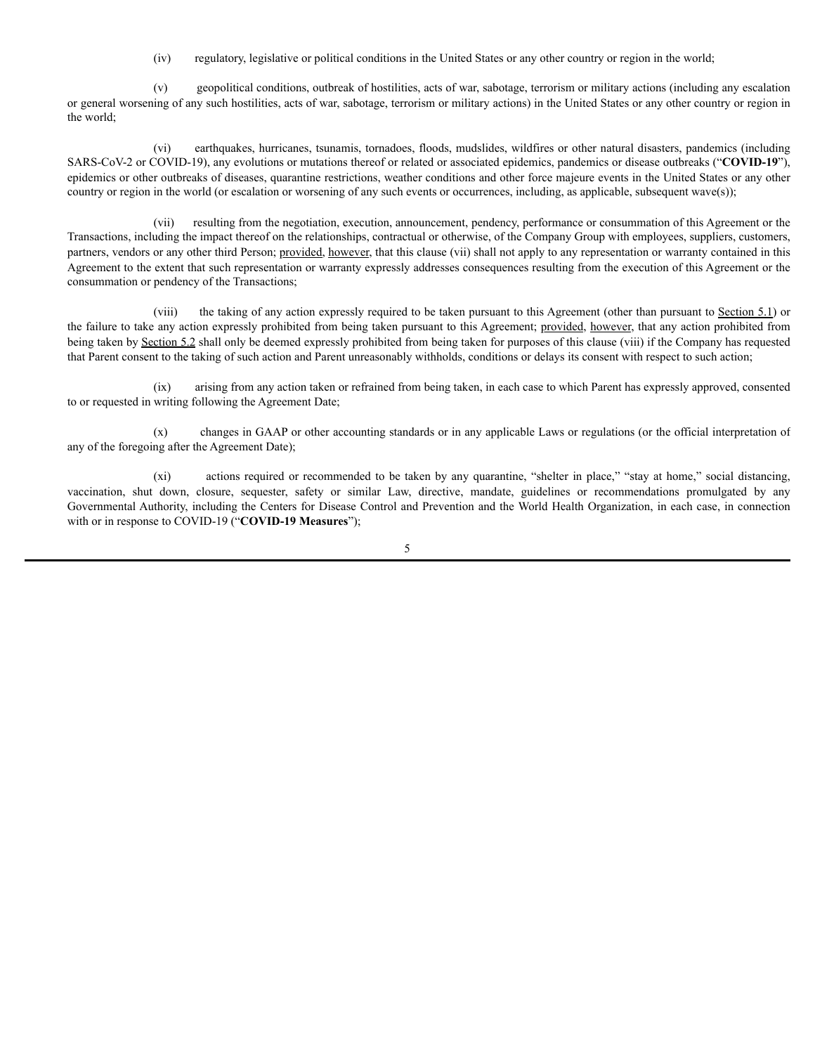(iv) regulatory, legislative or political conditions in the United States or any other country or region in the world;

(v) geopolitical conditions, outbreak of hostilities, acts of war, sabotage, terrorism or military actions (including any escalation or general worsening of any such hostilities, acts of war, sabotage, terrorism or military actions) in the United States or any other country or region in the world;

(vi) earthquakes, hurricanes, tsunamis, tornadoes, floods, mudslides, wildfires or other natural disasters, pandemics (including SARS-CoV-2 or COVID-19), any evolutions or mutations thereof or related or associated epidemics, pandemics or disease outbreaks ("**COVID-19**"), epidemics or other outbreaks of diseases, quarantine restrictions, weather conditions and other force majeure events in the United States or any other country or region in the world (or escalation or worsening of any such events or occurrences, including, as applicable, subsequent wave(s));

(vii) resulting from the negotiation, execution, announcement, pendency, performance or consummation of this Agreement or the Transactions, including the impact thereof on the relationships, contractual or otherwise, of the Company Group with employees, suppliers, customers, partners, vendors or any other third Person; provided, however, that this clause (vii) shall not apply to any representation or warranty contained in this Agreement to the extent that such representation or warranty expressly addresses consequences resulting from the execution of this Agreement or the consummation or pendency of the Transactions;

(viii) the taking of any action expressly required to be taken pursuant to this Agreement (other than pursuant to Section 5.1) or the failure to take any action expressly prohibited from being taken pursuant to this Agreement; provided, however, that any action prohibited from being taken by Section 5.2 shall only be deemed expressly prohibited from being taken for purposes of this clause (viii) if the Company has requested that Parent consent to the taking of such action and Parent unreasonably withholds, conditions or delays its consent with respect to such action;

(ix) arising from any action taken or refrained from being taken, in each case to which Parent has expressly approved, consented to or requested in writing following the Agreement Date;

(x) changes in GAAP or other accounting standards or in any applicable Laws or regulations (or the official interpretation of any of the foregoing after the Agreement Date);

(xi) actions required or recommended to be taken by any quarantine, "shelter in place," "stay at home," social distancing, vaccination, shut down, closure, sequester, safety or similar Law, directive, mandate, guidelines or recommendations promulgated by any Governmental Authority, including the Centers for Disease Control and Prevention and the World Health Organization, in each case, in connection with or in response to COVID-19 ("**COVID-19 Measures**");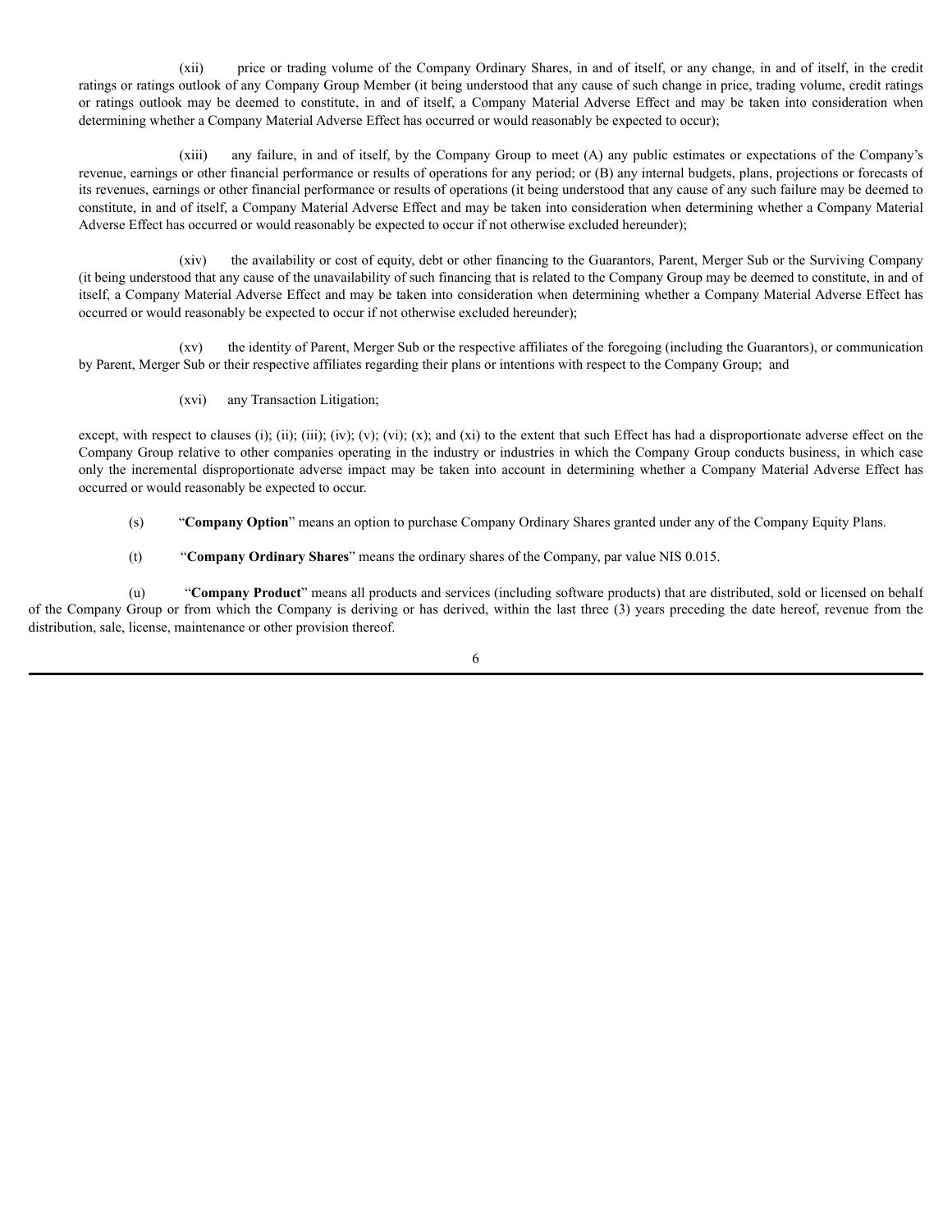(xii) price or trading volume of the Company Ordinary Shares, in and of itself, or any change, in and of itself, in the credit ratings or ratings outlook of any Company Group Member (it being understood that any cause of such change in price, trading volume, credit ratings or ratings outlook may be deemed to constitute, in and of itself, a Company Material Adverse Effect and may be taken into consideration when determining whether a Company Material Adverse Effect has occurred or would reasonably be expected to occur);

(xiii) any failure, in and of itself, by the Company Group to meet (A) any public estimates or expectations of the Company's revenue, earnings or other financial performance or results of operations for any period; or (B) any internal budgets, plans, projections or forecasts of its revenues, earnings or other financial performance or results of operations (it being understood that any cause of any such failure may be deemed to constitute, in and of itself, a Company Material Adverse Effect and may be taken into consideration when determining whether a Company Material Adverse Effect has occurred or would reasonably be expected to occur if not otherwise excluded hereunder);

(xiv) the availability or cost of equity, debt or other financing to the Guarantors, Parent, Merger Sub or the Surviving Company (it being understood that any cause of the unavailability of such financing that is related to the Company Group may be deemed to constitute, in and of itself, a Company Material Adverse Effect and may be taken into consideration when determining whether a Company Material Adverse Effect has occurred or would reasonably be expected to occur if not otherwise excluded hereunder);

(xv) the identity of Parent, Merger Sub or the respective affiliates of the foregoing (including the Guarantors), or communication by Parent, Merger Sub or their respective affiliates regarding their plans or intentions with respect to the Company Group; and

(xvi) any Transaction Litigation;

except, with respect to clauses (i); (ii); (iii); (iv); (v); (vi); (x); and (xi) to the extent that such Effect has had a disproportionate adverse effect on the Company Group relative to other companies operating in the industry or industries in which the Company Group conducts business, in which case only the incremental disproportionate adverse impact may be taken into account in determining whether a Company Material Adverse Effect has occurred or would reasonably be expected to occur.

(s) "**Company Option**" means an option to purchase Company Ordinary Shares granted under any of the Company Equity Plans.

(t) "**Company Ordinary Shares**" means the ordinary shares of the Company, par value NIS 0.015.

(u) "**Company Product**" means all products and services (including software products) that are distributed, sold or licensed on behalf of the Company Group or from which the Company is deriving or has derived, within the last three (3) years preceding the date hereof, revenue from the distribution, sale, license, maintenance or other provision thereof.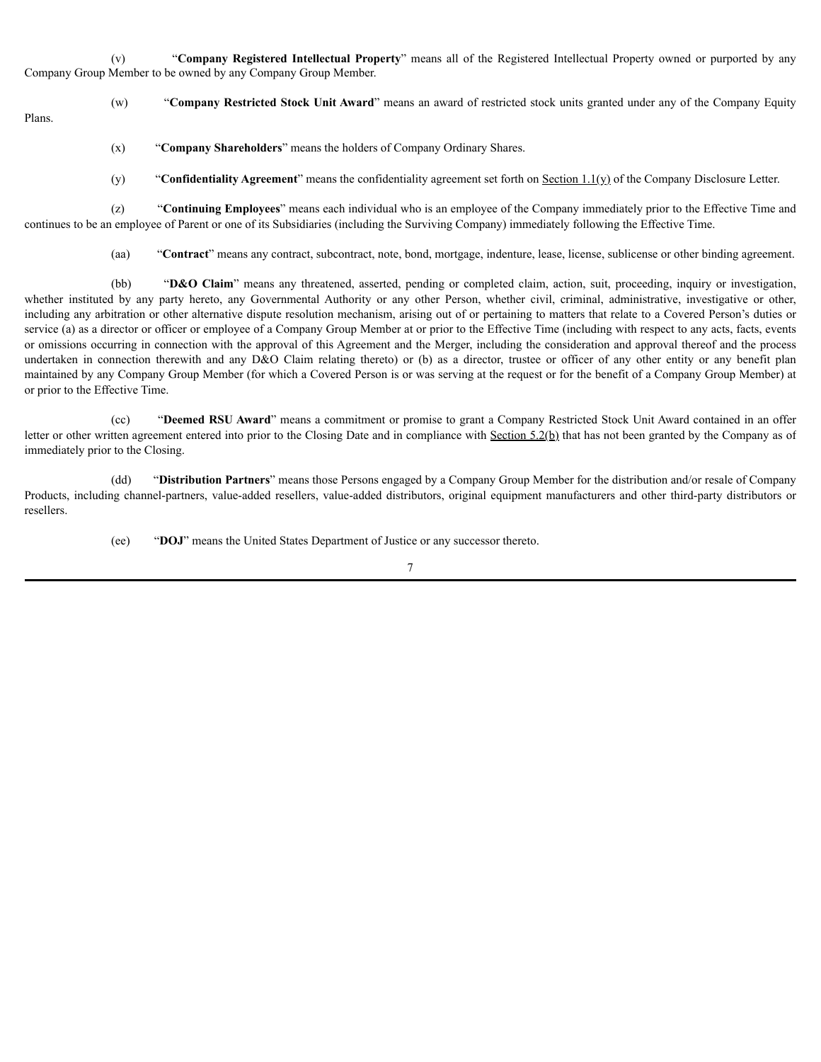(v) "**Company Registered Intellectual Property**" means all of the Registered Intellectual Property owned or purported by any Company Group Member to be owned by any Company Group Member.

(w) "**Company Restricted Stock Unit Award**" means an award of restricted stock units granted under any of the Company Equity Plans.

(x) "**Company Shareholders**" means the holders of Company Ordinary Shares.

(y) "**Confidentiality Agreement**" means the confidentiality agreement set forth on Section 1.1(y) of the Company Disclosure Letter.

(z) "**Continuing Employees**" means each individual who is an employee of the Company immediately prior to the Effective Time and continues to be an employee of Parent or one of its Subsidiaries (including the Surviving Company) immediately following the Effective Time.

(aa) "**Contract**" means any contract, subcontract, note, bond, mortgage, indenture, lease, license, sublicense or other binding agreement.

(bb) "**D&O Claim**" means any threatened, asserted, pending or completed claim, action, suit, proceeding, inquiry or investigation, whether instituted by any party hereto, any Governmental Authority or any other Person, whether civil, criminal, administrative, investigative or other, including any arbitration or other alternative dispute resolution mechanism, arising out of or pertaining to matters that relate to a Covered Person's duties or service (a) as a director or officer or employee of a Company Group Member at or prior to the Effective Time (including with respect to any acts, facts, events or omissions occurring in connection with the approval of this Agreement and the Merger, including the consideration and approval thereof and the process undertaken in connection therewith and any D&O Claim relating thereto) or (b) as a director, trustee or officer of any other entity or any benefit plan maintained by any Company Group Member (for which a Covered Person is or was serving at the request or for the benefit of a Company Group Member) at or prior to the Effective Time.

(cc) "**Deemed RSU Award**" means a commitment or promise to grant a Company Restricted Stock Unit Award contained in an offer letter or other written agreement entered into prior to the Closing Date and in compliance with Section 5.2(b) that has not been granted by the Company as of immediately prior to the Closing.

(dd) "**Distribution Partners**" means those Persons engaged by a Company Group Member for the distribution and/or resale of Company Products, including channel-partners, value-added resellers, value-added distributors, original equipment manufacturers and other third-party distributors or resellers.

(ee) "**DOJ**" means the United States Department of Justice or any successor thereto.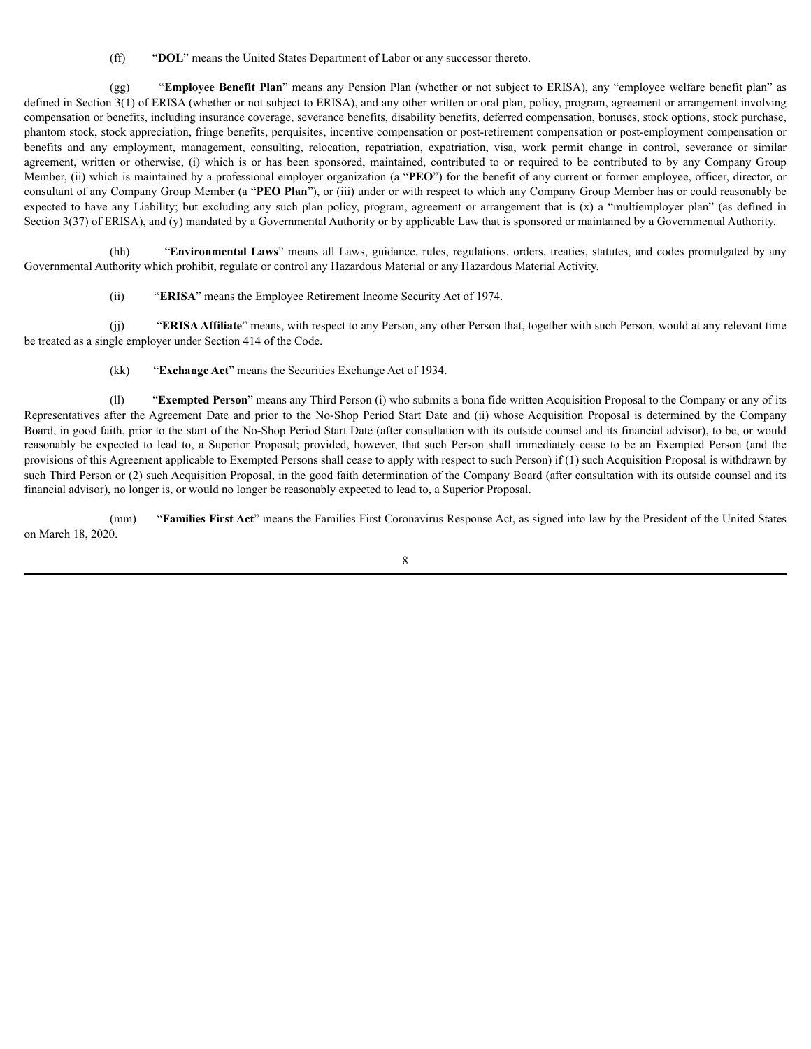(ff) "**DOL**" means the United States Department of Labor or any successor thereto.

(gg) "**Employee Benefit Plan**" means any Pension Plan (whether or not subject to ERISA), any "employee welfare benefit plan" as defined in Section 3(1) of ERISA (whether or not subject to ERISA), and any other written or oral plan, policy, program, agreement or arrangement involving compensation or benefits, including insurance coverage, severance benefits, disability benefits, deferred compensation, bonuses, stock options, stock purchase, phantom stock, stock appreciation, fringe benefits, perquisites, incentive compensation or post-retirement compensation or post-employment compensation or benefits and any employment, management, consulting, relocation, repatriation, expatriation, visa, work permit change in control, severance or similar agreement, written or otherwise, (i) which is or has been sponsored, maintained, contributed to or required to be contributed to by any Company Group Member, (ii) which is maintained by a professional employer organization (a "**PEO**") for the benefit of any current or former employee, officer, director, or consultant of any Company Group Member (a "**PEO Plan**"), or (iii) under or with respect to which any Company Group Member has or could reasonably be expected to have any Liability; but excluding any such plan policy, program, agreement or arrangement that is (x) a "multiemployer plan" (as defined in Section 3(37) of ERISA), and (y) mandated by a Governmental Authority or by applicable Law that is sponsored or maintained by a Governmental Authority.

(hh) "**Environmental Laws**" means all Laws, guidance, rules, regulations, orders, treaties, statutes, and codes promulgated by any Governmental Authority which prohibit, regulate or control any Hazardous Material or any Hazardous Material Activity.

(ii) "**ERISA**" means the Employee Retirement Income Security Act of 1974.

(jj) "**ERISA Affiliate**" means, with respect to any Person, any other Person that, together with such Person, would at any relevant time be treated as a single employer under Section 414 of the Code.

(kk) "**Exchange Act**" means the Securities Exchange Act of 1934.

(ll) "**Exempted Person**" means any Third Person (i) who submits a bona fide written Acquisition Proposal to the Company or any of its Representatives after the Agreement Date and prior to the No-Shop Period Start Date and (ii) whose Acquisition Proposal is determined by the Company Board, in good faith, prior to the start of the No-Shop Period Start Date (after consultation with its outside counsel and its financial advisor), to be, or would reasonably be expected to lead to, a Superior Proposal; provided, however, that such Person shall immediately cease to be an Exempted Person (and the provisions of this Agreement applicable to Exempted Persons shall cease to apply with respect to such Person) if (1) such Acquisition Proposal is withdrawn by such Third Person or (2) such Acquisition Proposal, in the good faith determination of the Company Board (after consultation with its outside counsel and its financial advisor), no longer is, or would no longer be reasonably expected to lead to, a Superior Proposal.

(mm) "**Families First Act**" means the Families First Coronavirus Response Act, as signed into law by the President of the United States on March 18, 2020.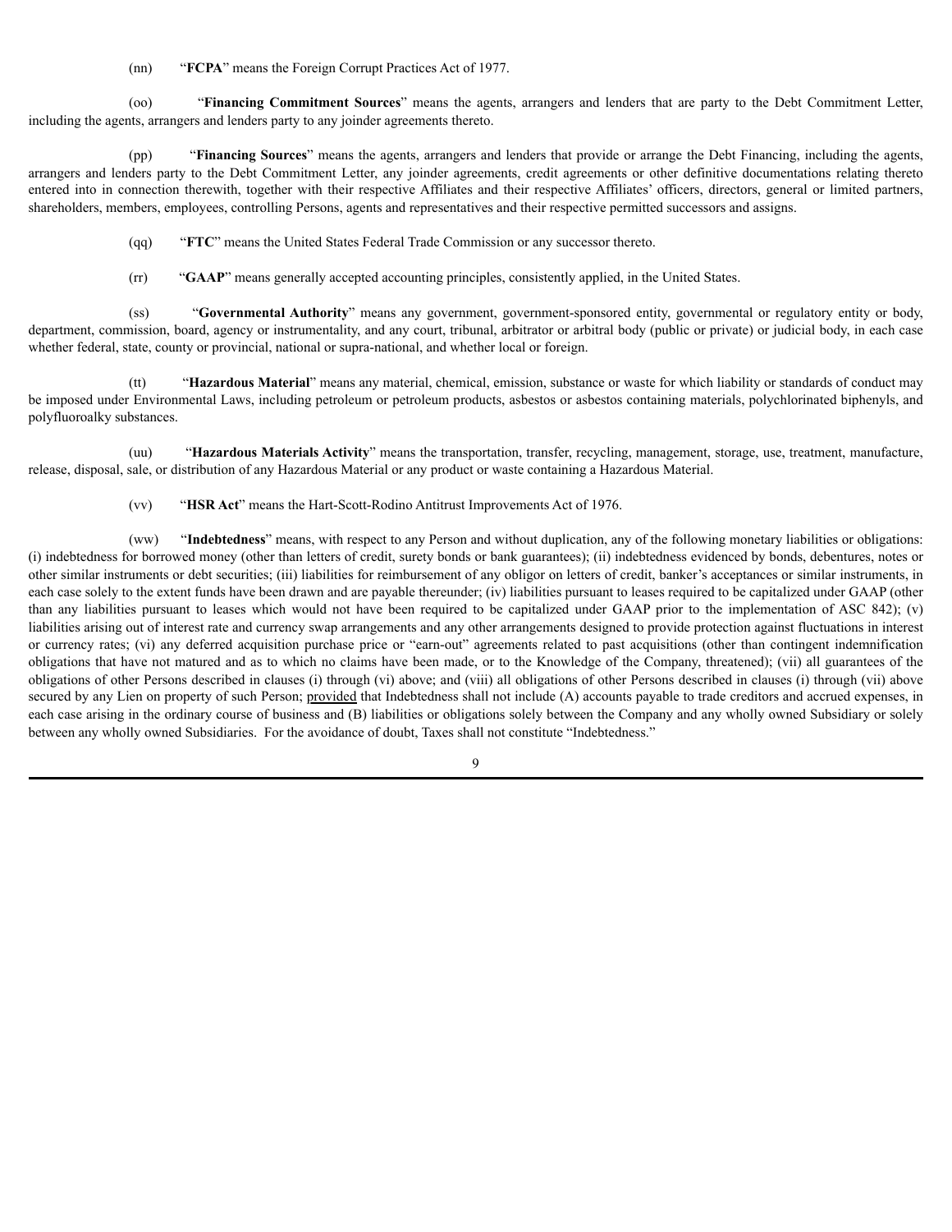(nn) "**FCPA**" means the Foreign Corrupt Practices Act of 1977.

(oo) "**Financing Commitment Sources**" means the agents, arrangers and lenders that are party to the Debt Commitment Letter, including the agents, arrangers and lenders party to any joinder agreements thereto.

(pp) "**Financing Sources**" means the agents, arrangers and lenders that provide or arrange the Debt Financing, including the agents, arrangers and lenders party to the Debt Commitment Letter, any joinder agreements, credit agreements or other definitive documentations relating thereto entered into in connection therewith, together with their respective Affiliates and their respective Affiliates' officers, directors, general or limited partners, shareholders, members, employees, controlling Persons, agents and representatives and their respective permitted successors and assigns.

(qq) "**FTC**" means the United States Federal Trade Commission or any successor thereto.

(rr) "**GAAP**" means generally accepted accounting principles, consistently applied, in the United States.

(ss) "**Governmental Authority**" means any government, government-sponsored entity, governmental or regulatory entity or body, department, commission, board, agency or instrumentality, and any court, tribunal, arbitrator or arbitral body (public or private) or judicial body, in each case whether federal, state, county or provincial, national or supra-national, and whether local or foreign.

(tt) "**Hazardous Material**" means any material, chemical, emission, substance or waste for which liability or standards of conduct may be imposed under Environmental Laws, including petroleum or petroleum products, asbestos or asbestos containing materials, polychlorinated biphenyls, and polyfluoroalky substances.

(uu) "**Hazardous Materials Activity**" means the transportation, transfer, recycling, management, storage, use, treatment, manufacture, release, disposal, sale, or distribution of any Hazardous Material or any product or waste containing a Hazardous Material.

(vv) "**HSR Act**" means the Hart-Scott-Rodino Antitrust Improvements Act of 1976.

(ww) "**Indebtedness**" means, with respect to any Person and without duplication, any of the following monetary liabilities or obligations: (i) indebtedness for borrowed money (other than letters of credit, surety bonds or bank guarantees); (ii) indebtedness evidenced by bonds, debentures, notes or other similar instruments or debt securities; (iii) liabilities for reimbursement of any obligor on letters of credit, banker's acceptances or similar instruments, in each case solely to the extent funds have been drawn and are payable thereunder; (iv) liabilities pursuant to leases required to be capitalized under GAAP (other than any liabilities pursuant to leases which would not have been required to be capitalized under GAAP prior to the implementation of ASC 842); (v) liabilities arising out of interest rate and currency swap arrangements and any other arrangements designed to provide protection against fluctuations in interest or currency rates; (vi) any deferred acquisition purchase price or "earn-out" agreements related to past acquisitions (other than contingent indemnification obligations that have not matured and as to which no claims have been made, or to the Knowledge of the Company, threatened); (vii) all guarantees of the obligations of other Persons described in clauses (i) through (vi) above; and (viii) all obligations of other Persons described in clauses (i) through (vii) above secured by any Lien on property of such Person; provided that Indebtedness shall not include (A) accounts payable to trade creditors and accrued expenses, in each case arising in the ordinary course of business and (B) liabilities or obligations solely between the Company and any wholly owned Subsidiary or solely between any wholly owned Subsidiaries. For the avoidance of doubt, Taxes shall not constitute "Indebtedness."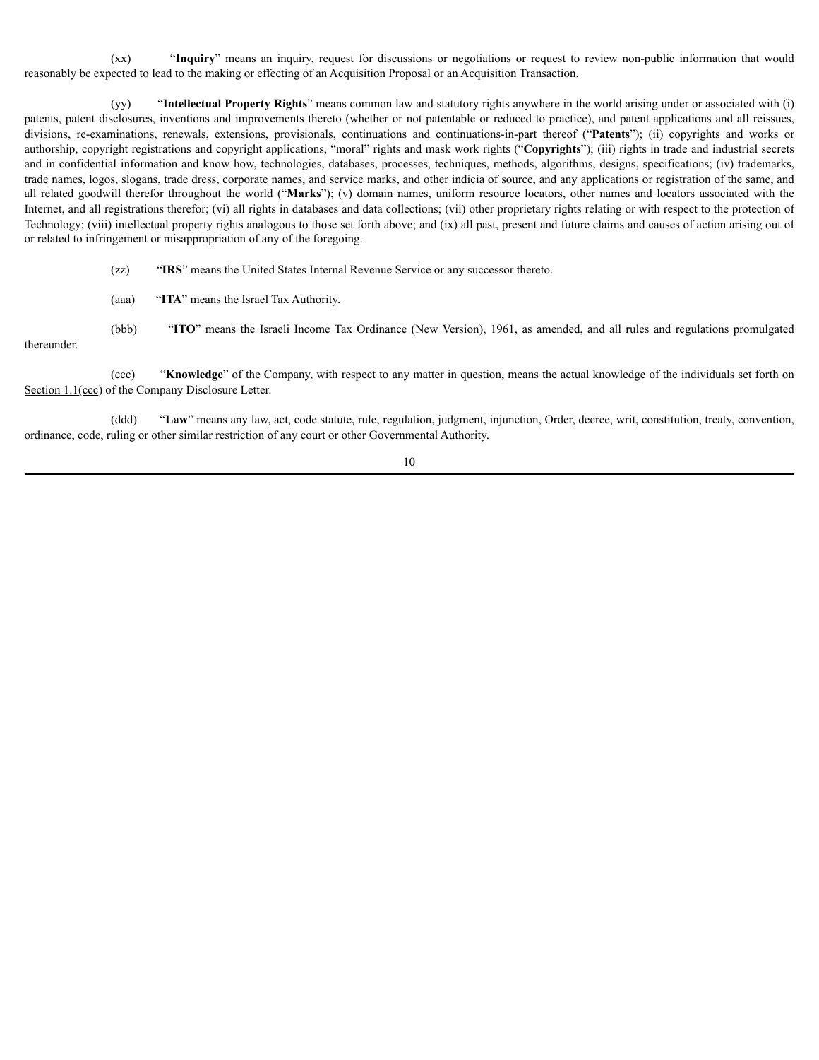(xx) "**Inquiry**" means an inquiry, request for discussions or negotiations or request to review non-public information that would reasonably be expected to lead to the making or effecting of an Acquisition Proposal or an Acquisition Transaction.

(yy) "**Intellectual Property Rights**" means common law and statutory rights anywhere in the world arising under or associated with (i) patents, patent disclosures, inventions and improvements thereto (whether or not patentable or reduced to practice), and patent applications and all reissues, divisions, re-examinations, renewals, extensions, provisionals, continuations and continuations-in-part thereof ("**Patents**"); (ii) copyrights and works or authorship, copyright registrations and copyright applications, "moral" rights and mask work rights ("**Copyrights**"); (iii) rights in trade and industrial secrets and in confidential information and know how, technologies, databases, processes, techniques, methods, algorithms, designs, specifications; (iv) trademarks, trade names, logos, slogans, trade dress, corporate names, and service marks, and other indicia of source, and any applications or registration of the same, and all related goodwill therefor throughout the world ("**Marks**"); (v) domain names, uniform resource locators, other names and locators associated with the Internet, and all registrations therefor; (vi) all rights in databases and data collections; (vii) other proprietary rights relating or with respect to the protection of Technology; (viii) intellectual property rights analogous to those set forth above; and (ix) all past, present and future claims and causes of action arising out of or related to infringement or misappropriation of any of the foregoing.

(zz) "**IRS**" means the United States Internal Revenue Service or any successor thereto.

(aaa) "**ITA**" means the Israel Tax Authority.

(bbb) "**ITO**" means the Israeli Income Tax Ordinance (New Version), 1961, as amended, and all rules and regulations promulgated thereunder.

(ccc) "**Knowledge**" of the Company, with respect to any matter in question, means the actual knowledge of the individuals set forth on Section 1.1(ccc) of the Company Disclosure Letter.

(ddd) "**Law**" means any law, act, code statute, rule, regulation, judgment, injunction, Order, decree, writ, constitution, treaty, convention, ordinance, code, ruling or other similar restriction of any court or other Governmental Authority.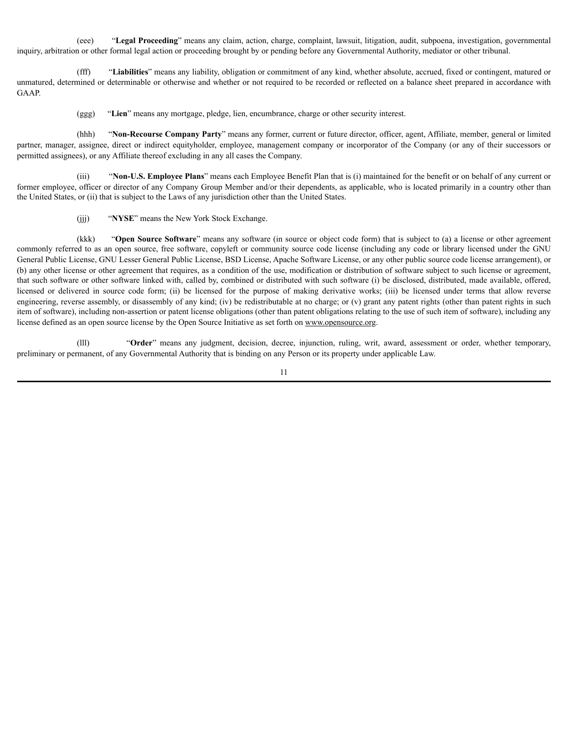(eee) "**Legal Proceeding**" means any claim, action, charge, complaint, lawsuit, litigation, audit, subpoena, investigation, governmental inquiry, arbitration or other formal legal action or proceeding brought by or pending before any Governmental Authority, mediator or other tribunal.

(fff) "**Liabilities**" means any liability, obligation or commitment of any kind, whether absolute, accrued, fixed or contingent, matured or unmatured, determined or determinable or otherwise and whether or not required to be recorded or reflected on a balance sheet prepared in accordance with GAAP.

(ggg) "**Lien**" means any mortgage, pledge, lien, encumbrance, charge or other security interest.

(hhh) "**Non-Recourse Company Party**" means any former, current or future director, officer, agent, Affiliate, member, general or limited partner, manager, assignee, direct or indirect equityholder, employee, management company or incorporator of the Company (or any of their successors or permitted assignees), or any Affiliate thereof excluding in any all cases the Company.

(iii) "**Non-U.S. Employee Plans**" means each Employee Benefit Plan that is (i) maintained for the benefit or on behalf of any current or former employee, officer or director of any Company Group Member and/or their dependents, as applicable, who is located primarily in a country other than the United States, or (ii) that is subject to the Laws of any jurisdiction other than the United States.

(jjj) "**NYSE**" means the New York Stock Exchange.

(kkk) "**Open Source Software**" means any software (in source or object code form) that is subject to (a) a license or other agreement commonly referred to as an open source, free software, copyleft or community source code license (including any code or library licensed under the GNU General Public License, GNU Lesser General Public License, BSD License, Apache Software License, or any other public source code license arrangement), or (b) any other license or other agreement that requires, as a condition of the use, modification or distribution of software subject to such license or agreement, that such software or other software linked with, called by, combined or distributed with such software (i) be disclosed, distributed, made available, offered, licensed or delivered in source code form; (ii) be licensed for the purpose of making derivative works; (iii) be licensed under terms that allow reverse engineering, reverse assembly, or disassembly of any kind; (iv) be redistributable at no charge; or (v) grant any patent rights (other than patent rights in such item of software), including non-assertion or patent license obligations (other than patent obligations relating to the use of such item of software), including any license defined as an open source license by the Open Source Initiative as set forth on www.opensource.org.

(lll) "**Order**" means any judgment, decision, decree, injunction, ruling, writ, award, assessment or order, whether temporary, preliminary or permanent, of any Governmental Authority that is binding on any Person or its property under applicable Law.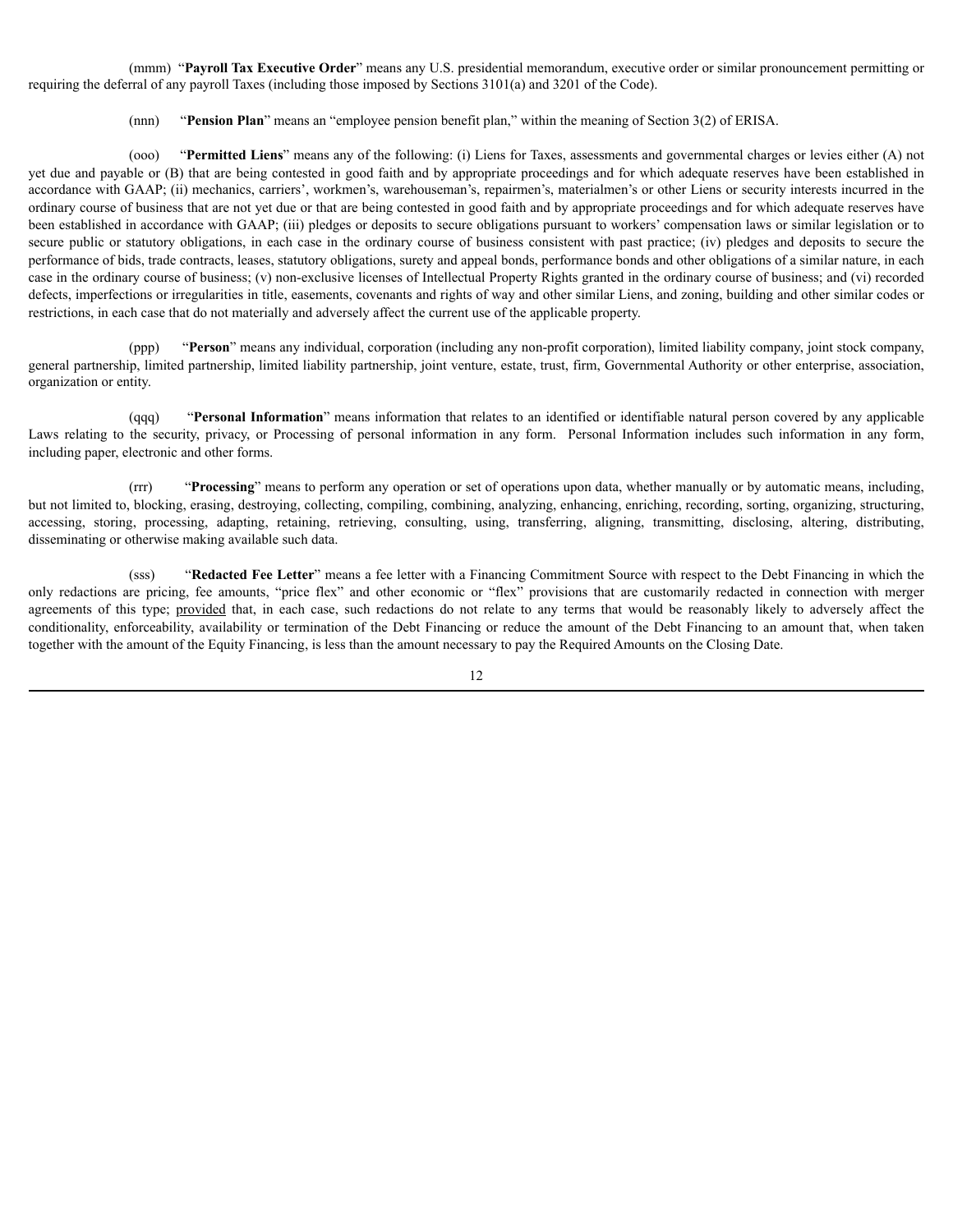(mmm) "**Payroll Tax Executive Order**" means any U.S. presidential memorandum, executive order or similar pronouncement permitting or requiring the deferral of any payroll Taxes (including those imposed by Sections 3101(a) and 3201 of the Code).

(nnn) "**Pension Plan**" means an "employee pension benefit plan," within the meaning of Section 3(2) of ERISA.

(ooo) "**Permitted Liens**" means any of the following: (i) Liens for Taxes, assessments and governmental charges or levies either (A) not yet due and payable or (B) that are being contested in good faith and by appropriate proceedings and for which adequate reserves have been established in accordance with GAAP; (ii) mechanics, carriers', workmen's, warehouseman's, repairmen's, materialmen's or other Liens or security interests incurred in the ordinary course of business that are not yet due or that are being contested in good faith and by appropriate proceedings and for which adequate reserves have been established in accordance with GAAP; (iii) pledges or deposits to secure obligations pursuant to workers' compensation laws or similar legislation or to secure public or statutory obligations, in each case in the ordinary course of business consistent with past practice; (iv) pledges and deposits to secure the performance of bids, trade contracts, leases, statutory obligations, surety and appeal bonds, performance bonds and other obligations of a similar nature, in each case in the ordinary course of business; (v) non-exclusive licenses of Intellectual Property Rights granted in the ordinary course of business; and (vi) recorded defects, imperfections or irregularities in title, easements, covenants and rights of way and other similar Liens, and zoning, building and other similar codes or restrictions, in each case that do not materially and adversely affect the current use of the applicable property.

(ppp) "**Person**" means any individual, corporation (including any non-profit corporation), limited liability company, joint stock company, general partnership, limited partnership, limited liability partnership, joint venture, estate, trust, firm, Governmental Authority or other enterprise, association, organization or entity.

(qqq) "**Personal Information**" means information that relates to an identified or identifiable natural person covered by any applicable Laws relating to the security, privacy, or Processing of personal information in any form. Personal Information includes such information in any form, including paper, electronic and other forms.

(rrr) "**Processing**" means to perform any operation or set of operations upon data, whether manually or by automatic means, including, but not limited to, blocking, erasing, destroying, collecting, compiling, combining, analyzing, enhancing, enriching, recording, sorting, organizing, structuring, accessing, storing, processing, adapting, retaining, retrieving, consulting, using, transferring, aligning, transmitting, disclosing, altering, distributing, disseminating or otherwise making available such data.

(sss) "**Redacted Fee Letter**" means a fee letter with a Financing Commitment Source with respect to the Debt Financing in which the only redactions are pricing, fee amounts, "price flex" and other economic or "flex" provisions that are customarily redacted in connection with merger agreements of this type; provided that, in each case, such redactions do not relate to any terms that would be reasonably likely to adversely affect the conditionality, enforceability, availability or termination of the Debt Financing or reduce the amount of the Debt Financing to an amount that, when taken together with the amount of the Equity Financing, is less than the amount necessary to pay the Required Amounts on the Closing Date.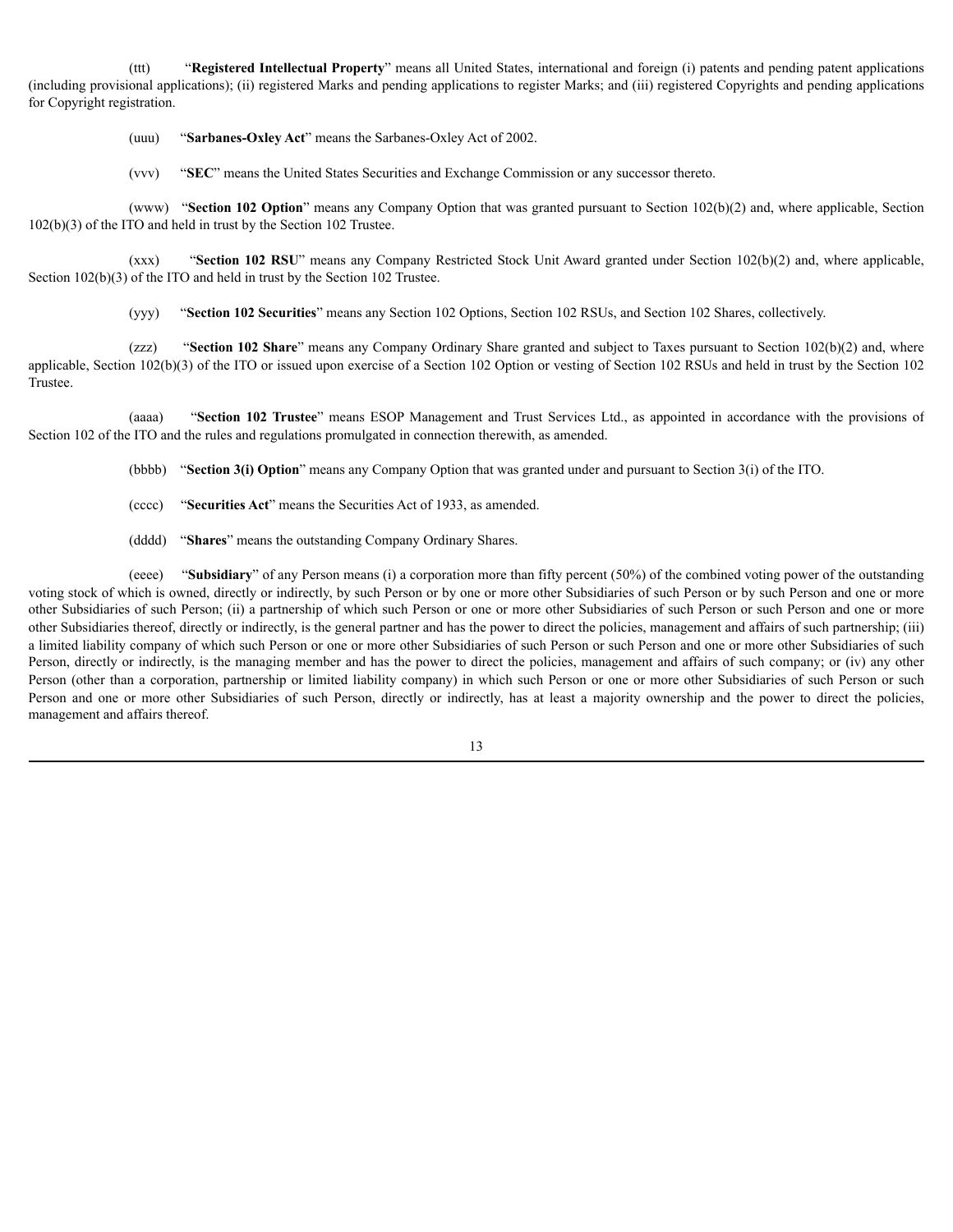(ttt) "**Registered Intellectual Property**" means all United States, international and foreign (i) patents and pending patent applications (including provisional applications); (ii) registered Marks and pending applications to register Marks; and (iii) registered Copyrights and pending applications for Copyright registration.

(uuu) "**Sarbanes-Oxley Act**" means the Sarbanes-Oxley Act of 2002.

(vvv) "**SEC**" means the United States Securities and Exchange Commission or any successor thereto.

(www) "**Section 102 Option**" means any Company Option that was granted pursuant to Section 102(b)(2) and, where applicable, Section 102(b)(3) of the ITO and held in trust by the Section 102 Trustee.

(xxx) "**Section 102 RSU**" means any Company Restricted Stock Unit Award granted under Section 102(b)(2) and, where applicable, Section 102(b)(3) of the ITO and held in trust by the Section 102 Trustee.

(yyy) "**Section 102 Securities**" means any Section 102 Options, Section 102 RSUs, and Section 102 Shares, collectively.

(zzz) "**Section 102 Share**" means any Company Ordinary Share granted and subject to Taxes pursuant to Section 102(b)(2) and, where applicable, Section 102(b)(3) of the ITO or issued upon exercise of a Section 102 Option or vesting of Section 102 RSUs and held in trust by the Section 102 Trustee.

(aaaa) "**Section 102 Trustee**" means ESOP Management and Trust Services Ltd., as appointed in accordance with the provisions of Section 102 of the ITO and the rules and regulations promulgated in connection therewith, as amended.

(bbbb) "**Section 3(i) Option**" means any Company Option that was granted under and pursuant to Section 3(i) of the ITO.

(cccc) "**Securities Act**" means the Securities Act of 1933, as amended.

(dddd) "**Shares**" means the outstanding Company Ordinary Shares.

(eeee) "**Subsidiary**" of any Person means (i) a corporation more than fifty percent (50%) of the combined voting power of the outstanding voting stock of which is owned, directly or indirectly, by such Person or by one or more other Subsidiaries of such Person or by such Person and one or more other Subsidiaries of such Person; (ii) a partnership of which such Person or one or more other Subsidiaries of such Person or such Person and one or more other Subsidiaries thereof, directly or indirectly, is the general partner and has the power to direct the policies, management and affairs of such partnership; (iii) a limited liability company of which such Person or one or more other Subsidiaries of such Person or such Person and one or more other Subsidiaries of such Person, directly or indirectly, is the managing member and has the power to direct the policies, management and affairs of such company; or (iv) any other Person (other than a corporation, partnership or limited liability company) in which such Person or one or more other Subsidiaries of such Person or such Person and one or more other Subsidiaries of such Person, directly or indirectly, has at least a majority ownership and the power to direct the policies, management and affairs thereof.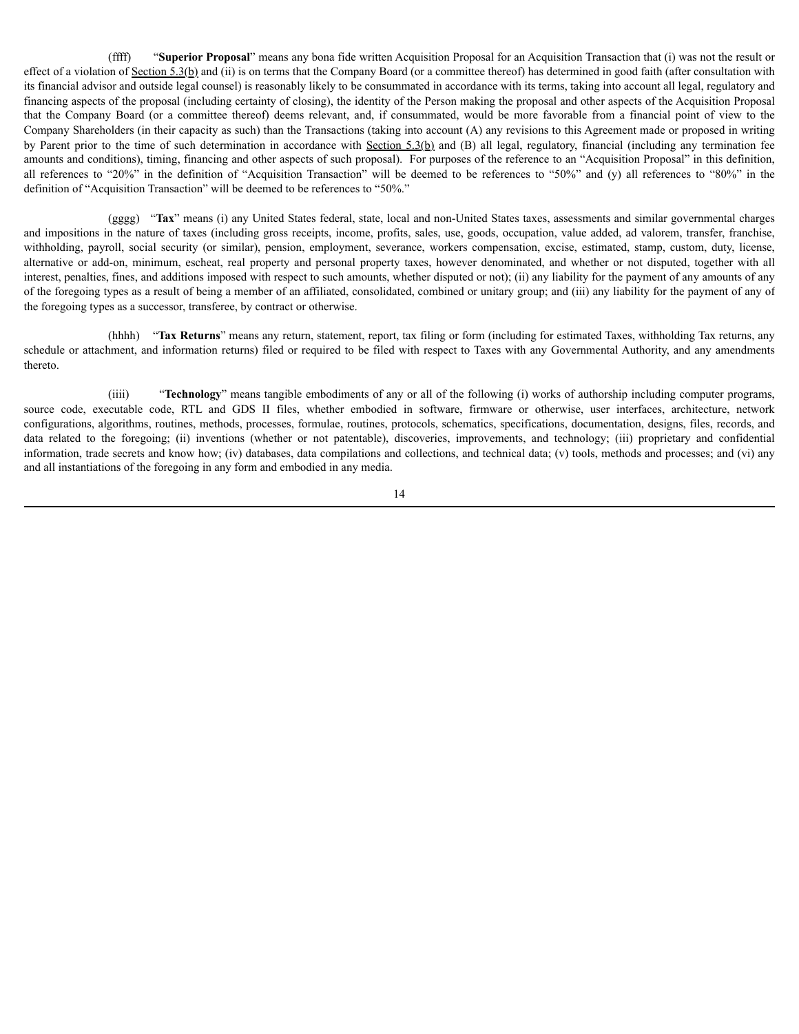(ffff) "**Superior Proposal**" means any bona fide written Acquisition Proposal for an Acquisition Transaction that (i) was not the result or effect of a violation of Section 5.3(b) and (ii) is on terms that the Company Board (or a committee thereof) has determined in good faith (after consultation with its financial advisor and outside legal counsel) is reasonably likely to be consummated in accordance with its terms, taking into account all legal, regulatory and financing aspects of the proposal (including certainty of closing), the identity of the Person making the proposal and other aspects of the Acquisition Proposal that the Company Board (or a committee thereof) deems relevant, and, if consummated, would be more favorable from a financial point of view to the Company Shareholders (in their capacity as such) than the Transactions (taking into account (A) any revisions to this Agreement made or proposed in writing by Parent prior to the time of such determination in accordance with Section 5.3(b) and (B) all legal, regulatory, financial (including any termination fee amounts and conditions), timing, financing and other aspects of such proposal). For purposes of the reference to an "Acquisition Proposal" in this definition, all references to "20%" in the definition of "Acquisition Transaction" will be deemed to be references to "50%" and (y) all references to "80%" in the definition of "Acquisition Transaction" will be deemed to be references to "50%."

(gggg) "**Tax**" means (i) any United States federal, state, local and non-United States taxes, assessments and similar governmental charges and impositions in the nature of taxes (including gross receipts, income, profits, sales, use, goods, occupation, value added, ad valorem, transfer, franchise, withholding, payroll, social security (or similar), pension, employment, severance, workers compensation, excise, estimated, stamp, custom, duty, license, alternative or add-on, minimum, escheat, real property and personal property taxes, however denominated, and whether or not disputed, together with all interest, penalties, fines, and additions imposed with respect to such amounts, whether disputed or not); (ii) any liability for the payment of any amounts of any of the foregoing types as a result of being a member of an affiliated, consolidated, combined or unitary group; and (iii) any liability for the payment of any of the foregoing types as a successor, transferee, by contract or otherwise.

(hhhh) "**Tax Returns**" means any return, statement, report, tax filing or form (including for estimated Taxes, withholding Tax returns, any schedule or attachment, and information returns) filed or required to be filed with respect to Taxes with any Governmental Authority, and any amendments thereto.

(iiii) "**Technology**" means tangible embodiments of any or all of the following (i) works of authorship including computer programs, source code, executable code, RTL and GDS II files, whether embodied in software, firmware or otherwise, user interfaces, architecture, network configurations, algorithms, routines, methods, processes, formulae, routines, protocols, schematics, specifications, documentation, designs, files, records, and data related to the foregoing; (ii) inventions (whether or not patentable), discoveries, improvements, and technology; (iii) proprietary and confidential information, trade secrets and know how; (iv) databases, data compilations and collections, and technical data; (v) tools, methods and processes; and (vi) any and all instantiations of the foregoing in any form and embodied in any media.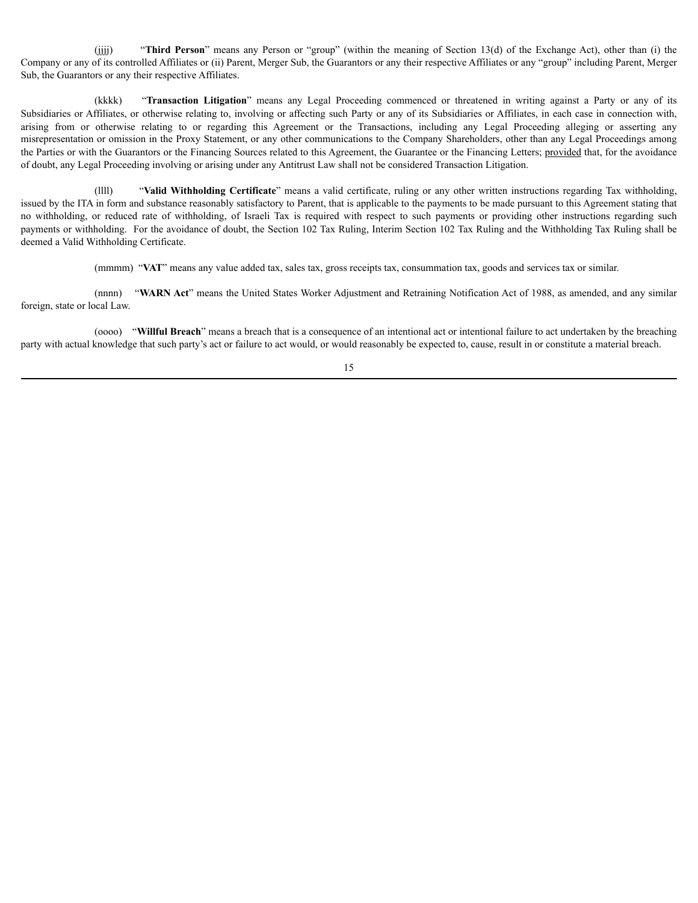(jjjj) "**Third Person**" means any Person or "group" (within the meaning of Section 13(d) of the Exchange Act), other than (i) the Company or any of its controlled Affiliates or (ii) Parent, Merger Sub, the Guarantors or any their respective Affiliates or any "group" including Parent, Merger Sub, the Guarantors or any their respective Affiliates.

(kkkk) "**Transaction Litigation**" means any Legal Proceeding commenced or threatened in writing against a Party or any of its Subsidiaries or Affiliates, or otherwise relating to, involving or affecting such Party or any of its Subsidiaries or Affiliates, in each case in connection with, arising from or otherwise relating to or regarding this Agreement or the Transactions, including any Legal Proceeding alleging or asserting any misrepresentation or omission in the Proxy Statement, or any other communications to the Company Shareholders, other than any Legal Proceedings among the Parties or with the Guarantors or the Financing Sources related to this Agreement, the Guarantee or the Financing Letters; provided that, for the avoidance of doubt, any Legal Proceeding involving or arising under any Antitrust Law shall not be considered Transaction Litigation.

(llll) "**Valid Withholding Certificate**" means a valid certificate, ruling or any other written instructions regarding Tax withholding, issued by the ITA in form and substance reasonably satisfactory to Parent, that is applicable to the payments to be made pursuant to this Agreement stating that no withholding, or reduced rate of withholding, of Israeli Tax is required with respect to such payments or providing other instructions regarding such payments or withholding. For the avoidance of doubt, the Section 102 Tax Ruling, Interim Section 102 Tax Ruling and the Withholding Tax Ruling shall be deemed a Valid Withholding Certificate.

(mmmm) "**VAT**" means any value added tax, sales tax, gross receipts tax, consummation tax, goods and services tax or similar.

(nnnn) "**WARN Act**" means the United States Worker Adjustment and Retraining Notification Act of 1988, as amended, and any similar foreign, state or local Law.

(oooo) "**Willful Breach**" means a breach that is a consequence of an intentional act or intentional failure to act undertaken by the breaching party with actual knowledge that such party's act or failure to act would, or would reasonably be expected to, cause, result in or constitute a material breach.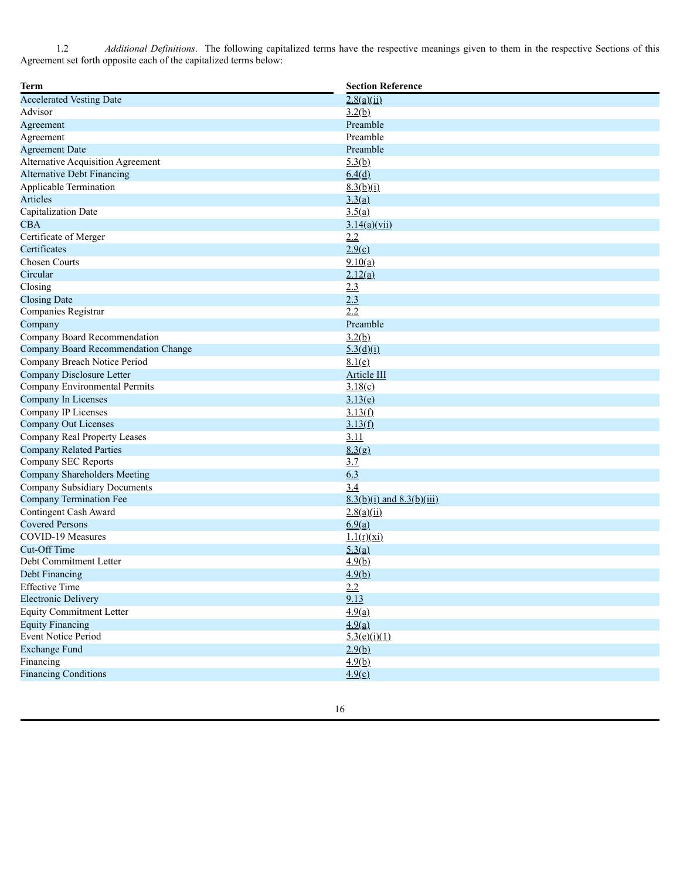1.2 *Additional Definitions*. The following capitalized terms have the respective meanings given to them in the respective Sections of this Agreement set forth opposite each of the capitalized terms below:

| **Term** | **Section Reference** |
|---|---|
| Accelerated Vesting Date | 2.8(a)(ii) |
| Advisor | 3.2(b) |
| Agreement | Preamble |
| Agreement | Preamble |
| Agreement Date | Preamble |
| Alternative Acquisition Agreement | 5.3(b) |
| Alternative Debt Financing | 6.4(d) |
| Applicable Termination | 8.3(b)(i) |
| Articles | 3.3(a) |
| Capitalization Date | 3.5(a) |
| CBA | 3.14(a)(vii) |
| Certificate of Merger | 2.2 |
| Certificates | 2.9(c) |
| Chosen Courts | 9.10(a) |
| Circular | 2.12(a) |
| Closing | 2.3 |
| Closing Date | 2.3 |
| Companies Registrar | 2.2 |
| Company | Preamble |
| Company Board Recommendation | 3.2(b) |
| Company Board Recommendation Change | 5.3(d)(i) |
| Company Breach Notice Period | 8.1(e) |
| Company Disclosure Letter | Article III |
| Company Environmental Permits | 3.18(c) |
| Company In Licenses | 3.13(e) |
| Company IP Licenses | 3.13(f) |
| Company Out Licenses | 3.13(f) |
| Company Real Property Leases | 3.11 |
| Company Related Parties | 8.3(g) |
| Company SEC Reports | 3.7 |
| Company Shareholders Meeting | 6.3 |
| Company Subsidiary Documents | 3.4 |
| Company Termination Fee | 8.3(b)(i) and 8.3(b)(iii) |
| Contingent Cash Award | 2.8(a)(ii) |
| Covered Persons | 6.9(a) |
| COVID-19 Measures | 1.1(r)(xi) |
| Cut-Off Time | 5.3(a) |
| Debt Commitment Letter | 4.9(b) |
| Debt Financing | 4.9(b) |
| Effective Time | 2.2 |
| Electronic Delivery | 9.13 |
| Equity Commitment Letter | 4.9(a) |
| Equity Financing | 4.9(a) |
| Event Notice Period | 5.3(e)(i)(1) |
| Exchange Fund | 2.9(b) |
| Financing | 4.9(b) |
| Financing Conditions | 4.9(c) |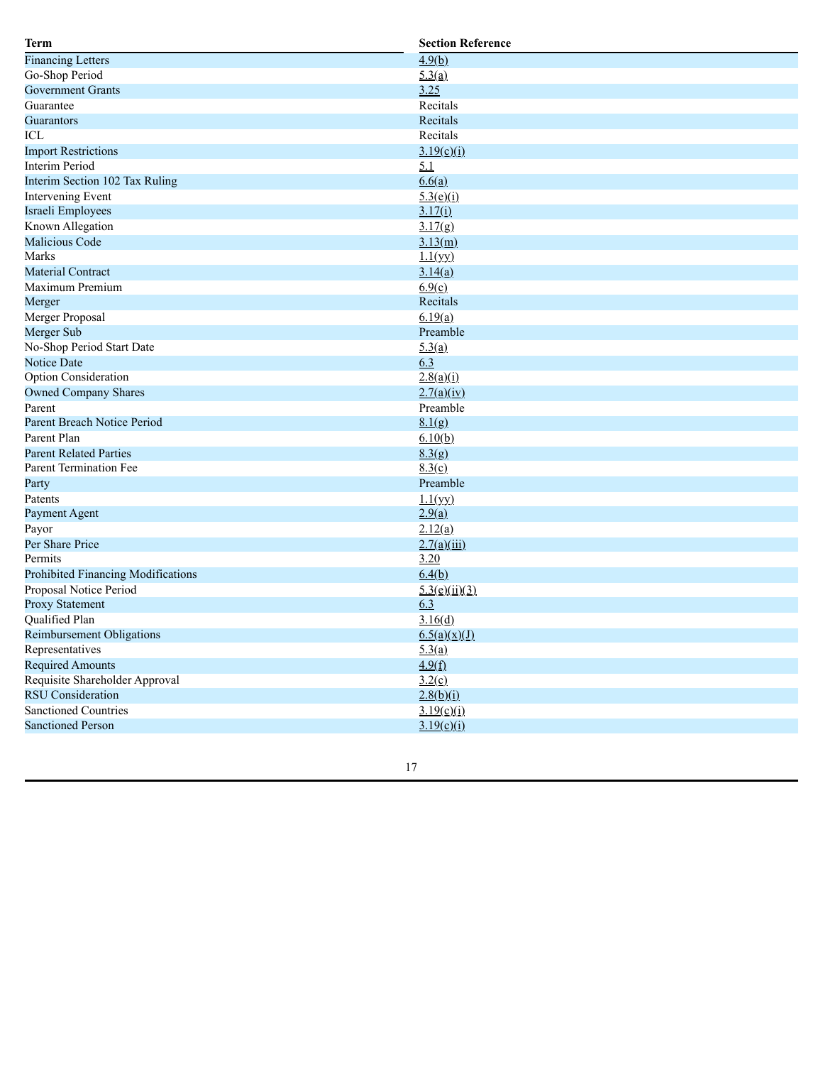| Term | Section Reference |
| --- | --- |
| Financing Letters | 4.9(b) |
| Go-Shop Period | 5.3(a) |
| Government Grants | 3.25 |
| Guarantee | Recitals |
| Guarantors | Recitals |
| ICL | Recitals |
| Import Restrictions | 3.19(c)(i) |
| Interim Period | 5.1 |
| Interim Section 102 Tax Ruling | 6.6(a) |
| Intervening Event | 5.3(e)(i) |
| Israeli Employees | 3.17(i) |
| Known Allegation | 3.17(g) |
| Malicious Code | 3.13(m) |
| Marks | 1.1(yy) |
| Material Contract | 3.14(a) |
| Maximum Premium | 6.9(c) |
| Merger | Recitals |
| Merger Proposal | 6.19(a) |
| Merger Sub | Preamble |
| No-Shop Period Start Date | 5.3(a) |
| Notice Date | 6.3 |
| Option Consideration | 2.8(a)(i) |
| Owned Company Shares | 2.7(a)(iv) |
| Parent | Preamble |
| Parent Breach Notice Period | 8.1(g) |
| Parent Plan | 6.10(b) |
| Parent Related Parties | 8.3(g) |
| Parent Termination Fee | 8.3(c) |
| Party | Preamble |
| Patents | 1.1(yy) |
| Payment Agent | 2.9(a) |
| Payor | 2.12(a) |
| Per Share Price | 2.7(a)(iii) |
| Permits | 3.20 |
| Prohibited Financing Modifications | 6.4(b) |
| Proposal Notice Period | 5.3(e)(ii)(3) |
| Proxy Statement | 6.3 |
| Qualified Plan | 3.16(d) |
| Reimbursement Obligations | 6.5(a)(x)(J) |
| Representatives | 5.3(a) |
| Required Amounts | 4.9(f) |
| Requisite Shareholder Approval | 3.2(c) |
| RSU Consideration | 2.8(b)(i) |
| Sanctioned Countries | 3.19(c)(i) |
| Sanctioned Person | 3.19(c)(i) |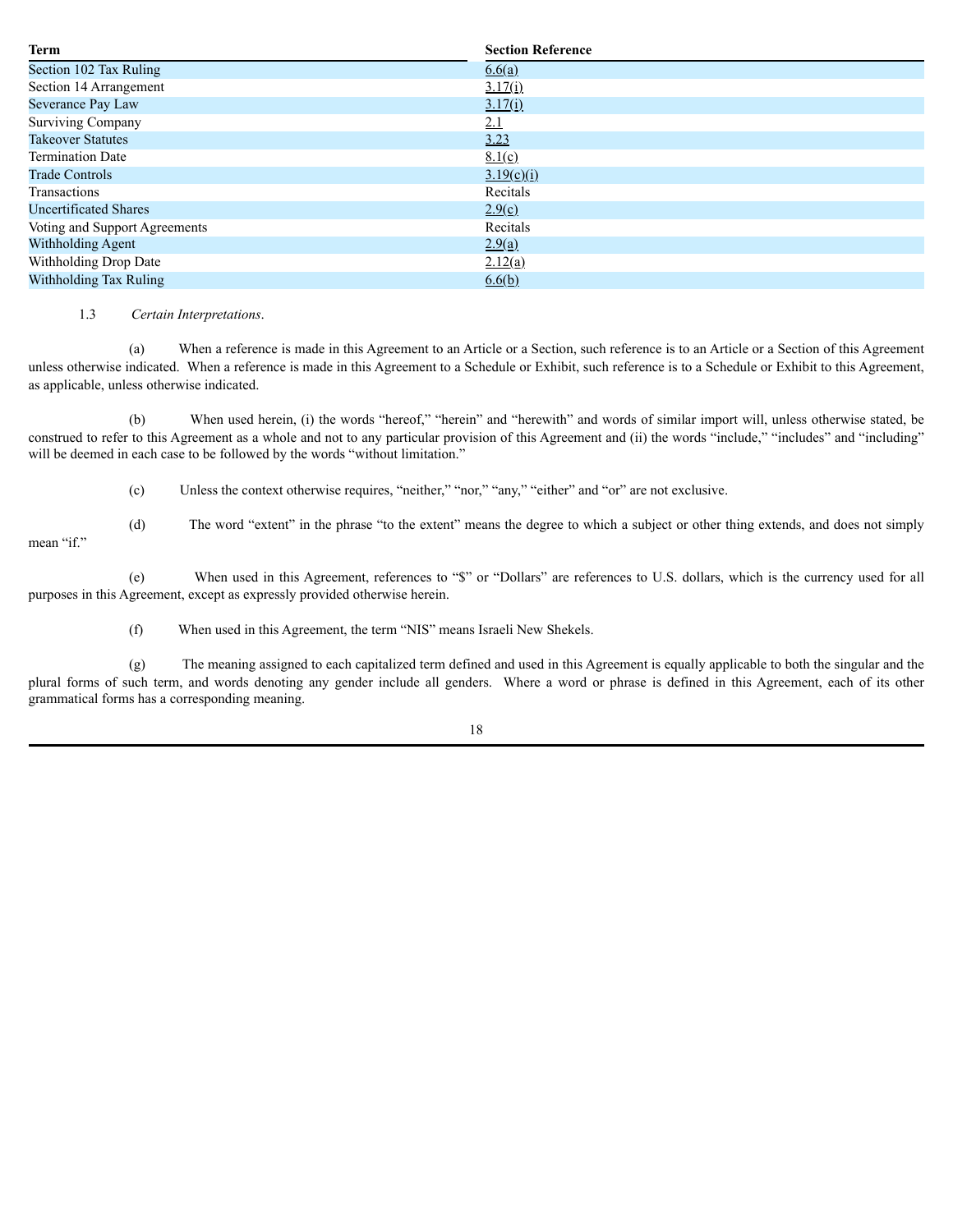| Term | Section Reference |
| --- | --- |
| Section 102 Tax Ruling | 6.6(a) |
| Section 14 Arrangement | 3.17(i) |
| Severance Pay Law | 3.17(i) |
| Surviving Company | 2.1 |
| Takeover Statutes | 3.23 |
| Termination Date | 8.1(c) |
| Trade Controls | 3.19(c)(i) |
| Transactions | Recitals |
| Uncertificated Shares | 2.9(c) |
| Voting and Support Agreements | Recitals |
| Withholding Agent | 2.9(a) |
| Withholding Drop Date | 2.12(a) |
| Withholding Tax Ruling | 6.6(b) |

1.3 *Certain Interpretations*.

(a) When a reference is made in this Agreement to an Article or a Section, such reference is to an Article or a Section of this Agreement unless otherwise indicated. When a reference is made in this Agreement to a Schedule or Exhibit, such reference is to a Schedule or Exhibit to this Agreement, as applicable, unless otherwise indicated.

(b) When used herein, (i) the words "hereof," "herein" and "herewith" and words of similar import will, unless otherwise stated, be construed to refer to this Agreement as a whole and not to any particular provision of this Agreement and (ii) the words "include," "includes" and "including" will be deemed in each case to be followed by the words "without limitation."

(c) Unless the context otherwise requires, "neither," "nor," "any," "either" and "or" are not exclusive.

(d) The word "extent" in the phrase "to the extent" means the degree to which a subject or other thing extends, and does not simply mean "if."

(e) When used in this Agreement, references to "$" or "Dollars" are references to U.S. dollars, which is the currency used for all purposes in this Agreement, except as expressly provided otherwise herein.

(f) When used in this Agreement, the term "NIS" means Israeli New Shekels.

(g) The meaning assigned to each capitalized term defined and used in this Agreement is equally applicable to both the singular and the plural forms of such term, and words denoting any gender include all genders. Where a word or phrase is defined in this Agreement, each of its other grammatical forms has a corresponding meaning.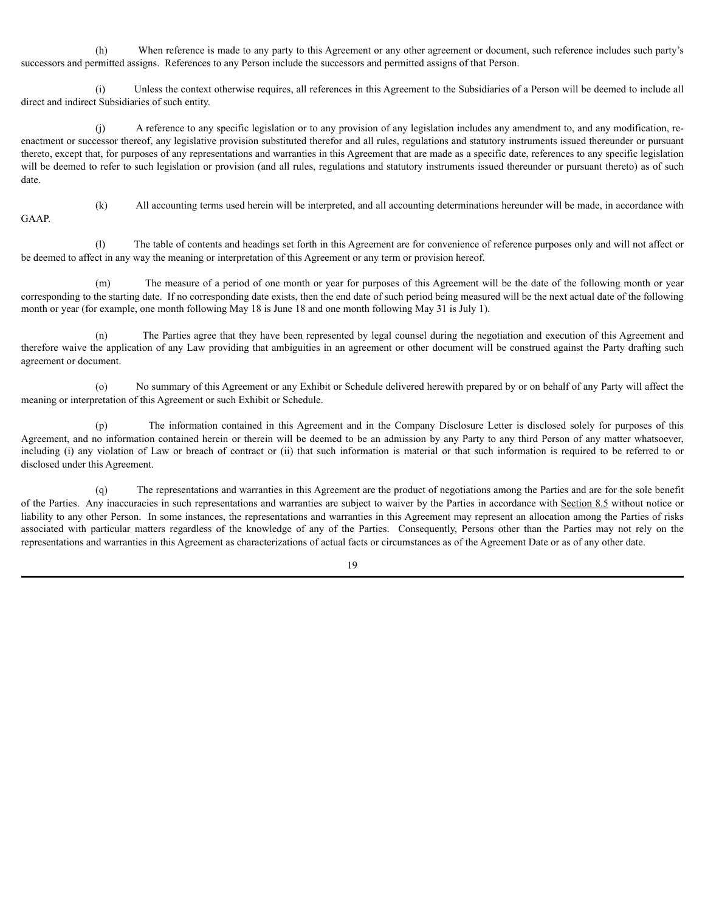(h) When reference is made to any party to this Agreement or any other agreement or document, such reference includes such party's successors and permitted assigns. References to any Person include the successors and permitted assigns of that Person.

(i) Unless the context otherwise requires, all references in this Agreement to the Subsidiaries of a Person will be deemed to include all direct and indirect Subsidiaries of such entity.

(j) A reference to any specific legislation or to any provision of any legislation includes any amendment to, and any modification, re-enactment or successor thereof, any legislative provision substituted therefor and all rules, regulations and statutory instruments issued thereunder or pursuant thereto, except that, for purposes of any representations and warranties in this Agreement that are made as a specific date, references to any specific legislation will be deemed to refer to such legislation or provision (and all rules, regulations and statutory instruments issued thereunder or pursuant thereto) as of such date.

(k) All accounting terms used herein will be interpreted, and all accounting determinations hereunder will be made, in accordance with GAAP.

(l) The table of contents and headings set forth in this Agreement are for convenience of reference purposes only and will not affect or be deemed to affect in any way the meaning or interpretation of this Agreement or any term or provision hereof.

(m) The measure of a period of one month or year for purposes of this Agreement will be the date of the following month or year corresponding to the starting date. If no corresponding date exists, then the end date of such period being measured will be the next actual date of the following month or year (for example, one month following May 18 is June 18 and one month following May 31 is July 1).

(n) The Parties agree that they have been represented by legal counsel during the negotiation and execution of this Agreement and therefore waive the application of any Law providing that ambiguities in an agreement or other document will be construed against the Party drafting such agreement or document.

(o) No summary of this Agreement or any Exhibit or Schedule delivered herewith prepared by or on behalf of any Party will affect the meaning or interpretation of this Agreement or such Exhibit or Schedule.

(p) The information contained in this Agreement and in the Company Disclosure Letter is disclosed solely for purposes of this Agreement, and no information contained herein or therein will be deemed to be an admission by any Party to any third Person of any matter whatsoever, including (i) any violation of Law or breach of contract or (ii) that such information is material or that such information is required to be referred to or disclosed under this Agreement.

(q) The representations and warranties in this Agreement are the product of negotiations among the Parties and are for the sole benefit of the Parties. Any inaccuracies in such representations and warranties are subject to waiver by the Parties in accordance with Section 8.5 without notice or liability to any other Person. In some instances, the representations and warranties in this Agreement may represent an allocation among the Parties of risks associated with particular matters regardless of the knowledge of any of the Parties. Consequently, Persons other than the Parties may not rely on the representations and warranties in this Agreement as characterizations of actual facts or circumstances as of the Agreement Date or as of any other date.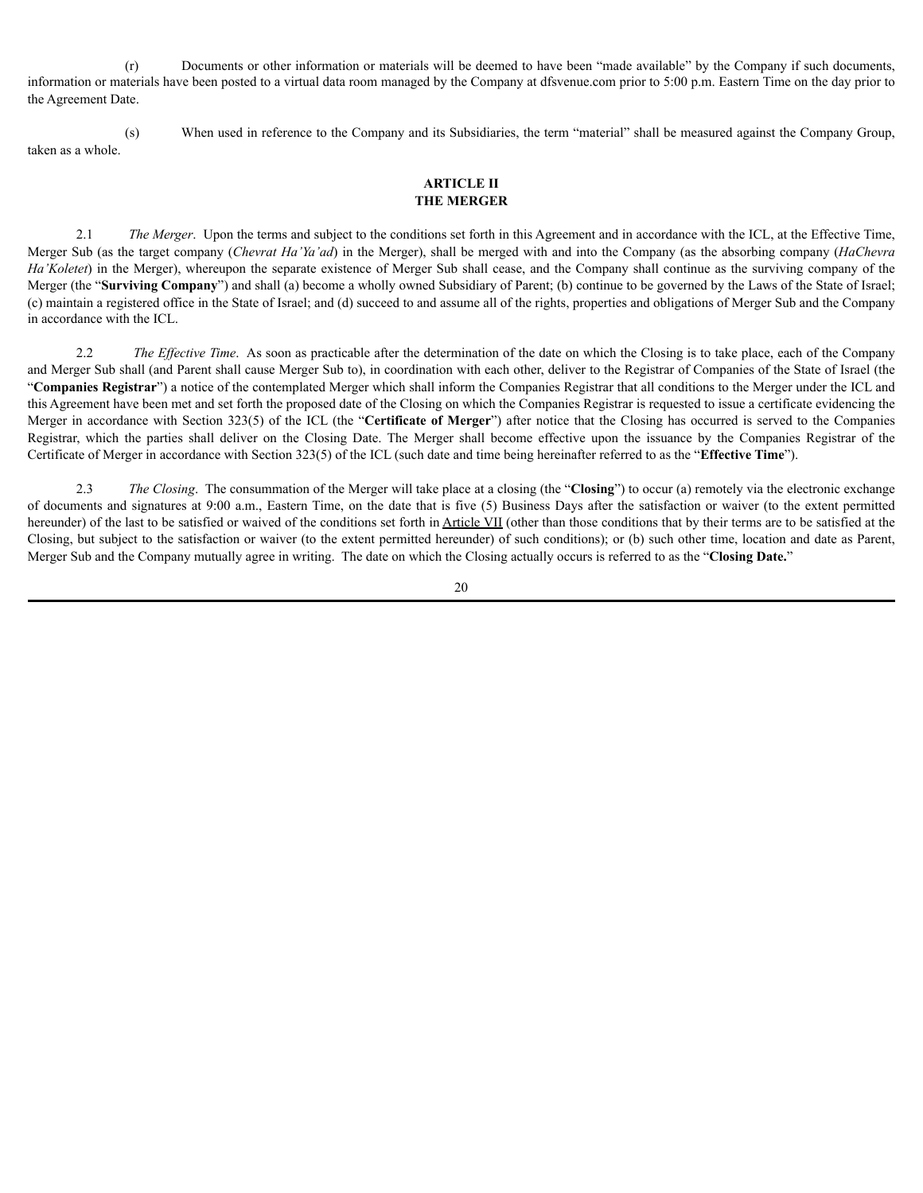(r) Documents or other information or materials will be deemed to have been "made available" by the Company if such documents, information or materials have been posted to a virtual data room managed by the Company at dfsvenue.com prior to 5:00 p.m. Eastern Time on the day prior to the Agreement Date.

(s) When used in reference to the Company and its Subsidiaries, the term "material" shall be measured against the Company Group, taken as a whole.

## ARTICLE II
## THE MERGER

2.1 *The Merger*. Upon the terms and subject to the conditions set forth in this Agreement and in accordance with the ICL, at the Effective Time, Merger Sub (as the target company (*Chevrat Ha'Ya'ad*) in the Merger), shall be merged with and into the Company (as the absorbing company (*HaChevra Ha'Koletet*) in the Merger), whereupon the separate existence of Merger Sub shall cease, and the Company shall continue as the surviving company of the Merger (the "**Surviving Company**") and shall (a) become a wholly owned Subsidiary of Parent; (b) continue to be governed by the Laws of the State of Israel; (c) maintain a registered office in the State of Israel; and (d) succeed to and assume all of the rights, properties and obligations of Merger Sub and the Company in accordance with the ICL.

2.2 *The Effective Time*. As soon as practicable after the determination of the date on which the Closing is to take place, each of the Company and Merger Sub shall (and Parent shall cause Merger Sub to), in coordination with each other, deliver to the Registrar of Companies of the State of Israel (the "**Companies Registrar**") a notice of the contemplated Merger which shall inform the Companies Registrar that all conditions to the Merger under the ICL and this Agreement have been met and set forth the proposed date of the Closing on which the Companies Registrar is requested to issue a certificate evidencing the Merger in accordance with Section 323(5) of the ICL (the "**Certificate of Merger**") after notice that the Closing has occurred is served to the Companies Registrar, which the parties shall deliver on the Closing Date. The Merger shall become effective upon the issuance by the Companies Registrar of the Certificate of Merger in accordance with Section 323(5) of the ICL (such date and time being hereinafter referred to as the "**Effective Time**").

2.3 *The Closing*. The consummation of the Merger will take place at a closing (the "**Closing**") to occur (a) remotely via the electronic exchange of documents and signatures at 9:00 a.m., Eastern Time, on the date that is five (5) Business Days after the satisfaction or waiver (to the extent permitted hereunder) of the last to be satisfied or waived of the conditions set forth in Article VII (other than those conditions that by their terms are to be satisfied at the Closing, but subject to the satisfaction or waiver (to the extent permitted hereunder) of such conditions); or (b) such other time, location and date as Parent, Merger Sub and the Company mutually agree in writing. The date on which the Closing actually occurs is referred to as the "**Closing Date.**"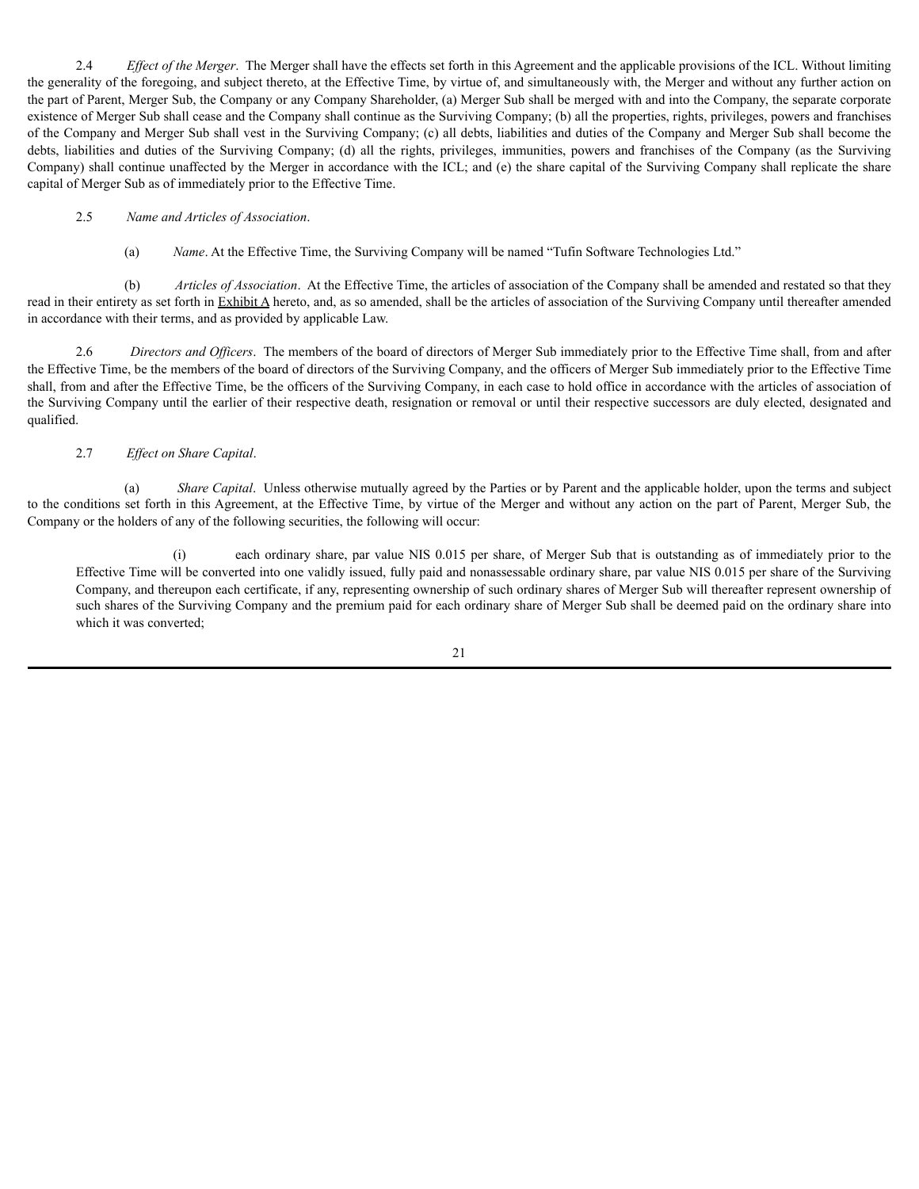2.4 *Effect of the Merger*. The Merger shall have the effects set forth in this Agreement and the applicable provisions of the ICL. Without limiting the generality of the foregoing, and subject thereto, at the Effective Time, by virtue of, and simultaneously with, the Merger and without any further action on the part of Parent, Merger Sub, the Company or any Company Shareholder, (a) Merger Sub shall be merged with and into the Company, the separate corporate existence of Merger Sub shall cease and the Company shall continue as the Surviving Company; (b) all the properties, rights, privileges, powers and franchises of the Company and Merger Sub shall vest in the Surviving Company; (c) all debts, liabilities and duties of the Company and Merger Sub shall become the debts, liabilities and duties of the Surviving Company; (d) all the rights, privileges, immunities, powers and franchises of the Company (as the Surviving Company) shall continue unaffected by the Merger in accordance with the ICL; and (e) the share capital of the Surviving Company shall replicate the share capital of Merger Sub as of immediately prior to the Effective Time.

2.5 *Name and Articles of Association*.

(a) *Name*. At the Effective Time, the Surviving Company will be named "Tufin Software Technologies Ltd."

(b) *Articles of Association*. At the Effective Time, the articles of association of the Company shall be amended and restated so that they read in their entirety as set forth in Exhibit A hereto, and, as so amended, shall be the articles of association of the Surviving Company until thereafter amended in accordance with their terms, and as provided by applicable Law.

2.6 *Directors and Officers*. The members of the board of directors of Merger Sub immediately prior to the Effective Time shall, from and after the Effective Time, be the members of the board of directors of the Surviving Company, and the officers of Merger Sub immediately prior to the Effective Time shall, from and after the Effective Time, be the officers of the Surviving Company, in each case to hold office in accordance with the articles of association of the Surviving Company until the earlier of their respective death, resignation or removal or until their respective successors are duly elected, designated and qualified.

2.7 *Effect on Share Capital*.

(a) *Share Capital*. Unless otherwise mutually agreed by the Parties or by Parent and the applicable holder, upon the terms and subject to the conditions set forth in this Agreement, at the Effective Time, by virtue of the Merger and without any action on the part of Parent, Merger Sub, the Company or the holders of any of the following securities, the following will occur:

(i) each ordinary share, par value NIS 0.015 per share, of Merger Sub that is outstanding as of immediately prior to the Effective Time will be converted into one validly issued, fully paid and nonassessable ordinary share, par value NIS 0.015 per share of the Surviving Company, and thereupon each certificate, if any, representing ownership of such ordinary shares of Merger Sub will thereafter represent ownership of such shares of the Surviving Company and the premium paid for each ordinary share of Merger Sub shall be deemed paid on the ordinary share into which it was converted;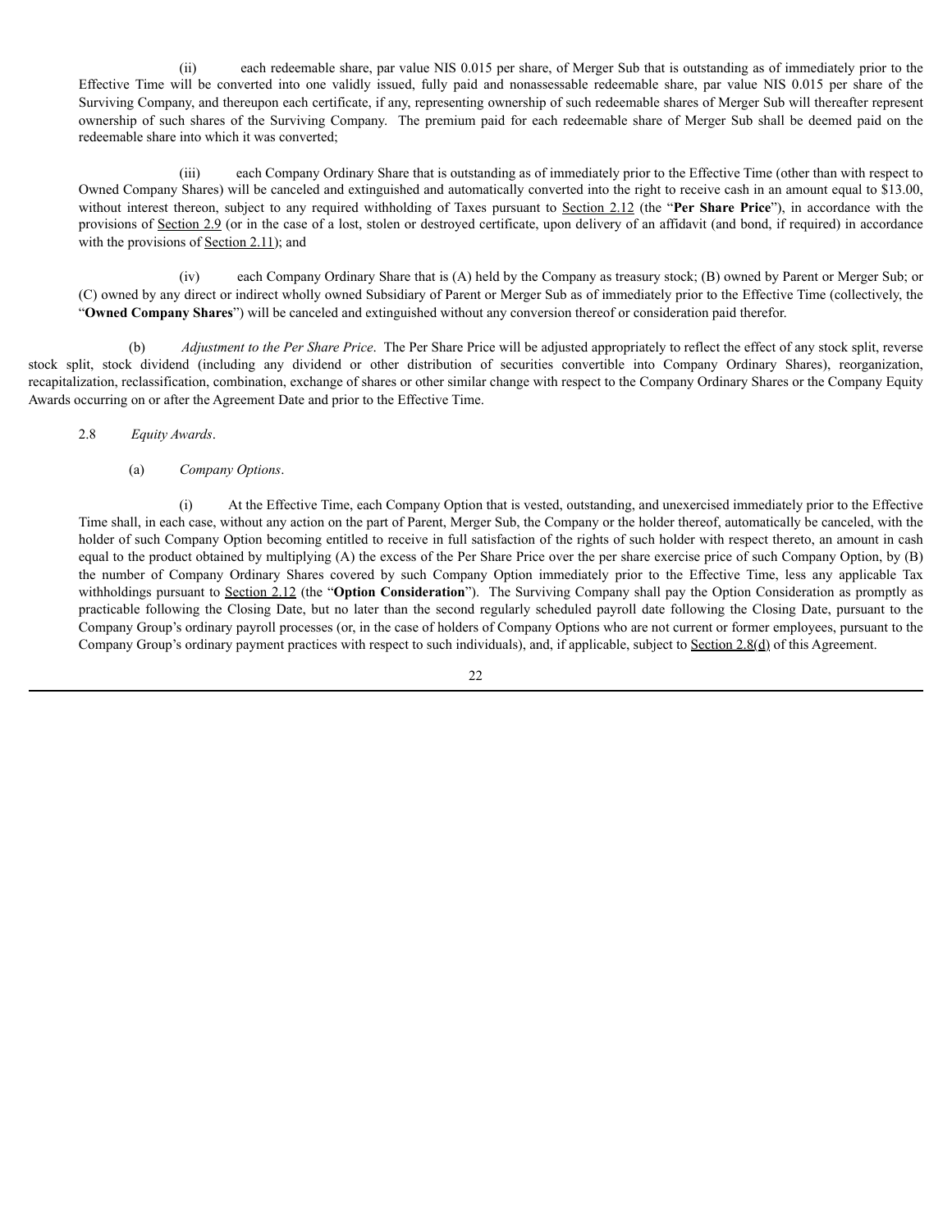(ii) each redeemable share, par value NIS 0.015 per share, of Merger Sub that is outstanding as of immediately prior to the Effective Time will be converted into one validly issued, fully paid and nonassessable redeemable share, par value NIS 0.015 per share of the Surviving Company, and thereupon each certificate, if any, representing ownership of such redeemable shares of Merger Sub will thereafter represent ownership of such shares of the Surviving Company. The premium paid for each redeemable share of Merger Sub shall be deemed paid on the redeemable share into which it was converted;

(iii) each Company Ordinary Share that is outstanding as of immediately prior to the Effective Time (other than with respect to Owned Company Shares) will be canceled and extinguished and automatically converted into the right to receive cash in an amount equal to $13.00, without interest thereon, subject to any required withholding of Taxes pursuant to Section 2.12 (the "**Per Share Price**"), in accordance with the provisions of Section 2.9 (or in the case of a lost, stolen or destroyed certificate, upon delivery of an affidavit (and bond, if required) in accordance with the provisions of Section 2.11); and

(iv) each Company Ordinary Share that is (A) held by the Company as treasury stock; (B) owned by Parent or Merger Sub; or (C) owned by any direct or indirect wholly owned Subsidiary of Parent or Merger Sub as of immediately prior to the Effective Time (collectively, the "**Owned Company Shares**") will be canceled and extinguished without any conversion thereof or consideration paid therefor.

(b) *Adjustment to the Per Share Price*. The Per Share Price will be adjusted appropriately to reflect the effect of any stock split, reverse stock split, stock dividend (including any dividend or other distribution of securities convertible into Company Ordinary Shares), reorganization, recapitalization, reclassification, combination, exchange of shares or other similar change with respect to the Company Ordinary Shares or the Company Equity Awards occurring on or after the Agreement Date and prior to the Effective Time.

2.8 *Equity Awards*.

(a) *Company Options*.

(i) At the Effective Time, each Company Option that is vested, outstanding, and unexercised immediately prior to the Effective Time shall, in each case, without any action on the part of Parent, Merger Sub, the Company or the holder thereof, automatically be canceled, with the holder of such Company Option becoming entitled to receive in full satisfaction of the rights of such holder with respect thereto, an amount in cash equal to the product obtained by multiplying (A) the excess of the Per Share Price over the per share exercise price of such Company Option, by (B) the number of Company Ordinary Shares covered by such Company Option immediately prior to the Effective Time, less any applicable Tax withholdings pursuant to Section 2.12 (the "**Option Consideration**"). The Surviving Company shall pay the Option Consideration as promptly as practicable following the Closing Date, but no later than the second regularly scheduled payroll date following the Closing Date, pursuant to the Company Group's ordinary payroll processes (or, in the case of holders of Company Options who are not current or former employees, pursuant to the Company Group's ordinary payment practices with respect to such individuals), and, if applicable, subject to Section 2.8(d) of this Agreement.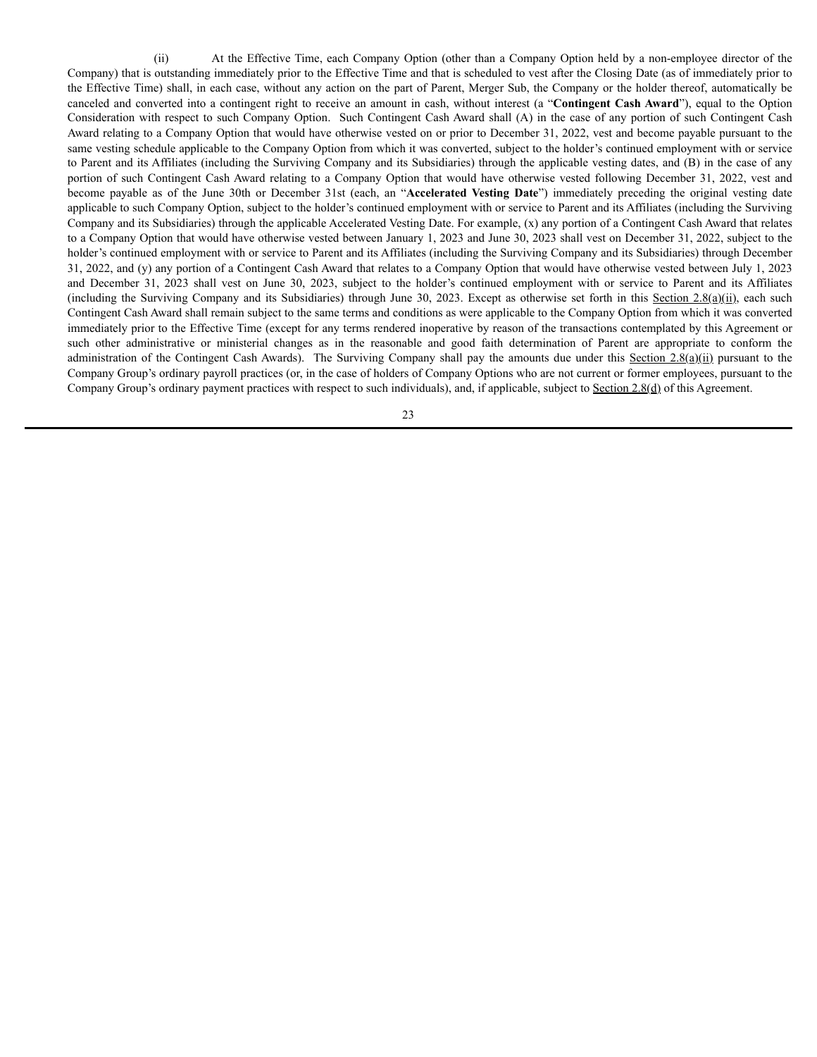(ii) At the Effective Time, each Company Option (other than a Company Option held by a non-employee director of the Company) that is outstanding immediately prior to the Effective Time and that is scheduled to vest after the Closing Date (as of immediately prior to the Effective Time) shall, in each case, without any action on the part of Parent, Merger Sub, the Company or the holder thereof, automatically be canceled and converted into a contingent right to receive an amount in cash, without interest (a "**Contingent Cash Award**"), equal to the Option Consideration with respect to such Company Option. Such Contingent Cash Award shall (A) in the case of any portion of such Contingent Cash Award relating to a Company Option that would have otherwise vested on or prior to December 31, 2022, vest and become payable pursuant to the same vesting schedule applicable to the Company Option from which it was converted, subject to the holder's continued employment with or service to Parent and its Affiliates (including the Surviving Company and its Subsidiaries) through the applicable vesting dates, and (B) in the case of any portion of such Contingent Cash Award relating to a Company Option that would have otherwise vested following December 31, 2022, vest and become payable as of the June 30th or December 31st (each, an "**Accelerated Vesting Date**") immediately preceding the original vesting date applicable to such Company Option, subject to the holder's continued employment with or service to Parent and its Affiliates (including the Surviving Company and its Subsidiaries) through the applicable Accelerated Vesting Date. For example, (x) any portion of a Contingent Cash Award that relates to a Company Option that would have otherwise vested between January 1, 2023 and June 30, 2023 shall vest on December 31, 2022, subject to the holder's continued employment with or service to Parent and its Affiliates (including the Surviving Company and its Subsidiaries) through December 31, 2022, and (y) any portion of a Contingent Cash Award that relates to a Company Option that would have otherwise vested between July 1, 2023 and December 31, 2023 shall vest on June 30, 2023, subject to the holder's continued employment with or service to Parent and its Affiliates (including the Surviving Company and its Subsidiaries) through June 30, 2023. Except as otherwise set forth in this Section 2.8(a)(ii), each such Contingent Cash Award shall remain subject to the same terms and conditions as were applicable to the Company Option from which it was converted immediately prior to the Effective Time (except for any terms rendered inoperative by reason of the transactions contemplated by this Agreement or such other administrative or ministerial changes as in the reasonable and good faith determination of Parent are appropriate to conform the administration of the Contingent Cash Awards). The Surviving Company shall pay the amounts due under this Section 2.8(a)(ii) pursuant to the Company Group's ordinary payroll practices (or, in the case of holders of Company Options who are not current or former employees, pursuant to the Company Group's ordinary payment practices with respect to such individuals), and, if applicable, subject to Section 2.8(d) of this Agreement.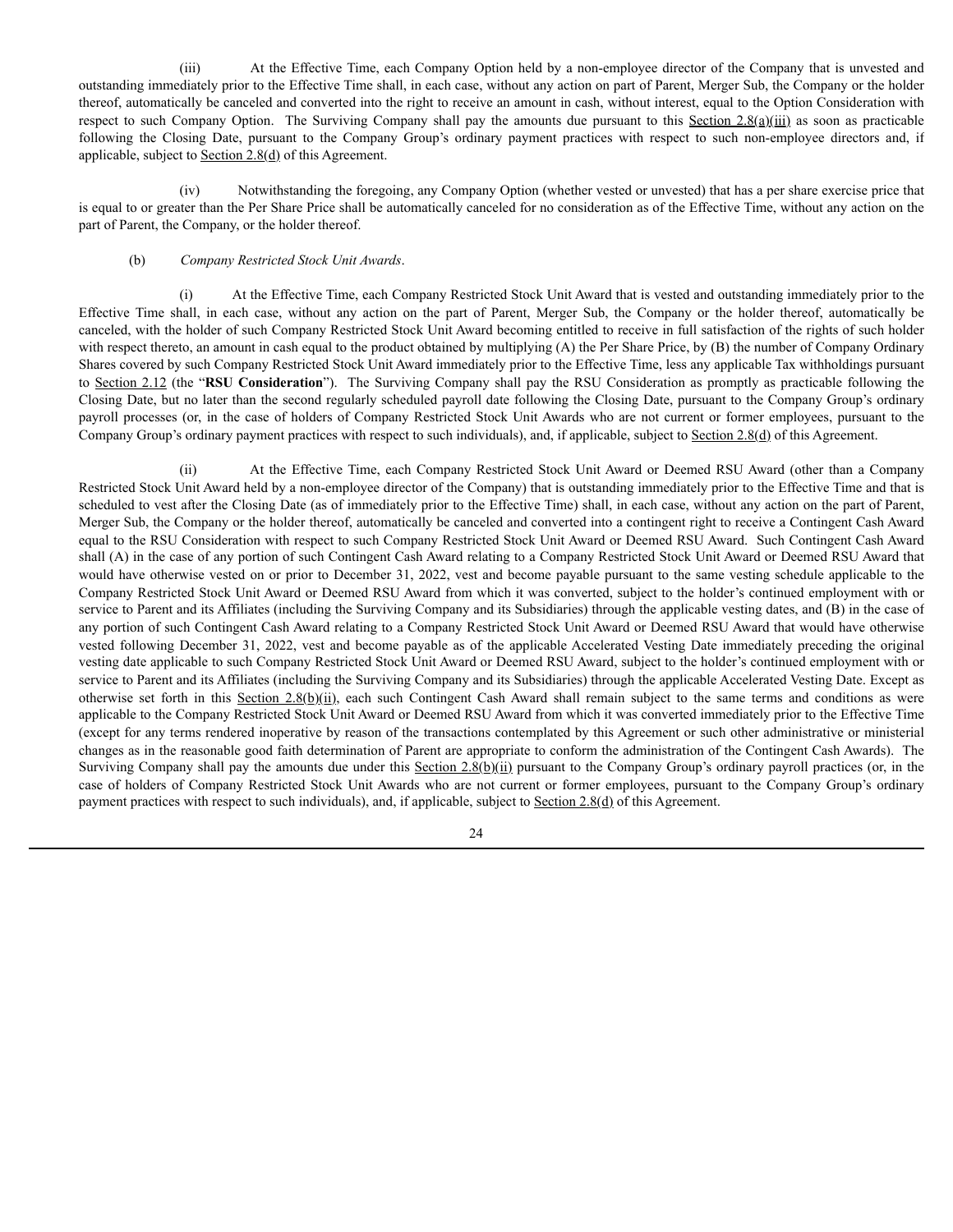(iii) At the Effective Time, each Company Option held by a non-employee director of the Company that is unvested and outstanding immediately prior to the Effective Time shall, in each case, without any action on part of Parent, Merger Sub, the Company or the holder thereof, automatically be canceled and converted into the right to receive an amount in cash, without interest, equal to the Option Consideration with respect to such Company Option. The Surviving Company shall pay the amounts due pursuant to this Section 2.8(a)(iii) as soon as practicable following the Closing Date, pursuant to the Company Group's ordinary payment practices with respect to such non-employee directors and, if applicable, subject to Section 2.8(d) of this Agreement.

(iv) Notwithstanding the foregoing, any Company Option (whether vested or unvested) that has a per share exercise price that is equal to or greater than the Per Share Price shall be automatically canceled for no consideration as of the Effective Time, without any action on the part of Parent, the Company, or the holder thereof.

(b) *Company Restricted Stock Unit Awards*.

(i) At the Effective Time, each Company Restricted Stock Unit Award that is vested and outstanding immediately prior to the Effective Time shall, in each case, without any action on the part of Parent, Merger Sub, the Company or the holder thereof, automatically be canceled, with the holder of such Company Restricted Stock Unit Award becoming entitled to receive in full satisfaction of the rights of such holder with respect thereto, an amount in cash equal to the product obtained by multiplying (A) the Per Share Price, by (B) the number of Company Ordinary Shares covered by such Company Restricted Stock Unit Award immediately prior to the Effective Time, less any applicable Tax withholdings pursuant to Section 2.12 (the "**RSU Consideration**"). The Surviving Company shall pay the RSU Consideration as promptly as practicable following the Closing Date, but no later than the second regularly scheduled payroll date following the Closing Date, pursuant to the Company Group's ordinary payroll processes (or, in the case of holders of Company Restricted Stock Unit Awards who are not current or former employees, pursuant to the Company Group's ordinary payment practices with respect to such individuals), and, if applicable, subject to Section 2.8(d) of this Agreement.

(ii) At the Effective Time, each Company Restricted Stock Unit Award or Deemed RSU Award (other than a Company Restricted Stock Unit Award held by a non-employee director of the Company) that is outstanding immediately prior to the Effective Time and that is scheduled to vest after the Closing Date (as of immediately prior to the Effective Time) shall, in each case, without any action on the part of Parent, Merger Sub, the Company or the holder thereof, automatically be canceled and converted into a contingent right to receive a Contingent Cash Award equal to the RSU Consideration with respect to such Company Restricted Stock Unit Award or Deemed RSU Award. Such Contingent Cash Award shall (A) in the case of any portion of such Contingent Cash Award relating to a Company Restricted Stock Unit Award or Deemed RSU Award that would have otherwise vested on or prior to December 31, 2022, vest and become payable pursuant to the same vesting schedule applicable to the Company Restricted Stock Unit Award or Deemed RSU Award from which it was converted, subject to the holder's continued employment with or service to Parent and its Affiliates (including the Surviving Company and its Subsidiaries) through the applicable vesting dates, and (B) in the case of any portion of such Contingent Cash Award relating to a Company Restricted Stock Unit Award or Deemed RSU Award that would have otherwise vested following December 31, 2022, vest and become payable as of the applicable Accelerated Vesting Date immediately preceding the original vesting date applicable to such Company Restricted Stock Unit Award or Deemed RSU Award, subject to the holder's continued employment with or service to Parent and its Affiliates (including the Surviving Company and its Subsidiaries) through the applicable Accelerated Vesting Date. Except as otherwise set forth in this Section 2.8(b)(ii), each such Contingent Cash Award shall remain subject to the same terms and conditions as were applicable to the Company Restricted Stock Unit Award or Deemed RSU Award from which it was converted immediately prior to the Effective Time (except for any terms rendered inoperative by reason of the transactions contemplated by this Agreement or such other administrative or ministerial changes as in the reasonable good faith determination of Parent are appropriate to conform the administration of the Contingent Cash Awards). The Surviving Company shall pay the amounts due under this Section 2.8(b)(ii) pursuant to the Company Group's ordinary payroll practices (or, in the case of holders of Company Restricted Stock Unit Awards who are not current or former employees, pursuant to the Company Group's ordinary payment practices with respect to such individuals), and, if applicable, subject to Section 2.8(d) of this Agreement.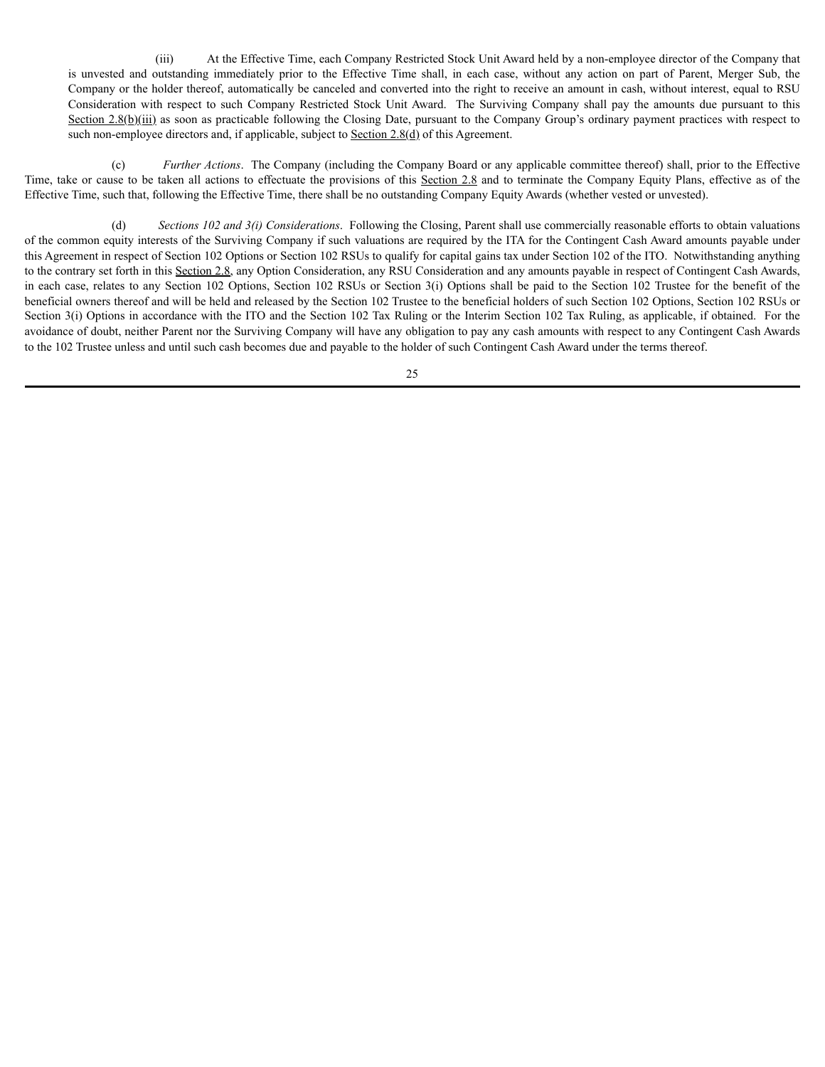(iii) At the Effective Time, each Company Restricted Stock Unit Award held by a non-employee director of the Company that is unvested and outstanding immediately prior to the Effective Time shall, in each case, without any action on part of Parent, Merger Sub, the Company or the holder thereof, automatically be canceled and converted into the right to receive an amount in cash, without interest, equal to RSU Consideration with respect to such Company Restricted Stock Unit Award. The Surviving Company shall pay the amounts due pursuant to this Section 2.8(b)(iii) as soon as practicable following the Closing Date, pursuant to the Company Group's ordinary payment practices with respect to such non-employee directors and, if applicable, subject to Section 2.8(d) of this Agreement.

(c) *Further Actions*. The Company (including the Company Board or any applicable committee thereof) shall, prior to the Effective Time, take or cause to be taken all actions to effectuate the provisions of this Section 2.8 and to terminate the Company Equity Plans, effective as of the Effective Time, such that, following the Effective Time, there shall be no outstanding Company Equity Awards (whether vested or unvested).

(d) *Sections 102 and 3(i) Considerations*. Following the Closing, Parent shall use commercially reasonable efforts to obtain valuations of the common equity interests of the Surviving Company if such valuations are required by the ITA for the Contingent Cash Award amounts payable under this Agreement in respect of Section 102 Options or Section 102 RSUs to qualify for capital gains tax under Section 102 of the ITO. Notwithstanding anything to the contrary set forth in this Section 2.8, any Option Consideration, any RSU Consideration and any amounts payable in respect of Contingent Cash Awards, in each case, relates to any Section 102 Options, Section 102 RSUs or Section 3(i) Options shall be paid to the Section 102 Trustee for the benefit of the beneficial owners thereof and will be held and released by the Section 102 Trustee to the beneficial holders of such Section 102 Options, Section 102 RSUs or Section 3(i) Options in accordance with the ITO and the Section 102 Tax Ruling or the Interim Section 102 Tax Ruling, as applicable, if obtained. For the avoidance of doubt, neither Parent nor the Surviving Company will have any obligation to pay any cash amounts with respect to any Contingent Cash Awards to the 102 Trustee unless and until such cash becomes due and payable to the holder of such Contingent Cash Award under the terms thereof.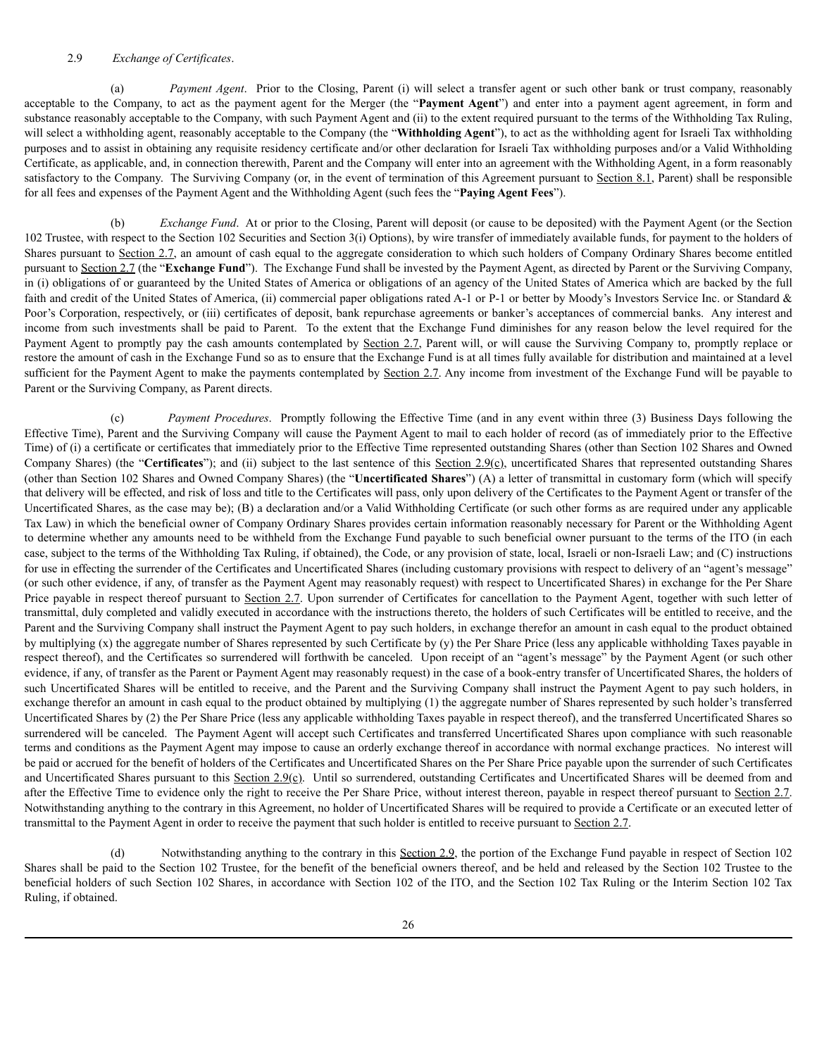2.9 *Exchange of Certificates*.

(a) *Payment Agent*. Prior to the Closing, Parent (i) will select a transfer agent or such other bank or trust company, reasonably acceptable to the Company, to act as the payment agent for the Merger (the "**Payment Agent**") and enter into a payment agent agreement, in form and substance reasonably acceptable to the Company, with such Payment Agent and (ii) to the extent required pursuant to the terms of the Withholding Tax Ruling, will select a withholding agent, reasonably acceptable to the Company (the "**Withholding Agent**"), to act as the withholding agent for Israeli Tax withholding purposes and to assist in obtaining any requisite residency certificate and/or other declaration for Israeli Tax withholding purposes and/or a Valid Withholding Certificate, as applicable, and, in connection therewith, Parent and the Company will enter into an agreement with the Withholding Agent, in a form reasonably satisfactory to the Company. The Surviving Company (or, in the event of termination of this Agreement pursuant to Section 8.1, Parent) shall be responsible for all fees and expenses of the Payment Agent and the Withholding Agent (such fees the "**Paying Agent Fees**").

(b) *Exchange Fund*. At or prior to the Closing, Parent will deposit (or cause to be deposited) with the Payment Agent (or the Section 102 Trustee, with respect to the Section 102 Securities and Section 3(i) Options), by wire transfer of immediately available funds, for payment to the holders of Shares pursuant to Section 2.7, an amount of cash equal to the aggregate consideration to which such holders of Company Ordinary Shares become entitled pursuant to Section 2.7 (the "**Exchange Fund**"). The Exchange Fund shall be invested by the Payment Agent, as directed by Parent or the Surviving Company, in (i) obligations of or guaranteed by the United States of America or obligations of an agency of the United States of America which are backed by the full faith and credit of the United States of America, (ii) commercial paper obligations rated A-1 or P-1 or better by Moody's Investors Service Inc. or Standard & Poor's Corporation, respectively, or (iii) certificates of deposit, bank repurchase agreements or banker's acceptances of commercial banks. Any interest and income from such investments shall be paid to Parent. To the extent that the Exchange Fund diminishes for any reason below the level required for the Payment Agent to promptly pay the cash amounts contemplated by Section 2.7, Parent will, or will cause the Surviving Company to, promptly replace or restore the amount of cash in the Exchange Fund so as to ensure that the Exchange Fund is at all times fully available for distribution and maintained at a level sufficient for the Payment Agent to make the payments contemplated by Section 2.7. Any income from investment of the Exchange Fund will be payable to Parent or the Surviving Company, as Parent directs.

(c) *Payment Procedures*. Promptly following the Effective Time (and in any event within three (3) Business Days following the Effective Time), Parent and the Surviving Company will cause the Payment Agent to mail to each holder of record (as of immediately prior to the Effective Time) of (i) a certificate or certificates that immediately prior to the Effective Time represented outstanding Shares (other than Section 102 Shares and Owned Company Shares) (the "**Certificates**"); and (ii) subject to the last sentence of this Section 2.9(c), uncertificated Shares that represented outstanding Shares (other than Section 102 Shares and Owned Company Shares) (the "**Uncertificated Shares**") (A) a letter of transmittal in customary form (which will specify that delivery will be effected, and risk of loss and title to the Certificates will pass, only upon delivery of the Certificates to the Payment Agent or transfer of the Uncertificated Shares, as the case may be); (B) a declaration and/or a Valid Withholding Certificate (or such other forms as are required under any applicable Tax Law) in which the beneficial owner of Company Ordinary Shares provides certain information reasonably necessary for Parent or the Withholding Agent to determine whether any amounts need to be withheld from the Exchange Fund payable to such beneficial owner pursuant to the terms of the ITO (in each case, subject to the terms of the Withholding Tax Ruling, if obtained), the Code, or any provision of state, local, Israeli or non-Israeli Law; and (C) instructions for use in effecting the surrender of the Certificates and Uncertificated Shares (including customary provisions with respect to delivery of an "agent's message" (or such other evidence, if any, of transfer as the Payment Agent may reasonably request) with respect to Uncertificated Shares) in exchange for the Per Share Price payable in respect thereof pursuant to Section 2.7. Upon surrender of Certificates for cancellation to the Payment Agent, together with such letter of transmittal, duly completed and validly executed in accordance with the instructions thereto, the holders of such Certificates will be entitled to receive, and the Parent and the Surviving Company shall instruct the Payment Agent to pay such holders, in exchange therefor an amount in cash equal to the product obtained by multiplying (x) the aggregate number of Shares represented by such Certificate by (y) the Per Share Price (less any applicable withholding Taxes payable in respect thereof), and the Certificates so surrendered will forthwith be canceled. Upon receipt of an "agent's message" by the Payment Agent (or such other evidence, if any, of transfer as the Parent or Payment Agent may reasonably request) in the case of a book-entry transfer of Uncertificated Shares, the holders of such Uncertificated Shares will be entitled to receive, and the Parent and the Surviving Company shall instruct the Payment Agent to pay such holders, in exchange therefor an amount in cash equal to the product obtained by multiplying (1) the aggregate number of Shares represented by such holder's transferred Uncertificated Shares by (2) the Per Share Price (less any applicable withholding Taxes payable in respect thereof), and the transferred Uncertificated Shares so surrendered will be canceled. The Payment Agent will accept such Certificates and transferred Uncertificated Shares upon compliance with such reasonable terms and conditions as the Payment Agent may impose to cause an orderly exchange thereof in accordance with normal exchange practices. No interest will be paid or accrued for the benefit of holders of the Certificates and Uncertificated Shares on the Per Share Price payable upon the surrender of such Certificates and Uncertificated Shares pursuant to this Section 2.9(c). Until so surrendered, outstanding Certificates and Uncertificated Shares will be deemed from and after the Effective Time to evidence only the right to receive the Per Share Price, without interest thereon, payable in respect thereof pursuant to Section 2.7. Notwithstanding anything to the contrary in this Agreement, no holder of Uncertificated Shares will be required to provide a Certificate or an executed letter of transmittal to the Payment Agent in order to receive the payment that such holder is entitled to receive pursuant to Section 2.7.

(d) Notwithstanding anything to the contrary in this Section 2.9, the portion of the Exchange Fund payable in respect of Section 102 Shares shall be paid to the Section 102 Trustee, for the benefit of the beneficial owners thereof, and be held and released by the Section 102 Trustee to the beneficial holders of such Section 102 Shares, in accordance with Section 102 of the ITO, and the Section 102 Tax Ruling or the Interim Section 102 Tax Ruling, if obtained.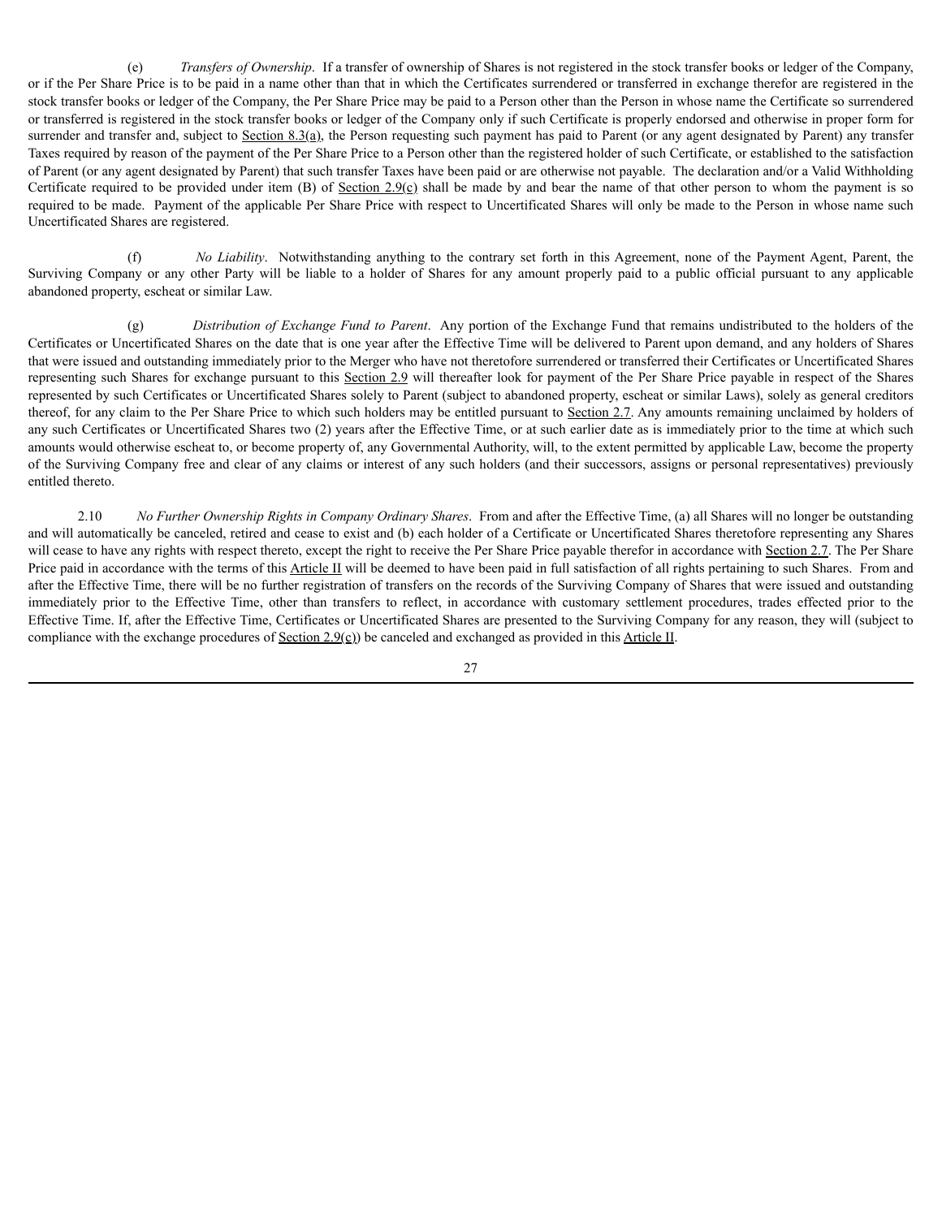(e) *Transfers of Ownership*. If a transfer of ownership of Shares is not registered in the stock transfer books or ledger of the Company, or if the Per Share Price is to be paid in a name other than that in which the Certificates surrendered or transferred in exchange therefor are registered in the stock transfer books or ledger of the Company, the Per Share Price may be paid to a Person other than the Person in whose name the Certificate so surrendered or transferred is registered in the stock transfer books or ledger of the Company only if such Certificate is properly endorsed and otherwise in proper form for surrender and transfer and, subject to Section 8.3(a), the Person requesting such payment has paid to Parent (or any agent designated by Parent) any transfer Taxes required by reason of the payment of the Per Share Price to a Person other than the registered holder of such Certificate, or established to the satisfaction of Parent (or any agent designated by Parent) that such transfer Taxes have been paid or are otherwise not payable. The declaration and/or a Valid Withholding Certificate required to be provided under item (B) of Section 2.9(c) shall be made by and bear the name of that other person to whom the payment is so required to be made. Payment of the applicable Per Share Price with respect to Uncertificated Shares will only be made to the Person in whose name such Uncertificated Shares are registered.

(f) *No Liability*. Notwithstanding anything to the contrary set forth in this Agreement, none of the Payment Agent, Parent, the Surviving Company or any other Party will be liable to a holder of Shares for any amount properly paid to a public official pursuant to any applicable abandoned property, escheat or similar Law.

(g) *Distribution of Exchange Fund to Parent*. Any portion of the Exchange Fund that remains undistributed to the holders of the Certificates or Uncertificated Shares on the date that is one year after the Effective Time will be delivered to Parent upon demand, and any holders of Shares that were issued and outstanding immediately prior to the Merger who have not theretofore surrendered or transferred their Certificates or Uncertificated Shares representing such Shares for exchange pursuant to this Section 2.9 will thereafter look for payment of the Per Share Price payable in respect of the Shares represented by such Certificates or Uncertificated Shares solely to Parent (subject to abandoned property, escheat or similar Laws), solely as general creditors thereof, for any claim to the Per Share Price to which such holders may be entitled pursuant to Section 2.7. Any amounts remaining unclaimed by holders of any such Certificates or Uncertificated Shares two (2) years after the Effective Time, or at such earlier date as is immediately prior to the time at which such amounts would otherwise escheat to, or become property of, any Governmental Authority, will, to the extent permitted by applicable Law, become the property of the Surviving Company free and clear of any claims or interest of any such holders (and their successors, assigns or personal representatives) previously entitled thereto.

2.10 *No Further Ownership Rights in Company Ordinary Shares*. From and after the Effective Time, (a) all Shares will no longer be outstanding and will automatically be canceled, retired and cease to exist and (b) each holder of a Certificate or Uncertificated Shares theretofore representing any Shares will cease to have any rights with respect thereto, except the right to receive the Per Share Price payable therefor in accordance with Section 2.7. The Per Share Price paid in accordance with the terms of this Article II will be deemed to have been paid in full satisfaction of all rights pertaining to such Shares. From and after the Effective Time, there will be no further registration of transfers on the records of the Surviving Company of Shares that were issued and outstanding immediately prior to the Effective Time, other than transfers to reflect, in accordance with customary settlement procedures, trades effected prior to the Effective Time. If, after the Effective Time, Certificates or Uncertificated Shares are presented to the Surviving Company for any reason, they will (subject to compliance with the exchange procedures of Section 2.9(c)) be canceled and exchanged as provided in this Article II.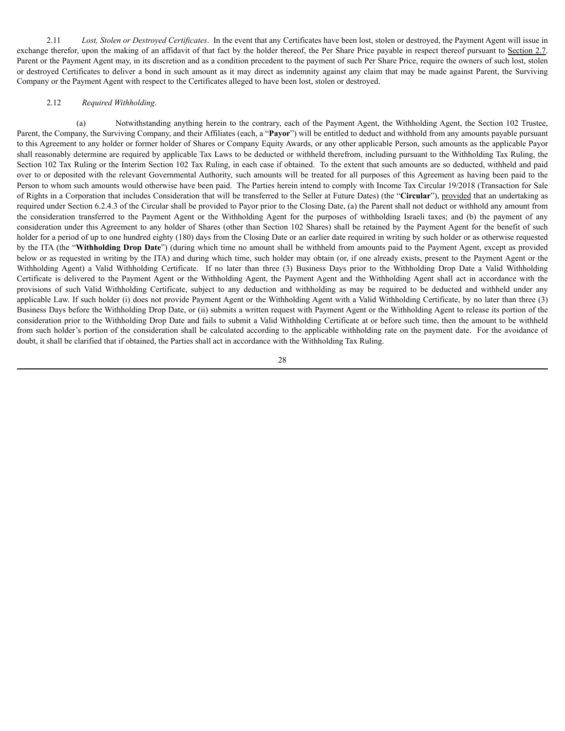2.11 *Lost, Stolen or Destroyed Certificates*. In the event that any Certificates have been lost, stolen or destroyed, the Payment Agent will issue in exchange therefor, upon the making of an affidavit of that fact by the holder thereof, the Per Share Price payable in respect thereof pursuant to Section 2.7. Parent or the Payment Agent may, in its discretion and as a condition precedent to the payment of such Per Share Price, require the owners of such lost, stolen or destroyed Certificates to deliver a bond in such amount as it may direct as indemnity against any claim that may be made against Parent, the Surviving Company or the Payment Agent with respect to the Certificates alleged to have been lost, stolen or destroyed.

2.12 *Required Withholding*.

(a) Notwithstanding anything herein to the contrary, each of the Payment Agent, the Withholding Agent, the Section 102 Trustee, Parent, the Company, the Surviving Company, and their Affiliates (each, a "**Payor**") will be entitled to deduct and withhold from any amounts payable pursuant to this Agreement to any holder or former holder of Shares or Company Equity Awards, or any other applicable Person, such amounts as the applicable Payor shall reasonably determine are required by applicable Tax Laws to be deducted or withheld therefrom, including pursuant to the Withholding Tax Ruling, the Section 102 Tax Ruling or the Interim Section 102 Tax Ruling, in each case if obtained. To the extent that such amounts are so deducted, withheld and paid over to or deposited with the relevant Governmental Authority, such amounts will be treated for all purposes of this Agreement as having been paid to the Person to whom such amounts would otherwise have been paid. The Parties herein intend to comply with Income Tax Circular 19/2018 (Transaction for Sale of Rights in a Corporation that includes Consideration that will be transferred to the Seller at Future Dates) (the "**Circular**"), provided that an undertaking as required under Section 6.2.4.3 of the Circular shall be provided to Payor prior to the Closing Date, (a) the Parent shall not deduct or withhold any amount from the consideration transferred to the Payment Agent or the Withholding Agent for the purposes of withholding Israeli taxes; and (b) the payment of any consideration under this Agreement to any holder of Shares (other than Section 102 Shares) shall be retained by the Payment Agent for the benefit of such holder for a period of up to one hundred eighty (180) days from the Closing Date or an earlier date required in writing by such holder or as otherwise requested by the ITA (the "**Withholding Drop Date**") (during which time no amount shall be withheld from amounts paid to the Payment Agent, except as provided below or as requested in writing by the ITA) and during which time, such holder may obtain (or, if one already exists, present to the Payment Agent or the Withholding Agent) a Valid Withholding Certificate. If no later than three (3) Business Days prior to the Withholding Drop Date a Valid Withholding Certificate is delivered to the Payment Agent or the Withholding Agent, the Payment Agent and the Withholding Agent shall act in accordance with the provisions of such Valid Withholding Certificate, subject to any deduction and withholding as may be required to be deducted and withheld under any applicable Law. If such holder (i) does not provide Payment Agent or the Withholding Agent with a Valid Withholding Certificate, by no later than three (3) Business Days before the Withholding Drop Date, or (ii) submits a written request with Payment Agent or the Withholding Agent to release its portion of the consideration prior to the Withholding Drop Date and fails to submit a Valid Withholding Certificate at or before such time, then the amount to be withheld from such holder's portion of the consideration shall be calculated according to the applicable withholding rate on the payment date. For the avoidance of doubt, it shall be clarified that if obtained, the Parties shall act in accordance with the Withholding Tax Ruling.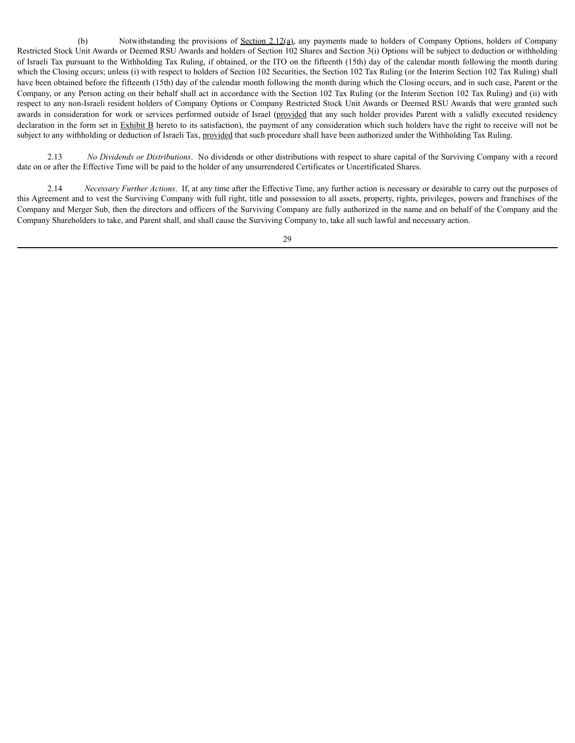(b) Notwithstanding the provisions of Section 2.12(a), any payments made to holders of Company Options, holders of Company Restricted Stock Unit Awards or Deemed RSU Awards and holders of Section 102 Shares and Section 3(i) Options will be subject to deduction or withholding of Israeli Tax pursuant to the Withholding Tax Ruling, if obtained, or the ITO on the fifteenth (15th) day of the calendar month following the month during which the Closing occurs; unless (i) with respect to holders of Section 102 Securities, the Section 102 Tax Ruling (or the Interim Section 102 Tax Ruling) shall have been obtained before the fifteenth (15th) day of the calendar month following the month during which the Closing occurs, and in such case, Parent or the Company, or any Person acting on their behalf shall act in accordance with the Section 102 Tax Ruling (or the Interim Section 102 Tax Ruling) and (ii) with respect to any non-Israeli resident holders of Company Options or Company Restricted Stock Unit Awards or Deemed RSU Awards that were granted such awards in consideration for work or services performed outside of Israel (provided that any such holder provides Parent with a validly executed residency declaration in the form set in Exhibit B hereto to its satisfaction), the payment of any consideration which such holders have the right to receive will not be subject to any withholding or deduction of Israeli Tax, provided that such procedure shall have been authorized under the Withholding Tax Ruling.

2.13 *No Dividends or Distributions*. No dividends or other distributions with respect to share capital of the Surviving Company with a record date on or after the Effective Time will be paid to the holder of any unsurrendered Certificates or Uncertificated Shares.

2.14 *Necessary Further Actions*. If, at any time after the Effective Time, any further action is necessary or desirable to carry out the purposes of this Agreement and to vest the Surviving Company with full right, title and possession to all assets, property, rights, privileges, powers and franchises of the Company and Merger Sub, then the directors and officers of the Surviving Company are fully authorized in the name and on behalf of the Company and the Company Shareholders to take, and Parent shall, and shall cause the Surviving Company to, take all such lawful and necessary action.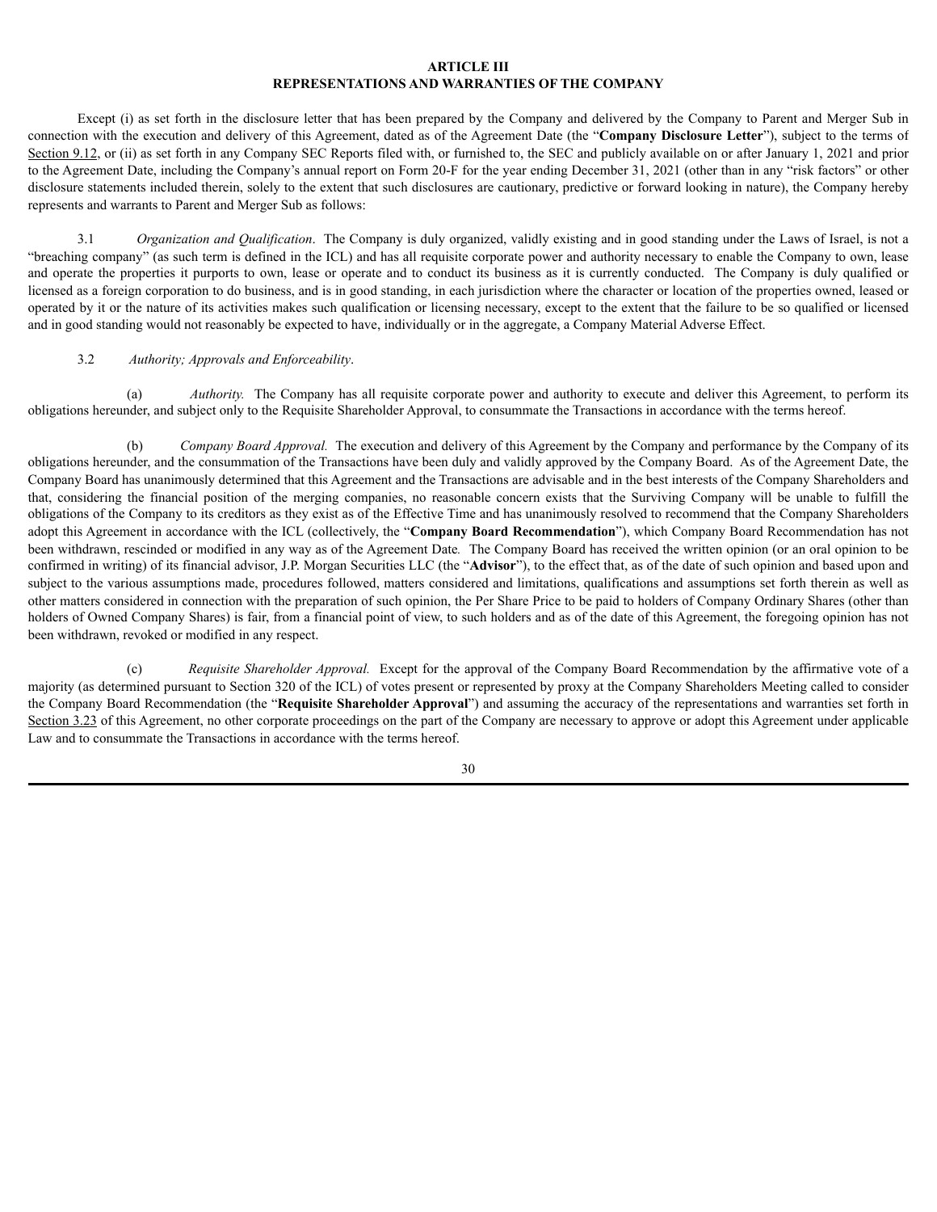# ARTICLE III
## REPRESENTATIONS AND WARRANTIES OF THE COMPANY

Except (i) as set forth in the disclosure letter that has been prepared by the Company and delivered by the Company to Parent and Merger Sub in connection with the execution and delivery of this Agreement, dated as of the Agreement Date (the "**Company Disclosure Letter**"), subject to the terms of Section 9.12, or (ii) as set forth in any Company SEC Reports filed with, or furnished to, the SEC and publicly available on or after January 1, 2021 and prior to the Agreement Date, including the Company's annual report on Form 20-F for the year ending December 31, 2021 (other than in any "risk factors" or other disclosure statements included therein, solely to the extent that such disclosures are cautionary, predictive or forward looking in nature), the Company hereby represents and warrants to Parent and Merger Sub as follows:

3.1 *Organization and Qualification*. The Company is duly organized, validly existing and in good standing under the Laws of Israel, is not a "breaching company" (as such term is defined in the ICL) and has all requisite corporate power and authority necessary to enable the Company to own, lease and operate the properties it purports to own, lease or operate and to conduct its business as it is currently conducted. The Company is duly qualified or licensed as a foreign corporation to do business, and is in good standing, in each jurisdiction where the character or location of the properties owned, leased or operated by it or the nature of its activities makes such qualification or licensing necessary, except to the extent that the failure to be so qualified or licensed and in good standing would not reasonably be expected to have, individually or in the aggregate, a Company Material Adverse Effect.

3.2 *Authority; Approvals and Enforceability*.

(a) *Authority.* The Company has all requisite corporate power and authority to execute and deliver this Agreement, to perform its obligations hereunder, and subject only to the Requisite Shareholder Approval, to consummate the Transactions in accordance with the terms hereof.

(b) *Company Board Approval.* The execution and delivery of this Agreement by the Company and performance by the Company of its obligations hereunder, and the consummation of the Transactions have been duly and validly approved by the Company Board. As of the Agreement Date, the Company Board has unanimously determined that this Agreement and the Transactions are advisable and in the best interests of the Company Shareholders and that, considering the financial position of the merging companies, no reasonable concern exists that the Surviving Company will be unable to fulfill the obligations of the Company to its creditors as they exist as of the Effective Time and has unanimously resolved to recommend that the Company Shareholders adopt this Agreement in accordance with the ICL (collectively, the "**Company Board Recommendation**"), which Company Board Recommendation has not been withdrawn, rescinded or modified in any way as of the Agreement Date*.* The Company Board has received the written opinion (or an oral opinion to be confirmed in writing) of its financial advisor, J.P. Morgan Securities LLC (the "**Advisor**"), to the effect that, as of the date of such opinion and based upon and subject to the various assumptions made, procedures followed, matters considered and limitations, qualifications and assumptions set forth therein as well as other matters considered in connection with the preparation of such opinion, the Per Share Price to be paid to holders of Company Ordinary Shares (other than holders of Owned Company Shares) is fair, from a financial point of view, to such holders and as of the date of this Agreement, the foregoing opinion has not been withdrawn, revoked or modified in any respect.

(c) *Requisite Shareholder Approval.* Except for the approval of the Company Board Recommendation by the affirmative vote of a majority (as determined pursuant to Section 320 of the ICL) of votes present or represented by proxy at the Company Shareholders Meeting called to consider the Company Board Recommendation (the "**Requisite Shareholder Approval**") and assuming the accuracy of the representations and warranties set forth in Section 3.23 of this Agreement, no other corporate proceedings on the part of the Company are necessary to approve or adopt this Agreement under applicable Law and to consummate the Transactions in accordance with the terms hereof.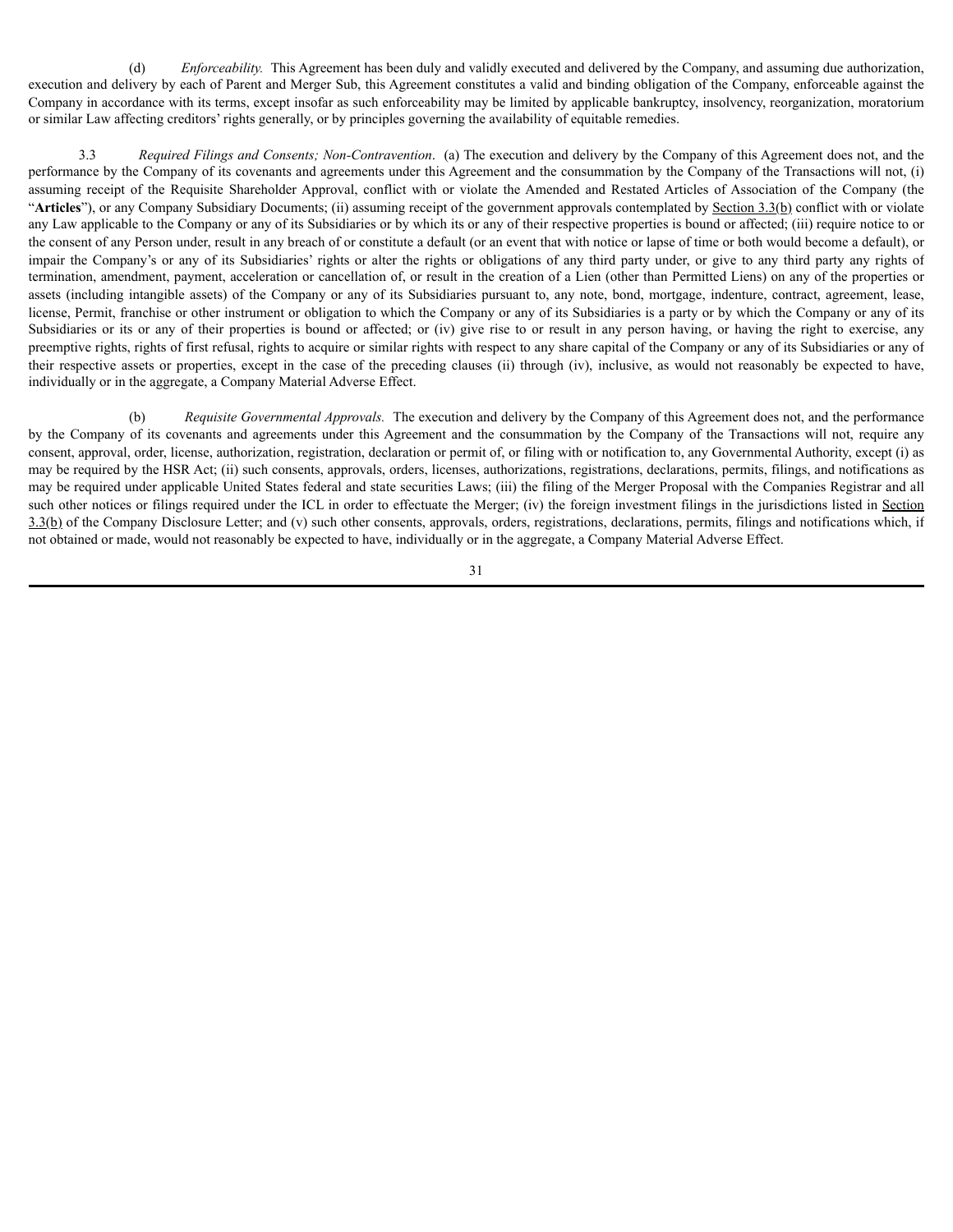(d) *Enforceability.* This Agreement has been duly and validly executed and delivered by the Company, and assuming due authorization, execution and delivery by each of Parent and Merger Sub, this Agreement constitutes a valid and binding obligation of the Company, enforceable against the Company in accordance with its terms, except insofar as such enforceability may be limited by applicable bankruptcy, insolvency, reorganization, moratorium or similar Law affecting creditors' rights generally, or by principles governing the availability of equitable remedies.

3.3 *Required Filings and Consents; Non-Contravention*. (a) The execution and delivery by the Company of this Agreement does not, and the performance by the Company of its covenants and agreements under this Agreement and the consummation by the Company of the Transactions will not, (i) assuming receipt of the Requisite Shareholder Approval, conflict with or violate the Amended and Restated Articles of Association of the Company (the "**Articles**"), or any Company Subsidiary Documents; (ii) assuming receipt of the government approvals contemplated by Section 3.3(b) conflict with or violate any Law applicable to the Company or any of its Subsidiaries or by which its or any of their respective properties is bound or affected; (iii) require notice to or the consent of any Person under, result in any breach of or constitute a default (or an event that with notice or lapse of time or both would become a default), or impair the Company's or any of its Subsidiaries' rights or alter the rights or obligations of any third party under, or give to any third party any rights of termination, amendment, payment, acceleration or cancellation of, or result in the creation of a Lien (other than Permitted Liens) on any of the properties or assets (including intangible assets) of the Company or any of its Subsidiaries pursuant to, any note, bond, mortgage, indenture, contract, agreement, lease, license, Permit, franchise or other instrument or obligation to which the Company or any of its Subsidiaries is a party or by which the Company or any of its Subsidiaries or its or any of their properties is bound or affected; or (iv) give rise to or result in any person having, or having the right to exercise, any preemptive rights, rights of first refusal, rights to acquire or similar rights with respect to any share capital of the Company or any of its Subsidiaries or any of their respective assets or properties, except in the case of the preceding clauses (ii) through (iv), inclusive, as would not reasonably be expected to have, individually or in the aggregate, a Company Material Adverse Effect.

(b) *Requisite Governmental Approvals.* The execution and delivery by the Company of this Agreement does not, and the performance by the Company of its covenants and agreements under this Agreement and the consummation by the Company of the Transactions will not, require any consent, approval, order, license, authorization, registration, declaration or permit of, or filing with or notification to, any Governmental Authority, except (i) as may be required by the HSR Act; (ii) such consents, approvals, orders, licenses, authorizations, registrations, declarations, permits, filings, and notifications as may be required under applicable United States federal and state securities Laws; (iii) the filing of the Merger Proposal with the Companies Registrar and all such other notices or filings required under the ICL in order to effectuate the Merger; (iv) the foreign investment filings in the jurisdictions listed in Section 3.3(b) of the Company Disclosure Letter; and (v) such other consents, approvals, orders, registrations, declarations, permits, filings and notifications which, if not obtained or made, would not reasonably be expected to have, individually or in the aggregate, a Company Material Adverse Effect.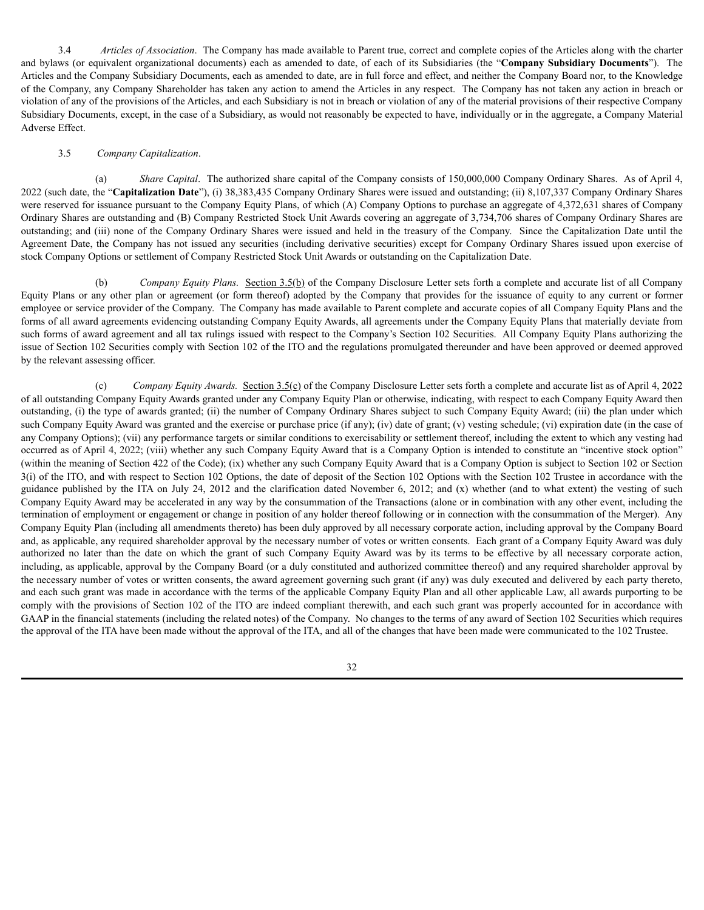3.4 *Articles of Association*. The Company has made available to Parent true, correct and complete copies of the Articles along with the charter and bylaws (or equivalent organizational documents) each as amended to date, of each of its Subsidiaries (the "**Company Subsidiary Documents**"). The Articles and the Company Subsidiary Documents, each as amended to date, are in full force and effect, and neither the Company Board nor, to the Knowledge of the Company, any Company Shareholder has taken any action to amend the Articles in any respect. The Company has not taken any action in breach or violation of any of the provisions of the Articles, and each Subsidiary is not in breach or violation of any of the material provisions of their respective Company Subsidiary Documents, except, in the case of a Subsidiary, as would not reasonably be expected to have, individually or in the aggregate, a Company Material Adverse Effect.

3.5 *Company Capitalization*.

(a) *Share Capital*. The authorized share capital of the Company consists of 150,000,000 Company Ordinary Shares. As of April 4, 2022 (such date, the "**Capitalization Date**"), (i) 38,383,435 Company Ordinary Shares were issued and outstanding; (ii) 8,107,337 Company Ordinary Shares were reserved for issuance pursuant to the Company Equity Plans, of which (A) Company Options to purchase an aggregate of 4,372,631 shares of Company Ordinary Shares are outstanding and (B) Company Restricted Stock Unit Awards covering an aggregate of 3,734,706 shares of Company Ordinary Shares are outstanding; and (iii) none of the Company Ordinary Shares were issued and held in the treasury of the Company. Since the Capitalization Date until the Agreement Date, the Company has not issued any securities (including derivative securities) except for Company Ordinary Shares issued upon exercise of stock Company Options or settlement of Company Restricted Stock Unit Awards or outstanding on the Capitalization Date.

(b) *Company Equity Plans.* Section 3.5(b) of the Company Disclosure Letter sets forth a complete and accurate list of all Company Equity Plans or any other plan or agreement (or form thereof) adopted by the Company that provides for the issuance of equity to any current or former employee or service provider of the Company. The Company has made available to Parent complete and accurate copies of all Company Equity Plans and the forms of all award agreements evidencing outstanding Company Equity Awards, all agreements under the Company Equity Plans that materially deviate from such forms of award agreement and all tax rulings issued with respect to the Company's Section 102 Securities. All Company Equity Plans authorizing the issue of Section 102 Securities comply with Section 102 of the ITO and the regulations promulgated thereunder and have been approved or deemed approved by the relevant assessing officer.

(c) *Company Equity Awards.* Section 3.5(c) of the Company Disclosure Letter sets forth a complete and accurate list as of April 4, 2022 of all outstanding Company Equity Awards granted under any Company Equity Plan or otherwise, indicating, with respect to each Company Equity Award then outstanding, (i) the type of awards granted; (ii) the number of Company Ordinary Shares subject to such Company Equity Award; (iii) the plan under which such Company Equity Award was granted and the exercise or purchase price (if any); (iv) date of grant; (v) vesting schedule; (vi) expiration date (in the case of any Company Options); (vii) any performance targets or similar conditions to exercisability or settlement thereof, including the extent to which any vesting had occurred as of April 4, 2022; (viii) whether any such Company Equity Award that is a Company Option is intended to constitute an "incentive stock option" (within the meaning of Section 422 of the Code); (ix) whether any such Company Equity Award that is a Company Option is subject to Section 102 or Section 3(i) of the ITO, and with respect to Section 102 Options, the date of deposit of the Section 102 Options with the Section 102 Trustee in accordance with the guidance published by the ITA on July 24, 2012 and the clarification dated November 6, 2012; and (x) whether (and to what extent) the vesting of such Company Equity Award may be accelerated in any way by the consummation of the Transactions (alone or in combination with any other event, including the termination of employment or engagement or change in position of any holder thereof following or in connection with the consummation of the Merger). Any Company Equity Plan (including all amendments thereto) has been duly approved by all necessary corporate action, including approval by the Company Board and, as applicable, any required shareholder approval by the necessary number of votes or written consents. Each grant of a Company Equity Award was duly authorized no later than the date on which the grant of such Company Equity Award was by its terms to be effective by all necessary corporate action, including, as applicable, approval by the Company Board (or a duly constituted and authorized committee thereof) and any required shareholder approval by the necessary number of votes or written consents, the award agreement governing such grant (if any) was duly executed and delivered by each party thereto, and each such grant was made in accordance with the terms of the applicable Company Equity Plan and all other applicable Law, all awards purporting to be comply with the provisions of Section 102 of the ITO are indeed compliant therewith, and each such grant was properly accounted for in accordance with GAAP in the financial statements (including the related notes) of the Company. No changes to the terms of any award of Section 102 Securities which requires the approval of the ITA have been made without the approval of the ITA, and all of the changes that have been made were communicated to the 102 Trustee.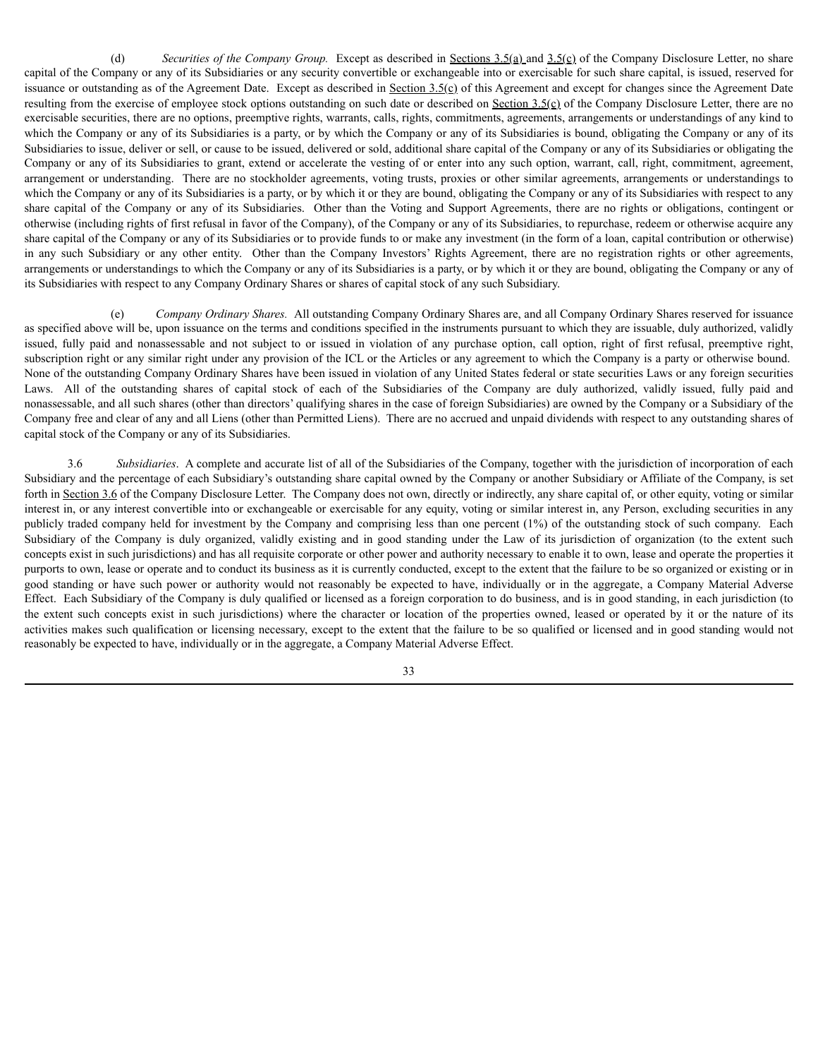(d) *Securities of the Company Group.* Except as described in Sections 3.5(a) and 3.5(c) of the Company Disclosure Letter, no share capital of the Company or any of its Subsidiaries or any security convertible or exchangeable into or exercisable for such share capital, is issued, reserved for issuance or outstanding as of the Agreement Date. Except as described in Section 3.5(c) of this Agreement and except for changes since the Agreement Date resulting from the exercise of employee stock options outstanding on such date or described on Section 3.5(c) of the Company Disclosure Letter, there are no exercisable securities, there are no options, preemptive rights, warrants, calls, rights, commitments, agreements, arrangements or understandings of any kind to which the Company or any of its Subsidiaries is a party, or by which the Company or any of its Subsidiaries is bound, obligating the Company or any of its Subsidiaries to issue, deliver or sell, or cause to be issued, delivered or sold, additional share capital of the Company or any of its Subsidiaries or obligating the Company or any of its Subsidiaries to grant, extend or accelerate the vesting of or enter into any such option, warrant, call, right, commitment, agreement, arrangement or understanding. There are no stockholder agreements, voting trusts, proxies or other similar agreements, arrangements or understandings to which the Company or any of its Subsidiaries is a party, or by which it or they are bound, obligating the Company or any of its Subsidiaries with respect to any share capital of the Company or any of its Subsidiaries. Other than the Voting and Support Agreements, there are no rights or obligations, contingent or otherwise (including rights of first refusal in favor of the Company), of the Company or any of its Subsidiaries, to repurchase, redeem or otherwise acquire any share capital of the Company or any of its Subsidiaries or to provide funds to or make any investment (in the form of a loan, capital contribution or otherwise) in any such Subsidiary or any other entity. Other than the Company Investors' Rights Agreement, there are no registration rights or other agreements, arrangements or understandings to which the Company or any of its Subsidiaries is a party, or by which it or they are bound, obligating the Company or any of its Subsidiaries with respect to any Company Ordinary Shares or shares of capital stock of any such Subsidiary.

(e) *Company Ordinary Shares.* All outstanding Company Ordinary Shares are, and all Company Ordinary Shares reserved for issuance as specified above will be, upon issuance on the terms and conditions specified in the instruments pursuant to which they are issuable, duly authorized, validly issued, fully paid and nonassessable and not subject to or issued in violation of any purchase option, call option, right of first refusal, preemptive right, subscription right or any similar right under any provision of the ICL or the Articles or any agreement to which the Company is a party or otherwise bound. None of the outstanding Company Ordinary Shares have been issued in violation of any United States federal or state securities Laws or any foreign securities Laws. All of the outstanding shares of capital stock of each of the Subsidiaries of the Company are duly authorized, validly issued, fully paid and nonassessable, and all such shares (other than directors' qualifying shares in the case of foreign Subsidiaries) are owned by the Company or a Subsidiary of the Company free and clear of any and all Liens (other than Permitted Liens). There are no accrued and unpaid dividends with respect to any outstanding shares of capital stock of the Company or any of its Subsidiaries.

3.6 *Subsidiaries*. A complete and accurate list of all of the Subsidiaries of the Company, together with the jurisdiction of incorporation of each Subsidiary and the percentage of each Subsidiary's outstanding share capital owned by the Company or another Subsidiary or Affiliate of the Company, is set forth in Section 3.6 of the Company Disclosure Letter. The Company does not own, directly or indirectly, any share capital of, or other equity, voting or similar interest in, or any interest convertible into or exchangeable or exercisable for any equity, voting or similar interest in, any Person, excluding securities in any publicly traded company held for investment by the Company and comprising less than one percent (1%) of the outstanding stock of such company. Each Subsidiary of the Company is duly organized, validly existing and in good standing under the Law of its jurisdiction of organization (to the extent such concepts exist in such jurisdictions) and has all requisite corporate or other power and authority necessary to enable it to own, lease and operate the properties it purports to own, lease or operate and to conduct its business as it is currently conducted, except to the extent that the failure to be so organized or existing or in good standing or have such power or authority would not reasonably be expected to have, individually or in the aggregate, a Company Material Adverse Effect. Each Subsidiary of the Company is duly qualified or licensed as a foreign corporation to do business, and is in good standing, in each jurisdiction (to the extent such concepts exist in such jurisdictions) where the character or location of the properties owned, leased or operated by it or the nature of its activities makes such qualification or licensing necessary, except to the extent that the failure to be so qualified or licensed and in good standing would not reasonably be expected to have, individually or in the aggregate, a Company Material Adverse Effect.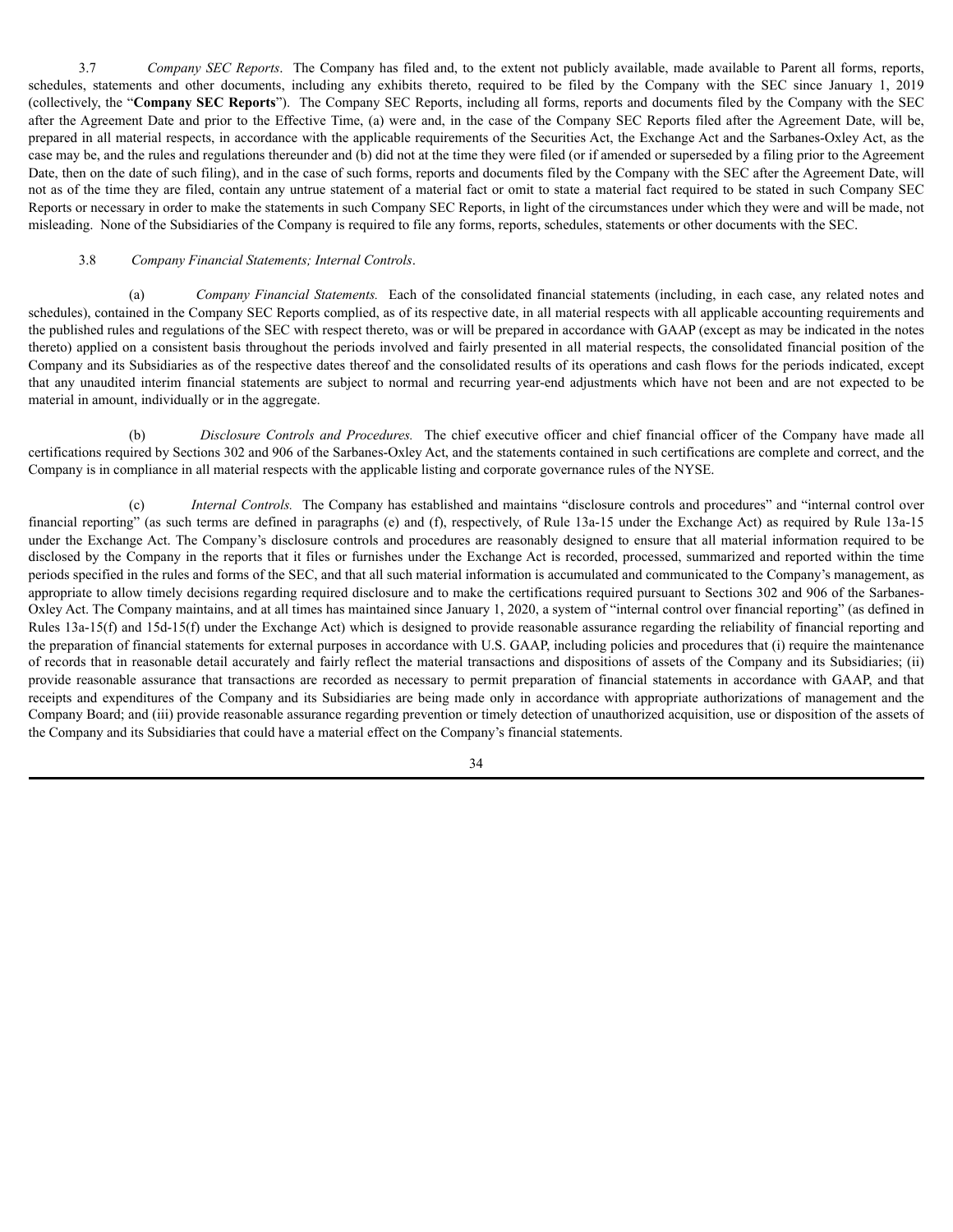3.7 *Company SEC Reports*. The Company has filed and, to the extent not publicly available, made available to Parent all forms, reports, schedules, statements and other documents, including any exhibits thereto, required to be filed by the Company with the SEC since January 1, 2019 (collectively, the "**Company SEC Reports**"). The Company SEC Reports, including all forms, reports and documents filed by the Company with the SEC after the Agreement Date and prior to the Effective Time, (a) were and, in the case of the Company SEC Reports filed after the Agreement Date, will be, prepared in all material respects, in accordance with the applicable requirements of the Securities Act, the Exchange Act and the Sarbanes-Oxley Act, as the case may be, and the rules and regulations thereunder and (b) did not at the time they were filed (or if amended or superseded by a filing prior to the Agreement Date, then on the date of such filing), and in the case of such forms, reports and documents filed by the Company with the SEC after the Agreement Date, will not as of the time they are filed, contain any untrue statement of a material fact or omit to state a material fact required to be stated in such Company SEC Reports or necessary in order to make the statements in such Company SEC Reports, in light of the circumstances under which they were and will be made, not misleading. None of the Subsidiaries of the Company is required to file any forms, reports, schedules, statements or other documents with the SEC.

3.8 *Company Financial Statements; Internal Controls*.

(a) *Company Financial Statements.* Each of the consolidated financial statements (including, in each case, any related notes and schedules), contained in the Company SEC Reports complied, as of its respective date, in all material respects with all applicable accounting requirements and the published rules and regulations of the SEC with respect thereto, was or will be prepared in accordance with GAAP (except as may be indicated in the notes thereto) applied on a consistent basis throughout the periods involved and fairly presented in all material respects, the consolidated financial position of the Company and its Subsidiaries as of the respective dates thereof and the consolidated results of its operations and cash flows for the periods indicated, except that any unaudited interim financial statements are subject to normal and recurring year-end adjustments which have not been and are not expected to be material in amount, individually or in the aggregate.

(b) *Disclosure Controls and Procedures.* The chief executive officer and chief financial officer of the Company have made all certifications required by Sections 302 and 906 of the Sarbanes-Oxley Act, and the statements contained in such certifications are complete and correct, and the Company is in compliance in all material respects with the applicable listing and corporate governance rules of the NYSE.

(c) *Internal Controls.* The Company has established and maintains "disclosure controls and procedures" and "internal control over financial reporting" (as such terms are defined in paragraphs (e) and (f), respectively, of Rule 13a-15 under the Exchange Act) as required by Rule 13a-15 under the Exchange Act. The Company's disclosure controls and procedures are reasonably designed to ensure that all material information required to be disclosed by the Company in the reports that it files or furnishes under the Exchange Act is recorded, processed, summarized and reported within the time periods specified in the rules and forms of the SEC, and that all such material information is accumulated and communicated to the Company's management, as appropriate to allow timely decisions regarding required disclosure and to make the certifications required pursuant to Sections 302 and 906 of the Sarbanes-Oxley Act. The Company maintains, and at all times has maintained since January 1, 2020, a system of "internal control over financial reporting" (as defined in Rules 13a-15(f) and 15d-15(f) under the Exchange Act) which is designed to provide reasonable assurance regarding the reliability of financial reporting and the preparation of financial statements for external purposes in accordance with U.S. GAAP, including policies and procedures that (i) require the maintenance of records that in reasonable detail accurately and fairly reflect the material transactions and dispositions of assets of the Company and its Subsidiaries; (ii) provide reasonable assurance that transactions are recorded as necessary to permit preparation of financial statements in accordance with GAAP, and that receipts and expenditures of the Company and its Subsidiaries are being made only in accordance with appropriate authorizations of management and the Company Board; and (iii) provide reasonable assurance regarding prevention or timely detection of unauthorized acquisition, use or disposition of the assets of the Company and its Subsidiaries that could have a material effect on the Company's financial statements.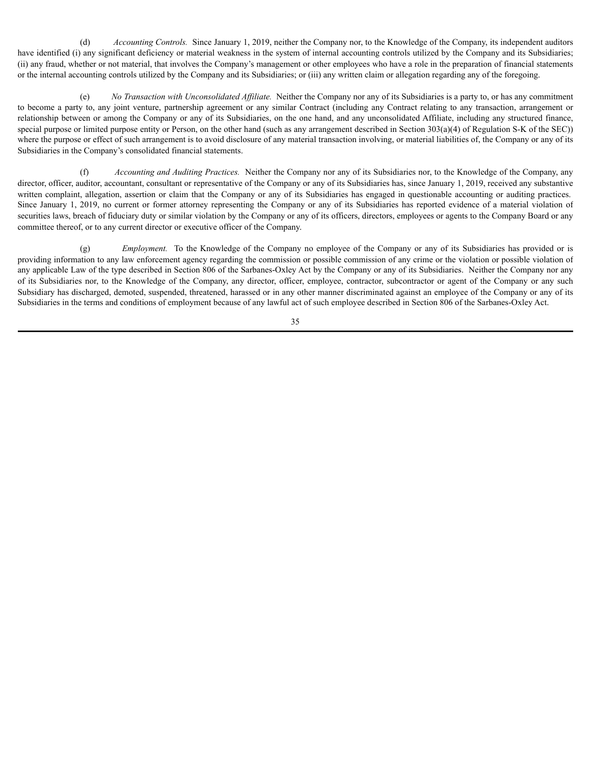(d) *Accounting Controls.* Since January 1, 2019, neither the Company nor, to the Knowledge of the Company, its independent auditors have identified (i) any significant deficiency or material weakness in the system of internal accounting controls utilized by the Company and its Subsidiaries; (ii) any fraud, whether or not material, that involves the Company's management or other employees who have a role in the preparation of financial statements or the internal accounting controls utilized by the Company and its Subsidiaries; or (iii) any written claim or allegation regarding any of the foregoing.

(e) *No Transaction with Unconsolidated Affiliate.* Neither the Company nor any of its Subsidiaries is a party to, or has any commitment to become a party to, any joint venture, partnership agreement or any similar Contract (including any Contract relating to any transaction, arrangement or relationship between or among the Company or any of its Subsidiaries, on the one hand, and any unconsolidated Affiliate, including any structured finance, special purpose or limited purpose entity or Person, on the other hand (such as any arrangement described in Section 303(a)(4) of Regulation S-K of the SEC)) where the purpose or effect of such arrangement is to avoid disclosure of any material transaction involving, or material liabilities of, the Company or any of its Subsidiaries in the Company's consolidated financial statements.

(f) *Accounting and Auditing Practices.* Neither the Company nor any of its Subsidiaries nor, to the Knowledge of the Company, any director, officer, auditor, accountant, consultant or representative of the Company or any of its Subsidiaries has, since January 1, 2019, received any substantive written complaint, allegation, assertion or claim that the Company or any of its Subsidiaries has engaged in questionable accounting or auditing practices. Since January 1, 2019, no current or former attorney representing the Company or any of its Subsidiaries has reported evidence of a material violation of securities laws, breach of fiduciary duty or similar violation by the Company or any of its officers, directors, employees or agents to the Company Board or any committee thereof, or to any current director or executive officer of the Company.

(g) *Employment.* To the Knowledge of the Company no employee of the Company or any of its Subsidiaries has provided or is providing information to any law enforcement agency regarding the commission or possible commission of any crime or the violation or possible violation of any applicable Law of the type described in Section 806 of the Sarbanes-Oxley Act by the Company or any of its Subsidiaries. Neither the Company nor any of its Subsidiaries nor, to the Knowledge of the Company, any director, officer, employee, contractor, subcontractor or agent of the Company or any such Subsidiary has discharged, demoted, suspended, threatened, harassed or in any other manner discriminated against an employee of the Company or any of its Subsidiaries in the terms and conditions of employment because of any lawful act of such employee described in Section 806 of the Sarbanes-Oxley Act.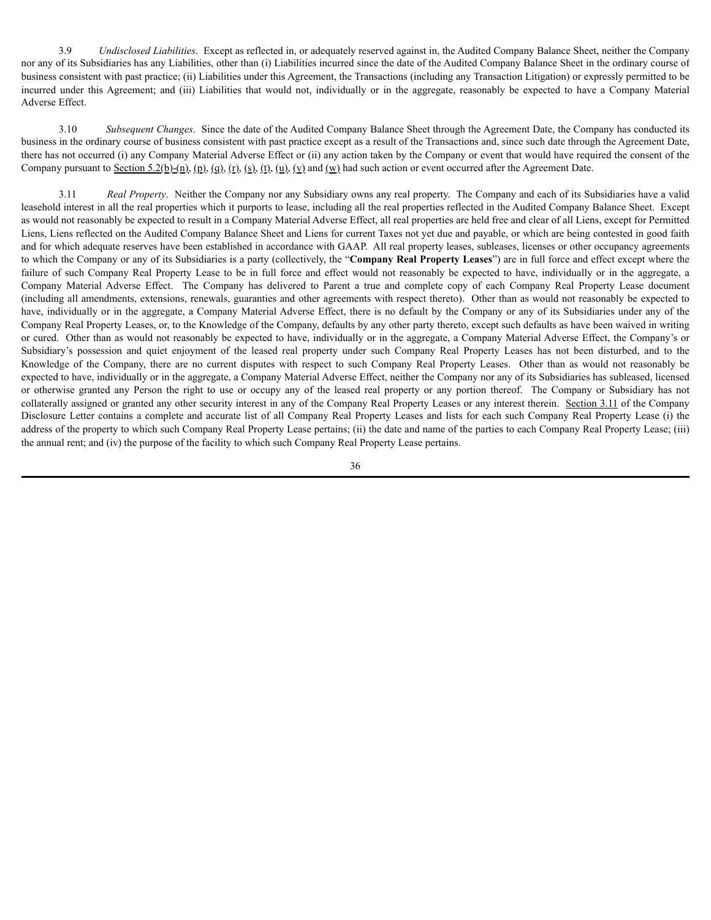3.9 *Undisclosed Liabilities*. Except as reflected in, or adequately reserved against in, the Audited Company Balance Sheet, neither the Company nor any of its Subsidiaries has any Liabilities, other than (i) Liabilities incurred since the date of the Audited Company Balance Sheet in the ordinary course of business consistent with past practice; (ii) Liabilities under this Agreement, the Transactions (including any Transaction Litigation) or expressly permitted to be incurred under this Agreement; and (iii) Liabilities that would not, individually or in the aggregate, reasonably be expected to have a Company Material Adverse Effect.

3.10 *Subsequent Changes*. Since the date of the Audited Company Balance Sheet through the Agreement Date, the Company has conducted its business in the ordinary course of business consistent with past practice except as a result of the Transactions and, since such date through the Agreement Date, there has not occurred (i) any Company Material Adverse Effect or (ii) any action taken by the Company or event that would have required the consent of the Company pursuant to Section 5.2(b)-(n), (p), (q), (r), (s), (t), (u), (v) and (w) had such action or event occurred after the Agreement Date.

3.11 *Real Property*. Neither the Company nor any Subsidiary owns any real property. The Company and each of its Subsidiaries have a valid leasehold interest in all the real properties which it purports to lease, including all the real properties reflected in the Audited Company Balance Sheet. Except as would not reasonably be expected to result in a Company Material Adverse Effect, all real properties are held free and clear of all Liens, except for Permitted Liens, Liens reflected on the Audited Company Balance Sheet and Liens for current Taxes not yet due and payable, or which are being contested in good faith and for which adequate reserves have been established in accordance with GAAP. All real property leases, subleases, licenses or other occupancy agreements to which the Company or any of its Subsidiaries is a party (collectively, the "**Company Real Property Leases**") are in full force and effect except where the failure of such Company Real Property Lease to be in full force and effect would not reasonably be expected to have, individually or in the aggregate, a Company Material Adverse Effect. The Company has delivered to Parent a true and complete copy of each Company Real Property Lease document (including all amendments, extensions, renewals, guaranties and other agreements with respect thereto). Other than as would not reasonably be expected to have, individually or in the aggregate, a Company Material Adverse Effect, there is no default by the Company or any of its Subsidiaries under any of the Company Real Property Leases, or, to the Knowledge of the Company, defaults by any other party thereto, except such defaults as have been waived in writing or cured. Other than as would not reasonably be expected to have, individually or in the aggregate, a Company Material Adverse Effect, the Company's or Subsidiary's possession and quiet enjoyment of the leased real property under such Company Real Property Leases has not been disturbed, and to the Knowledge of the Company, there are no current disputes with respect to such Company Real Property Leases. Other than as would not reasonably be expected to have, individually or in the aggregate, a Company Material Adverse Effect, neither the Company nor any of its Subsidiaries has subleased, licensed or otherwise granted any Person the right to use or occupy any of the leased real property or any portion thereof. The Company or Subsidiary has not collaterally assigned or granted any other security interest in any of the Company Real Property Leases or any interest therein. Section 3.11 of the Company Disclosure Letter contains a complete and accurate list of all Company Real Property Leases and lists for each such Company Real Property Lease (i) the address of the property to which such Company Real Property Lease pertains; (ii) the date and name of the parties to each Company Real Property Lease; (iii) the annual rent; and (iv) the purpose of the facility to which such Company Real Property Lease pertains.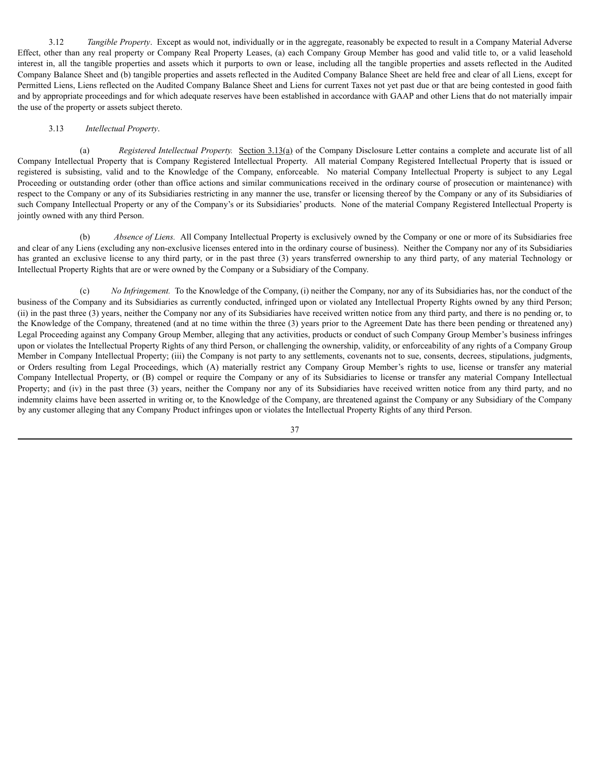3.12 *Tangible Property*. Except as would not, individually or in the aggregate, reasonably be expected to result in a Company Material Adverse Effect, other than any real property or Company Real Property Leases, (a) each Company Group Member has good and valid title to, or a valid leasehold interest in, all the tangible properties and assets which it purports to own or lease, including all the tangible properties and assets reflected in the Audited Company Balance Sheet and (b) tangible properties and assets reflected in the Audited Company Balance Sheet are held free and clear of all Liens, except for Permitted Liens, Liens reflected on the Audited Company Balance Sheet and Liens for current Taxes not yet past due or that are being contested in good faith and by appropriate proceedings and for which adequate reserves have been established in accordance with GAAP and other Liens that do not materially impair the use of the property or assets subject thereto.

3.13 *Intellectual Property*.

(a) *Registered Intellectual Property.* Section 3.13(a) of the Company Disclosure Letter contains a complete and accurate list of all Company Intellectual Property that is Company Registered Intellectual Property. All material Company Registered Intellectual Property that is issued or registered is subsisting, valid and to the Knowledge of the Company, enforceable. No material Company Intellectual Property is subject to any Legal Proceeding or outstanding order (other than office actions and similar communications received in the ordinary course of prosecution or maintenance) with respect to the Company or any of its Subsidiaries restricting in any manner the use, transfer or licensing thereof by the Company or any of its Subsidiaries of such Company Intellectual Property or any of the Company's or its Subsidiaries' products. None of the material Company Registered Intellectual Property is jointly owned with any third Person.

(b) *Absence of Liens.* All Company Intellectual Property is exclusively owned by the Company or one or more of its Subsidiaries free and clear of any Liens (excluding any non-exclusive licenses entered into in the ordinary course of business). Neither the Company nor any of its Subsidiaries has granted an exclusive license to any third party, or in the past three (3) years transferred ownership to any third party, of any material Technology or Intellectual Property Rights that are or were owned by the Company or a Subsidiary of the Company.

(c) *No Infringement.* To the Knowledge of the Company, (i) neither the Company, nor any of its Subsidiaries has, nor the conduct of the business of the Company and its Subsidiaries as currently conducted, infringed upon or violated any Intellectual Property Rights owned by any third Person; (ii) in the past three (3) years, neither the Company nor any of its Subsidiaries have received written notice from any third party, and there is no pending or, to the Knowledge of the Company, threatened (and at no time within the three (3) years prior to the Agreement Date has there been pending or threatened any) Legal Proceeding against any Company Group Member, alleging that any activities, products or conduct of such Company Group Member's business infringes upon or violates the Intellectual Property Rights of any third Person, or challenging the ownership, validity, or enforceability of any rights of a Company Group Member in Company Intellectual Property; (iii) the Company is not party to any settlements, covenants not to sue, consents, decrees, stipulations, judgments, or Orders resulting from Legal Proceedings, which (A) materially restrict any Company Group Member's rights to use, license or transfer any material Company Intellectual Property, or (B) compel or require the Company or any of its Subsidiaries to license or transfer any material Company Intellectual Property; and (iv) in the past three (3) years, neither the Company nor any of its Subsidiaries have received written notice from any third party, and no indemnity claims have been asserted in writing or, to the Knowledge of the Company, are threatened against the Company or any Subsidiary of the Company by any customer alleging that any Company Product infringes upon or violates the Intellectual Property Rights of any third Person.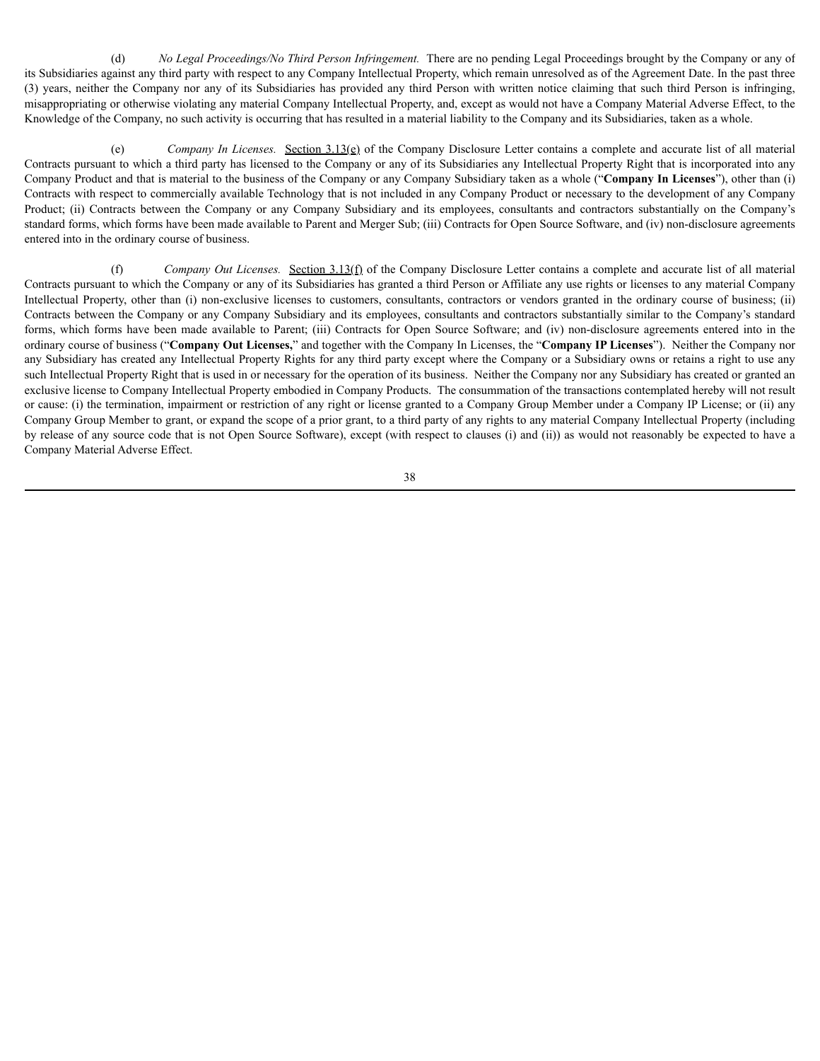(d) *No Legal Proceedings/No Third Person Infringement.* There are no pending Legal Proceedings brought by the Company or any of its Subsidiaries against any third party with respect to any Company Intellectual Property, which remain unresolved as of the Agreement Date. In the past three (3) years, neither the Company nor any of its Subsidiaries has provided any third Person with written notice claiming that such third Person is infringing, misappropriating or otherwise violating any material Company Intellectual Property, and, except as would not have a Company Material Adverse Effect, to the Knowledge of the Company, no such activity is occurring that has resulted in a material liability to the Company and its Subsidiaries, taken as a whole.

(e) *Company In Licenses.* Section 3.13(e) of the Company Disclosure Letter contains a complete and accurate list of all material Contracts pursuant to which a third party has licensed to the Company or any of its Subsidiaries any Intellectual Property Right that is incorporated into any Company Product and that is material to the business of the Company or any Company Subsidiary taken as a whole ("**Company In Licenses**"), other than (i) Contracts with respect to commercially available Technology that is not included in any Company Product or necessary to the development of any Company Product; (ii) Contracts between the Company or any Company Subsidiary and its employees, consultants and contractors substantially on the Company's standard forms, which forms have been made available to Parent and Merger Sub; (iii) Contracts for Open Source Software, and (iv) non-disclosure agreements entered into in the ordinary course of business.

(f) *Company Out Licenses.* Section 3.13(f) of the Company Disclosure Letter contains a complete and accurate list of all material Contracts pursuant to which the Company or any of its Subsidiaries has granted a third Person or Affiliate any use rights or licenses to any material Company Intellectual Property, other than (i) non-exclusive licenses to customers, consultants, contractors or vendors granted in the ordinary course of business; (ii) Contracts between the Company or any Company Subsidiary and its employees, consultants and contractors substantially similar to the Company's standard forms, which forms have been made available to Parent; (iii) Contracts for Open Source Software; and (iv) non-disclosure agreements entered into in the ordinary course of business ("**Company Out Licenses,**" and together with the Company In Licenses, the "**Company IP Licenses**"). Neither the Company nor any Subsidiary has created any Intellectual Property Rights for any third party except where the Company or a Subsidiary owns or retains a right to use any such Intellectual Property Right that is used in or necessary for the operation of its business. Neither the Company nor any Subsidiary has created or granted an exclusive license to Company Intellectual Property embodied in Company Products. The consummation of the transactions contemplated hereby will not result or cause: (i) the termination, impairment or restriction of any right or license granted to a Company Group Member under a Company IP License; or (ii) any Company Group Member to grant, or expand the scope of a prior grant, to a third party of any rights to any material Company Intellectual Property (including by release of any source code that is not Open Source Software), except (with respect to clauses (i) and (ii)) as would not reasonably be expected to have a Company Material Adverse Effect.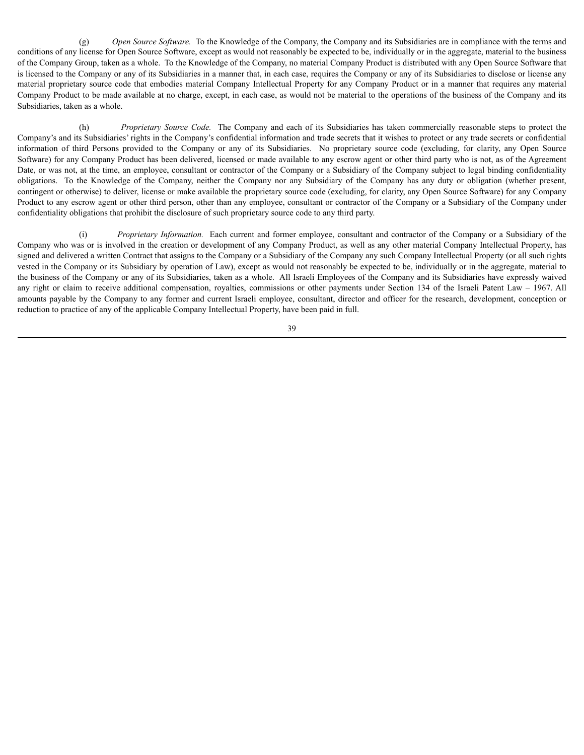(g) *Open Source Software.* To the Knowledge of the Company, the Company and its Subsidiaries are in compliance with the terms and conditions of any license for Open Source Software, except as would not reasonably be expected to be, individually or in the aggregate, material to the business of the Company Group, taken as a whole. To the Knowledge of the Company, no material Company Product is distributed with any Open Source Software that is licensed to the Company or any of its Subsidiaries in a manner that, in each case, requires the Company or any of its Subsidiaries to disclose or license any material proprietary source code that embodies material Company Intellectual Property for any Company Product or in a manner that requires any material Company Product to be made available at no charge, except, in each case, as would not be material to the operations of the business of the Company and its Subsidiaries, taken as a whole.

(h) *Proprietary Source Code.* The Company and each of its Subsidiaries has taken commercially reasonable steps to protect the Company's and its Subsidiaries' rights in the Company's confidential information and trade secrets that it wishes to protect or any trade secrets or confidential information of third Persons provided to the Company or any of its Subsidiaries. No proprietary source code (excluding, for clarity, any Open Source Software) for any Company Product has been delivered, licensed or made available to any escrow agent or other third party who is not, as of the Agreement Date, or was not, at the time, an employee, consultant or contractor of the Company or a Subsidiary of the Company subject to legal binding confidentiality obligations. To the Knowledge of the Company, neither the Company nor any Subsidiary of the Company has any duty or obligation (whether present, contingent or otherwise) to deliver, license or make available the proprietary source code (excluding, for clarity, any Open Source Software) for any Company Product to any escrow agent or other third person, other than any employee, consultant or contractor of the Company or a Subsidiary of the Company under confidentiality obligations that prohibit the disclosure of such proprietary source code to any third party.

(i) *Proprietary Information.* Each current and former employee, consultant and contractor of the Company or a Subsidiary of the Company who was or is involved in the creation or development of any Company Product, as well as any other material Company Intellectual Property, has signed and delivered a written Contract that assigns to the Company or a Subsidiary of the Company any such Company Intellectual Property (or all such rights vested in the Company or its Subsidiary by operation of Law), except as would not reasonably be expected to be, individually or in the aggregate, material to the business of the Company or any of its Subsidiaries, taken as a whole. All Israeli Employees of the Company and its Subsidiaries have expressly waived any right or claim to receive additional compensation, royalties, commissions or other payments under Section 134 of the Israeli Patent Law – 1967. All amounts payable by the Company to any former and current Israeli employee, consultant, director and officer for the research, development, conception or reduction to practice of any of the applicable Company Intellectual Property, have been paid in full.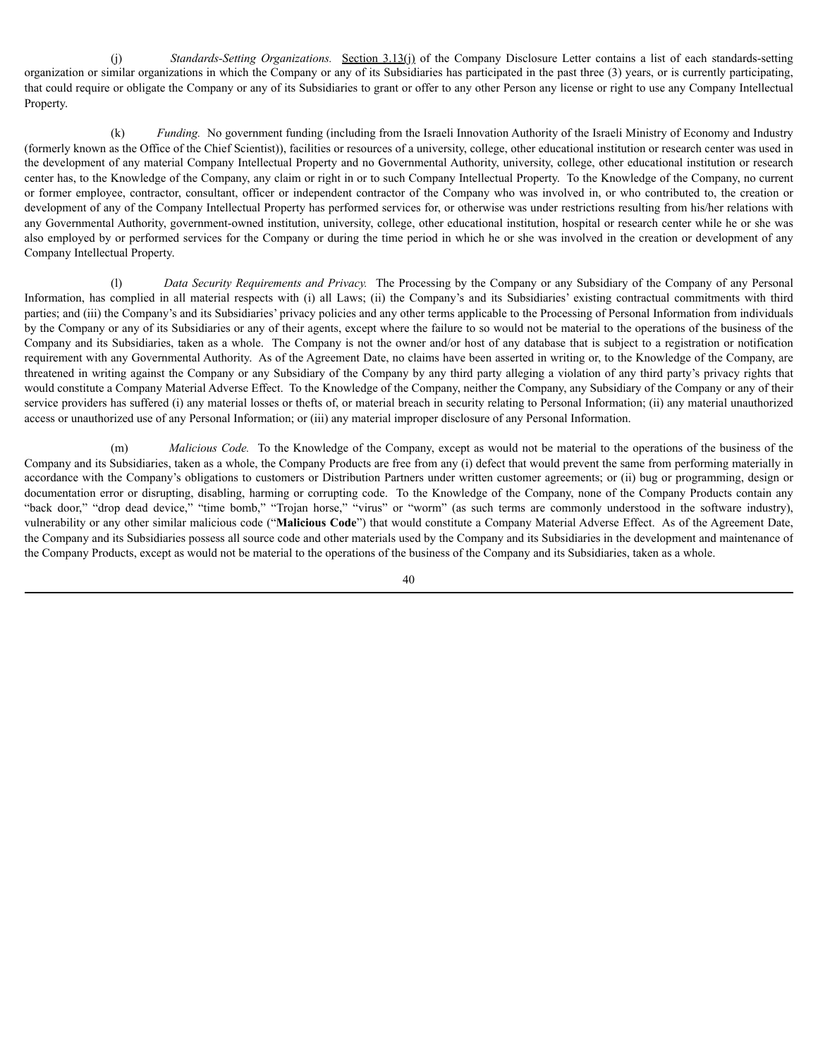(j) *Standards-Setting Organizations.* Section 3.13(j) of the Company Disclosure Letter contains a list of each standards-setting organization or similar organizations in which the Company or any of its Subsidiaries has participated in the past three (3) years, or is currently participating, that could require or obligate the Company or any of its Subsidiaries to grant or offer to any other Person any license or right to use any Company Intellectual Property.

(k) *Funding.* No government funding (including from the Israeli Innovation Authority of the Israeli Ministry of Economy and Industry (formerly known as the Office of the Chief Scientist)), facilities or resources of a university, college, other educational institution or research center was used in the development of any material Company Intellectual Property and no Governmental Authority, university, college, other educational institution or research center has, to the Knowledge of the Company, any claim or right in or to such Company Intellectual Property. To the Knowledge of the Company, no current or former employee, contractor, consultant, officer or independent contractor of the Company who was involved in, or who contributed to, the creation or development of any of the Company Intellectual Property has performed services for, or otherwise was under restrictions resulting from his/her relations with any Governmental Authority, government-owned institution, university, college, other educational institution, hospital or research center while he or she was also employed by or performed services for the Company or during the time period in which he or she was involved in the creation or development of any Company Intellectual Property.

(l) *Data Security Requirements and Privacy.* The Processing by the Company or any Subsidiary of the Company of any Personal Information, has complied in all material respects with (i) all Laws; (ii) the Company's and its Subsidiaries' existing contractual commitments with third parties; and (iii) the Company's and its Subsidiaries' privacy policies and any other terms applicable to the Processing of Personal Information from individuals by the Company or any of its Subsidiaries or any of their agents, except where the failure to so would not be material to the operations of the business of the Company and its Subsidiaries, taken as a whole. The Company is not the owner and/or host of any database that is subject to a registration or notification requirement with any Governmental Authority. As of the Agreement Date, no claims have been asserted in writing or, to the Knowledge of the Company, are threatened in writing against the Company or any Subsidiary of the Company by any third party alleging a violation of any third party's privacy rights that would constitute a Company Material Adverse Effect. To the Knowledge of the Company, neither the Company, any Subsidiary of the Company or any of their service providers has suffered (i) any material losses or thefts of, or material breach in security relating to Personal Information; (ii) any material unauthorized access or unauthorized use of any Personal Information; or (iii) any material improper disclosure of any Personal Information.

(m) *Malicious Code.* To the Knowledge of the Company, except as would not be material to the operations of the business of the Company and its Subsidiaries, taken as a whole, the Company Products are free from any (i) defect that would prevent the same from performing materially in accordance with the Company's obligations to customers or Distribution Partners under written customer agreements; or (ii) bug or programming, design or documentation error or disrupting, disabling, harming or corrupting code. To the Knowledge of the Company, none of the Company Products contain any "back door," "drop dead device," "time bomb," "Trojan horse," "virus" or "worm" (as such terms are commonly understood in the software industry), vulnerability or any other similar malicious code ("**Malicious Code**") that would constitute a Company Material Adverse Effect. As of the Agreement Date, the Company and its Subsidiaries possess all source code and other materials used by the Company and its Subsidiaries in the development and maintenance of the Company Products, except as would not be material to the operations of the business of the Company and its Subsidiaries, taken as a whole.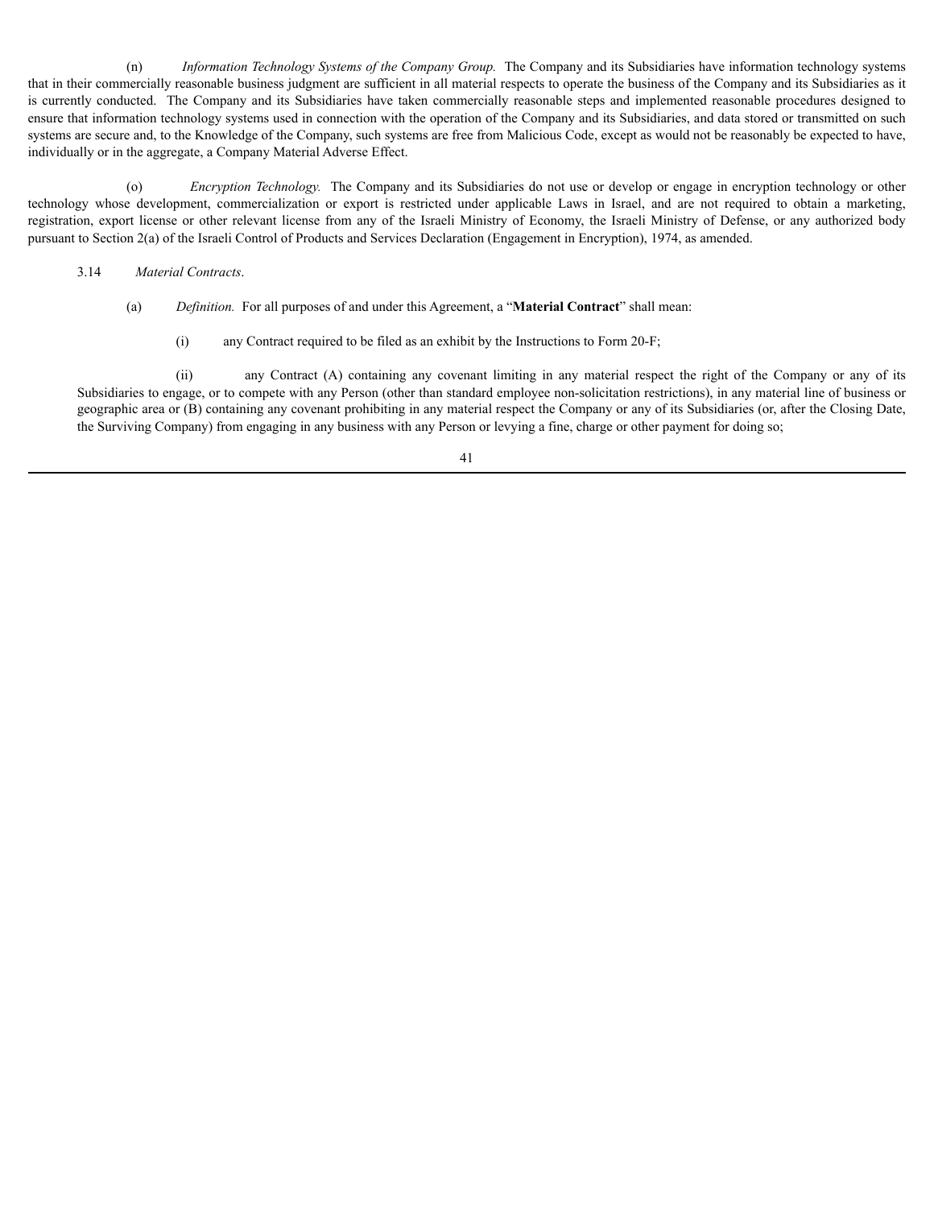(n) *Information Technology Systems of the Company Group.* The Company and its Subsidiaries have information technology systems that in their commercially reasonable business judgment are sufficient in all material respects to operate the business of the Company and its Subsidiaries as it is currently conducted. The Company and its Subsidiaries have taken commercially reasonable steps and implemented reasonable procedures designed to ensure that information technology systems used in connection with the operation of the Company and its Subsidiaries, and data stored or transmitted on such systems are secure and, to the Knowledge of the Company, such systems are free from Malicious Code, except as would not be reasonably be expected to have, individually or in the aggregate, a Company Material Adverse Effect.

(o) *Encryption Technology.* The Company and its Subsidiaries do not use or develop or engage in encryption technology or other technology whose development, commercialization or export is restricted under applicable Laws in Israel, and are not required to obtain a marketing, registration, export license or other relevant license from any of the Israeli Ministry of Economy, the Israeli Ministry of Defense, or any authorized body pursuant to Section 2(a) of the Israeli Control of Products and Services Declaration (Engagement in Encryption), 1974, as amended.

3.14 *Material Contracts*.

(a) *Definition.* For all purposes of and under this Agreement, a "**Material Contract**" shall mean:

(i) any Contract required to be filed as an exhibit by the Instructions to Form 20-F;

(ii) any Contract (A) containing any covenant limiting in any material respect the right of the Company or any of its Subsidiaries to engage, or to compete with any Person (other than standard employee non-solicitation restrictions), in any material line of business or geographic area or (B) containing any covenant prohibiting in any material respect the Company or any of its Subsidiaries (or, after the Closing Date, the Surviving Company) from engaging in any business with any Person or levying a fine, charge or other payment for doing so;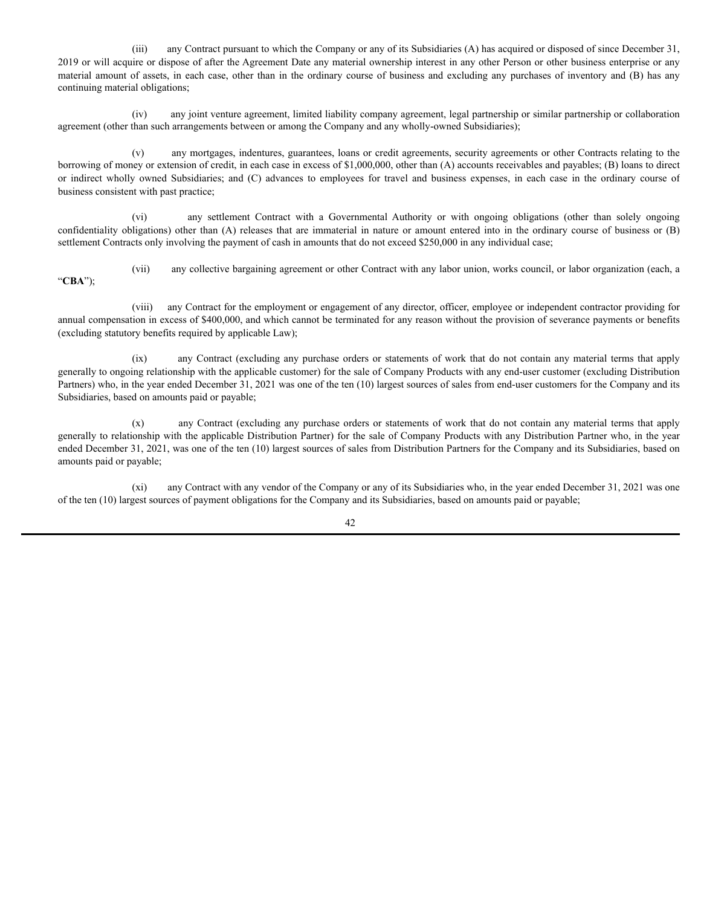(iii) any Contract pursuant to which the Company or any of its Subsidiaries (A) has acquired or disposed of since December 31, 2019 or will acquire or dispose of after the Agreement Date any material ownership interest in any other Person or other business enterprise or any material amount of assets, in each case, other than in the ordinary course of business and excluding any purchases of inventory and (B) has any continuing material obligations;

(iv) any joint venture agreement, limited liability company agreement, legal partnership or similar partnership or collaboration agreement (other than such arrangements between or among the Company and any wholly-owned Subsidiaries);

(v) any mortgages, indentures, guarantees, loans or credit agreements, security agreements or other Contracts relating to the borrowing of money or extension of credit, in each case in excess of $1,000,000, other than (A) accounts receivables and payables; (B) loans to direct or indirect wholly owned Subsidiaries; and (C) advances to employees for travel and business expenses, in each case in the ordinary course of business consistent with past practice;

(vi) any settlement Contract with a Governmental Authority or with ongoing obligations (other than solely ongoing confidentiality obligations) other than (A) releases that are immaterial in nature or amount entered into in the ordinary course of business or (B) settlement Contracts only involving the payment of cash in amounts that do not exceed $250,000 in any individual case;

(vii) any collective bargaining agreement or other Contract with any labor union, works council, or labor organization (each, a "**CBA**");

(viii) any Contract for the employment or engagement of any director, officer, employee or independent contractor providing for annual compensation in excess of $400,000, and which cannot be terminated for any reason without the provision of severance payments or benefits (excluding statutory benefits required by applicable Law);

(ix) any Contract (excluding any purchase orders or statements of work that do not contain any material terms that apply generally to ongoing relationship with the applicable customer) for the sale of Company Products with any end-user customer (excluding Distribution Partners) who, in the year ended December 31, 2021 was one of the ten (10) largest sources of sales from end-user customers for the Company and its Subsidiaries, based on amounts paid or payable;

(x) any Contract (excluding any purchase orders or statements of work that do not contain any material terms that apply generally to relationship with the applicable Distribution Partner) for the sale of Company Products with any Distribution Partner who, in the year ended December 31, 2021, was one of the ten (10) largest sources of sales from Distribution Partners for the Company and its Subsidiaries, based on amounts paid or payable;

(xi) any Contract with any vendor of the Company or any of its Subsidiaries who, in the year ended December 31, 2021 was one of the ten (10) largest sources of payment obligations for the Company and its Subsidiaries, based on amounts paid or payable;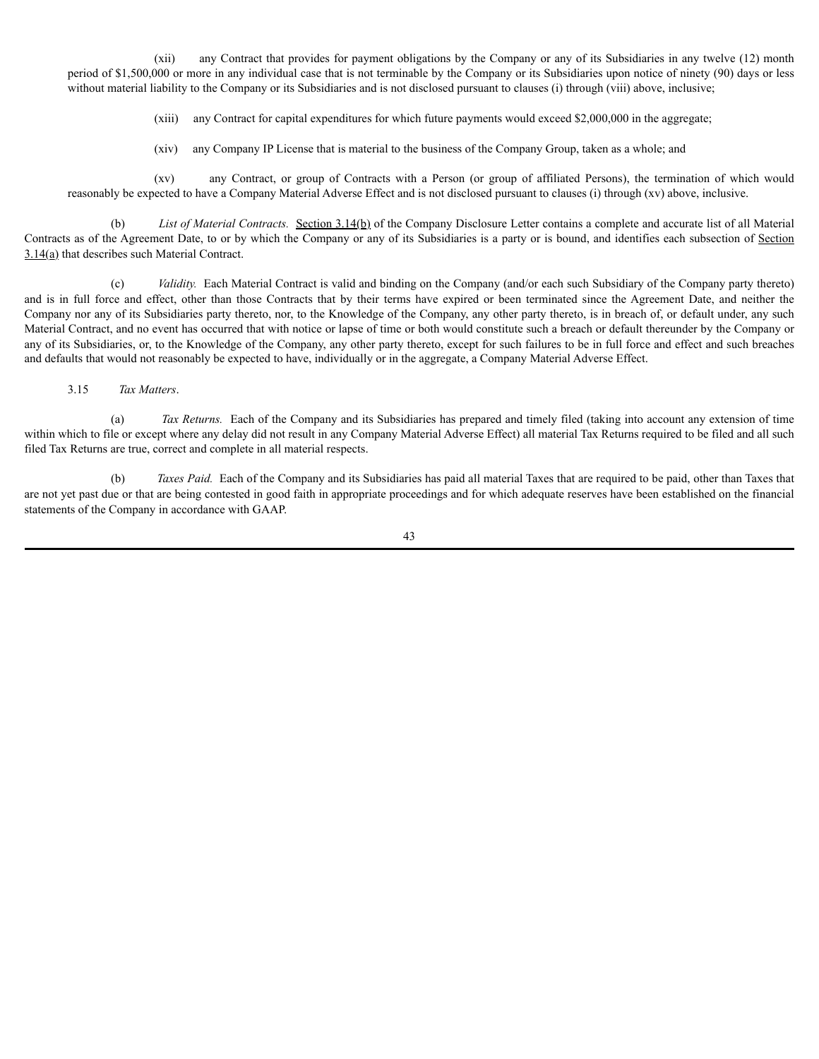(xii) any Contract that provides for payment obligations by the Company or any of its Subsidiaries in any twelve (12) month period of $1,500,000 or more in any individual case that is not terminable by the Company or its Subsidiaries upon notice of ninety (90) days or less without material liability to the Company or its Subsidiaries and is not disclosed pursuant to clauses (i) through (viii) above, inclusive;

(xiii) any Contract for capital expenditures for which future payments would exceed $2,000,000 in the aggregate;

(xiv) any Company IP License that is material to the business of the Company Group, taken as a whole; and

(xv) any Contract, or group of Contracts with a Person (or group of affiliated Persons), the termination of which would reasonably be expected to have a Company Material Adverse Effect and is not disclosed pursuant to clauses (i) through (xv) above, inclusive.

(b) *List of Material Contracts.* Section 3.14(b) of the Company Disclosure Letter contains a complete and accurate list of all Material Contracts as of the Agreement Date, to or by which the Company or any of its Subsidiaries is a party or is bound, and identifies each subsection of Section 3.14(a) that describes such Material Contract.

(c) *Validity.* Each Material Contract is valid and binding on the Company (and/or each such Subsidiary of the Company party thereto) and is in full force and effect, other than those Contracts that by their terms have expired or been terminated since the Agreement Date, and neither the Company nor any of its Subsidiaries party thereto, nor, to the Knowledge of the Company, any other party thereto, is in breach of, or default under, any such Material Contract, and no event has occurred that with notice or lapse of time or both would constitute such a breach or default thereunder by the Company or any of its Subsidiaries, or, to the Knowledge of the Company, any other party thereto, except for such failures to be in full force and effect and such breaches and defaults that would not reasonably be expected to have, individually or in the aggregate, a Company Material Adverse Effect.

3.15 *Tax Matters*.

(a) *Tax Returns.* Each of the Company and its Subsidiaries has prepared and timely filed (taking into account any extension of time within which to file or except where any delay did not result in any Company Material Adverse Effect) all material Tax Returns required to be filed and all such filed Tax Returns are true, correct and complete in all material respects.

(b) *Taxes Paid.* Each of the Company and its Subsidiaries has paid all material Taxes that are required to be paid, other than Taxes that are not yet past due or that are being contested in good faith in appropriate proceedings and for which adequate reserves have been established on the financial statements of the Company in accordance with GAAP.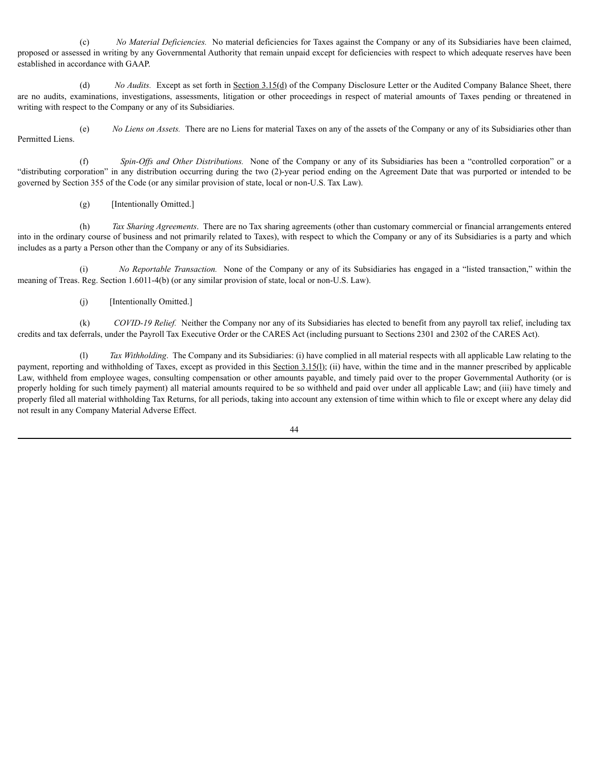(c) *No Material Deficiencies.* No material deficiencies for Taxes against the Company or any of its Subsidiaries have been claimed, proposed or assessed in writing by any Governmental Authority that remain unpaid except for deficiencies with respect to which adequate reserves have been established in accordance with GAAP.

(d) *No Audits.* Except as set forth in Section 3.15(d) of the Company Disclosure Letter or the Audited Company Balance Sheet, there are no audits, examinations, investigations, assessments, litigation or other proceedings in respect of material amounts of Taxes pending or threatened in writing with respect to the Company or any of its Subsidiaries.

(e) *No Liens on Assets.* There are no Liens for material Taxes on any of the assets of the Company or any of its Subsidiaries other than Permitted Liens.

(f) *Spin-Offs and Other Distributions.* None of the Company or any of its Subsidiaries has been a "controlled corporation" or a "distributing corporation" in any distribution occurring during the two (2)-year period ending on the Agreement Date that was purported or intended to be governed by Section 355 of the Code (or any similar provision of state, local or non-U.S. Tax Law).

(g) [Intentionally Omitted.]

(h) *Tax Sharing Agreements*. There are no Tax sharing agreements (other than customary commercial or financial arrangements entered into in the ordinary course of business and not primarily related to Taxes), with respect to which the Company or any of its Subsidiaries is a party and which includes as a party a Person other than the Company or any of its Subsidiaries.

(i) *No Reportable Transaction.* None of the Company or any of its Subsidiaries has engaged in a "listed transaction," within the meaning of Treas. Reg. Section 1.6011-4(b) (or any similar provision of state, local or non-U.S. Law).

(j) [Intentionally Omitted.]

(k) *COVID-19 Relief.* Neither the Company nor any of its Subsidiaries has elected to benefit from any payroll tax relief, including tax credits and tax deferrals, under the Payroll Tax Executive Order or the CARES Act (including pursuant to Sections 2301 and 2302 of the CARES Act).

(l) *Tax Withholding*. The Company and its Subsidiaries: (i) have complied in all material respects with all applicable Law relating to the payment, reporting and withholding of Taxes, except as provided in this Section 3.15(l); (ii) have, within the time and in the manner prescribed by applicable Law, withheld from employee wages, consulting compensation or other amounts payable, and timely paid over to the proper Governmental Authority (or is properly holding for such timely payment) all material amounts required to be so withheld and paid over under all applicable Law; and (iii) have timely and properly filed all material withholding Tax Returns, for all periods, taking into account any extension of time within which to file or except where any delay did not result in any Company Material Adverse Effect.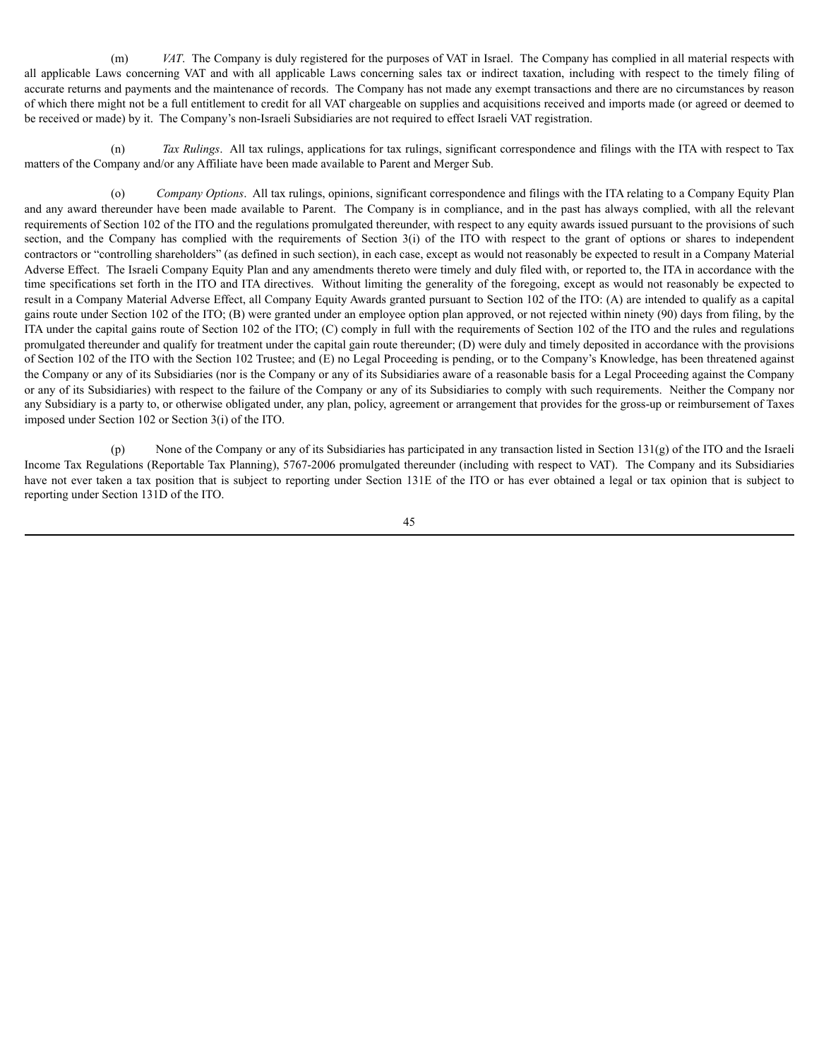(m) *VAT*. The Company is duly registered for the purposes of VAT in Israel. The Company has complied in all material respects with all applicable Laws concerning VAT and with all applicable Laws concerning sales tax or indirect taxation, including with respect to the timely filing of accurate returns and payments and the maintenance of records. The Company has not made any exempt transactions and there are no circumstances by reason of which there might not be a full entitlement to credit for all VAT chargeable on supplies and acquisitions received and imports made (or agreed or deemed to be received or made) by it. The Company's non-Israeli Subsidiaries are not required to effect Israeli VAT registration.

(n) *Tax Rulings*. All tax rulings, applications for tax rulings, significant correspondence and filings with the ITA with respect to Tax matters of the Company and/or any Affiliate have been made available to Parent and Merger Sub.

(o) *Company Options*. All tax rulings, opinions, significant correspondence and filings with the ITA relating to a Company Equity Plan and any award thereunder have been made available to Parent. The Company is in compliance, and in the past has always complied, with all the relevant requirements of Section 102 of the ITO and the regulations promulgated thereunder, with respect to any equity awards issued pursuant to the provisions of such section, and the Company has complied with the requirements of Section 3(i) of the ITO with respect to the grant of options or shares to independent contractors or "controlling shareholders" (as defined in such section), in each case, except as would not reasonably be expected to result in a Company Material Adverse Effect. The Israeli Company Equity Plan and any amendments thereto were timely and duly filed with, or reported to, the ITA in accordance with the time specifications set forth in the ITO and ITA directives. Without limiting the generality of the foregoing, except as would not reasonably be expected to result in a Company Material Adverse Effect, all Company Equity Awards granted pursuant to Section 102 of the ITO: (A) are intended to qualify as a capital gains route under Section 102 of the ITO; (B) were granted under an employee option plan approved, or not rejected within ninety (90) days from filing, by the ITA under the capital gains route of Section 102 of the ITO; (C) comply in full with the requirements of Section 102 of the ITO and the rules and regulations promulgated thereunder and qualify for treatment under the capital gain route thereunder; (D) were duly and timely deposited in accordance with the provisions of Section 102 of the ITO with the Section 102 Trustee; and (E) no Legal Proceeding is pending, or to the Company's Knowledge, has been threatened against the Company or any of its Subsidiaries (nor is the Company or any of its Subsidiaries aware of a reasonable basis for a Legal Proceeding against the Company or any of its Subsidiaries) with respect to the failure of the Company or any of its Subsidiaries to comply with such requirements. Neither the Company nor any Subsidiary is a party to, or otherwise obligated under, any plan, policy, agreement or arrangement that provides for the gross-up or reimbursement of Taxes imposed under Section 102 or Section 3(i) of the ITO.

(p) None of the Company or any of its Subsidiaries has participated in any transaction listed in Section 131(g) of the ITO and the Israeli Income Tax Regulations (Reportable Tax Planning), 5767-2006 promulgated thereunder (including with respect to VAT). The Company and its Subsidiaries have not ever taken a tax position that is subject to reporting under Section 131E of the ITO or has ever obtained a legal or tax opinion that is subject to reporting under Section 131D of the ITO.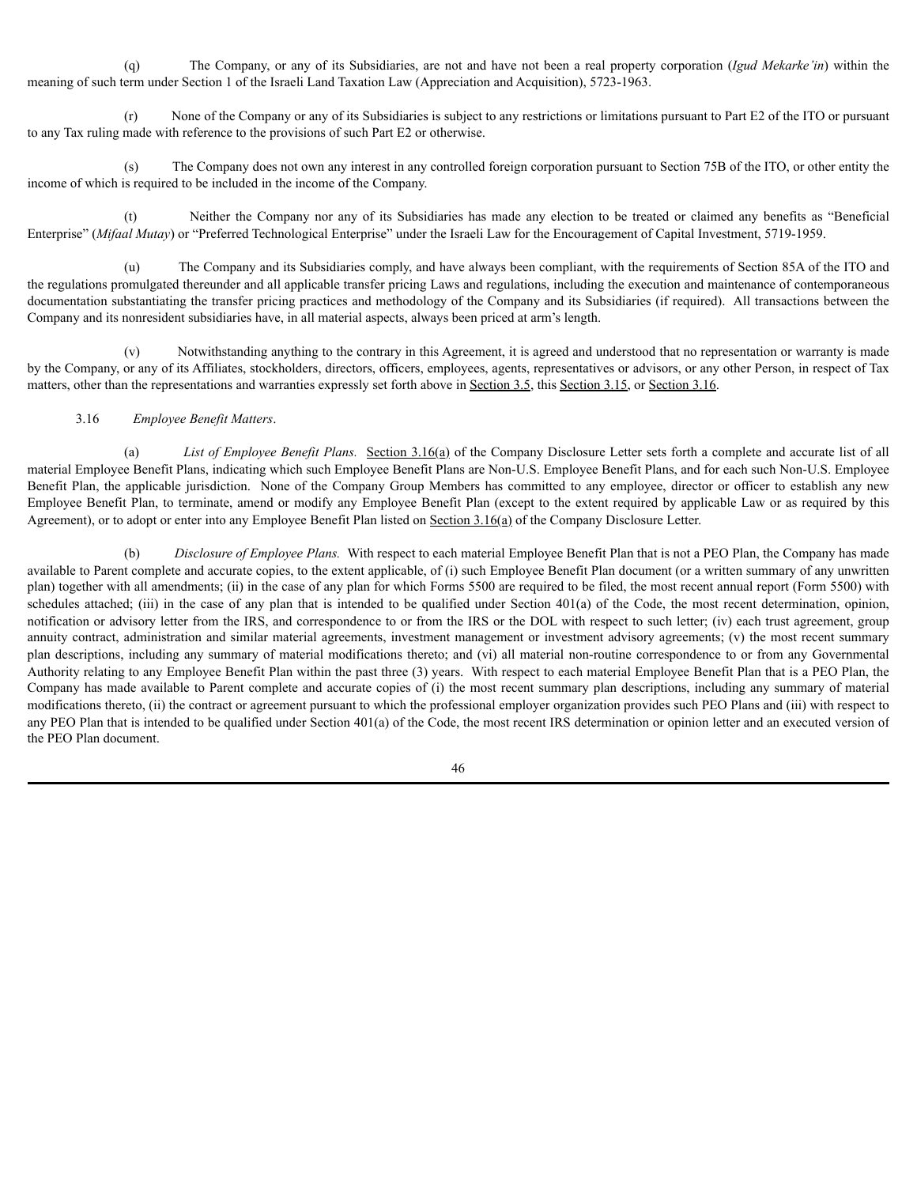(q) The Company, or any of its Subsidiaries, are not and have not been a real property corporation (*Igud Mekarke'in*) within the meaning of such term under Section 1 of the Israeli Land Taxation Law (Appreciation and Acquisition), 5723-1963.

(r) None of the Company or any of its Subsidiaries is subject to any restrictions or limitations pursuant to Part E2 of the ITO or pursuant to any Tax ruling made with reference to the provisions of such Part E2 or otherwise.

(s) The Company does not own any interest in any controlled foreign corporation pursuant to Section 75B of the ITO, or other entity the income of which is required to be included in the income of the Company.

(t) Neither the Company nor any of its Subsidiaries has made any election to be treated or claimed any benefits as "Beneficial Enterprise" (*Mifaal Mutay*) or "Preferred Technological Enterprise" under the Israeli Law for the Encouragement of Capital Investment, 5719-1959.

(u) The Company and its Subsidiaries comply, and have always been compliant, with the requirements of Section 85A of the ITO and the regulations promulgated thereunder and all applicable transfer pricing Laws and regulations, including the execution and maintenance of contemporaneous documentation substantiating the transfer pricing practices and methodology of the Company and its Subsidiaries (if required). All transactions between the Company and its nonresident subsidiaries have, in all material aspects, always been priced at arm's length.

(v) Notwithstanding anything to the contrary in this Agreement, it is agreed and understood that no representation or warranty is made by the Company, or any of its Affiliates, stockholders, directors, officers, employees, agents, representatives or advisors, or any other Person, in respect of Tax matters, other than the representations and warranties expressly set forth above in Section 3.5, this Section 3.15, or Section 3.16.

3.16 *Employee Benefit Matters*.

(a) *List of Employee Benefit Plans.* Section 3.16(a) of the Company Disclosure Letter sets forth a complete and accurate list of all material Employee Benefit Plans, indicating which such Employee Benefit Plans are Non-U.S. Employee Benefit Plans, and for each such Non-U.S. Employee Benefit Plan, the applicable jurisdiction. None of the Company Group Members has committed to any employee, director or officer to establish any new Employee Benefit Plan, to terminate, amend or modify any Employee Benefit Plan (except to the extent required by applicable Law or as required by this Agreement), or to adopt or enter into any Employee Benefit Plan listed on Section 3.16(a) of the Company Disclosure Letter.

(b) *Disclosure of Employee Plans.* With respect to each material Employee Benefit Plan that is not a PEO Plan, the Company has made available to Parent complete and accurate copies, to the extent applicable, of (i) such Employee Benefit Plan document (or a written summary of any unwritten plan) together with all amendments; (ii) in the case of any plan for which Forms 5500 are required to be filed, the most recent annual report (Form 5500) with schedules attached; (iii) in the case of any plan that is intended to be qualified under Section 401(a) of the Code, the most recent determination, opinion, notification or advisory letter from the IRS, and correspondence to or from the IRS or the DOL with respect to such letter; (iv) each trust agreement, group annuity contract, administration and similar material agreements, investment management or investment advisory agreements; (v) the most recent summary plan descriptions, including any summary of material modifications thereto; and (vi) all material non-routine correspondence to or from any Governmental Authority relating to any Employee Benefit Plan within the past three (3) years. With respect to each material Employee Benefit Plan that is a PEO Plan, the Company has made available to Parent complete and accurate copies of (i) the most recent summary plan descriptions, including any summary of material modifications thereto, (ii) the contract or agreement pursuant to which the professional employer organization provides such PEO Plans and (iii) with respect to any PEO Plan that is intended to be qualified under Section 401(a) of the Code, the most recent IRS determination or opinion letter and an executed version of the PEO Plan document.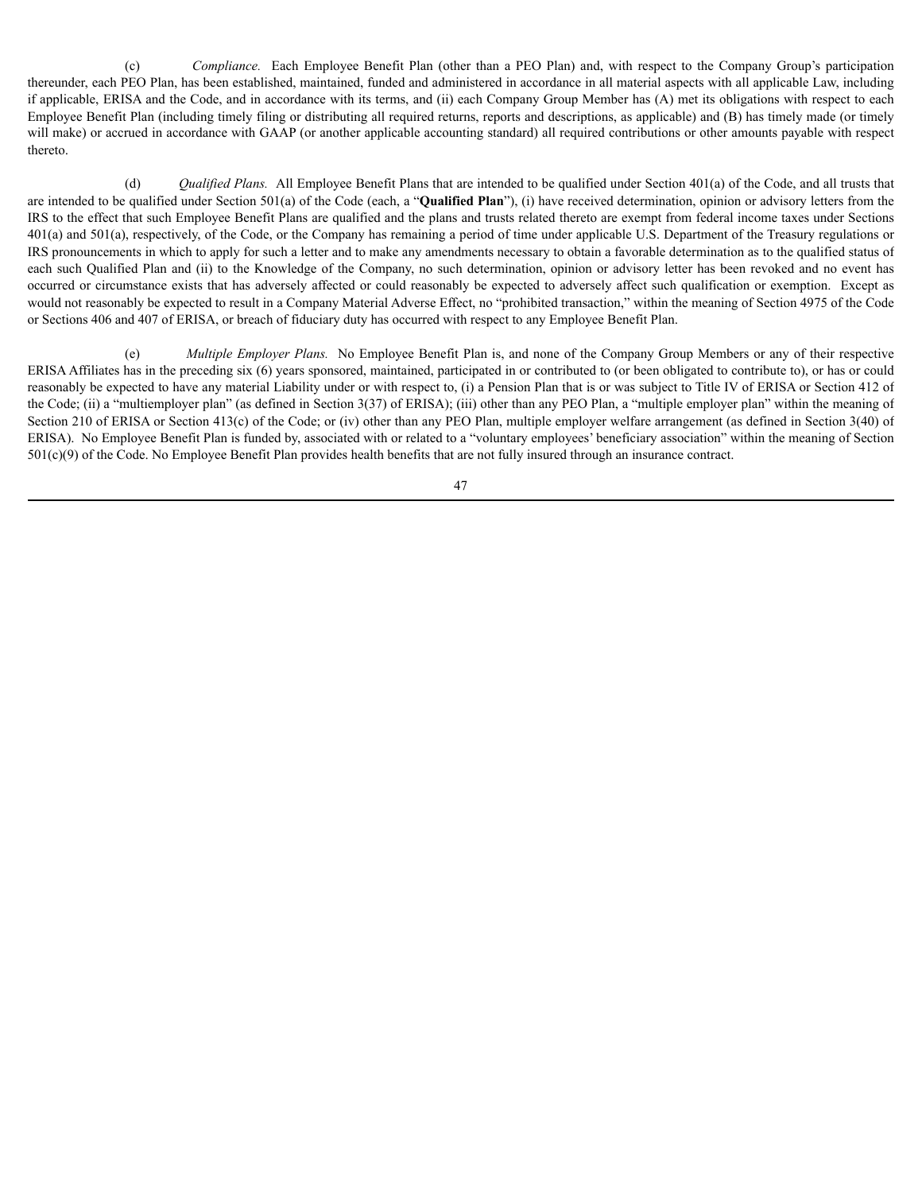(c) *Compliance.* Each Employee Benefit Plan (other than a PEO Plan) and, with respect to the Company Group's participation thereunder, each PEO Plan, has been established, maintained, funded and administered in accordance in all material aspects with all applicable Law, including if applicable, ERISA and the Code, and in accordance with its terms, and (ii) each Company Group Member has (A) met its obligations with respect to each Employee Benefit Plan (including timely filing or distributing all required returns, reports and descriptions, as applicable) and (B) has timely made (or timely will make) or accrued in accordance with GAAP (or another applicable accounting standard) all required contributions or other amounts payable with respect thereto.

(d) *Qualified Plans.* All Employee Benefit Plans that are intended to be qualified under Section 401(a) of the Code, and all trusts that are intended to be qualified under Section 501(a) of the Code (each, a "**Qualified Plan**"), (i) have received determination, opinion or advisory letters from the IRS to the effect that such Employee Benefit Plans are qualified and the plans and trusts related thereto are exempt from federal income taxes under Sections 401(a) and 501(a), respectively, of the Code, or the Company has remaining a period of time under applicable U.S. Department of the Treasury regulations or IRS pronouncements in which to apply for such a letter and to make any amendments necessary to obtain a favorable determination as to the qualified status of each such Qualified Plan and (ii) to the Knowledge of the Company, no such determination, opinion or advisory letter has been revoked and no event has occurred or circumstance exists that has adversely affected or could reasonably be expected to adversely affect such qualification or exemption. Except as would not reasonably be expected to result in a Company Material Adverse Effect, no "prohibited transaction," within the meaning of Section 4975 of the Code or Sections 406 and 407 of ERISA, or breach of fiduciary duty has occurred with respect to any Employee Benefit Plan.

(e) *Multiple Employer Plans.* No Employee Benefit Plan is, and none of the Company Group Members or any of their respective ERISA Affiliates has in the preceding six (6) years sponsored, maintained, participated in or contributed to (or been obligated to contribute to), or has or could reasonably be expected to have any material Liability under or with respect to, (i) a Pension Plan that is or was subject to Title IV of ERISA or Section 412 of the Code; (ii) a "multiemployer plan" (as defined in Section 3(37) of ERISA); (iii) other than any PEO Plan, a "multiple employer plan" within the meaning of Section 210 of ERISA or Section 413(c) of the Code; or (iv) other than any PEO Plan, multiple employer welfare arrangement (as defined in Section 3(40) of ERISA). No Employee Benefit Plan is funded by, associated with or related to a "voluntary employees' beneficiary association" within the meaning of Section 501(c)(9) of the Code. No Employee Benefit Plan provides health benefits that are not fully insured through an insurance contract.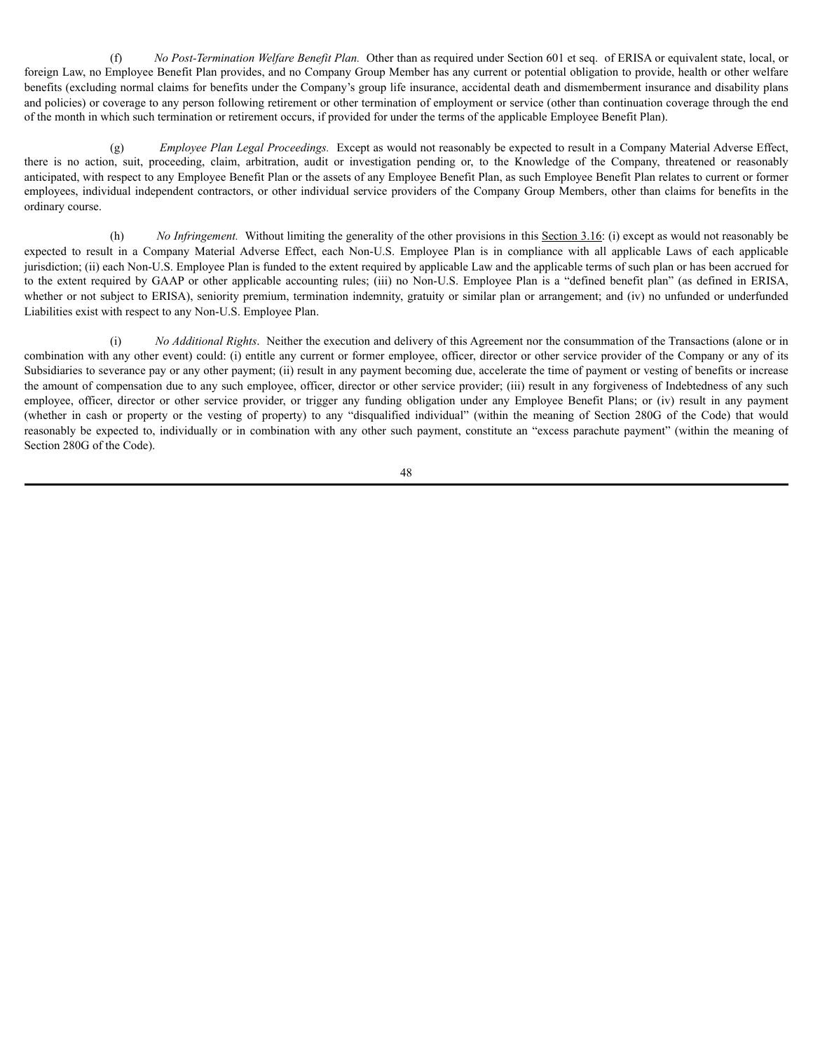(f) *No Post-Termination Welfare Benefit Plan.* Other than as required under Section 601 et seq. of ERISA or equivalent state, local, or foreign Law, no Employee Benefit Plan provides, and no Company Group Member has any current or potential obligation to provide, health or other welfare benefits (excluding normal claims for benefits under the Company's group life insurance, accidental death and dismemberment insurance and disability plans and policies) or coverage to any person following retirement or other termination of employment or service (other than continuation coverage through the end of the month in which such termination or retirement occurs, if provided for under the terms of the applicable Employee Benefit Plan).

(g) *Employee Plan Legal Proceedings.* Except as would not reasonably be expected to result in a Company Material Adverse Effect, there is no action, suit, proceeding, claim, arbitration, audit or investigation pending or, to the Knowledge of the Company, threatened or reasonably anticipated, with respect to any Employee Benefit Plan or the assets of any Employee Benefit Plan, as such Employee Benefit Plan relates to current or former employees, individual independent contractors, or other individual service providers of the Company Group Members, other than claims for benefits in the ordinary course.

(h) *No Infringement.* Without limiting the generality of the other provisions in this Section 3.16: (i) except as would not reasonably be expected to result in a Company Material Adverse Effect, each Non-U.S. Employee Plan is in compliance with all applicable Laws of each applicable jurisdiction; (ii) each Non-U.S. Employee Plan is funded to the extent required by applicable Law and the applicable terms of such plan or has been accrued for to the extent required by GAAP or other applicable accounting rules; (iii) no Non-U.S. Employee Plan is a "defined benefit plan" (as defined in ERISA, whether or not subject to ERISA), seniority premium, termination indemnity, gratuity or similar plan or arrangement; and (iv) no unfunded or underfunded Liabilities exist with respect to any Non-U.S. Employee Plan.

(i) *No Additional Rights*. Neither the execution and delivery of this Agreement nor the consummation of the Transactions (alone or in combination with any other event) could: (i) entitle any current or former employee, officer, director or other service provider of the Company or any of its Subsidiaries to severance pay or any other payment; (ii) result in any payment becoming due, accelerate the time of payment or vesting of benefits or increase the amount of compensation due to any such employee, officer, director or other service provider; (iii) result in any forgiveness of Indebtedness of any such employee, officer, director or other service provider, or trigger any funding obligation under any Employee Benefit Plans; or (iv) result in any payment (whether in cash or property or the vesting of property) to any "disqualified individual" (within the meaning of Section 280G of the Code) that would reasonably be expected to, individually or in combination with any other such payment, constitute an "excess parachute payment" (within the meaning of Section 280G of the Code).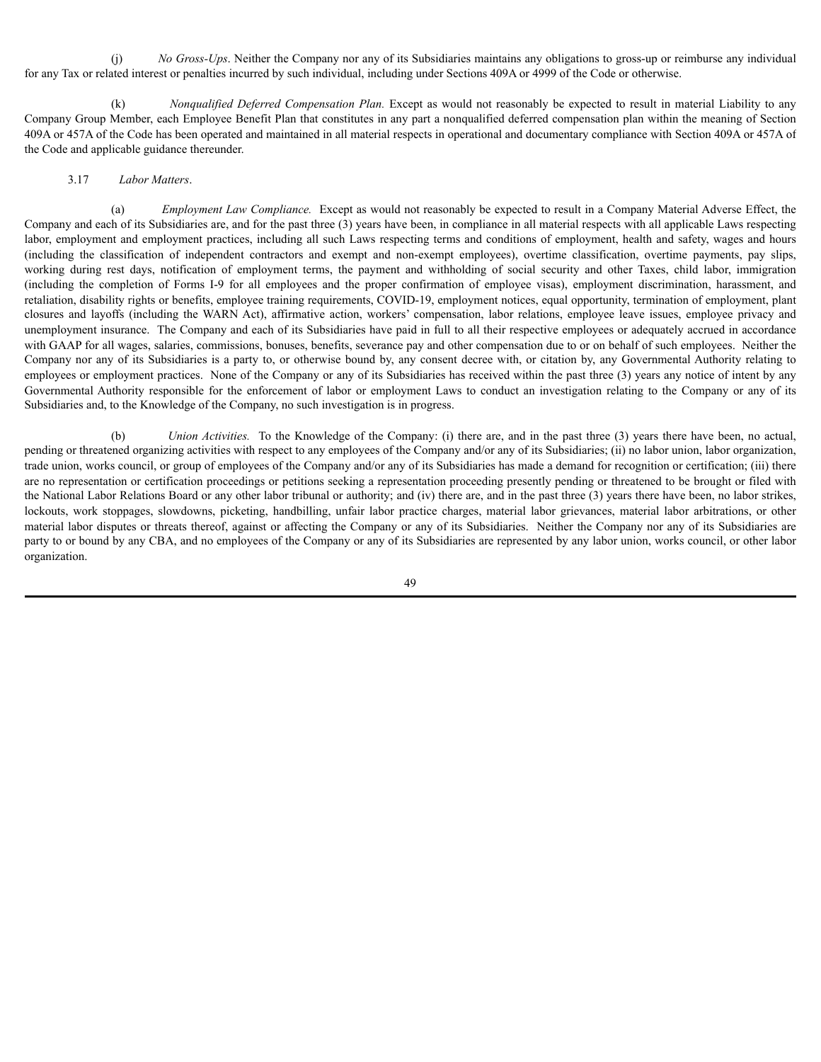(j) *No Gross-Ups*. Neither the Company nor any of its Subsidiaries maintains any obligations to gross-up or reimburse any individual for any Tax or related interest or penalties incurred by such individual, including under Sections 409A or 4999 of the Code or otherwise.

(k) *Nonqualified Deferred Compensation Plan.* Except as would not reasonably be expected to result in material Liability to any Company Group Member, each Employee Benefit Plan that constitutes in any part a nonqualified deferred compensation plan within the meaning of Section 409A or 457A of the Code has been operated and maintained in all material respects in operational and documentary compliance with Section 409A or 457A of the Code and applicable guidance thereunder.

3.17 *Labor Matters*.

(a) *Employment Law Compliance.* Except as would not reasonably be expected to result in a Company Material Adverse Effect, the Company and each of its Subsidiaries are, and for the past three (3) years have been, in compliance in all material respects with all applicable Laws respecting labor, employment and employment practices, including all such Laws respecting terms and conditions of employment, health and safety, wages and hours (including the classification of independent contractors and exempt and non-exempt employees), overtime classification, overtime payments, pay slips, working during rest days, notification of employment terms, the payment and withholding of social security and other Taxes, child labor, immigration (including the completion of Forms I-9 for all employees and the proper confirmation of employee visas), employment discrimination, harassment, and retaliation, disability rights or benefits, employee training requirements, COVID-19, employment notices, equal opportunity, termination of employment, plant closures and layoffs (including the WARN Act), affirmative action, workers' compensation, labor relations, employee leave issues, employee privacy and unemployment insurance. The Company and each of its Subsidiaries have paid in full to all their respective employees or adequately accrued in accordance with GAAP for all wages, salaries, commissions, bonuses, benefits, severance pay and other compensation due to or on behalf of such employees. Neither the Company nor any of its Subsidiaries is a party to, or otherwise bound by, any consent decree with, or citation by, any Governmental Authority relating to employees or employment practices. None of the Company or any of its Subsidiaries has received within the past three (3) years any notice of intent by any Governmental Authority responsible for the enforcement of labor or employment Laws to conduct an investigation relating to the Company or any of its Subsidiaries and, to the Knowledge of the Company, no such investigation is in progress.

(b) *Union Activities.* To the Knowledge of the Company: (i) there are, and in the past three (3) years there have been, no actual, pending or threatened organizing activities with respect to any employees of the Company and/or any of its Subsidiaries; (ii) no labor union, labor organization, trade union, works council, or group of employees of the Company and/or any of its Subsidiaries has made a demand for recognition or certification; (iii) there are no representation or certification proceedings or petitions seeking a representation proceeding presently pending or threatened to be brought or filed with the National Labor Relations Board or any other labor tribunal or authority; and (iv) there are, and in the past three (3) years there have been, no labor strikes, lockouts, work stoppages, slowdowns, picketing, handbilling, unfair labor practice charges, material labor grievances, material labor arbitrations, or other material labor disputes or threats thereof, against or affecting the Company or any of its Subsidiaries. Neither the Company nor any of its Subsidiaries are party to or bound by any CBA, and no employees of the Company or any of its Subsidiaries are represented by any labor union, works council, or other labor organization.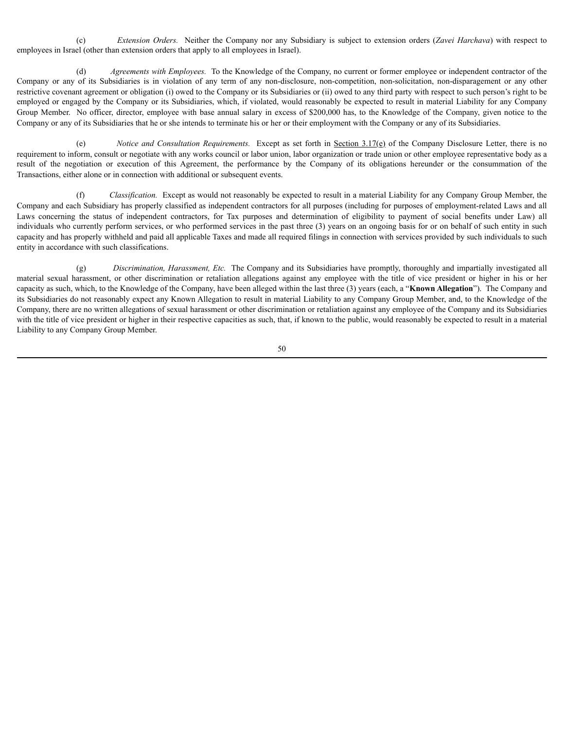(c) *Extension Orders.* Neither the Company nor any Subsidiary is subject to extension orders (*Zavei Harchava*) with respect to employees in Israel (other than extension orders that apply to all employees in Israel).

(d) *Agreements with Employees.* To the Knowledge of the Company, no current or former employee or independent contractor of the Company or any of its Subsidiaries is in violation of any term of any non-disclosure, non-competition, non-solicitation, non-disparagement or any other restrictive covenant agreement or obligation (i) owed to the Company or its Subsidiaries or (ii) owed to any third party with respect to such person's right to be employed or engaged by the Company or its Subsidiaries, which, if violated, would reasonably be expected to result in material Liability for any Company Group Member. No officer, director, employee with base annual salary in excess of $200,000 has, to the Knowledge of the Company, given notice to the Company or any of its Subsidiaries that he or she intends to terminate his or her or their employment with the Company or any of its Subsidiaries.

(e) *Notice and Consultation Requirements.* Except as set forth in Section 3.17(e) of the Company Disclosure Letter, there is no requirement to inform, consult or negotiate with any works council or labor union, labor organization or trade union or other employee representative body as a result of the negotiation or execution of this Agreement, the performance by the Company of its obligations hereunder or the consummation of the Transactions, either alone or in connection with additional or subsequent events.

(f) *Classification.* Except as would not reasonably be expected to result in a material Liability for any Company Group Member, the Company and each Subsidiary has properly classified as independent contractors for all purposes (including for purposes of employment-related Laws and all Laws concerning the status of independent contractors, for Tax purposes and determination of eligibility to payment of social benefits under Law) all individuals who currently perform services, or who performed services in the past three (3) years on an ongoing basis for or on behalf of such entity in such capacity and has properly withheld and paid all applicable Taxes and made all required filings in connection with services provided by such individuals to such entity in accordance with such classifications.

(g) *Discrimination, Harassment, Etc.* The Company and its Subsidiaries have promptly, thoroughly and impartially investigated all material sexual harassment, or other discrimination or retaliation allegations against any employee with the title of vice president or higher in his or her capacity as such, which, to the Knowledge of the Company, have been alleged within the last three (3) years (each, a "**Known Allegation**"). The Company and its Subsidiaries do not reasonably expect any Known Allegation to result in material Liability to any Company Group Member, and, to the Knowledge of the Company, there are no written allegations of sexual harassment or other discrimination or retaliation against any employee of the Company and its Subsidiaries with the title of vice president or higher in their respective capacities as such, that, if known to the public, would reasonably be expected to result in a material Liability to any Company Group Member.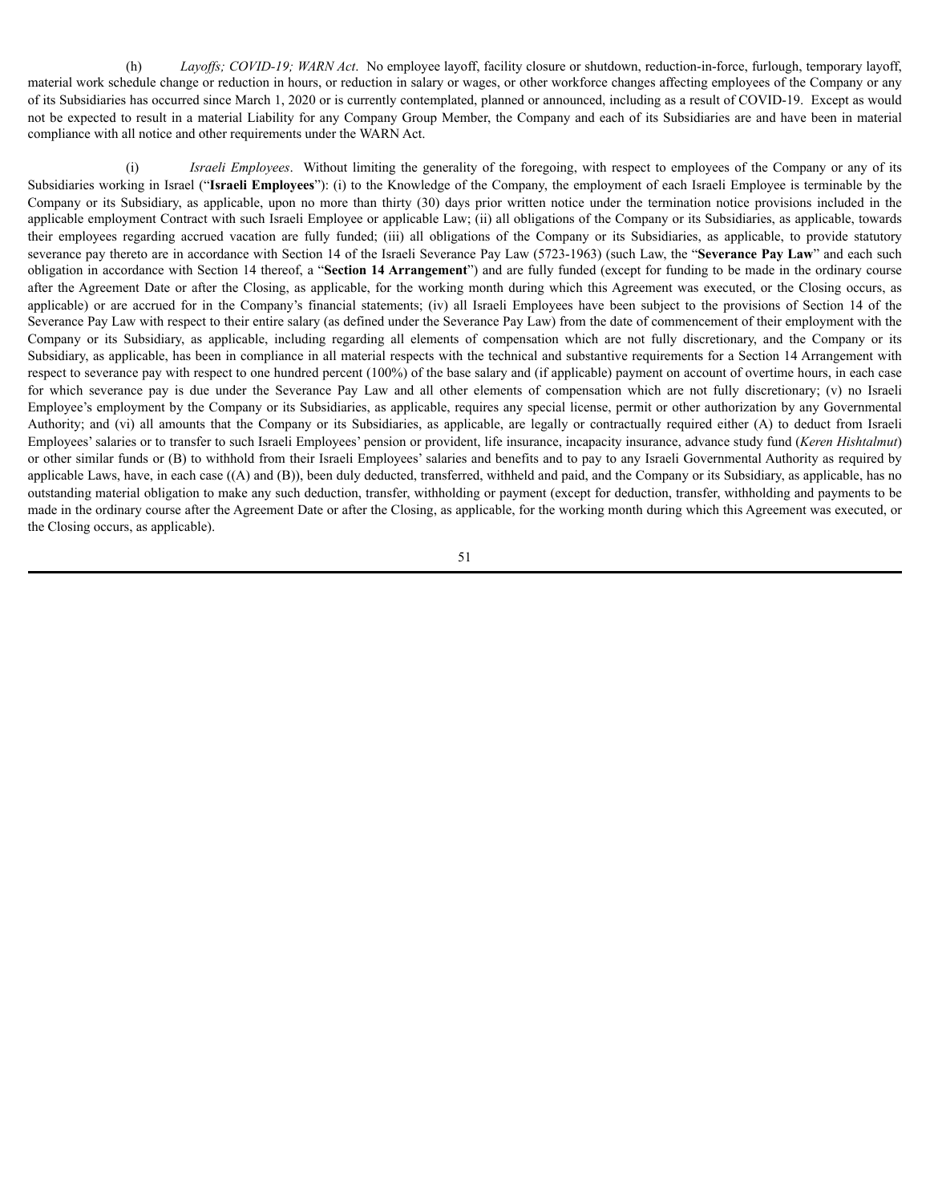(h) *Layoffs; COVID-19; WARN Act*. No employee layoff, facility closure or shutdown, reduction-in-force, furlough, temporary layoff, material work schedule change or reduction in hours, or reduction in salary or wages, or other workforce changes affecting employees of the Company or any of its Subsidiaries has occurred since March 1, 2020 or is currently contemplated, planned or announced, including as a result of COVID-19. Except as would not be expected to result in a material Liability for any Company Group Member, the Company and each of its Subsidiaries are and have been in material compliance with all notice and other requirements under the WARN Act.

(i) *Israeli Employees*. Without limiting the generality of the foregoing, with respect to employees of the Company or any of its Subsidiaries working in Israel ("**Israeli Employees**"): (i) to the Knowledge of the Company, the employment of each Israeli Employee is terminable by the Company or its Subsidiary, as applicable, upon no more than thirty (30) days prior written notice under the termination notice provisions included in the applicable employment Contract with such Israeli Employee or applicable Law; (ii) all obligations of the Company or its Subsidiaries, as applicable, towards their employees regarding accrued vacation are fully funded; (iii) all obligations of the Company or its Subsidiaries, as applicable, to provide statutory severance pay thereto are in accordance with Section 14 of the Israeli Severance Pay Law (5723-1963) (such Law, the "**Severance Pay Law**" and each such obligation in accordance with Section 14 thereof, a "**Section 14 Arrangement**") and are fully funded (except for funding to be made in the ordinary course after the Agreement Date or after the Closing, as applicable, for the working month during which this Agreement was executed, or the Closing occurs, as applicable) or are accrued for in the Company's financial statements; (iv) all Israeli Employees have been subject to the provisions of Section 14 of the Severance Pay Law with respect to their entire salary (as defined under the Severance Pay Law) from the date of commencement of their employment with the Company or its Subsidiary, as applicable, including regarding all elements of compensation which are not fully discretionary, and the Company or its Subsidiary, as applicable, has been in compliance in all material respects with the technical and substantive requirements for a Section 14 Arrangement with respect to severance pay with respect to one hundred percent (100%) of the base salary and (if applicable) payment on account of overtime hours, in each case for which severance pay is due under the Severance Pay Law and all other elements of compensation which are not fully discretionary; (v) no Israeli Employee's employment by the Company or its Subsidiaries, as applicable, requires any special license, permit or other authorization by any Governmental Authority; and (vi) all amounts that the Company or its Subsidiaries, as applicable, are legally or contractually required either (A) to deduct from Israeli Employees' salaries or to transfer to such Israeli Employees' pension or provident, life insurance, incapacity insurance, advance study fund (*Keren Hishtalmut*) or other similar funds or (B) to withhold from their Israeli Employees' salaries and benefits and to pay to any Israeli Governmental Authority as required by applicable Laws, have, in each case ((A) and (B)), been duly deducted, transferred, withheld and paid, and the Company or its Subsidiary, as applicable, has no outstanding material obligation to make any such deduction, transfer, withholding or payment (except for deduction, transfer, withholding and payments to be made in the ordinary course after the Agreement Date or after the Closing, as applicable, for the working month during which this Agreement was executed, or the Closing occurs, as applicable).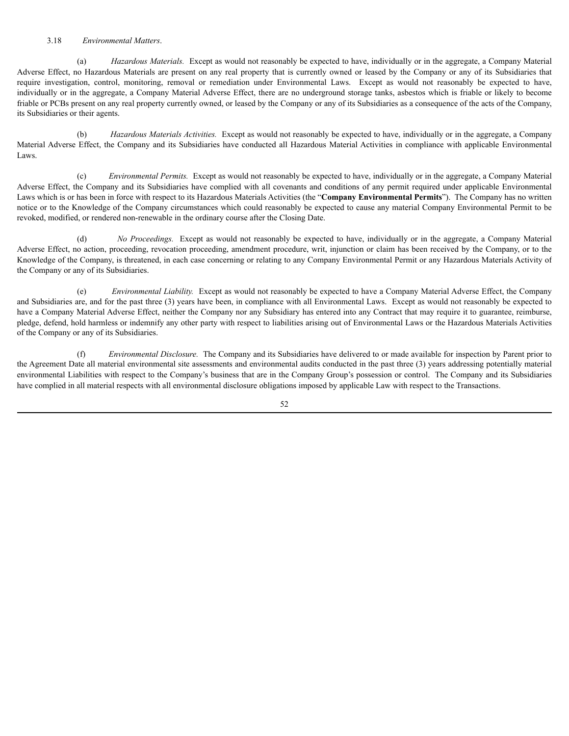3.18 *Environmental Matters*.

(a) *Hazardous Materials.* Except as would not reasonably be expected to have, individually or in the aggregate, a Company Material Adverse Effect, no Hazardous Materials are present on any real property that is currently owned or leased by the Company or any of its Subsidiaries that require investigation, control, monitoring, removal or remediation under Environmental Laws. Except as would not reasonably be expected to have, individually or in the aggregate, a Company Material Adverse Effect, there are no underground storage tanks, asbestos which is friable or likely to become friable or PCBs present on any real property currently owned, or leased by the Company or any of its Subsidiaries as a consequence of the acts of the Company, its Subsidiaries or their agents.

(b) *Hazardous Materials Activities.* Except as would not reasonably be expected to have, individually or in the aggregate, a Company Material Adverse Effect, the Company and its Subsidiaries have conducted all Hazardous Material Activities in compliance with applicable Environmental Laws.

(c) *Environmental Permits.* Except as would not reasonably be expected to have, individually or in the aggregate, a Company Material Adverse Effect, the Company and its Subsidiaries have complied with all covenants and conditions of any permit required under applicable Environmental Laws which is or has been in force with respect to its Hazardous Materials Activities (the "**Company Environmental Permits**"). The Company has no written notice or to the Knowledge of the Company circumstances which could reasonably be expected to cause any material Company Environmental Permit to be revoked, modified, or rendered non-renewable in the ordinary course after the Closing Date.

(d) *No Proceedings.* Except as would not reasonably be expected to have, individually or in the aggregate, a Company Material Adverse Effect, no action, proceeding, revocation proceeding, amendment procedure, writ, injunction or claim has been received by the Company, or to the Knowledge of the Company, is threatened, in each case concerning or relating to any Company Environmental Permit or any Hazardous Materials Activity of the Company or any of its Subsidiaries.

(e) *Environmental Liability.* Except as would not reasonably be expected to have a Company Material Adverse Effect, the Company and Subsidiaries are, and for the past three (3) years have been, in compliance with all Environmental Laws. Except as would not reasonably be expected to have a Company Material Adverse Effect, neither the Company nor any Subsidiary has entered into any Contract that may require it to guarantee, reimburse, pledge, defend, hold harmless or indemnify any other party with respect to liabilities arising out of Environmental Laws or the Hazardous Materials Activities of the Company or any of its Subsidiaries.

(f) *Environmental Disclosure.* The Company and its Subsidiaries have delivered to or made available for inspection by Parent prior to the Agreement Date all material environmental site assessments and environmental audits conducted in the past three (3) years addressing potentially material environmental Liabilities with respect to the Company's business that are in the Company Group's possession or control. The Company and its Subsidiaries have complied in all material respects with all environmental disclosure obligations imposed by applicable Law with respect to the Transactions.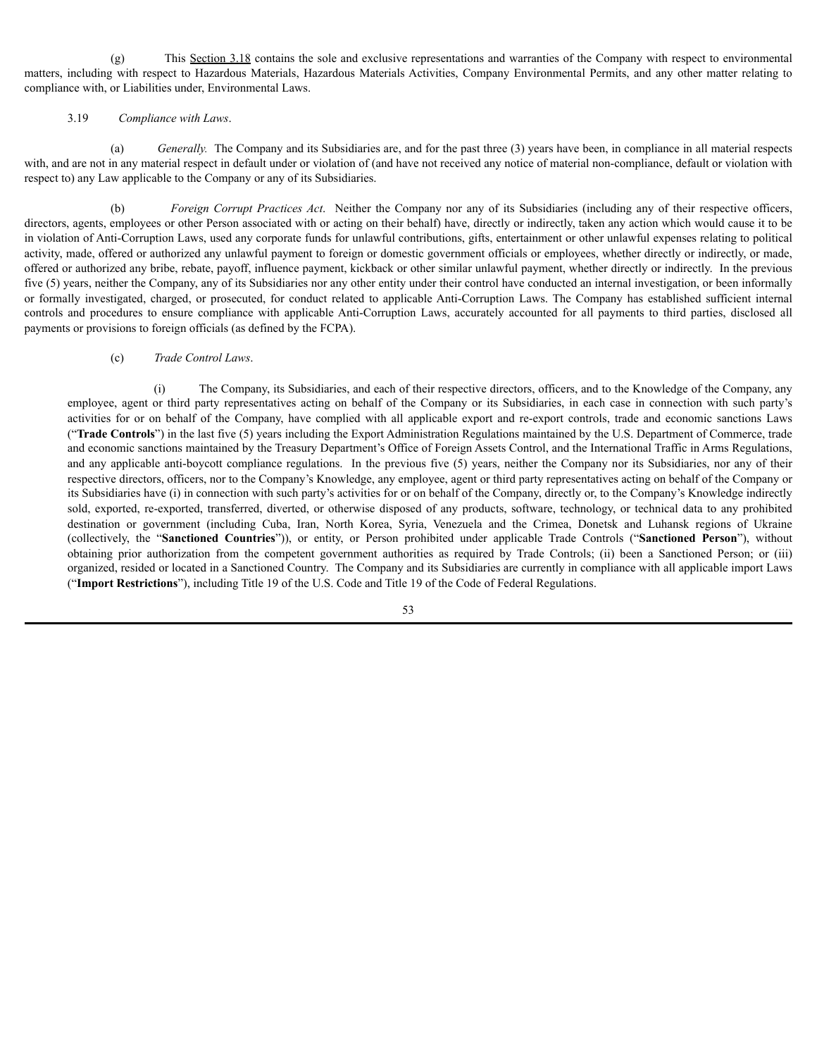(g) This Section 3.18 contains the sole and exclusive representations and warranties of the Company with respect to environmental matters, including with respect to Hazardous Materials, Hazardous Materials Activities, Company Environmental Permits, and any other matter relating to compliance with, or Liabilities under, Environmental Laws.

3.19 *Compliance with Laws*.

(a) *Generally.* The Company and its Subsidiaries are, and for the past three (3) years have been, in compliance in all material respects with, and are not in any material respect in default under or violation of (and have not received any notice of material non-compliance, default or violation with respect to) any Law applicable to the Company or any of its Subsidiaries.

(b) *Foreign Corrupt Practices Act*. Neither the Company nor any of its Subsidiaries (including any of their respective officers, directors, agents, employees or other Person associated with or acting on their behalf) have, directly or indirectly, taken any action which would cause it to be in violation of Anti-Corruption Laws, used any corporate funds for unlawful contributions, gifts, entertainment or other unlawful expenses relating to political activity, made, offered or authorized any unlawful payment to foreign or domestic government officials or employees, whether directly or indirectly, or made, offered or authorized any bribe, rebate, payoff, influence payment, kickback or other similar unlawful payment, whether directly or indirectly. In the previous five (5) years, neither the Company, any of its Subsidiaries nor any other entity under their control have conducted an internal investigation, or been informally or formally investigated, charged, or prosecuted, for conduct related to applicable Anti-Corruption Laws. The Company has established sufficient internal controls and procedures to ensure compliance with applicable Anti-Corruption Laws, accurately accounted for all payments to third parties, disclosed all payments or provisions to foreign officials (as defined by the FCPA).

(c) *Trade Control Laws*.

(i) The Company, its Subsidiaries, and each of their respective directors, officers, and to the Knowledge of the Company, any employee, agent or third party representatives acting on behalf of the Company or its Subsidiaries, in each case in connection with such party's activities for or on behalf of the Company, have complied with all applicable export and re-export controls, trade and economic sanctions Laws ("**Trade Controls**") in the last five (5) years including the Export Administration Regulations maintained by the U.S. Department of Commerce, trade and economic sanctions maintained by the Treasury Department's Office of Foreign Assets Control, and the International Traffic in Arms Regulations, and any applicable anti-boycott compliance regulations. In the previous five (5) years, neither the Company nor its Subsidiaries, nor any of their respective directors, officers, nor to the Company's Knowledge, any employee, agent or third party representatives acting on behalf of the Company or its Subsidiaries have (i) in connection with such party's activities for or on behalf of the Company, directly or, to the Company's Knowledge indirectly sold, exported, re-exported, transferred, diverted, or otherwise disposed of any products, software, technology, or technical data to any prohibited destination or government (including Cuba, Iran, North Korea, Syria, Venezuela and the Crimea, Donetsk and Luhansk regions of Ukraine (collectively, the "**Sanctioned Countries**")), or entity, or Person prohibited under applicable Trade Controls ("**Sanctioned Person**"), without obtaining prior authorization from the competent government authorities as required by Trade Controls; (ii) been a Sanctioned Person; or (iii) organized, resided or located in a Sanctioned Country. The Company and its Subsidiaries are currently in compliance with all applicable import Laws ("**Import Restrictions**"), including Title 19 of the U.S. Code and Title 19 of the Code of Federal Regulations.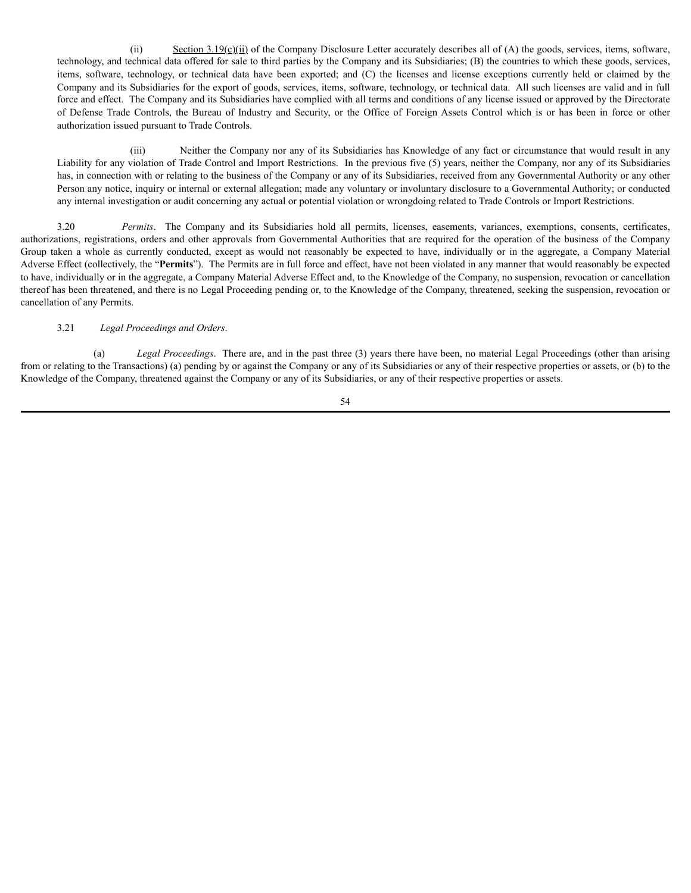(ii) Section 3.19(c)(ii) of the Company Disclosure Letter accurately describes all of (A) the goods, services, items, software, technology, and technical data offered for sale to third parties by the Company and its Subsidiaries; (B) the countries to which these goods, services, items, software, technology, or technical data have been exported; and (C) the licenses and license exceptions currently held or claimed by the Company and its Subsidiaries for the export of goods, services, items, software, technology, or technical data. All such licenses are valid and in full force and effect. The Company and its Subsidiaries have complied with all terms and conditions of any license issued or approved by the Directorate of Defense Trade Controls, the Bureau of Industry and Security, or the Office of Foreign Assets Control which is or has been in force or other authorization issued pursuant to Trade Controls.

(iii) Neither the Company nor any of its Subsidiaries has Knowledge of any fact or circumstance that would result in any Liability for any violation of Trade Control and Import Restrictions. In the previous five (5) years, neither the Company, nor any of its Subsidiaries has, in connection with or relating to the business of the Company or any of its Subsidiaries, received from any Governmental Authority or any other Person any notice, inquiry or internal or external allegation; made any voluntary or involuntary disclosure to a Governmental Authority; or conducted any internal investigation or audit concerning any actual or potential violation or wrongdoing related to Trade Controls or Import Restrictions.

3.20 *Permits*. The Company and its Subsidiaries hold all permits, licenses, easements, variances, exemptions, consents, certificates, authorizations, registrations, orders and other approvals from Governmental Authorities that are required for the operation of the business of the Company Group taken a whole as currently conducted, except as would not reasonably be expected to have, individually or in the aggregate, a Company Material Adverse Effect (collectively, the "**Permits**"). The Permits are in full force and effect, have not been violated in any manner that would reasonably be expected to have, individually or in the aggregate, a Company Material Adverse Effect and, to the Knowledge of the Company, no suspension, revocation or cancellation thereof has been threatened, and there is no Legal Proceeding pending or, to the Knowledge of the Company, threatened, seeking the suspension, revocation or cancellation of any Permits.

3.21 *Legal Proceedings and Orders*.

(a) *Legal Proceedings*. There are, and in the past three (3) years there have been, no material Legal Proceedings (other than arising from or relating to the Transactions) (a) pending by or against the Company or any of its Subsidiaries or any of their respective properties or assets, or (b) to the Knowledge of the Company, threatened against the Company or any of its Subsidiaries, or any of their respective properties or assets.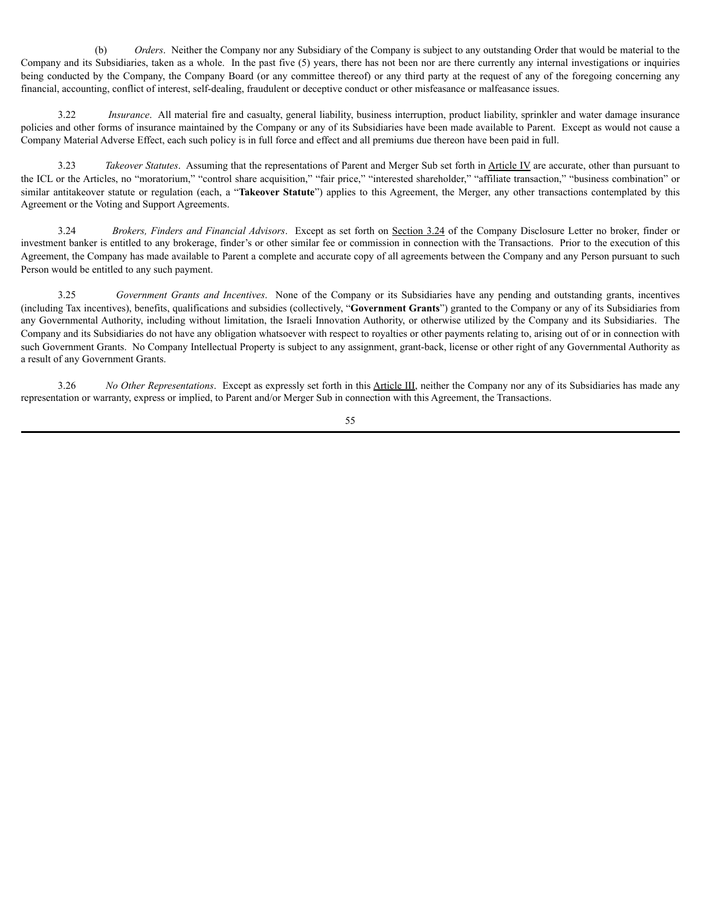(b) *Orders*. Neither the Company nor any Subsidiary of the Company is subject to any outstanding Order that would be material to the Company and its Subsidiaries, taken as a whole. In the past five (5) years, there has not been nor are there currently any internal investigations or inquiries being conducted by the Company, the Company Board (or any committee thereof) or any third party at the request of any of the foregoing concerning any financial, accounting, conflict of interest, self-dealing, fraudulent or deceptive conduct or other misfeasance or malfeasance issues.

3.22 *Insurance*. All material fire and casualty, general liability, business interruption, product liability, sprinkler and water damage insurance policies and other forms of insurance maintained by the Company or any of its Subsidiaries have been made available to Parent. Except as would not cause a Company Material Adverse Effect, each such policy is in full force and effect and all premiums due thereon have been paid in full.

3.23 *Takeover Statutes*. Assuming that the representations of Parent and Merger Sub set forth in Article IV are accurate, other than pursuant to the ICL or the Articles, no "moratorium," "control share acquisition," "fair price," "interested shareholder," "affiliate transaction," "business combination" or similar antitakeover statute or regulation (each, a "**Takeover Statute**") applies to this Agreement, the Merger, any other transactions contemplated by this Agreement or the Voting and Support Agreements.

3.24 *Brokers, Finders and Financial Advisors*. Except as set forth on Section 3.24 of the Company Disclosure Letter no broker, finder or investment banker is entitled to any brokerage, finder's or other similar fee or commission in connection with the Transactions. Prior to the execution of this Agreement, the Company has made available to Parent a complete and accurate copy of all agreements between the Company and any Person pursuant to such Person would be entitled to any such payment.

3.25 *Government Grants and Incentives*. None of the Company or its Subsidiaries have any pending and outstanding grants, incentives (including Tax incentives), benefits, qualifications and subsidies (collectively, "**Government Grants**") granted to the Company or any of its Subsidiaries from any Governmental Authority, including without limitation, the Israeli Innovation Authority, or otherwise utilized by the Company and its Subsidiaries. The Company and its Subsidiaries do not have any obligation whatsoever with respect to royalties or other payments relating to, arising out of or in connection with such Government Grants. No Company Intellectual Property is subject to any assignment, grant-back, license or other right of any Governmental Authority as a result of any Government Grants.

3.26 *No Other Representations*. Except as expressly set forth in this Article III, neither the Company nor any of its Subsidiaries has made any representation or warranty, express or implied, to Parent and/or Merger Sub in connection with this Agreement, the Transactions.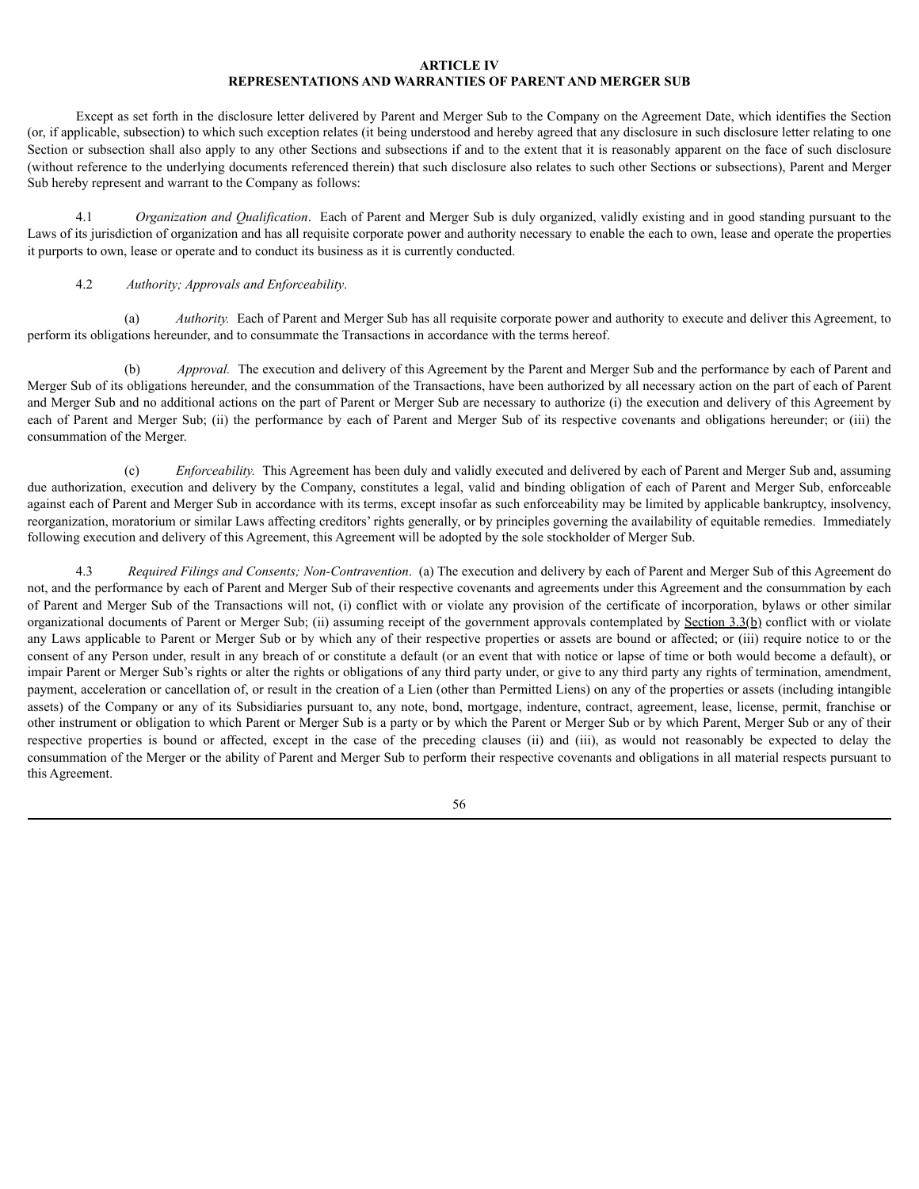## ARTICLE IV
## REPRESENTATIONS AND WARRANTIES OF PARENT AND MERGER SUB

Except as set forth in the disclosure letter delivered by Parent and Merger Sub to the Company on the Agreement Date, which identifies the Section (or, if applicable, subsection) to which such exception relates (it being understood and hereby agreed that any disclosure in such disclosure letter relating to one Section or subsection shall also apply to any other Sections and subsections if and to the extent that it is reasonably apparent on the face of such disclosure (without reference to the underlying documents referenced therein) that such disclosure also relates to such other Sections or subsections), Parent and Merger Sub hereby represent and warrant to the Company as follows:

4.1 *Organization and Qualification*. Each of Parent and Merger Sub is duly organized, validly existing and in good standing pursuant to the Laws of its jurisdiction of organization and has all requisite corporate power and authority necessary to enable the each to own, lease and operate the properties it purports to own, lease or operate and to conduct its business as it is currently conducted.

4.2 *Authority; Approvals and Enforceability*.

(a) *Authority.* Each of Parent and Merger Sub has all requisite corporate power and authority to execute and deliver this Agreement, to perform its obligations hereunder, and to consummate the Transactions in accordance with the terms hereof.

(b) *Approval.* The execution and delivery of this Agreement by the Parent and Merger Sub and the performance by each of Parent and Merger Sub of its obligations hereunder, and the consummation of the Transactions, have been authorized by all necessary action on the part of each of Parent and Merger Sub and no additional actions on the part of Parent or Merger Sub are necessary to authorize (i) the execution and delivery of this Agreement by each of Parent and Merger Sub; (ii) the performance by each of Parent and Merger Sub of its respective covenants and obligations hereunder; or (iii) the consummation of the Merger.

(c) *Enforceability.* This Agreement has been duly and validly executed and delivered by each of Parent and Merger Sub and, assuming due authorization, execution and delivery by the Company, constitutes a legal, valid and binding obligation of each of Parent and Merger Sub, enforceable against each of Parent and Merger Sub in accordance with its terms, except insofar as such enforceability may be limited by applicable bankruptcy, insolvency, reorganization, moratorium or similar Laws affecting creditors' rights generally, or by principles governing the availability of equitable remedies. Immediately following execution and delivery of this Agreement, this Agreement will be adopted by the sole stockholder of Merger Sub.

4.3 *Required Filings and Consents; Non-Contravention*. (a) The execution and delivery by each of Parent and Merger Sub of this Agreement do not, and the performance by each of Parent and Merger Sub of their respective covenants and agreements under this Agreement and the consummation by each of Parent and Merger Sub of the Transactions will not, (i) conflict with or violate any provision of the certificate of incorporation, bylaws or other similar organizational documents of Parent or Merger Sub; (ii) assuming receipt of the government approvals contemplated by Section 3.3(b) conflict with or violate any Laws applicable to Parent or Merger Sub or by which any of their respective properties or assets are bound or affected; or (iii) require notice to or the consent of any Person under, result in any breach of or constitute a default (or an event that with notice or lapse of time or both would become a default), or impair Parent or Merger Sub's rights or alter the rights or obligations of any third party under, or give to any third party any rights of termination, amendment, payment, acceleration or cancellation of, or result in the creation of a Lien (other than Permitted Liens) on any of the properties or assets (including intangible assets) of the Company or any of its Subsidiaries pursuant to, any note, bond, mortgage, indenture, contract, agreement, lease, license, permit, franchise or other instrument or obligation to which Parent or Merger Sub is a party or by which the Parent or Merger Sub or by which Parent, Merger Sub or any of their respective properties is bound or affected, except in the case of the preceding clauses (ii) and (iii), as would not reasonably be expected to delay the consummation of the Merger or the ability of Parent and Merger Sub to perform their respective covenants and obligations in all material respects pursuant to this Agreement.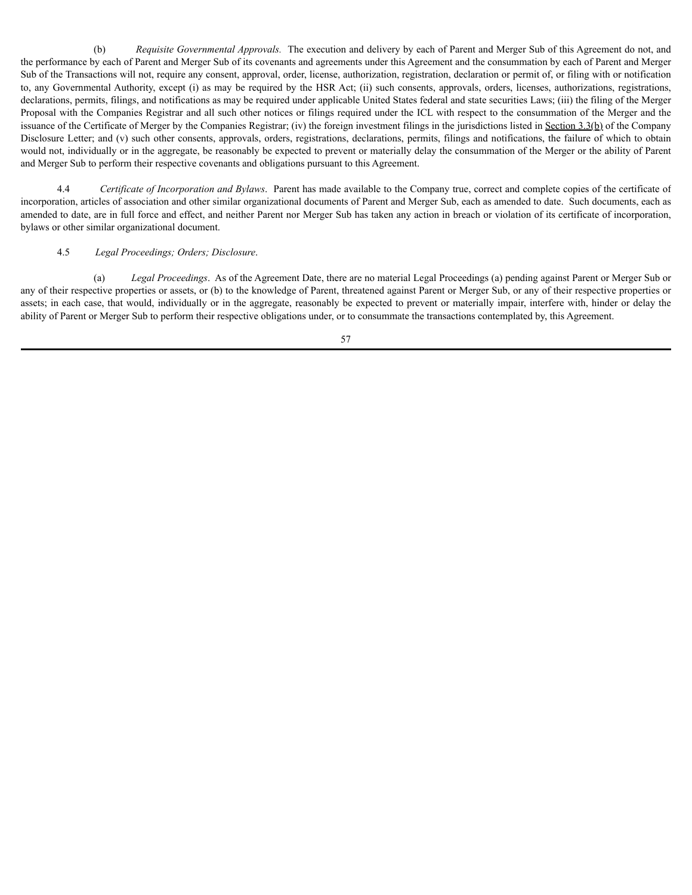(b) *Requisite Governmental Approvals.* The execution and delivery by each of Parent and Merger Sub of this Agreement do not, and the performance by each of Parent and Merger Sub of its covenants and agreements under this Agreement and the consummation by each of Parent and Merger Sub of the Transactions will not, require any consent, approval, order, license, authorization, registration, declaration or permit of, or filing with or notification to, any Governmental Authority, except (i) as may be required by the HSR Act; (ii) such consents, approvals, orders, licenses, authorizations, registrations, declarations, permits, filings, and notifications as may be required under applicable United States federal and state securities Laws; (iii) the filing of the Merger Proposal with the Companies Registrar and all such other notices or filings required under the ICL with respect to the consummation of the Merger and the issuance of the Certificate of Merger by the Companies Registrar; (iv) the foreign investment filings in the jurisdictions listed in Section 3.3(b) of the Company Disclosure Letter; and (v) such other consents, approvals, orders, registrations, declarations, permits, filings and notifications, the failure of which to obtain would not, individually or in the aggregate, be reasonably be expected to prevent or materially delay the consummation of the Merger or the ability of Parent and Merger Sub to perform their respective covenants and obligations pursuant to this Agreement.

4.4 *Certificate of Incorporation and Bylaws*. Parent has made available to the Company true, correct and complete copies of the certificate of incorporation, articles of association and other similar organizational documents of Parent and Merger Sub, each as amended to date. Such documents, each as amended to date, are in full force and effect, and neither Parent nor Merger Sub has taken any action in breach or violation of its certificate of incorporation, bylaws or other similar organizational document.

4.5 *Legal Proceedings; Orders; Disclosure*.

(a) *Legal Proceedings*. As of the Agreement Date, there are no material Legal Proceedings (a) pending against Parent or Merger Sub or any of their respective properties or assets, or (b) to the knowledge of Parent, threatened against Parent or Merger Sub, or any of their respective properties or assets; in each case, that would, individually or in the aggregate, reasonably be expected to prevent or materially impair, interfere with, hinder or delay the ability of Parent or Merger Sub to perform their respective obligations under, or to consummate the transactions contemplated by, this Agreement.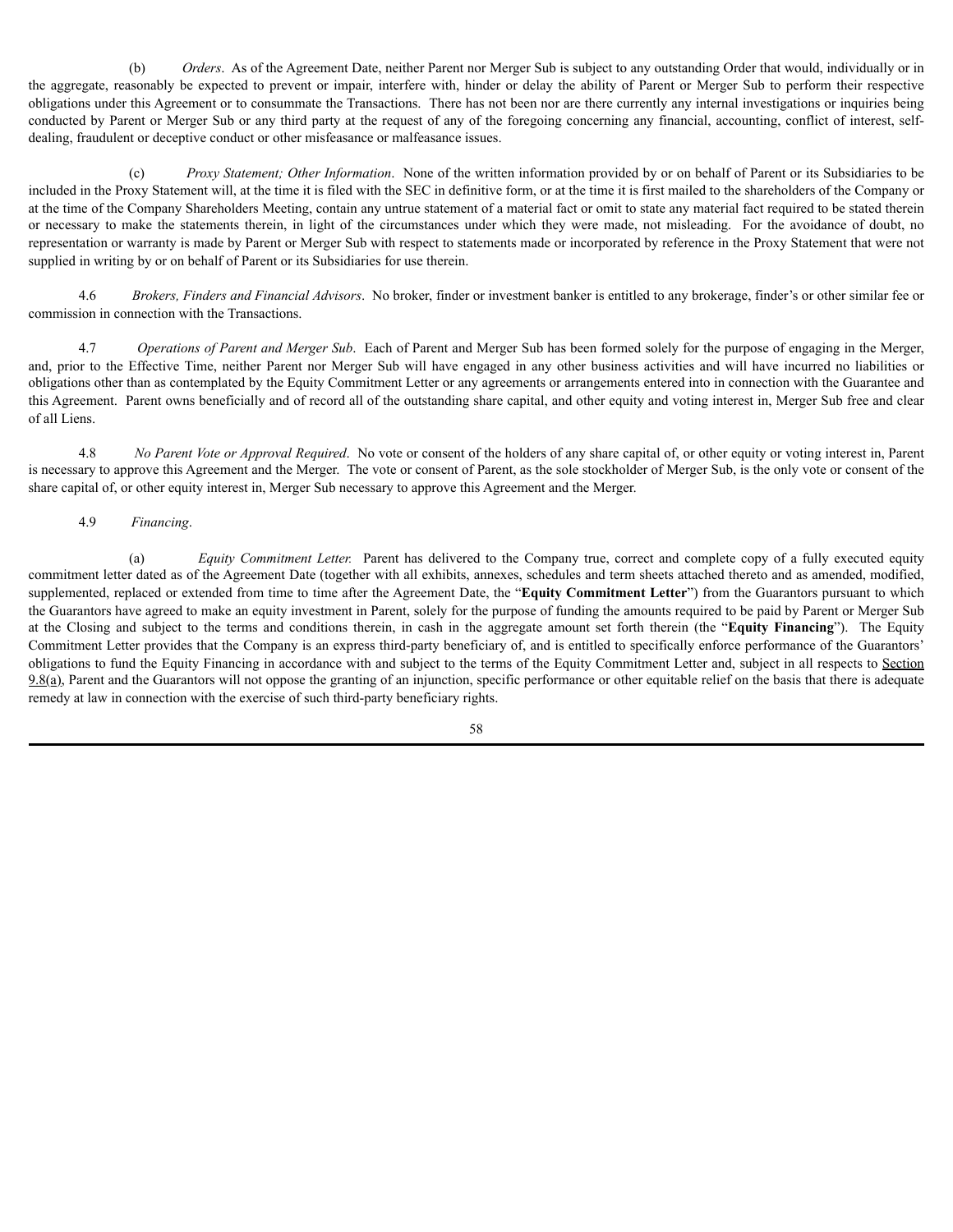(b) *Orders*. As of the Agreement Date, neither Parent nor Merger Sub is subject to any outstanding Order that would, individually or in the aggregate, reasonably be expected to prevent or impair, interfere with, hinder or delay the ability of Parent or Merger Sub to perform their respective obligations under this Agreement or to consummate the Transactions. There has not been nor are there currently any internal investigations or inquiries being conducted by Parent or Merger Sub or any third party at the request of any of the foregoing concerning any financial, accounting, conflict of interest, self-dealing, fraudulent or deceptive conduct or other misfeasance or malfeasance issues.

(c) *Proxy Statement; Other Information*. None of the written information provided by or on behalf of Parent or its Subsidiaries to be included in the Proxy Statement will, at the time it is filed with the SEC in definitive form, or at the time it is first mailed to the shareholders of the Company or at the time of the Company Shareholders Meeting, contain any untrue statement of a material fact or omit to state any material fact required to be stated therein or necessary to make the statements therein, in light of the circumstances under which they were made, not misleading. For the avoidance of doubt, no representation or warranty is made by Parent or Merger Sub with respect to statements made or incorporated by reference in the Proxy Statement that were not supplied in writing by or on behalf of Parent or its Subsidiaries for use therein.

4.6 *Brokers, Finders and Financial Advisors*. No broker, finder or investment banker is entitled to any brokerage, finder's or other similar fee or commission in connection with the Transactions.

4.7 *Operations of Parent and Merger Sub*. Each of Parent and Merger Sub has been formed solely for the purpose of engaging in the Merger, and, prior to the Effective Time, neither Parent nor Merger Sub will have engaged in any other business activities and will have incurred no liabilities or obligations other than as contemplated by the Equity Commitment Letter or any agreements or arrangements entered into in connection with the Guarantee and this Agreement. Parent owns beneficially and of record all of the outstanding share capital, and other equity and voting interest in, Merger Sub free and clear of all Liens.

4.8 *No Parent Vote or Approval Required*. No vote or consent of the holders of any share capital of, or other equity or voting interest in, Parent is necessary to approve this Agreement and the Merger. The vote or consent of Parent, as the sole stockholder of Merger Sub, is the only vote or consent of the share capital of, or other equity interest in, Merger Sub necessary to approve this Agreement and the Merger.

4.9 *Financing*.

(a) *Equity Commitment Letter.* Parent has delivered to the Company true, correct and complete copy of a fully executed equity commitment letter dated as of the Agreement Date (together with all exhibits, annexes, schedules and term sheets attached thereto and as amended, modified, supplemented, replaced or extended from time to time after the Agreement Date, the "**Equity Commitment Letter**") from the Guarantors pursuant to which the Guarantors have agreed to make an equity investment in Parent, solely for the purpose of funding the amounts required to be paid by Parent or Merger Sub at the Closing and subject to the terms and conditions therein, in cash in the aggregate amount set forth therein (the "**Equity Financing**"). The Equity Commitment Letter provides that the Company is an express third-party beneficiary of, and is entitled to specifically enforce performance of the Guarantors' obligations to fund the Equity Financing in accordance with and subject to the terms of the Equity Commitment Letter and, subject in all respects to Section 9.8(a), Parent and the Guarantors will not oppose the granting of an injunction, specific performance or other equitable relief on the basis that there is adequate remedy at law in connection with the exercise of such third-party beneficiary rights.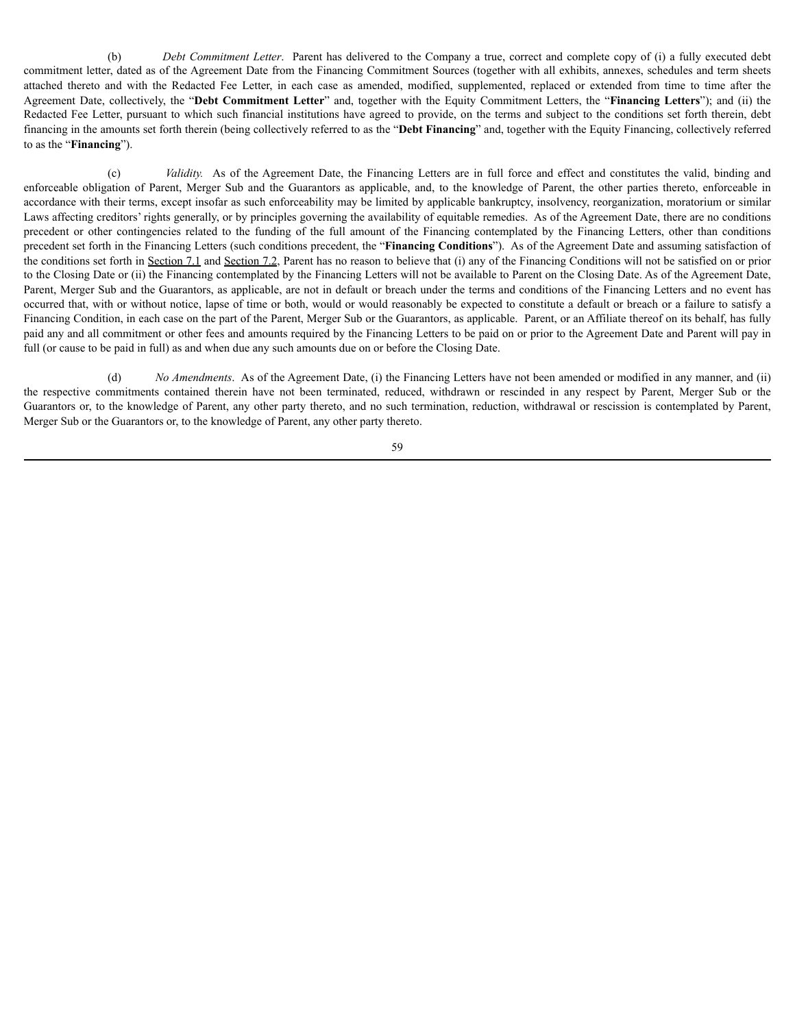(b) *Debt Commitment Letter*. Parent has delivered to the Company a true, correct and complete copy of (i) a fully executed debt commitment letter, dated as of the Agreement Date from the Financing Commitment Sources (together with all exhibits, annexes, schedules and term sheets attached thereto and with the Redacted Fee Letter, in each case as amended, modified, supplemented, replaced or extended from time to time after the Agreement Date, collectively, the "**Debt Commitment Letter**" and, together with the Equity Commitment Letters, the "**Financing Letters**"); and (ii) the Redacted Fee Letter, pursuant to which such financial institutions have agreed to provide, on the terms and subject to the conditions set forth therein, debt financing in the amounts set forth therein (being collectively referred to as the "**Debt Financing**" and, together with the Equity Financing, collectively referred to as the "**Financing**").

(c) *Validity.* As of the Agreement Date, the Financing Letters are in full force and effect and constitutes the valid, binding and enforceable obligation of Parent, Merger Sub and the Guarantors as applicable, and, to the knowledge of Parent, the other parties thereto, enforceable in accordance with their terms, except insofar as such enforceability may be limited by applicable bankruptcy, insolvency, reorganization, moratorium or similar Laws affecting creditors' rights generally, or by principles governing the availability of equitable remedies. As of the Agreement Date, there are no conditions precedent or other contingencies related to the funding of the full amount of the Financing contemplated by the Financing Letters, other than conditions precedent set forth in the Financing Letters (such conditions precedent, the "**Financing Conditions**"). As of the Agreement Date and assuming satisfaction of the conditions set forth in Section 7.1 and Section 7.2, Parent has no reason to believe that (i) any of the Financing Conditions will not be satisfied on or prior to the Closing Date or (ii) the Financing contemplated by the Financing Letters will not be available to Parent on the Closing Date. As of the Agreement Date, Parent, Merger Sub and the Guarantors, as applicable, are not in default or breach under the terms and conditions of the Financing Letters and no event has occurred that, with or without notice, lapse of time or both, would or would reasonably be expected to constitute a default or breach or a failure to satisfy a Financing Condition, in each case on the part of the Parent, Merger Sub or the Guarantors, as applicable. Parent, or an Affiliate thereof on its behalf, has fully paid any and all commitment or other fees and amounts required by the Financing Letters to be paid on or prior to the Agreement Date and Parent will pay in full (or cause to be paid in full) as and when due any such amounts due on or before the Closing Date.

(d) *No Amendments*. As of the Agreement Date, (i) the Financing Letters have not been amended or modified in any manner, and (ii) the respective commitments contained therein have not been terminated, reduced, withdrawn or rescinded in any respect by Parent, Merger Sub or the Guarantors or, to the knowledge of Parent, any other party thereto, and no such termination, reduction, withdrawal or rescission is contemplated by Parent, Merger Sub or the Guarantors or, to the knowledge of Parent, any other party thereto.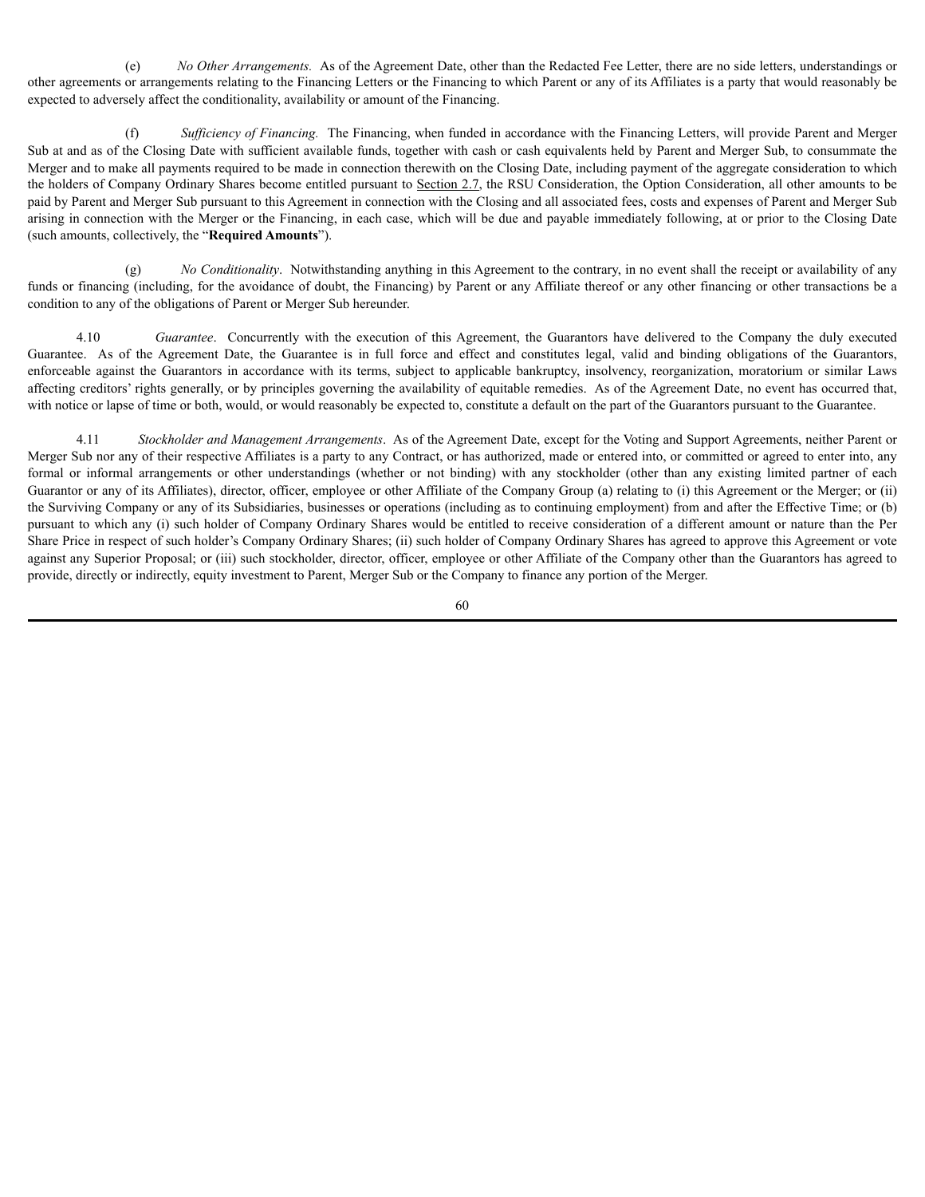(e) *No Other Arrangements.* As of the Agreement Date, other than the Redacted Fee Letter, there are no side letters, understandings or other agreements or arrangements relating to the Financing Letters or the Financing to which Parent or any of its Affiliates is a party that would reasonably be expected to adversely affect the conditionality, availability or amount of the Financing.

(f) *Sufficiency of Financing.* The Financing, when funded in accordance with the Financing Letters, will provide Parent and Merger Sub at and as of the Closing Date with sufficient available funds, together with cash or cash equivalents held by Parent and Merger Sub, to consummate the Merger and to make all payments required to be made in connection therewith on the Closing Date, including payment of the aggregate consideration to which the holders of Company Ordinary Shares become entitled pursuant to Section 2.7, the RSU Consideration, the Option Consideration, all other amounts to be paid by Parent and Merger Sub pursuant to this Agreement in connection with the Closing and all associated fees, costs and expenses of Parent and Merger Sub arising in connection with the Merger or the Financing, in each case, which will be due and payable immediately following, at or prior to the Closing Date (such amounts, collectively, the "**Required Amounts**").

(g) *No Conditionality*. Notwithstanding anything in this Agreement to the contrary, in no event shall the receipt or availability of any funds or financing (including, for the avoidance of doubt, the Financing) by Parent or any Affiliate thereof or any other financing or other transactions be a condition to any of the obligations of Parent or Merger Sub hereunder.

4.10 *Guarantee*. Concurrently with the execution of this Agreement, the Guarantors have delivered to the Company the duly executed Guarantee. As of the Agreement Date, the Guarantee is in full force and effect and constitutes legal, valid and binding obligations of the Guarantors, enforceable against the Guarantors in accordance with its terms, subject to applicable bankruptcy, insolvency, reorganization, moratorium or similar Laws affecting creditors' rights generally, or by principles governing the availability of equitable remedies. As of the Agreement Date, no event has occurred that, with notice or lapse of time or both, would, or would reasonably be expected to, constitute a default on the part of the Guarantors pursuant to the Guarantee.

4.11 *Stockholder and Management Arrangements*. As of the Agreement Date, except for the Voting and Support Agreements, neither Parent or Merger Sub nor any of their respective Affiliates is a party to any Contract, or has authorized, made or entered into, or committed or agreed to enter into, any formal or informal arrangements or other understandings (whether or not binding) with any stockholder (other than any existing limited partner of each Guarantor or any of its Affiliates), director, officer, employee or other Affiliate of the Company Group (a) relating to (i) this Agreement or the Merger; or (ii) the Surviving Company or any of its Subsidiaries, businesses or operations (including as to continuing employment) from and after the Effective Time; or (b) pursuant to which any (i) such holder of Company Ordinary Shares would be entitled to receive consideration of a different amount or nature than the Per Share Price in respect of such holder's Company Ordinary Shares; (ii) such holder of Company Ordinary Shares has agreed to approve this Agreement or vote against any Superior Proposal; or (iii) such stockholder, director, officer, employee or other Affiliate of the Company other than the Guarantors has agreed to provide, directly or indirectly, equity investment to Parent, Merger Sub or the Company to finance any portion of the Merger.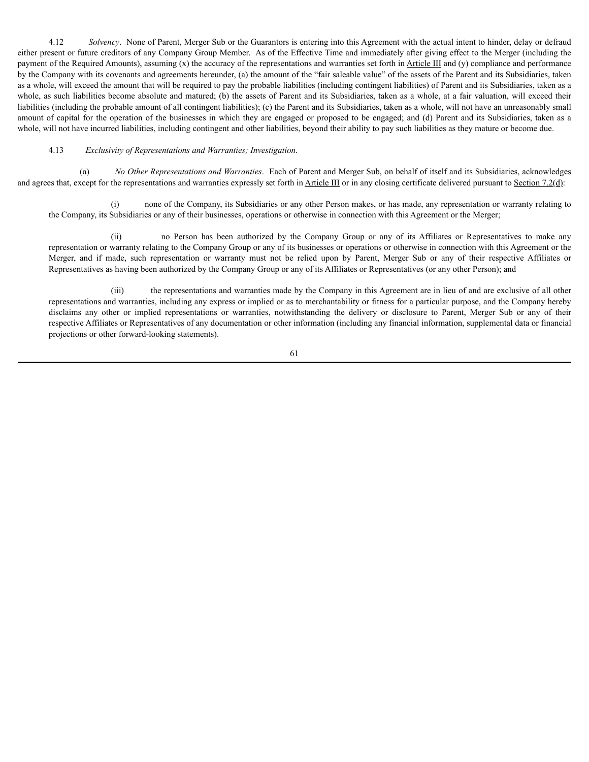4.12 *Solvency*. None of Parent, Merger Sub or the Guarantors is entering into this Agreement with the actual intent to hinder, delay or defraud either present or future creditors of any Company Group Member. As of the Effective Time and immediately after giving effect to the Merger (including the payment of the Required Amounts), assuming (x) the accuracy of the representations and warranties set forth in Article III and (y) compliance and performance by the Company with its covenants and agreements hereunder, (a) the amount of the "fair saleable value" of the assets of the Parent and its Subsidiaries, taken as a whole, will exceed the amount that will be required to pay the probable liabilities (including contingent liabilities) of Parent and its Subsidiaries, taken as a whole, as such liabilities become absolute and matured; (b) the assets of Parent and its Subsidiaries, taken as a whole, at a fair valuation, will exceed their liabilities (including the probable amount of all contingent liabilities); (c) the Parent and its Subsidiaries, taken as a whole, will not have an unreasonably small amount of capital for the operation of the businesses in which they are engaged or proposed to be engaged; and (d) Parent and its Subsidiaries, taken as a whole, will not have incurred liabilities, including contingent and other liabilities, beyond their ability to pay such liabilities as they mature or become due.

4.13 *Exclusivity of Representations and Warranties; Investigation*.

(a) *No Other Representations and Warranties*. Each of Parent and Merger Sub, on behalf of itself and its Subsidiaries, acknowledges and agrees that, except for the representations and warranties expressly set forth in Article III or in any closing certificate delivered pursuant to Section 7.2(d):

(i) none of the Company, its Subsidiaries or any other Person makes, or has made, any representation or warranty relating to the Company, its Subsidiaries or any of their businesses, operations or otherwise in connection with this Agreement or the Merger;

(ii) no Person has been authorized by the Company Group or any of its Affiliates or Representatives to make any representation or warranty relating to the Company Group or any of its businesses or operations or otherwise in connection with this Agreement or the Merger, and if made, such representation or warranty must not be relied upon by Parent, Merger Sub or any of their respective Affiliates or Representatives as having been authorized by the Company Group or any of its Affiliates or Representatives (or any other Person); and

(iii) the representations and warranties made by the Company in this Agreement are in lieu of and are exclusive of all other representations and warranties, including any express or implied or as to merchantability or fitness for a particular purpose, and the Company hereby disclaims any other or implied representations or warranties, notwithstanding the delivery or disclosure to Parent, Merger Sub or any of their respective Affiliates or Representatives of any documentation or other information (including any financial information, supplemental data or financial projections or other forward-looking statements).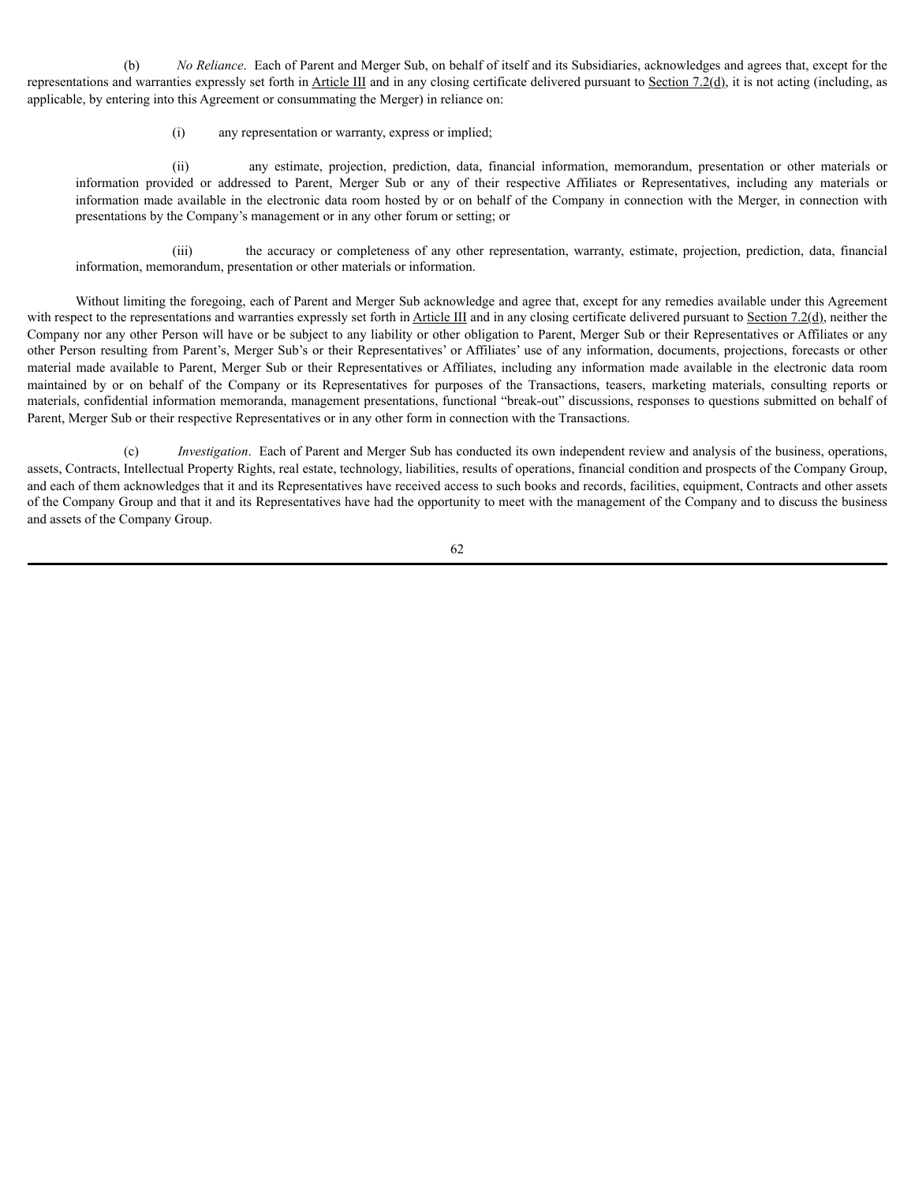(b) *No Reliance*. Each of Parent and Merger Sub, on behalf of itself and its Subsidiaries, acknowledges and agrees that, except for the representations and warranties expressly set forth in Article III and in any closing certificate delivered pursuant to Section 7.2(d), it is not acting (including, as applicable, by entering into this Agreement or consummating the Merger) in reliance on:

(i) any representation or warranty, express or implied;

(ii) any estimate, projection, prediction, data, financial information, memorandum, presentation or other materials or information provided or addressed to Parent, Merger Sub or any of their respective Affiliates or Representatives, including any materials or information made available in the electronic data room hosted by or on behalf of the Company in connection with the Merger, in connection with presentations by the Company's management or in any other forum or setting; or

(iii) the accuracy or completeness of any other representation, warranty, estimate, projection, prediction, data, financial information, memorandum, presentation or other materials or information.

Without limiting the foregoing, each of Parent and Merger Sub acknowledge and agree that, except for any remedies available under this Agreement with respect to the representations and warranties expressly set forth in Article III and in any closing certificate delivered pursuant to Section 7.2(d), neither the Company nor any other Person will have or be subject to any liability or other obligation to Parent, Merger Sub or their Representatives or Affiliates or any other Person resulting from Parent's, Merger Sub's or their Representatives' or Affiliates' use of any information, documents, projections, forecasts or other material made available to Parent, Merger Sub or their Representatives or Affiliates, including any information made available in the electronic data room maintained by or on behalf of the Company or its Representatives for purposes of the Transactions, teasers, marketing materials, consulting reports or materials, confidential information memoranda, management presentations, functional "break-out" discussions, responses to questions submitted on behalf of Parent, Merger Sub or their respective Representatives or in any other form in connection with the Transactions.

(c) *Investigation*. Each of Parent and Merger Sub has conducted its own independent review and analysis of the business, operations, assets, Contracts, Intellectual Property Rights, real estate, technology, liabilities, results of operations, financial condition and prospects of the Company Group, and each of them acknowledges that it and its Representatives have received access to such books and records, facilities, equipment, Contracts and other assets of the Company Group and that it and its Representatives have had the opportunity to meet with the management of the Company and to discuss the business and assets of the Company Group.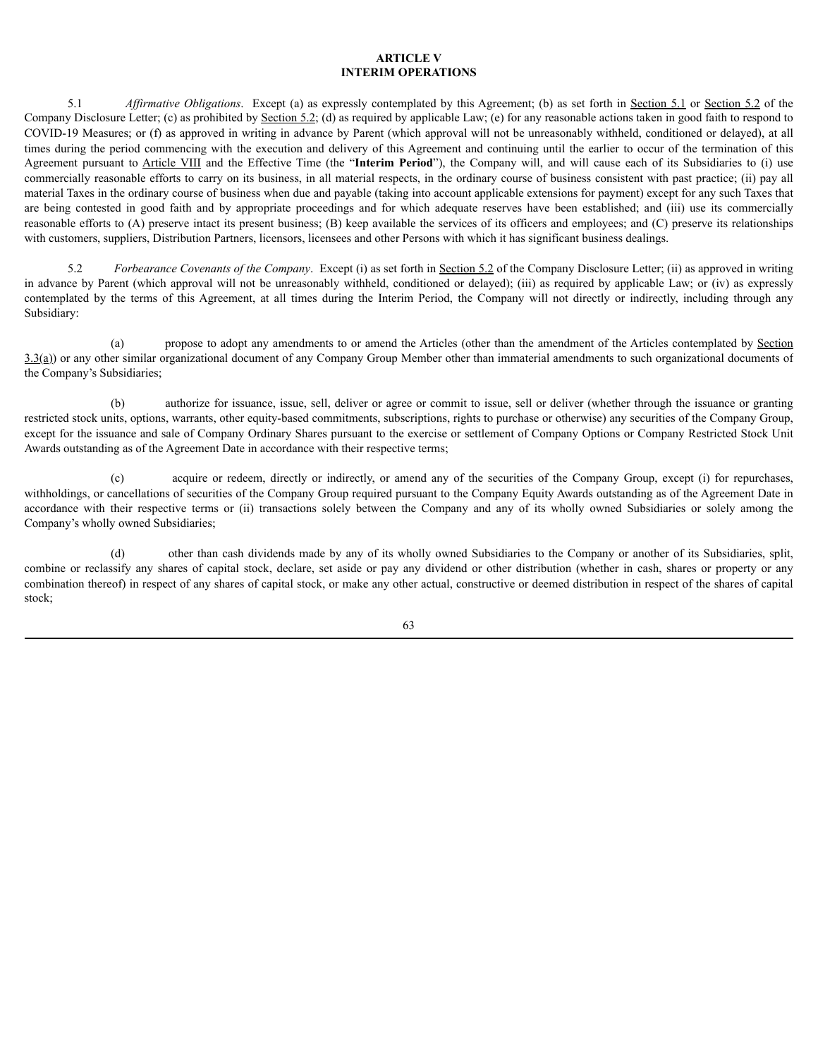# ARTICLE V
# INTERIM OPERATIONS

5.1 *Affirmative Obligations*. Except (a) as expressly contemplated by this Agreement; (b) as set forth in Section 5.1 or Section 5.2 of the Company Disclosure Letter; (c) as prohibited by Section 5.2; (d) as required by applicable Law; (e) for any reasonable actions taken in good faith to respond to COVID-19 Measures; or (f) as approved in writing in advance by Parent (which approval will not be unreasonably withheld, conditioned or delayed), at all times during the period commencing with the execution and delivery of this Agreement and continuing until the earlier to occur of the termination of this Agreement pursuant to Article VIII and the Effective Time (the "**Interim Period**"), the Company will, and will cause each of its Subsidiaries to (i) use commercially reasonable efforts to carry on its business, in all material respects, in the ordinary course of business consistent with past practice; (ii) pay all material Taxes in the ordinary course of business when due and payable (taking into account applicable extensions for payment) except for any such Taxes that are being contested in good faith and by appropriate proceedings and for which adequate reserves have been established; and (iii) use its commercially reasonable efforts to (A) preserve intact its present business; (B) keep available the services of its officers and employees; and (C) preserve its relationships with customers, suppliers, Distribution Partners, licensors, licensees and other Persons with which it has significant business dealings.

5.2 *Forbearance Covenants of the Company*. Except (i) as set forth in Section 5.2 of the Company Disclosure Letter; (ii) as approved in writing in advance by Parent (which approval will not be unreasonably withheld, conditioned or delayed); (iii) as required by applicable Law; or (iv) as expressly contemplated by the terms of this Agreement, at all times during the Interim Period, the Company will not directly or indirectly, including through any Subsidiary:

(a) propose to adopt any amendments to or amend the Articles (other than the amendment of the Articles contemplated by Section 3.3(a)) or any other similar organizational document of any Company Group Member other than immaterial amendments to such organizational documents of the Company's Subsidiaries;

(b) authorize for issuance, issue, sell, deliver or agree or commit to issue, sell or deliver (whether through the issuance or granting restricted stock units, options, warrants, other equity-based commitments, subscriptions, rights to purchase or otherwise) any securities of the Company Group, except for the issuance and sale of Company Ordinary Shares pursuant to the exercise or settlement of Company Options or Company Restricted Stock Unit Awards outstanding as of the Agreement Date in accordance with their respective terms;

(c) acquire or redeem, directly or indirectly, or amend any of the securities of the Company Group, except (i) for repurchases, withholdings, or cancellations of securities of the Company Group required pursuant to the Company Equity Awards outstanding as of the Agreement Date in accordance with their respective terms or (ii) transactions solely between the Company and any of its wholly owned Subsidiaries or solely among the Company's wholly owned Subsidiaries;

(d) other than cash dividends made by any of its wholly owned Subsidiaries to the Company or another of its Subsidiaries, split, combine or reclassify any shares of capital stock, declare, set aside or pay any dividend or other distribution (whether in cash, shares or property or any combination thereof) in respect of any shares of capital stock, or make any other actual, constructive or deemed distribution in respect of the shares of capital stock;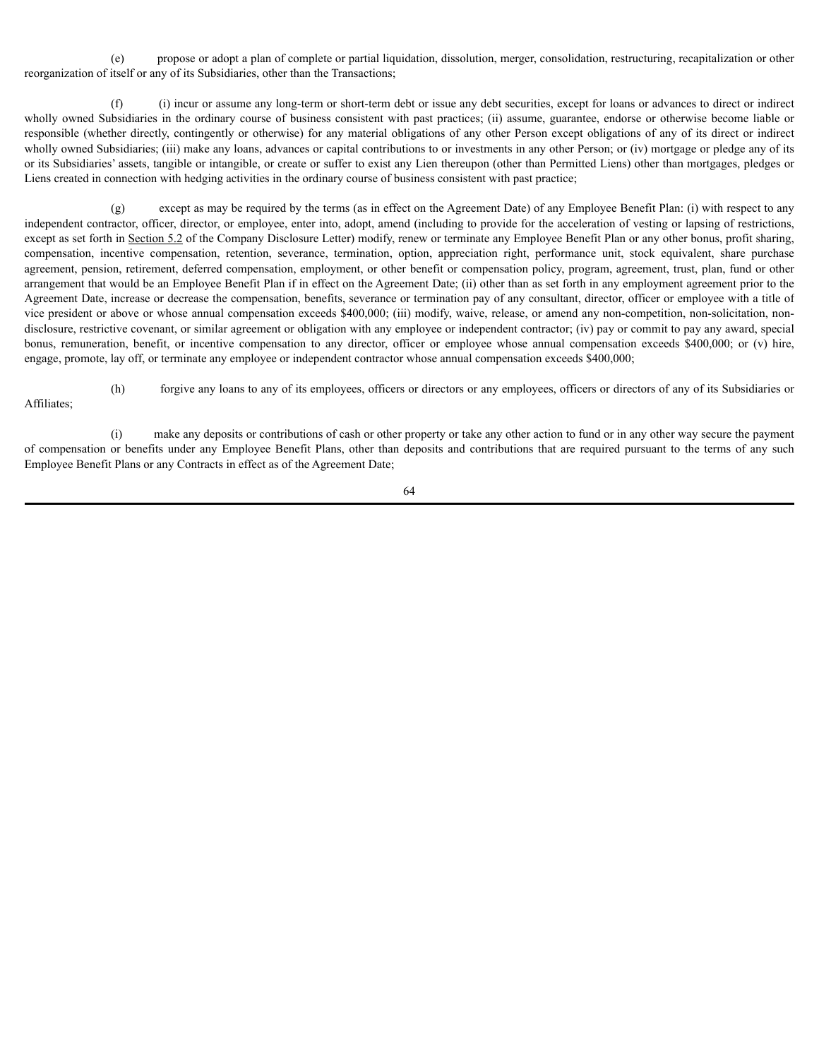(e) propose or adopt a plan of complete or partial liquidation, dissolution, merger, consolidation, restructuring, recapitalization or other reorganization of itself or any of its Subsidiaries, other than the Transactions;

(f) (i) incur or assume any long-term or short-term debt or issue any debt securities, except for loans or advances to direct or indirect wholly owned Subsidiaries in the ordinary course of business consistent with past practices; (ii) assume, guarantee, endorse or otherwise become liable or responsible (whether directly, contingently or otherwise) for any material obligations of any other Person except obligations of any of its direct or indirect wholly owned Subsidiaries; (iii) make any loans, advances or capital contributions to or investments in any other Person; or (iv) mortgage or pledge any of its or its Subsidiaries' assets, tangible or intangible, or create or suffer to exist any Lien thereupon (other than Permitted Liens) other than mortgages, pledges or Liens created in connection with hedging activities in the ordinary course of business consistent with past practice;

(g) except as may be required by the terms (as in effect on the Agreement Date) of any Employee Benefit Plan: (i) with respect to any independent contractor, officer, director, or employee, enter into, adopt, amend (including to provide for the acceleration of vesting or lapsing of restrictions, except as set forth in Section 5.2 of the Company Disclosure Letter) modify, renew or terminate any Employee Benefit Plan or any other bonus, profit sharing, compensation, incentive compensation, retention, severance, termination, option, appreciation right, performance unit, stock equivalent, share purchase agreement, pension, retirement, deferred compensation, employment, or other benefit or compensation policy, program, agreement, trust, plan, fund or other arrangement that would be an Employee Benefit Plan if in effect on the Agreement Date; (ii) other than as set forth in any employment agreement prior to the Agreement Date, increase or decrease the compensation, benefits, severance or termination pay of any consultant, director, officer or employee with a title of vice president or above or whose annual compensation exceeds $400,000; (iii) modify, waive, release, or amend any non-competition, non-solicitation, non-disclosure, restrictive covenant, or similar agreement or obligation with any employee or independent contractor; (iv) pay or commit to pay any award, special bonus, remuneration, benefit, or incentive compensation to any director, officer or employee whose annual compensation exceeds $400,000; or (v) hire, engage, promote, lay off, or terminate any employee or independent contractor whose annual compensation exceeds $400,000;

(h) forgive any loans to any of its employees, officers or directors or any employees, officers or directors of any of its Subsidiaries or Affiliates;

(i) make any deposits or contributions of cash or other property or take any other action to fund or in any other way secure the payment of compensation or benefits under any Employee Benefit Plans, other than deposits and contributions that are required pursuant to the terms of any such Employee Benefit Plans or any Contracts in effect as of the Agreement Date;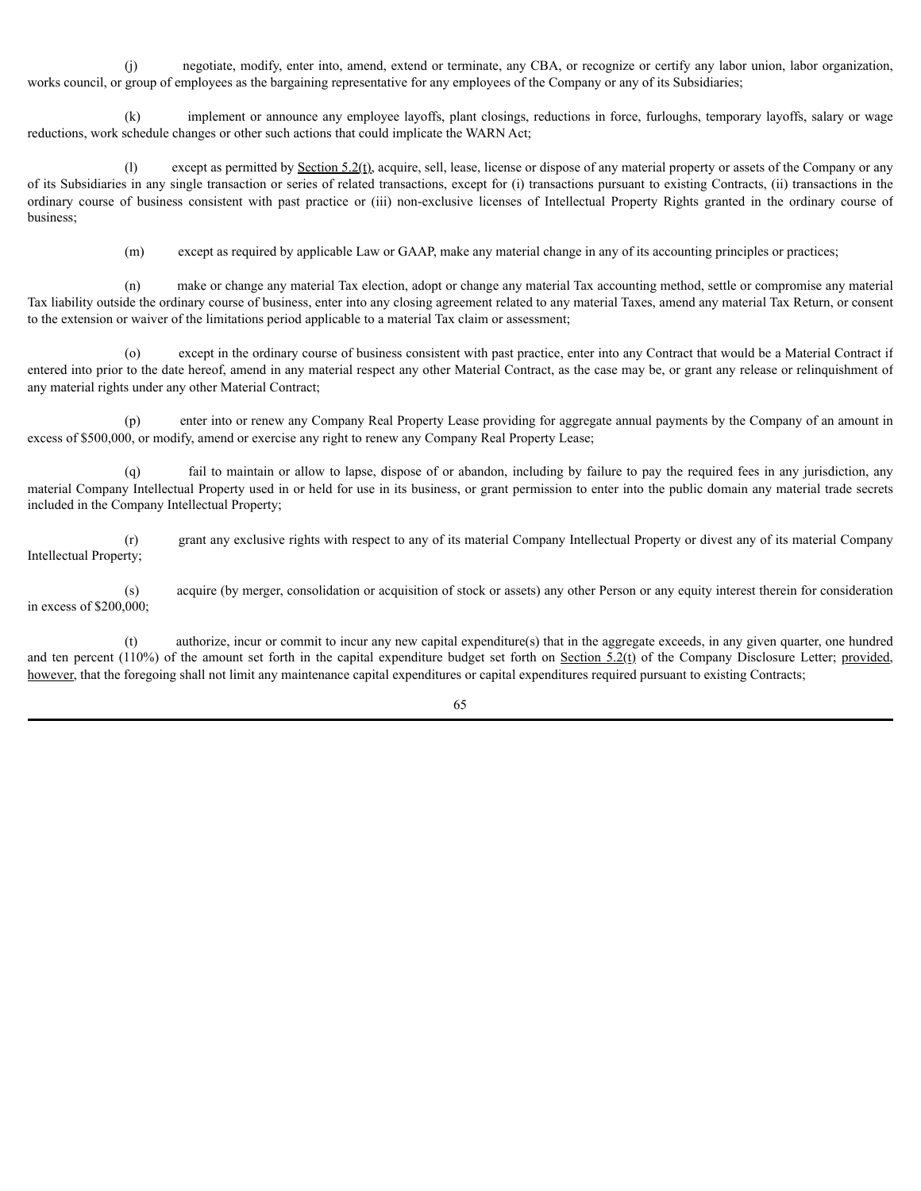(j) negotiate, modify, enter into, amend, extend or terminate, any CBA, or recognize or certify any labor union, labor organization, works council, or group of employees as the bargaining representative for any employees of the Company or any of its Subsidiaries;

(k) implement or announce any employee layoffs, plant closings, reductions in force, furloughs, temporary layoffs, salary or wage reductions, work schedule changes or other such actions that could implicate the WARN Act;

(l) except as permitted by Section 5.2(t), acquire, sell, lease, license or dispose of any material property or assets of the Company or any of its Subsidiaries in any single transaction or series of related transactions, except for (i) transactions pursuant to existing Contracts, (ii) transactions in the ordinary course of business consistent with past practice or (iii) non-exclusive licenses of Intellectual Property Rights granted in the ordinary course of business;

(m) except as required by applicable Law or GAAP, make any material change in any of its accounting principles or practices;

(n) make or change any material Tax election, adopt or change any material Tax accounting method, settle or compromise any material Tax liability outside the ordinary course of business, enter into any closing agreement related to any material Taxes, amend any material Tax Return, or consent to the extension or waiver of the limitations period applicable to a material Tax claim or assessment;

(o) except in the ordinary course of business consistent with past practice, enter into any Contract that would be a Material Contract if entered into prior to the date hereof, amend in any material respect any other Material Contract, as the case may be, or grant any release or relinquishment of any material rights under any other Material Contract;

(p) enter into or renew any Company Real Property Lease providing for aggregate annual payments by the Company of an amount in excess of $500,000, or modify, amend or exercise any right to renew any Company Real Property Lease;

(q) fail to maintain or allow to lapse, dispose of or abandon, including by failure to pay the required fees in any jurisdiction, any material Company Intellectual Property used in or held for use in its business, or grant permission to enter into the public domain any material trade secrets included in the Company Intellectual Property;

(r) grant any exclusive rights with respect to any of its material Company Intellectual Property or divest any of its material Company Intellectual Property;

(s) acquire (by merger, consolidation or acquisition of stock or assets) any other Person or any equity interest therein for consideration in excess of $200,000;

(t) authorize, incur or commit to incur any new capital expenditure(s) that in the aggregate exceeds, in any given quarter, one hundred and ten percent (110%) of the amount set forth in the capital expenditure budget set forth on Section 5.2(t) of the Company Disclosure Letter; provided, however, that the foregoing shall not limit any maintenance capital expenditures or capital expenditures required pursuant to existing Contracts;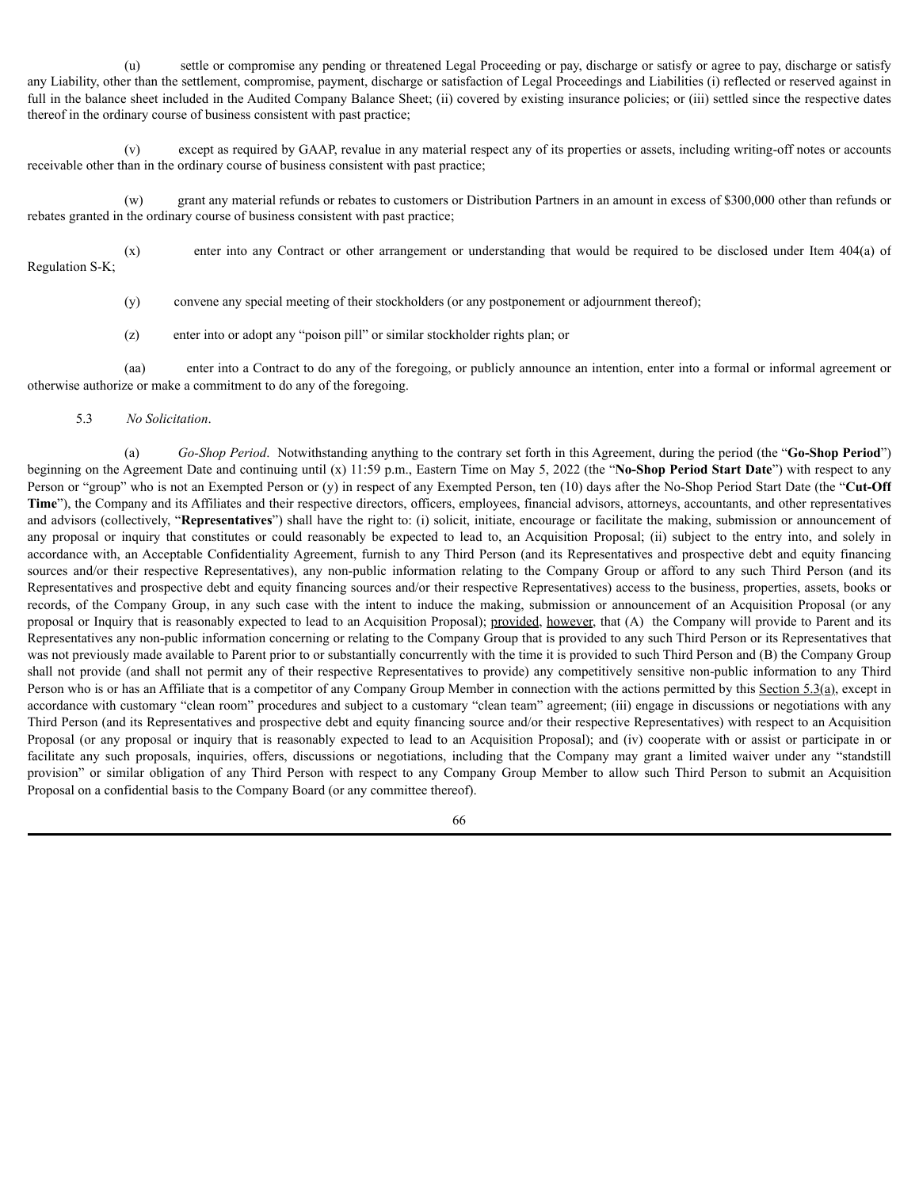(u) settle or compromise any pending or threatened Legal Proceeding or pay, discharge or satisfy or agree to pay, discharge or satisfy any Liability, other than the settlement, compromise, payment, discharge or satisfaction of Legal Proceedings and Liabilities (i) reflected or reserved against in full in the balance sheet included in the Audited Company Balance Sheet; (ii) covered by existing insurance policies; or (iii) settled since the respective dates thereof in the ordinary course of business consistent with past practice;

(v) except as required by GAAP, revalue in any material respect any of its properties or assets, including writing-off notes or accounts receivable other than in the ordinary course of business consistent with past practice;

(w) grant any material refunds or rebates to customers or Distribution Partners in an amount in excess of $300,000 other than refunds or rebates granted in the ordinary course of business consistent with past practice;

(x) enter into any Contract or other arrangement or understanding that would be required to be disclosed under Item 404(a) of Regulation S-K;

(y) convene any special meeting of their stockholders (or any postponement or adjournment thereof);

(z) enter into or adopt any "poison pill" or similar stockholder rights plan; or

(aa) enter into a Contract to do any of the foregoing, or publicly announce an intention, enter into a formal or informal agreement or otherwise authorize or make a commitment to do any of the foregoing.

5.3 *No Solicitation*.

(a) *Go-Shop Period*. Notwithstanding anything to the contrary set forth in this Agreement, during the period (the "**Go-Shop Period**") beginning on the Agreement Date and continuing until (x) 11:59 p.m., Eastern Time on May 5, 2022 (the "**No-Shop Period Start Date**") with respect to any Person or "group" who is not an Exempted Person or (y) in respect of any Exempted Person, ten (10) days after the No-Shop Period Start Date (the "**Cut-Off Time**"), the Company and its Affiliates and their respective directors, officers, employees, financial advisors, attorneys, accountants, and other representatives and advisors (collectively, "**Representatives**") shall have the right to: (i) solicit, initiate, encourage or facilitate the making, submission or announcement of any proposal or inquiry that constitutes or could reasonably be expected to lead to, an Acquisition Proposal; (ii) subject to the entry into, and solely in accordance with, an Acceptable Confidentiality Agreement, furnish to any Third Person (and its Representatives and prospective debt and equity financing sources and/or their respective Representatives), any non-public information relating to the Company Group or afford to any such Third Person (and its Representatives and prospective debt and equity financing sources and/or their respective Representatives) access to the business, properties, assets, books or records, of the Company Group, in any such case with the intent to induce the making, submission or announcement of an Acquisition Proposal (or any proposal or Inquiry that is reasonably expected to lead to an Acquisition Proposal); provided, however, that (A) the Company will provide to Parent and its Representatives any non-public information concerning or relating to the Company Group that is provided to any such Third Person or its Representatives that was not previously made available to Parent prior to or substantially concurrently with the time it is provided to such Third Person and (B) the Company Group shall not provide (and shall not permit any of their respective Representatives to provide) any competitively sensitive non-public information to any Third Person who is or has an Affiliate that is a competitor of any Company Group Member in connection with the actions permitted by this Section 5.3(a), except in accordance with customary "clean room" procedures and subject to a customary "clean team" agreement; (iii) engage in discussions or negotiations with any Third Person (and its Representatives and prospective debt and equity financing source and/or their respective Representatives) with respect to an Acquisition Proposal (or any proposal or inquiry that is reasonably expected to lead to an Acquisition Proposal); and (iv) cooperate with or assist or participate in or facilitate any such proposals, inquiries, offers, discussions or negotiations, including that the Company may grant a limited waiver under any "standstill provision" or similar obligation of any Third Person with respect to any Company Group Member to allow such Third Person to submit an Acquisition Proposal on a confidential basis to the Company Board (or any committee thereof).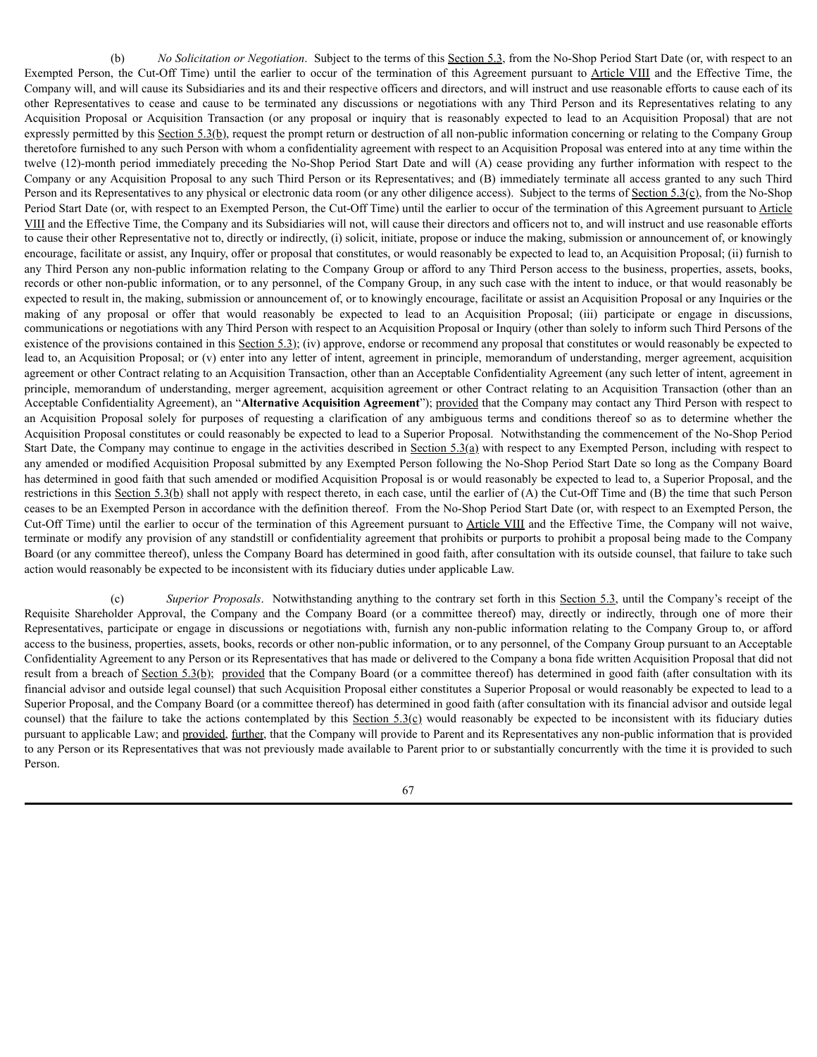(b) *No Solicitation or Negotiation*. Subject to the terms of this Section 5.3, from the No-Shop Period Start Date (or, with respect to an Exempted Person, the Cut-Off Time) until the earlier to occur of the termination of this Agreement pursuant to Article VIII and the Effective Time, the Company will, and will cause its Subsidiaries and its and their respective officers and directors, and will instruct and use reasonable efforts to cause each of its other Representatives to cease and cause to be terminated any discussions or negotiations with any Third Person and its Representatives relating to any Acquisition Proposal or Acquisition Transaction (or any proposal or inquiry that is reasonably expected to lead to an Acquisition Proposal) that are not expressly permitted by this Section 5.3(b), request the prompt return or destruction of all non-public information concerning or relating to the Company Group theretofore furnished to any such Person with whom a confidentiality agreement with respect to an Acquisition Proposal was entered into at any time within the twelve (12)-month period immediately preceding the No-Shop Period Start Date and will (A) cease providing any further information with respect to the Company or any Acquisition Proposal to any such Third Person or its Representatives; and (B) immediately terminate all access granted to any such Third Person and its Representatives to any physical or electronic data room (or any other diligence access). Subject to the terms of Section 5.3(c), from the No-Shop Period Start Date (or, with respect to an Exempted Person, the Cut-Off Time) until the earlier to occur of the termination of this Agreement pursuant to Article VIII and the Effective Time, the Company and its Subsidiaries will not, will cause their directors and officers not to, and will instruct and use reasonable efforts to cause their other Representative not to, directly or indirectly, (i) solicit, initiate, propose or induce the making, submission or announcement of, or knowingly encourage, facilitate or assist, any Inquiry, offer or proposal that constitutes, or would reasonably be expected to lead to, an Acquisition Proposal; (ii) furnish to any Third Person any non-public information relating to the Company Group or afford to any Third Person access to the business, properties, assets, books, records or other non-public information, or to any personnel, of the Company Group, in any such case with the intent to induce, or that would reasonably be expected to result in, the making, submission or announcement of, or to knowingly encourage, facilitate or assist an Acquisition Proposal or any Inquiries or the making of any proposal or offer that would reasonably be expected to lead to an Acquisition Proposal; (iii) participate or engage in discussions, communications or negotiations with any Third Person with respect to an Acquisition Proposal or Inquiry (other than solely to inform such Third Persons of the existence of the provisions contained in this Section 5.3); (iv) approve, endorse or recommend any proposal that constitutes or would reasonably be expected to lead to, an Acquisition Proposal; or (v) enter into any letter of intent, agreement in principle, memorandum of understanding, merger agreement, acquisition agreement or other Contract relating to an Acquisition Transaction, other than an Acceptable Confidentiality Agreement (any such letter of intent, agreement in principle, memorandum of understanding, merger agreement, acquisition agreement or other Contract relating to an Acquisition Transaction (other than an Acceptable Confidentiality Agreement), an "**Alternative Acquisition Agreement**"); provided that the Company may contact any Third Person with respect to an Acquisition Proposal solely for purposes of requesting a clarification of any ambiguous terms and conditions thereof so as to determine whether the Acquisition Proposal constitutes or could reasonably be expected to lead to a Superior Proposal. Notwithstanding the commencement of the No-Shop Period Start Date, the Company may continue to engage in the activities described in Section 5.3(a) with respect to any Exempted Person, including with respect to any amended or modified Acquisition Proposal submitted by any Exempted Person following the No-Shop Period Start Date so long as the Company Board has determined in good faith that such amended or modified Acquisition Proposal is or would reasonably be expected to lead to, a Superior Proposal, and the restrictions in this Section 5.3(b) shall not apply with respect thereto, in each case, until the earlier of (A) the Cut-Off Time and (B) the time that such Person ceases to be an Exempted Person in accordance with the definition thereof. From the No-Shop Period Start Date (or, with respect to an Exempted Person, the Cut-Off Time) until the earlier to occur of the termination of this Agreement pursuant to Article VIII and the Effective Time, the Company will not waive, terminate or modify any provision of any standstill or confidentiality agreement that prohibits or purports to prohibit a proposal being made to the Company Board (or any committee thereof), unless the Company Board has determined in good faith, after consultation with its outside counsel, that failure to take such action would reasonably be expected to be inconsistent with its fiduciary duties under applicable Law.

(c) *Superior Proposals*. Notwithstanding anything to the contrary set forth in this Section 5.3, until the Company's receipt of the Requisite Shareholder Approval, the Company and the Company Board (or a committee thereof) may, directly or indirectly, through one of more their Representatives, participate or engage in discussions or negotiations with, furnish any non-public information relating to the Company Group to, or afford access to the business, properties, assets, books, records or other non-public information, or to any personnel, of the Company Group pursuant to an Acceptable Confidentiality Agreement to any Person or its Representatives that has made or delivered to the Company a bona fide written Acquisition Proposal that did not result from a breach of Section 5.3(b); provided that the Company Board (or a committee thereof) has determined in good faith (after consultation with its financial advisor and outside legal counsel) that such Acquisition Proposal either constitutes a Superior Proposal or would reasonably be expected to lead to a Superior Proposal, and the Company Board (or a committee thereof) has determined in good faith (after consultation with its financial advisor and outside legal counsel) that the failure to take the actions contemplated by this Section 5.3(c) would reasonably be expected to be inconsistent with its fiduciary duties pursuant to applicable Law; and provided, further, that the Company will provide to Parent and its Representatives any non-public information that is provided to any Person or its Representatives that was not previously made available to Parent prior to or substantially concurrently with the time it is provided to such Person.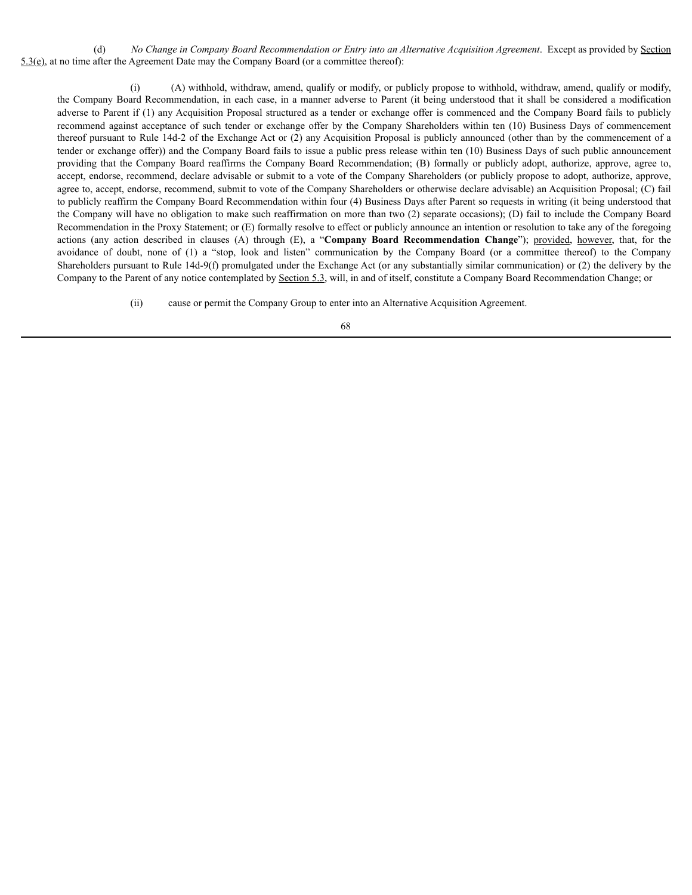(d) *No Change in Company Board Recommendation or Entry into an Alternative Acquisition Agreement*. Except as provided by Section 5.3(e), at no time after the Agreement Date may the Company Board (or a committee thereof):

(i) (A) withhold, withdraw, amend, qualify or modify, or publicly propose to withhold, withdraw, amend, qualify or modify, the Company Board Recommendation, in each case, in a manner adverse to Parent (it being understood that it shall be considered a modification adverse to Parent if (1) any Acquisition Proposal structured as a tender or exchange offer is commenced and the Company Board fails to publicly recommend against acceptance of such tender or exchange offer by the Company Shareholders within ten (10) Business Days of commencement thereof pursuant to Rule 14d-2 of the Exchange Act or (2) any Acquisition Proposal is publicly announced (other than by the commencement of a tender or exchange offer)) and the Company Board fails to issue a public press release within ten (10) Business Days of such public announcement providing that the Company Board reaffirms the Company Board Recommendation; (B) formally or publicly adopt, authorize, approve, agree to, accept, endorse, recommend, declare advisable or submit to a vote of the Company Shareholders (or publicly propose to adopt, authorize, approve, agree to, accept, endorse, recommend, submit to vote of the Company Shareholders or otherwise declare advisable) an Acquisition Proposal; (C) fail to publicly reaffirm the Company Board Recommendation within four (4) Business Days after Parent so requests in writing (it being understood that the Company will have no obligation to make such reaffirmation on more than two (2) separate occasions); (D) fail to include the Company Board Recommendation in the Proxy Statement; or (E) formally resolve to effect or publicly announce an intention or resolution to take any of the foregoing actions (any action described in clauses (A) through (E), a "**Company Board Recommendation Change**"); provided, however, that, for the avoidance of doubt, none of (1) a "stop, look and listen" communication by the Company Board (or a committee thereof) to the Company Shareholders pursuant to Rule 14d-9(f) promulgated under the Exchange Act (or any substantially similar communication) or (2) the delivery by the Company to the Parent of any notice contemplated by Section 5.3, will, in and of itself, constitute a Company Board Recommendation Change; or

(ii) cause or permit the Company Group to enter into an Alternative Acquisition Agreement.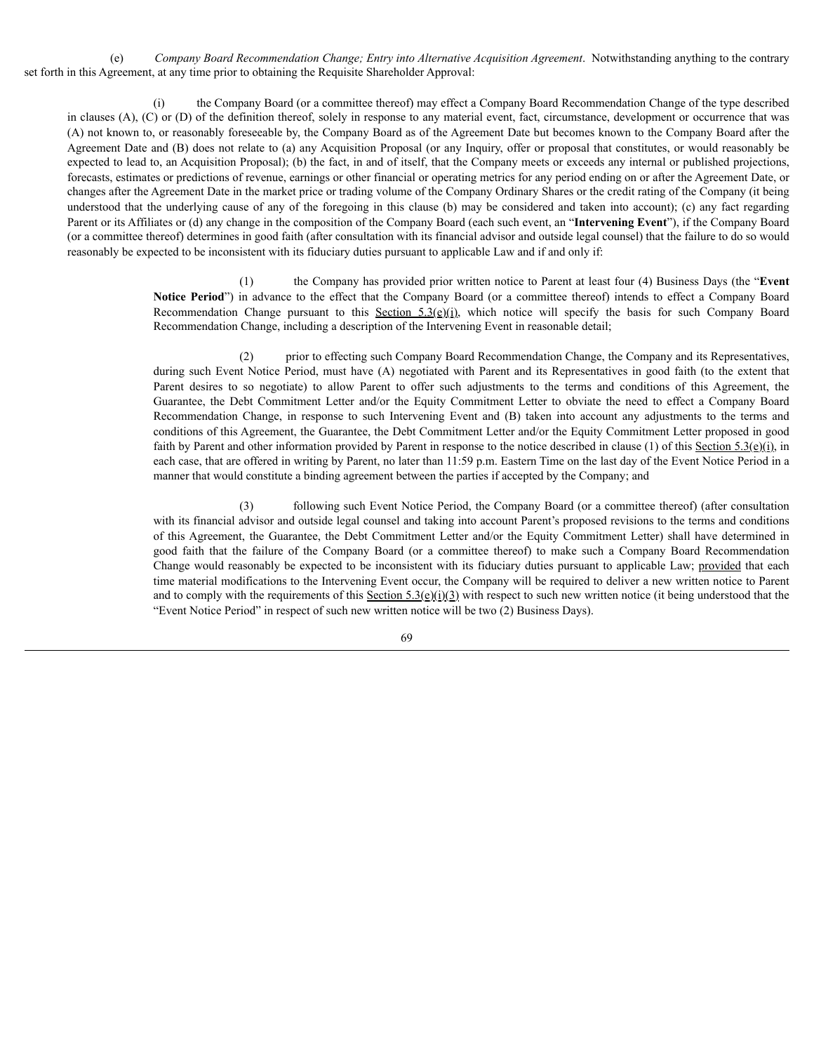(e) *Company Board Recommendation Change; Entry into Alternative Acquisition Agreement*. Notwithstanding anything to the contrary set forth in this Agreement, at any time prior to obtaining the Requisite Shareholder Approval:

(i) the Company Board (or a committee thereof) may effect a Company Board Recommendation Change of the type described in clauses (A), (C) or (D) of the definition thereof, solely in response to any material event, fact, circumstance, development or occurrence that was (A) not known to, or reasonably foreseeable by, the Company Board as of the Agreement Date but becomes known to the Company Board after the Agreement Date and (B) does not relate to (a) any Acquisition Proposal (or any Inquiry, offer or proposal that constitutes, or would reasonably be expected to lead to, an Acquisition Proposal); (b) the fact, in and of itself, that the Company meets or exceeds any internal or published projections, forecasts, estimates or predictions of revenue, earnings or other financial or operating metrics for any period ending on or after the Agreement Date, or changes after the Agreement Date in the market price or trading volume of the Company Ordinary Shares or the credit rating of the Company (it being understood that the underlying cause of any of the foregoing in this clause (b) may be considered and taken into account); (c) any fact regarding Parent or its Affiliates or (d) any change in the composition of the Company Board (each such event, an "**Intervening Event**"), if the Company Board (or a committee thereof) determines in good faith (after consultation with its financial advisor and outside legal counsel) that the failure to do so would reasonably be expected to be inconsistent with its fiduciary duties pursuant to applicable Law and if and only if:

> (1) the Company has provided prior written notice to Parent at least four (4) Business Days (the "**Event Notice Period**") in advance to the effect that the Company Board (or a committee thereof) intends to effect a Company Board Recommendation Change pursuant to this Section 5.3(e)(i), which notice will specify the basis for such Company Board Recommendation Change, including a description of the Intervening Event in reasonable detail;
>
> (2) prior to effecting such Company Board Recommendation Change, the Company and its Representatives, during such Event Notice Period, must have (A) negotiated with Parent and its Representatives in good faith (to the extent that Parent desires to so negotiate) to allow Parent to offer such adjustments to the terms and conditions of this Agreement, the Guarantee, the Debt Commitment Letter and/or the Equity Commitment Letter to obviate the need to effect a Company Board Recommendation Change, in response to such Intervening Event and (B) taken into account any adjustments to the terms and conditions of this Agreement, the Guarantee, the Debt Commitment Letter and/or the Equity Commitment Letter proposed in good faith by Parent and other information provided by Parent in response to the notice described in clause (1) of this Section 5.3(e)(i), in each case, that are offered in writing by Parent, no later than 11:59 p.m. Eastern Time on the last day of the Event Notice Period in a manner that would constitute a binding agreement between the parties if accepted by the Company; and
>
> (3) following such Event Notice Period, the Company Board (or a committee thereof) (after consultation with its financial advisor and outside legal counsel and taking into account Parent's proposed revisions to the terms and conditions of this Agreement, the Guarantee, the Debt Commitment Letter and/or the Equity Commitment Letter) shall have determined in good faith that the failure of the Company Board (or a committee thereof) to make such a Company Board Recommendation Change would reasonably be expected to be inconsistent with its fiduciary duties pursuant to applicable Law; provided that each time material modifications to the Intervening Event occur, the Company will be required to deliver a new written notice to Parent and to comply with the requirements of this Section 5.3(e)(i)(3) with respect to such new written notice (it being understood that the "Event Notice Period" in respect of such new written notice will be two (2) Business Days).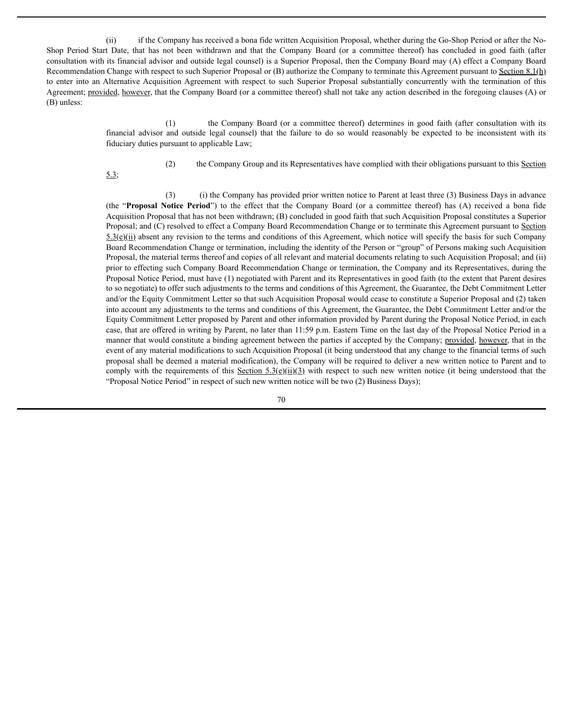(ii) if the Company has received a bona fide written Acquisition Proposal, whether during the Go-Shop Period or after the No-Shop Period Start Date, that has not been withdrawn and that the Company Board (or a committee thereof) has concluded in good faith (after consultation with its financial advisor and outside legal counsel) is a Superior Proposal, then the Company Board may (A) effect a Company Board Recommendation Change with respect to such Superior Proposal or (B) authorize the Company to terminate this Agreement pursuant to Section 8.1(h) to enter into an Alternative Acquisition Agreement with respect to such Superior Proposal substantially concurrently with the termination of this Agreement; provided, however, that the Company Board (or a committee thereof) shall not take any action described in the foregoing clauses (A) or (B) unless:

(1) the Company Board (or a committee thereof) determines in good faith (after consultation with its financial advisor and outside legal counsel) that the failure to do so would reasonably be expected to be inconsistent with its fiduciary duties pursuant to applicable Law;

(2) the Company Group and its Representatives have complied with their obligations pursuant to this Section 5.3;

(3) (i) the Company has provided prior written notice to Parent at least three (3) Business Days in advance (the "**Proposal Notice Period**") to the effect that the Company Board (or a committee thereof) has (A) received a bona fide Acquisition Proposal that has not been withdrawn; (B) concluded in good faith that such Acquisition Proposal constitutes a Superior Proposal; and (C) resolved to effect a Company Board Recommendation Change or to terminate this Agreement pursuant to Section 5.3(e)(ii) absent any revision to the terms and conditions of this Agreement, which notice will specify the basis for such Company Board Recommendation Change or termination, including the identity of the Person or "group" of Persons making such Acquisition Proposal, the material terms thereof and copies of all relevant and material documents relating to such Acquisition Proposal; and (ii) prior to effecting such Company Board Recommendation Change or termination, the Company and its Representatives, during the Proposal Notice Period, must have (1) negotiated with Parent and its Representatives in good faith (to the extent that Parent desires to so negotiate) to offer such adjustments to the terms and conditions of this Agreement, the Guarantee, the Debt Commitment Letter and/or the Equity Commitment Letter so that such Acquisition Proposal would cease to constitute a Superior Proposal and (2) taken into account any adjustments to the terms and conditions of this Agreement, the Guarantee, the Debt Commitment Letter and/or the Equity Commitment Letter proposed by Parent and other information provided by Parent during the Proposal Notice Period, in each case, that are offered in writing by Parent, no later than 11:59 p.m. Eastern Time on the last day of the Proposal Notice Period in a manner that would constitute a binding agreement between the parties if accepted by the Company; provided, however, that in the event of any material modifications to such Acquisition Proposal (it being understood that any change to the financial terms of such proposal shall be deemed a material modification), the Company will be required to deliver a new written notice to Parent and to comply with the requirements of this Section 5.3(e)(ii)(3) with respect to such new written notice (it being understood that the "Proposal Notice Period" in respect of such new written notice will be two (2) Business Days);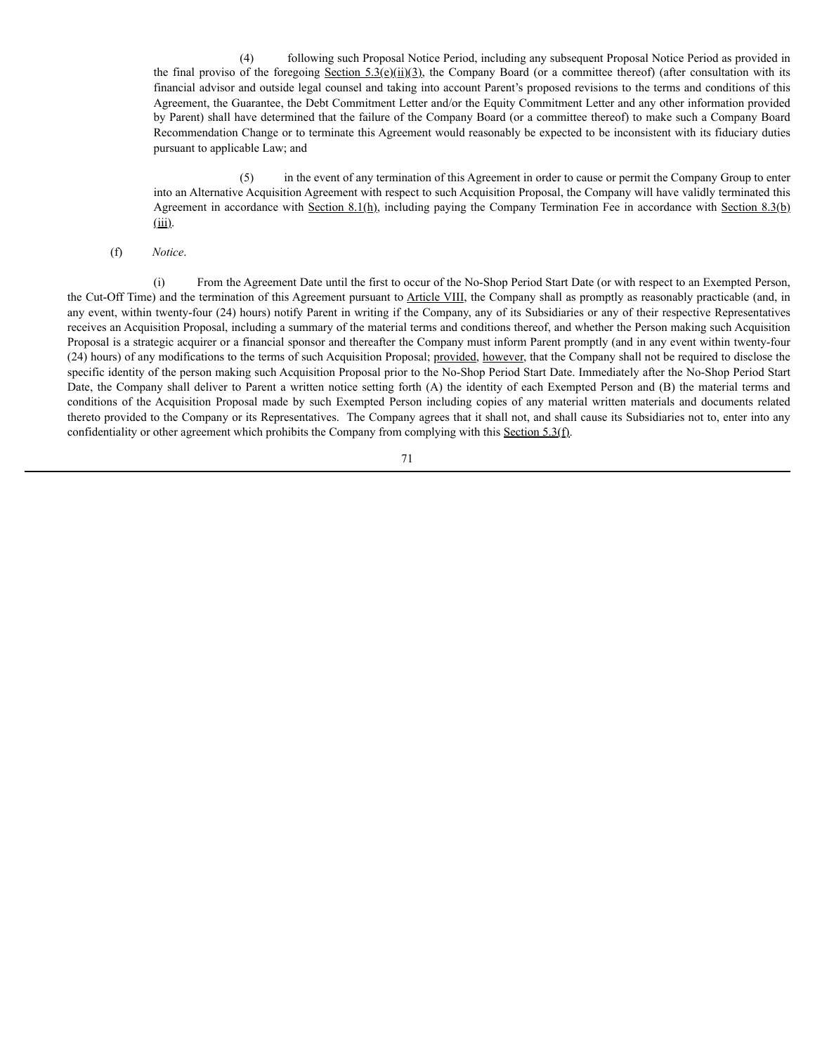(4) following such Proposal Notice Period, including any subsequent Proposal Notice Period as provided in the final proviso of the foregoing Section 5.3(e)(ii)(3), the Company Board (or a committee thereof) (after consultation with its financial advisor and outside legal counsel and taking into account Parent's proposed revisions to the terms and conditions of this Agreement, the Guarantee, the Debt Commitment Letter and/or the Equity Commitment Letter and any other information provided by Parent) shall have determined that the failure of the Company Board (or a committee thereof) to make such a Company Board Recommendation Change or to terminate this Agreement would reasonably be expected to be inconsistent with its fiduciary duties pursuant to applicable Law; and

(5) in the event of any termination of this Agreement in order to cause or permit the Company Group to enter into an Alternative Acquisition Agreement with respect to such Acquisition Proposal, the Company will have validly terminated this Agreement in accordance with Section 8.1(h), including paying the Company Termination Fee in accordance with Section 8.3(b)(iii).

(f) *Notice*.

(i) From the Agreement Date until the first to occur of the No-Shop Period Start Date (or with respect to an Exempted Person, the Cut-Off Time) and the termination of this Agreement pursuant to Article VIII, the Company shall as promptly as reasonably practicable (and, in any event, within twenty-four (24) hours) notify Parent in writing if the Company, any of its Subsidiaries or any of their respective Representatives receives an Acquisition Proposal, including a summary of the material terms and conditions thereof, and whether the Person making such Acquisition Proposal is a strategic acquirer or a financial sponsor and thereafter the Company must inform Parent promptly (and in any event within twenty-four (24) hours) of any modifications to the terms of such Acquisition Proposal; provided, however, that the Company shall not be required to disclose the specific identity of the person making such Acquisition Proposal prior to the No-Shop Period Start Date. Immediately after the No-Shop Period Start Date, the Company shall deliver to Parent a written notice setting forth (A) the identity of each Exempted Person and (B) the material terms and conditions of the Acquisition Proposal made by such Exempted Person including copies of any material written materials and documents related thereto provided to the Company or its Representatives. The Company agrees that it shall not, and shall cause its Subsidiaries not to, enter into any confidentiality or other agreement which prohibits the Company from complying with this Section 5.3(f).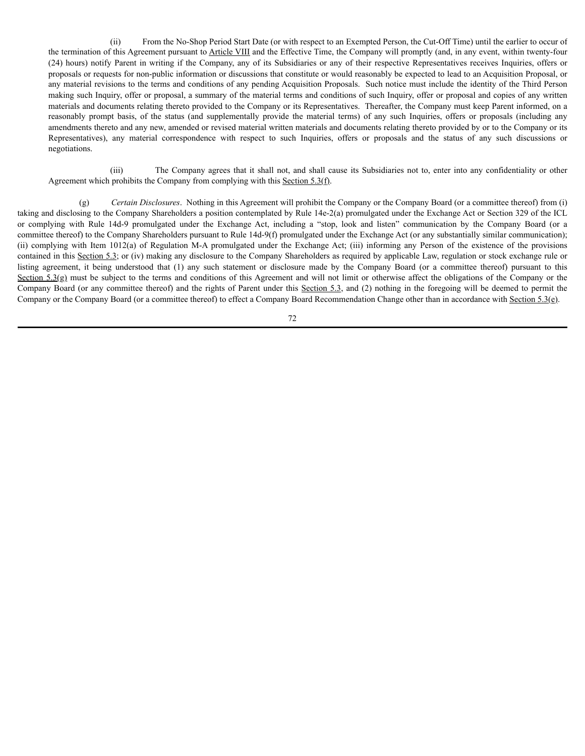(ii) From the No-Shop Period Start Date (or with respect to an Exempted Person, the Cut-Off Time) until the earlier to occur of the termination of this Agreement pursuant to Article VIII and the Effective Time, the Company will promptly (and, in any event, within twenty-four (24) hours) notify Parent in writing if the Company, any of its Subsidiaries or any of their respective Representatives receives Inquiries, offers or proposals or requests for non-public information or discussions that constitute or would reasonably be expected to lead to an Acquisition Proposal, or any material revisions to the terms and conditions of any pending Acquisition Proposals. Such notice must include the identity of the Third Person making such Inquiry, offer or proposal, a summary of the material terms and conditions of such Inquiry, offer or proposal and copies of any written materials and documents relating thereto provided to the Company or its Representatives. Thereafter, the Company must keep Parent informed, on a reasonably prompt basis, of the status (and supplementally provide the material terms) of any such Inquiries, offers or proposals (including any amendments thereto and any new, amended or revised material written materials and documents relating thereto provided by or to the Company or its Representatives), any material correspondence with respect to such Inquiries, offers or proposals and the status of any such discussions or negotiations.

(iii) The Company agrees that it shall not, and shall cause its Subsidiaries not to, enter into any confidentiality or other Agreement which prohibits the Company from complying with this Section 5.3(f).

(g) *Certain Disclosures*. Nothing in this Agreement will prohibit the Company or the Company Board (or a committee thereof) from (i) taking and disclosing to the Company Shareholders a position contemplated by Rule 14e-2(a) promulgated under the Exchange Act or Section 329 of the ICL or complying with Rule 14d-9 promulgated under the Exchange Act, including a "stop, look and listen" communication by the Company Board (or a committee thereof) to the Company Shareholders pursuant to Rule 14d-9(f) promulgated under the Exchange Act (or any substantially similar communication); (ii) complying with Item 1012(a) of Regulation M-A promulgated under the Exchange Act; (iii) informing any Person of the existence of the provisions contained in this Section 5.3; or (iv) making any disclosure to the Company Shareholders as required by applicable Law, regulation or stock exchange rule or listing agreement, it being understood that (1) any such statement or disclosure made by the Company Board (or a committee thereof) pursuant to this Section 5.3(g) must be subject to the terms and conditions of this Agreement and will not limit or otherwise affect the obligations of the Company or the Company Board (or any committee thereof) and the rights of Parent under this Section 5.3, and (2) nothing in the foregoing will be deemed to permit the Company or the Company Board (or a committee thereof) to effect a Company Board Recommendation Change other than in accordance with Section 5.3(e).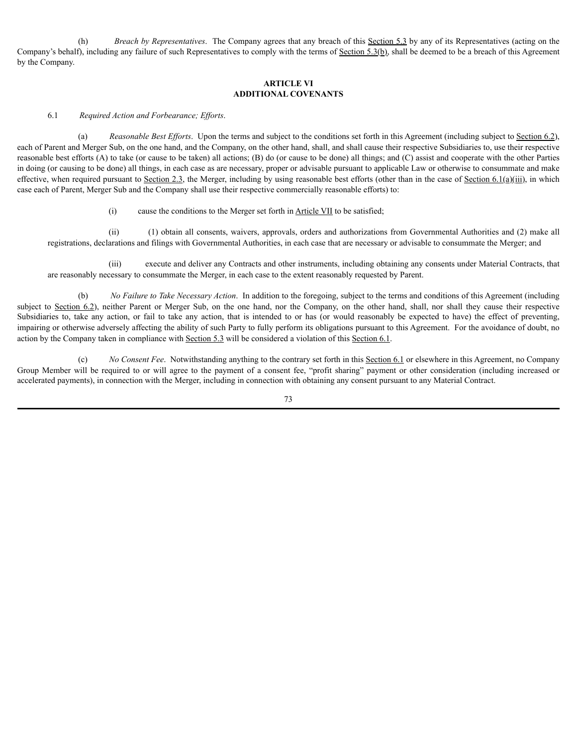(h) *Breach by Representatives*. The Company agrees that any breach of this Section 5.3 by any of its Representatives (acting on the Company's behalf), including any failure of such Representatives to comply with the terms of Section 5.3(b), shall be deemed to be a breach of this Agreement by the Company.

## ARTICLE VI
## ADDITIONAL COVENANTS

6.1 *Required Action and Forbearance; Efforts*.

(a) *Reasonable Best Efforts*. Upon the terms and subject to the conditions set forth in this Agreement (including subject to Section 6.2), each of Parent and Merger Sub, on the one hand, and the Company, on the other hand, shall, and shall cause their respective Subsidiaries to, use their respective reasonable best efforts (A) to take (or cause to be taken) all actions; (B) do (or cause to be done) all things; and (C) assist and cooperate with the other Parties in doing (or causing to be done) all things, in each case as are necessary, proper or advisable pursuant to applicable Law or otherwise to consummate and make effective, when required pursuant to Section 2.3, the Merger, including by using reasonable best efforts (other than in the case of Section 6.1(a)(iii), in which case each of Parent, Merger Sub and the Company shall use their respective commercially reasonable efforts) to:

(i) cause the conditions to the Merger set forth in Article VII to be satisfied;

(ii) (1) obtain all consents, waivers, approvals, orders and authorizations from Governmental Authorities and (2) make all registrations, declarations and filings with Governmental Authorities, in each case that are necessary or advisable to consummate the Merger; and

(iii) execute and deliver any Contracts and other instruments, including obtaining any consents under Material Contracts, that are reasonably necessary to consummate the Merger, in each case to the extent reasonably requested by Parent.

(b) *No Failure to Take Necessary Action*. In addition to the foregoing, subject to the terms and conditions of this Agreement (including subject to Section 6.2), neither Parent or Merger Sub, on the one hand, nor the Company, on the other hand, shall, nor shall they cause their respective Subsidiaries to, take any action, or fail to take any action, that is intended to or has (or would reasonably be expected to have) the effect of preventing, impairing or otherwise adversely affecting the ability of such Party to fully perform its obligations pursuant to this Agreement. For the avoidance of doubt, no action by the Company taken in compliance with Section 5.3 will be considered a violation of this Section 6.1.

(c) *No Consent Fee*. Notwithstanding anything to the contrary set forth in this Section 6.1 or elsewhere in this Agreement, no Company Group Member will be required to or will agree to the payment of a consent fee, "profit sharing" payment or other consideration (including increased or accelerated payments), in connection with the Merger, including in connection with obtaining any consent pursuant to any Material Contract.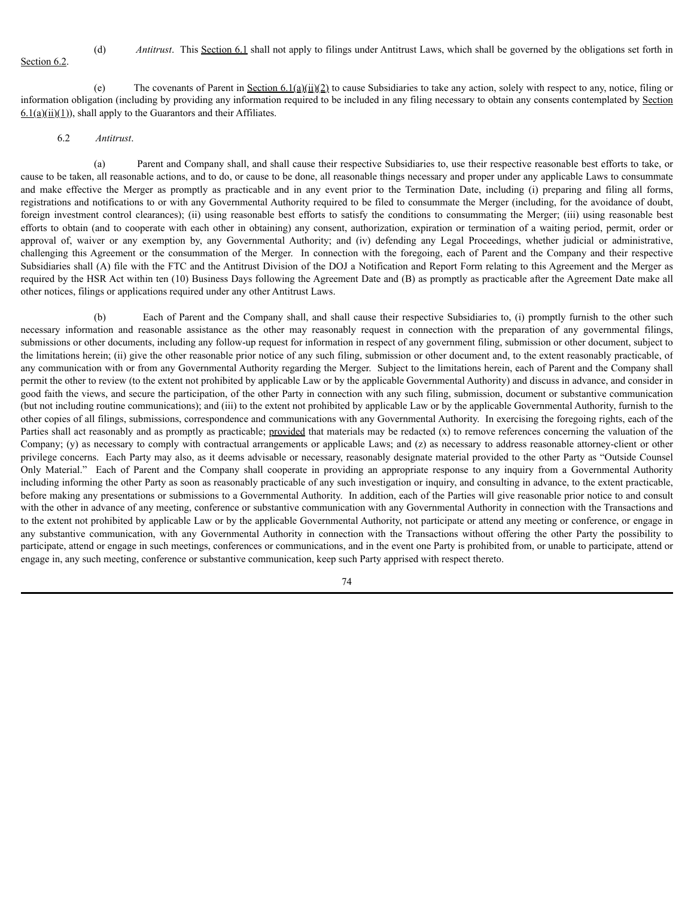(d) *Antitrust*. This Section 6.1 shall not apply to filings under Antitrust Laws, which shall be governed by the obligations set forth in Section 6.2.

(e) The covenants of Parent in Section 6.1(a)(ii)(2) to cause Subsidiaries to take any action, solely with respect to any, notice, filing or information obligation (including by providing any information required to be included in any filing necessary to obtain any consents contemplated by Section 6.1(a)(ii)(1)), shall apply to the Guarantors and their Affiliates.

6.2 *Antitrust*.

(a) Parent and Company shall, and shall cause their respective Subsidiaries to, use their respective reasonable best efforts to take, or cause to be taken, all reasonable actions, and to do, or cause to be done, all reasonable things necessary and proper under any applicable Laws to consummate and make effective the Merger as promptly as practicable and in any event prior to the Termination Date, including (i) preparing and filing all forms, registrations and notifications to or with any Governmental Authority required to be filed to consummate the Merger (including, for the avoidance of doubt, foreign investment control clearances); (ii) using reasonable best efforts to satisfy the conditions to consummating the Merger; (iii) using reasonable best efforts to obtain (and to cooperate with each other in obtaining) any consent, authorization, expiration or termination of a waiting period, permit, order or approval of, waiver or any exemption by, any Governmental Authority; and (iv) defending any Legal Proceedings, whether judicial or administrative, challenging this Agreement or the consummation of the Merger. In connection with the foregoing, each of Parent and the Company and their respective Subsidiaries shall (A) file with the FTC and the Antitrust Division of the DOJ a Notification and Report Form relating to this Agreement and the Merger as required by the HSR Act within ten (10) Business Days following the Agreement Date and (B) as promptly as practicable after the Agreement Date make all other notices, filings or applications required under any other Antitrust Laws.

(b) Each of Parent and the Company shall, and shall cause their respective Subsidiaries to, (i) promptly furnish to the other such necessary information and reasonable assistance as the other may reasonably request in connection with the preparation of any governmental filings, submissions or other documents, including any follow-up request for information in respect of any government filing, submission or other document, subject to the limitations herein; (ii) give the other reasonable prior notice of any such filing, submission or other document and, to the extent reasonably practicable, of any communication with or from any Governmental Authority regarding the Merger. Subject to the limitations herein, each of Parent and the Company shall permit the other to review (to the extent not prohibited by applicable Law or by the applicable Governmental Authority) and discuss in advance, and consider in good faith the views, and secure the participation, of the other Party in connection with any such filing, submission, document or substantive communication (but not including routine communications); and (iii) to the extent not prohibited by applicable Law or by the applicable Governmental Authority, furnish to the other copies of all filings, submissions, correspondence and communications with any Governmental Authority. In exercising the foregoing rights, each of the Parties shall act reasonably and as promptly as practicable; provided that materials may be redacted (x) to remove references concerning the valuation of the Company; (y) as necessary to comply with contractual arrangements or applicable Laws; and (z) as necessary to address reasonable attorney-client or other privilege concerns. Each Party may also, as it deems advisable or necessary, reasonably designate material provided to the other Party as "Outside Counsel Only Material." Each of Parent and the Company shall cooperate in providing an appropriate response to any inquiry from a Governmental Authority including informing the other Party as soon as reasonably practicable of any such investigation or inquiry, and consulting in advance, to the extent practicable, before making any presentations or submissions to a Governmental Authority. In addition, each of the Parties will give reasonable prior notice to and consult with the other in advance of any meeting, conference or substantive communication with any Governmental Authority in connection with the Transactions and to the extent not prohibited by applicable Law or by the applicable Governmental Authority, not participate or attend any meeting or conference, or engage in any substantive communication, with any Governmental Authority in connection with the Transactions without offering the other Party the possibility to participate, attend or engage in such meetings, conferences or communications, and in the event one Party is prohibited from, or unable to participate, attend or engage in, any such meeting, conference or substantive communication, keep such Party apprised with respect thereto.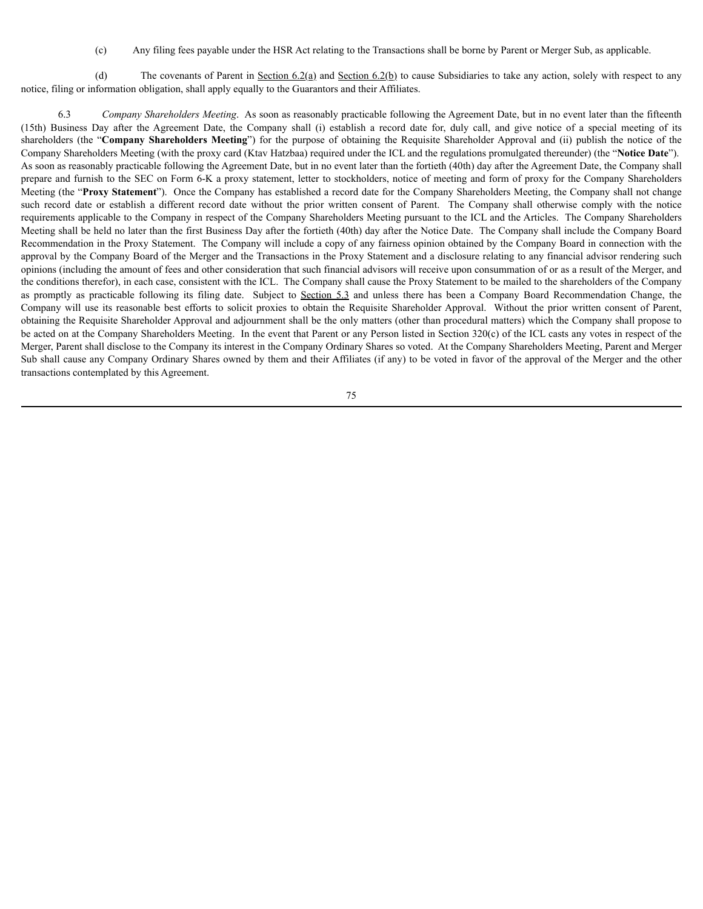(c) Any filing fees payable under the HSR Act relating to the Transactions shall be borne by Parent or Merger Sub, as applicable.

(d) The covenants of Parent in Section 6.2(a) and Section 6.2(b) to cause Subsidiaries to take any action, solely with respect to any notice, filing or information obligation, shall apply equally to the Guarantors and their Affiliates.

6.3 *Company Shareholders Meeting*. As soon as reasonably practicable following the Agreement Date, but in no event later than the fifteenth (15th) Business Day after the Agreement Date, the Company shall (i) establish a record date for, duly call, and give notice of a special meeting of its shareholders (the "**Company Shareholders Meeting**") for the purpose of obtaining the Requisite Shareholder Approval and (ii) publish the notice of the Company Shareholders Meeting (with the proxy card (Ktav Hatzbaa) required under the ICL and the regulations promulgated thereunder) (the "**Notice Date**"). As soon as reasonably practicable following the Agreement Date, but in no event later than the fortieth (40th) day after the Agreement Date, the Company shall prepare and furnish to the SEC on Form 6-K a proxy statement, letter to stockholders, notice of meeting and form of proxy for the Company Shareholders Meeting (the "**Proxy Statement**"). Once the Company has established a record date for the Company Shareholders Meeting, the Company shall not change such record date or establish a different record date without the prior written consent of Parent. The Company shall otherwise comply with the notice requirements applicable to the Company in respect of the Company Shareholders Meeting pursuant to the ICL and the Articles. The Company Shareholders Meeting shall be held no later than the first Business Day after the fortieth (40th) day after the Notice Date. The Company shall include the Company Board Recommendation in the Proxy Statement. The Company will include a copy of any fairness opinion obtained by the Company Board in connection with the approval by the Company Board of the Merger and the Transactions in the Proxy Statement and a disclosure relating to any financial advisor rendering such opinions (including the amount of fees and other consideration that such financial advisors will receive upon consummation of or as a result of the Merger, and the conditions therefor), in each case, consistent with the ICL. The Company shall cause the Proxy Statement to be mailed to the shareholders of the Company as promptly as practicable following its filing date. Subject to Section 5.3 and unless there has been a Company Board Recommendation Change, the Company will use its reasonable best efforts to solicit proxies to obtain the Requisite Shareholder Approval. Without the prior written consent of Parent, obtaining the Requisite Shareholder Approval and adjournment shall be the only matters (other than procedural matters) which the Company shall propose to be acted on at the Company Shareholders Meeting. In the event that Parent or any Person listed in Section 320(c) of the ICL casts any votes in respect of the Merger, Parent shall disclose to the Company its interest in the Company Ordinary Shares so voted. At the Company Shareholders Meeting, Parent and Merger Sub shall cause any Company Ordinary Shares owned by them and their Affiliates (if any) to be voted in favor of the approval of the Merger and the other transactions contemplated by this Agreement.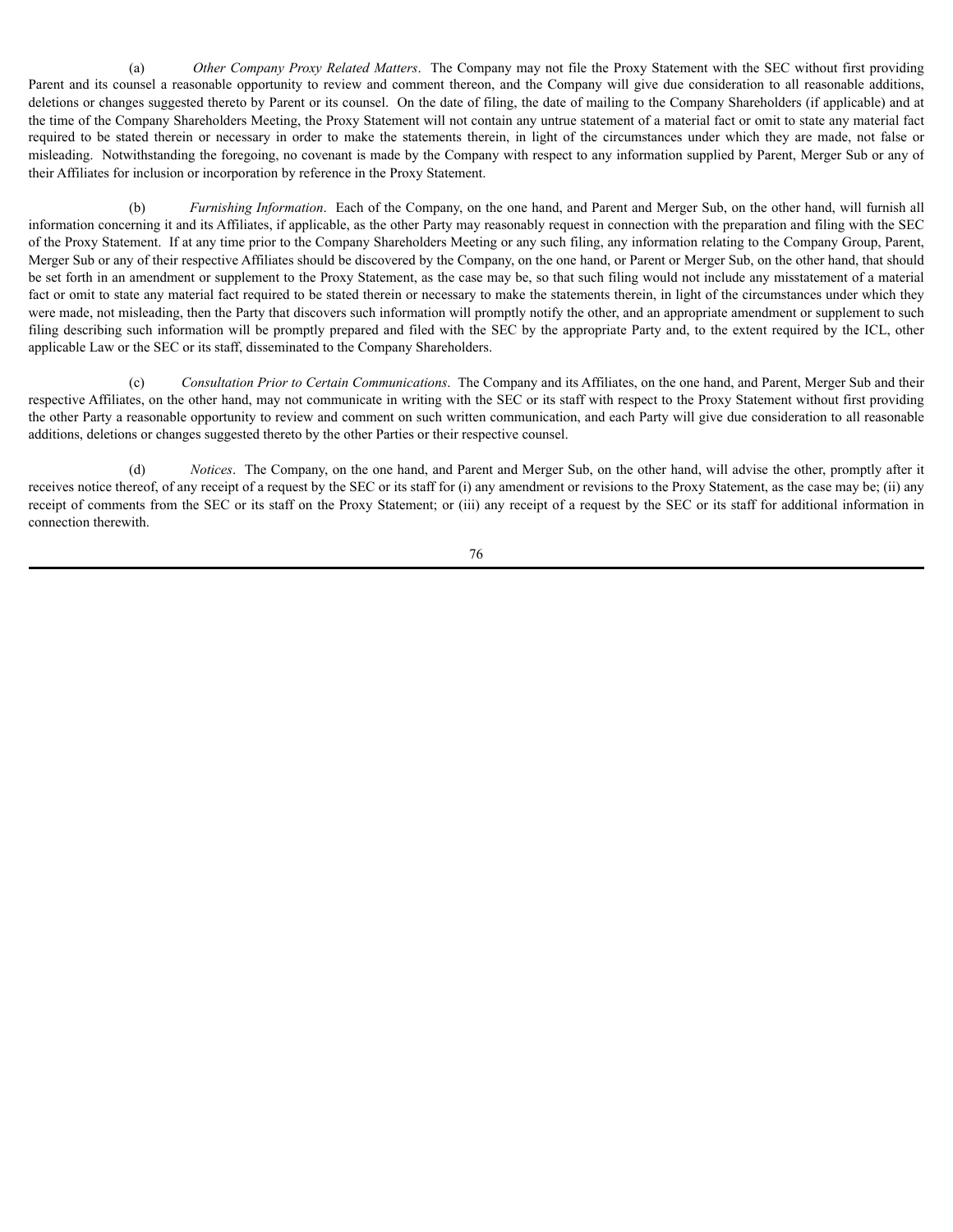(a) *Other Company Proxy Related Matters*. The Company may not file the Proxy Statement with the SEC without first providing Parent and its counsel a reasonable opportunity to review and comment thereon, and the Company will give due consideration to all reasonable additions, deletions or changes suggested thereto by Parent or its counsel. On the date of filing, the date of mailing to the Company Shareholders (if applicable) and at the time of the Company Shareholders Meeting, the Proxy Statement will not contain any untrue statement of a material fact or omit to state any material fact required to be stated therein or necessary in order to make the statements therein, in light of the circumstances under which they are made, not false or misleading. Notwithstanding the foregoing, no covenant is made by the Company with respect to any information supplied by Parent, Merger Sub or any of their Affiliates for inclusion or incorporation by reference in the Proxy Statement.

(b) *Furnishing Information*. Each of the Company, on the one hand, and Parent and Merger Sub, on the other hand, will furnish all information concerning it and its Affiliates, if applicable, as the other Party may reasonably request in connection with the preparation and filing with the SEC of the Proxy Statement. If at any time prior to the Company Shareholders Meeting or any such filing, any information relating to the Company Group, Parent, Merger Sub or any of their respective Affiliates should be discovered by the Company, on the one hand, or Parent or Merger Sub, on the other hand, that should be set forth in an amendment or supplement to the Proxy Statement, as the case may be, so that such filing would not include any misstatement of a material fact or omit to state any material fact required to be stated therein or necessary to make the statements therein, in light of the circumstances under which they were made, not misleading, then the Party that discovers such information will promptly notify the other, and an appropriate amendment or supplement to such filing describing such information will be promptly prepared and filed with the SEC by the appropriate Party and, to the extent required by the ICL, other applicable Law or the SEC or its staff, disseminated to the Company Shareholders.

(c) *Consultation Prior to Certain Communications*. The Company and its Affiliates, on the one hand, and Parent, Merger Sub and their respective Affiliates, on the other hand, may not communicate in writing with the SEC or its staff with respect to the Proxy Statement without first providing the other Party a reasonable opportunity to review and comment on such written communication, and each Party will give due consideration to all reasonable additions, deletions or changes suggested thereto by the other Parties or their respective counsel.

(d) *Notices*. The Company, on the one hand, and Parent and Merger Sub, on the other hand, will advise the other, promptly after it receives notice thereof, of any receipt of a request by the SEC or its staff for (i) any amendment or revisions to the Proxy Statement, as the case may be; (ii) any receipt of comments from the SEC or its staff on the Proxy Statement; or (iii) any receipt of a request by the SEC or its staff for additional information in connection therewith.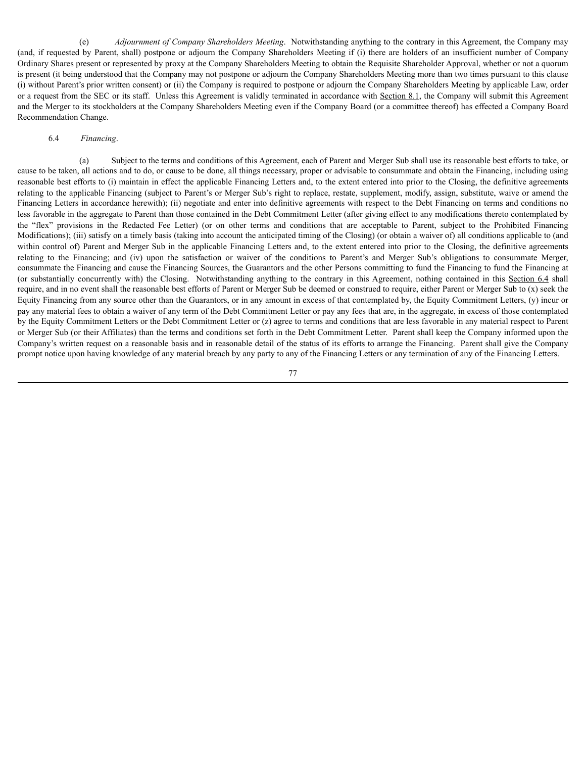(e) *Adjournment of Company Shareholders Meeting*. Notwithstanding anything to the contrary in this Agreement, the Company may (and, if requested by Parent, shall) postpone or adjourn the Company Shareholders Meeting if (i) there are holders of an insufficient number of Company Ordinary Shares present or represented by proxy at the Company Shareholders Meeting to obtain the Requisite Shareholder Approval, whether or not a quorum is present (it being understood that the Company may not postpone or adjourn the Company Shareholders Meeting more than two times pursuant to this clause (i) without Parent's prior written consent) or (ii) the Company is required to postpone or adjourn the Company Shareholders Meeting by applicable Law, order or a request from the SEC or its staff. Unless this Agreement is validly terminated in accordance with Section 8.1, the Company will submit this Agreement and the Merger to its stockholders at the Company Shareholders Meeting even if the Company Board (or a committee thereof) has effected a Company Board Recommendation Change.

6.4 *Financing*.

(a) Subject to the terms and conditions of this Agreement, each of Parent and Merger Sub shall use its reasonable best efforts to take, or cause to be taken, all actions and to do, or cause to be done, all things necessary, proper or advisable to consummate and obtain the Financing, including using reasonable best efforts to (i) maintain in effect the applicable Financing Letters and, to the extent entered into prior to the Closing, the definitive agreements relating to the applicable Financing (subject to Parent's or Merger Sub's right to replace, restate, supplement, modify, assign, substitute, waive or amend the Financing Letters in accordance herewith); (ii) negotiate and enter into definitive agreements with respect to the Debt Financing on terms and conditions no less favorable in the aggregate to Parent than those contained in the Debt Commitment Letter (after giving effect to any modifications thereto contemplated by the "flex" provisions in the Redacted Fee Letter) (or on other terms and conditions that are acceptable to Parent, subject to the Prohibited Financing Modifications); (iii) satisfy on a timely basis (taking into account the anticipated timing of the Closing) (or obtain a waiver of) all conditions applicable to (and within control of) Parent and Merger Sub in the applicable Financing Letters and, to the extent entered into prior to the Closing, the definitive agreements relating to the Financing; and (iv) upon the satisfaction or waiver of the conditions to Parent's and Merger Sub's obligations to consummate Merger, consummate the Financing and cause the Financing Sources, the Guarantors and the other Persons committing to fund the Financing to fund the Financing at (or substantially concurrently with) the Closing. Notwithstanding anything to the contrary in this Agreement, nothing contained in this Section 6.4 shall require, and in no event shall the reasonable best efforts of Parent or Merger Sub be deemed or construed to require, either Parent or Merger Sub to (x) seek the Equity Financing from any source other than the Guarantors, or in any amount in excess of that contemplated by, the Equity Commitment Letters, (y) incur or pay any material fees to obtain a waiver of any term of the Debt Commitment Letter or pay any fees that are, in the aggregate, in excess of those contemplated by the Equity Commitment Letters or the Debt Commitment Letter or (z) agree to terms and conditions that are less favorable in any material respect to Parent or Merger Sub (or their Affiliates) than the terms and conditions set forth in the Debt Commitment Letter. Parent shall keep the Company informed upon the Company's written request on a reasonable basis and in reasonable detail of the status of its efforts to arrange the Financing. Parent shall give the Company prompt notice upon having knowledge of any material breach by any party to any of the Financing Letters or any termination of any of the Financing Letters.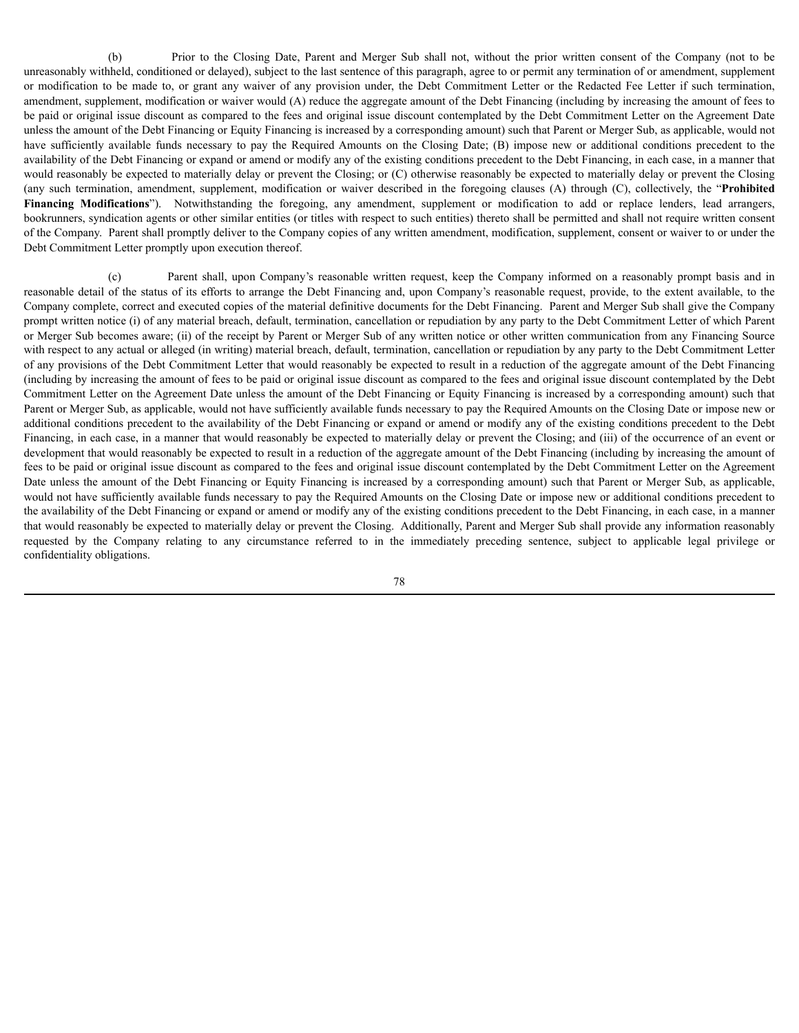(b) Prior to the Closing Date, Parent and Merger Sub shall not, without the prior written consent of the Company (not to be unreasonably withheld, conditioned or delayed), subject to the last sentence of this paragraph, agree to or permit any termination of or amendment, supplement or modification to be made to, or grant any waiver of any provision under, the Debt Commitment Letter or the Redacted Fee Letter if such termination, amendment, supplement, modification or waiver would (A) reduce the aggregate amount of the Debt Financing (including by increasing the amount of fees to be paid or original issue discount as compared to the fees and original issue discount contemplated by the Debt Commitment Letter on the Agreement Date unless the amount of the Debt Financing or Equity Financing is increased by a corresponding amount) such that Parent or Merger Sub, as applicable, would not have sufficiently available funds necessary to pay the Required Amounts on the Closing Date; (B) impose new or additional conditions precedent to the availability of the Debt Financing or expand or amend or modify any of the existing conditions precedent to the Debt Financing, in each case, in a manner that would reasonably be expected to materially delay or prevent the Closing; or (C) otherwise reasonably be expected to materially delay or prevent the Closing (any such termination, amendment, supplement, modification or waiver described in the foregoing clauses (A) through (C), collectively, the "**Prohibited Financing Modifications**"). Notwithstanding the foregoing, any amendment, supplement or modification to add or replace lenders, lead arrangers, bookrunners, syndication agents or other similar entities (or titles with respect to such entities) thereto shall be permitted and shall not require written consent of the Company. Parent shall promptly deliver to the Company copies of any written amendment, modification, supplement, consent or waiver to or under the Debt Commitment Letter promptly upon execution thereof.

(c) Parent shall, upon Company's reasonable written request, keep the Company informed on a reasonably prompt basis and in reasonable detail of the status of its efforts to arrange the Debt Financing and, upon Company's reasonable request, provide, to the extent available, to the Company complete, correct and executed copies of the material definitive documents for the Debt Financing. Parent and Merger Sub shall give the Company prompt written notice (i) of any material breach, default, termination, cancellation or repudiation by any party to the Debt Commitment Letter of which Parent or Merger Sub becomes aware; (ii) of the receipt by Parent or Merger Sub of any written notice or other written communication from any Financing Source with respect to any actual or alleged (in writing) material breach, default, termination, cancellation or repudiation by any party to the Debt Commitment Letter of any provisions of the Debt Commitment Letter that would reasonably be expected to result in a reduction of the aggregate amount of the Debt Financing (including by increasing the amount of fees to be paid or original issue discount as compared to the fees and original issue discount contemplated by the Debt Commitment Letter on the Agreement Date unless the amount of the Debt Financing or Equity Financing is increased by a corresponding amount) such that Parent or Merger Sub, as applicable, would not have sufficiently available funds necessary to pay the Required Amounts on the Closing Date or impose new or additional conditions precedent to the availability of the Debt Financing or expand or amend or modify any of the existing conditions precedent to the Debt Financing, in each case, in a manner that would reasonably be expected to materially delay or prevent the Closing; and (iii) of the occurrence of an event or development that would reasonably be expected to result in a reduction of the aggregate amount of the Debt Financing (including by increasing the amount of fees to be paid or original issue discount as compared to the fees and original issue discount contemplated by the Debt Commitment Letter on the Agreement Date unless the amount of the Debt Financing or Equity Financing is increased by a corresponding amount) such that Parent or Merger Sub, as applicable, would not have sufficiently available funds necessary to pay the Required Amounts on the Closing Date or impose new or additional conditions precedent to the availability of the Debt Financing or expand or amend or modify any of the existing conditions precedent to the Debt Financing, in each case, in a manner that would reasonably be expected to materially delay or prevent the Closing. Additionally, Parent and Merger Sub shall provide any information reasonably requested by the Company relating to any circumstance referred to in the immediately preceding sentence, subject to applicable legal privilege or confidentiality obligations.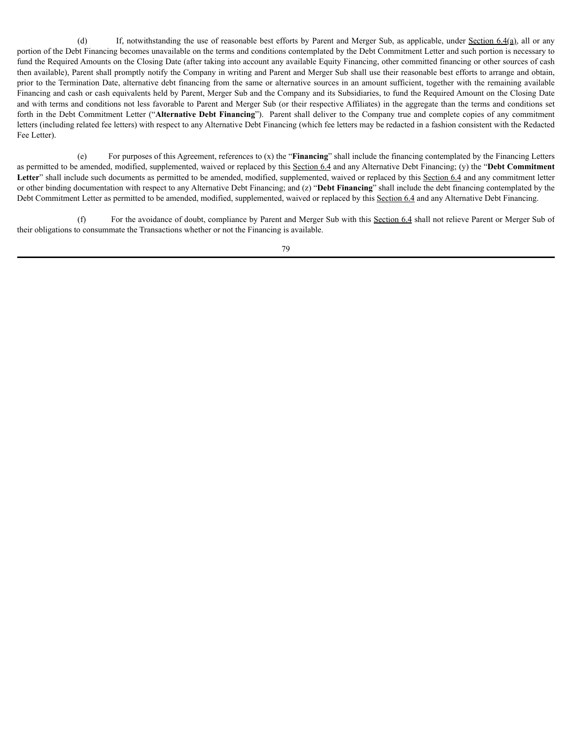(d) If, notwithstanding the use of reasonable best efforts by Parent and Merger Sub, as applicable, under Section 6.4(a), all or any portion of the Debt Financing becomes unavailable on the terms and conditions contemplated by the Debt Commitment Letter and such portion is necessary to fund the Required Amounts on the Closing Date (after taking into account any available Equity Financing, other committed financing or other sources of cash then available), Parent shall promptly notify the Company in writing and Parent and Merger Sub shall use their reasonable best efforts to arrange and obtain, prior to the Termination Date, alternative debt financing from the same or alternative sources in an amount sufficient, together with the remaining available Financing and cash or cash equivalents held by Parent, Merger Sub and the Company and its Subsidiaries, to fund the Required Amount on the Closing Date and with terms and conditions not less favorable to Parent and Merger Sub (or their respective Affiliates) in the aggregate than the terms and conditions set forth in the Debt Commitment Letter ("**Alternative Debt Financing**"). Parent shall deliver to the Company true and complete copies of any commitment letters (including related fee letters) with respect to any Alternative Debt Financing (which fee letters may be redacted in a fashion consistent with the Redacted Fee Letter).

(e) For purposes of this Agreement, references to (x) the "**Financing**" shall include the financing contemplated by the Financing Letters as permitted to be amended, modified, supplemented, waived or replaced by this Section 6.4 and any Alternative Debt Financing; (y) the "**Debt Commitment Letter**" shall include such documents as permitted to be amended, modified, supplemented, waived or replaced by this Section 6.4 and any commitment letter or other binding documentation with respect to any Alternative Debt Financing; and (z) "**Debt Financing**" shall include the debt financing contemplated by the Debt Commitment Letter as permitted to be amended, modified, supplemented, waived or replaced by this Section 6.4 and any Alternative Debt Financing.

(f) For the avoidance of doubt, compliance by Parent and Merger Sub with this Section 6.4 shall not relieve Parent or Merger Sub of their obligations to consummate the Transactions whether or not the Financing is available.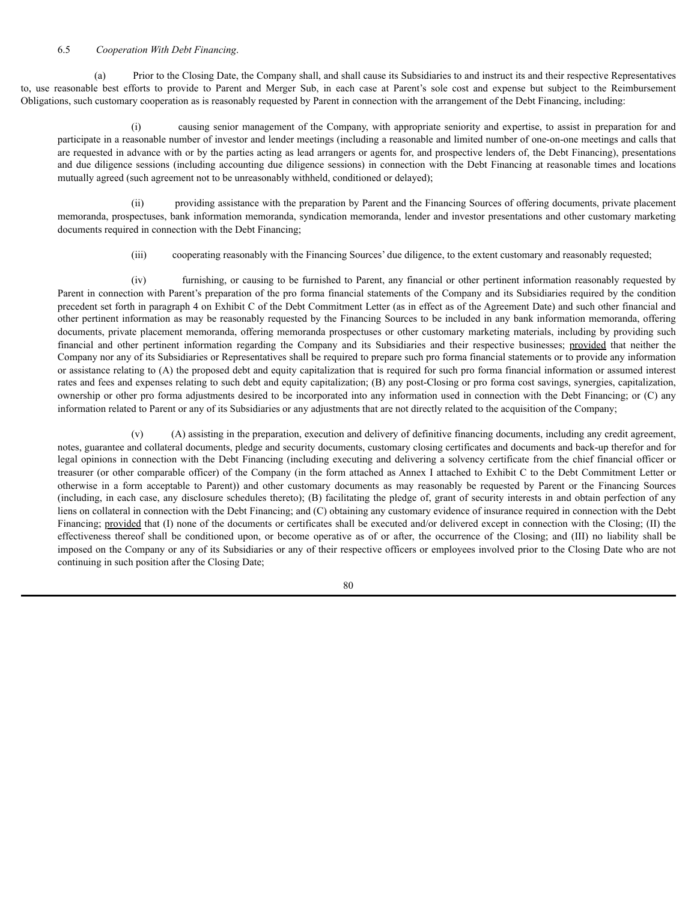6.5 *Cooperation With Debt Financing*.

(a) Prior to the Closing Date, the Company shall, and shall cause its Subsidiaries to and instruct its and their respective Representatives to, use reasonable best efforts to provide to Parent and Merger Sub, in each case at Parent's sole cost and expense but subject to the Reimbursement Obligations, such customary cooperation as is reasonably requested by Parent in connection with the arrangement of the Debt Financing, including:

(i) causing senior management of the Company, with appropriate seniority and expertise, to assist in preparation for and participate in a reasonable number of investor and lender meetings (including a reasonable and limited number of one-on-one meetings and calls that are requested in advance with or by the parties acting as lead arrangers or agents for, and prospective lenders of, the Debt Financing), presentations and due diligence sessions (including accounting due diligence sessions) in connection with the Debt Financing at reasonable times and locations mutually agreed (such agreement not to be unreasonably withheld, conditioned or delayed);

(ii) providing assistance with the preparation by Parent and the Financing Sources of offering documents, private placement memoranda, prospectuses, bank information memoranda, syndication memoranda, lender and investor presentations and other customary marketing documents required in connection with the Debt Financing;

(iii) cooperating reasonably with the Financing Sources' due diligence, to the extent customary and reasonably requested;

(iv) furnishing, or causing to be furnished to Parent, any financial or other pertinent information reasonably requested by Parent in connection with Parent's preparation of the pro forma financial statements of the Company and its Subsidiaries required by the condition precedent set forth in paragraph 4 on Exhibit C of the Debt Commitment Letter (as in effect as of the Agreement Date) and such other financial and other pertinent information as may be reasonably requested by the Financing Sources to be included in any bank information memoranda, offering documents, private placement memoranda, offering memoranda prospectuses or other customary marketing materials, including by providing such financial and other pertinent information regarding the Company and its Subsidiaries and their respective businesses; provided that neither the Company nor any of its Subsidiaries or Representatives shall be required to prepare such pro forma financial statements or to provide any information or assistance relating to (A) the proposed debt and equity capitalization that is required for such pro forma financial information or assumed interest rates and fees and expenses relating to such debt and equity capitalization; (B) any post-Closing or pro forma cost savings, synergies, capitalization, ownership or other pro forma adjustments desired to be incorporated into any information used in connection with the Debt Financing; or (C) any information related to Parent or any of its Subsidiaries or any adjustments that are not directly related to the acquisition of the Company;

(v) (A) assisting in the preparation, execution and delivery of definitive financing documents, including any credit agreement, notes, guarantee and collateral documents, pledge and security documents, customary closing certificates and documents and back-up therefor and for legal opinions in connection with the Debt Financing (including executing and delivering a solvency certificate from the chief financial officer or treasurer (or other comparable officer) of the Company (in the form attached as Annex I attached to Exhibit C to the Debt Commitment Letter or otherwise in a form acceptable to Parent)) and other customary documents as may reasonably be requested by Parent or the Financing Sources (including, in each case, any disclosure schedules thereto); (B) facilitating the pledge of, grant of security interests in and obtain perfection of any liens on collateral in connection with the Debt Financing; and (C) obtaining any customary evidence of insurance required in connection with the Debt Financing; provided that (I) none of the documents or certificates shall be executed and/or delivered except in connection with the Closing; (II) the effectiveness thereof shall be conditioned upon, or become operative as of or after, the occurrence of the Closing; and (III) no liability shall be imposed on the Company or any of its Subsidiaries or any of their respective officers or employees involved prior to the Closing Date who are not continuing in such position after the Closing Date;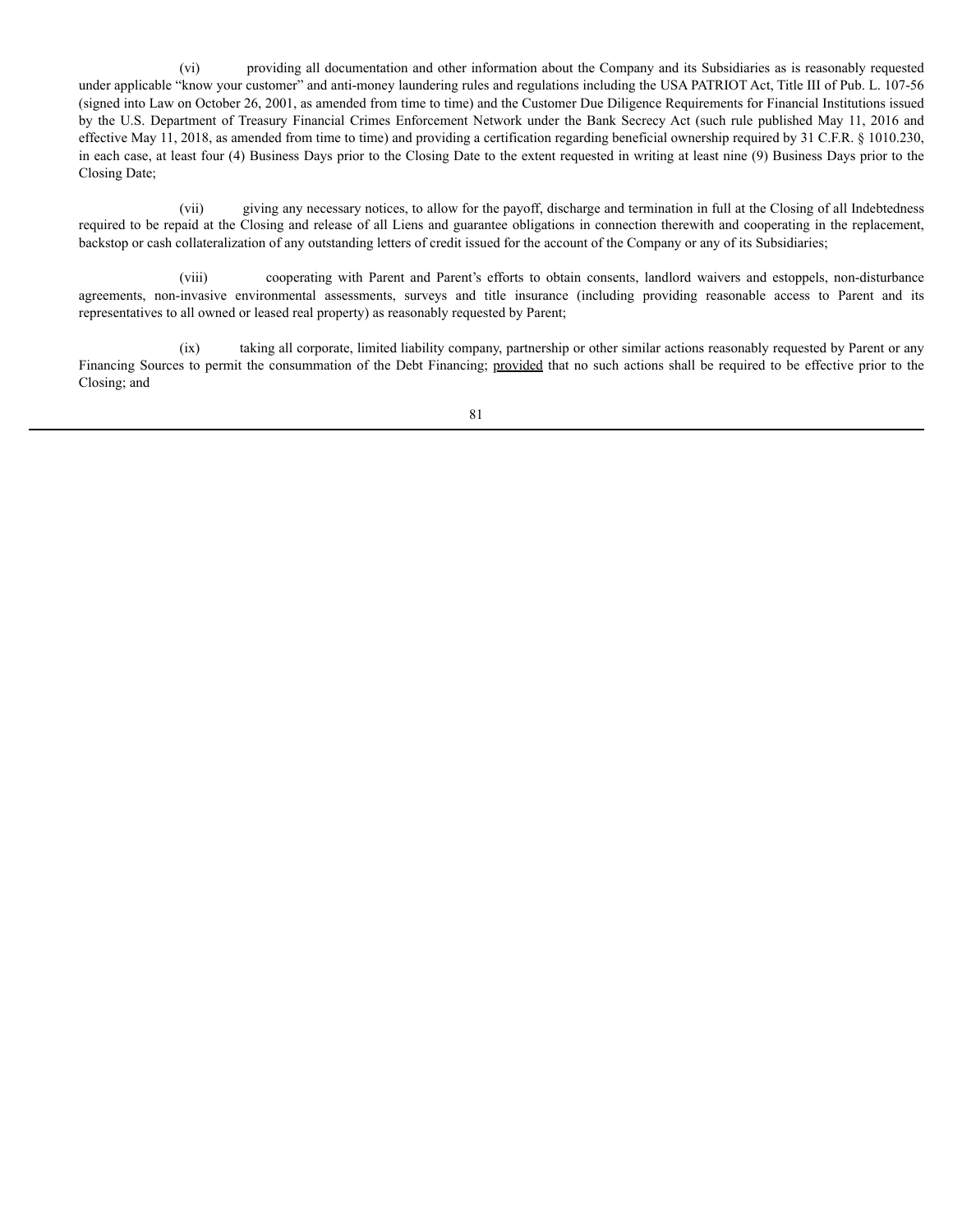(vi) providing all documentation and other information about the Company and its Subsidiaries as is reasonably requested under applicable "know your customer" and anti-money laundering rules and regulations including the USA PATRIOT Act, Title III of Pub. L. 107-56 (signed into Law on October 26, 2001, as amended from time to time) and the Customer Due Diligence Requirements for Financial Institutions issued by the U.S. Department of Treasury Financial Crimes Enforcement Network under the Bank Secrecy Act (such rule published May 11, 2016 and effective May 11, 2018, as amended from time to time) and providing a certification regarding beneficial ownership required by 31 C.F.R. § 1010.230, in each case, at least four (4) Business Days prior to the Closing Date to the extent requested in writing at least nine (9) Business Days prior to the Closing Date;

(vii) giving any necessary notices, to allow for the payoff, discharge and termination in full at the Closing of all Indebtedness required to be repaid at the Closing and release of all Liens and guarantee obligations in connection therewith and cooperating in the replacement, backstop or cash collateralization of any outstanding letters of credit issued for the account of the Company or any of its Subsidiaries;

(viii) cooperating with Parent and Parent's efforts to obtain consents, landlord waivers and estoppels, non-disturbance agreements, non-invasive environmental assessments, surveys and title insurance (including providing reasonable access to Parent and its representatives to all owned or leased real property) as reasonably requested by Parent;

(ix) taking all corporate, limited liability company, partnership or other similar actions reasonably requested by Parent or any Financing Sources to permit the consummation of the Debt Financing; provided that no such actions shall be required to be effective prior to the Closing; and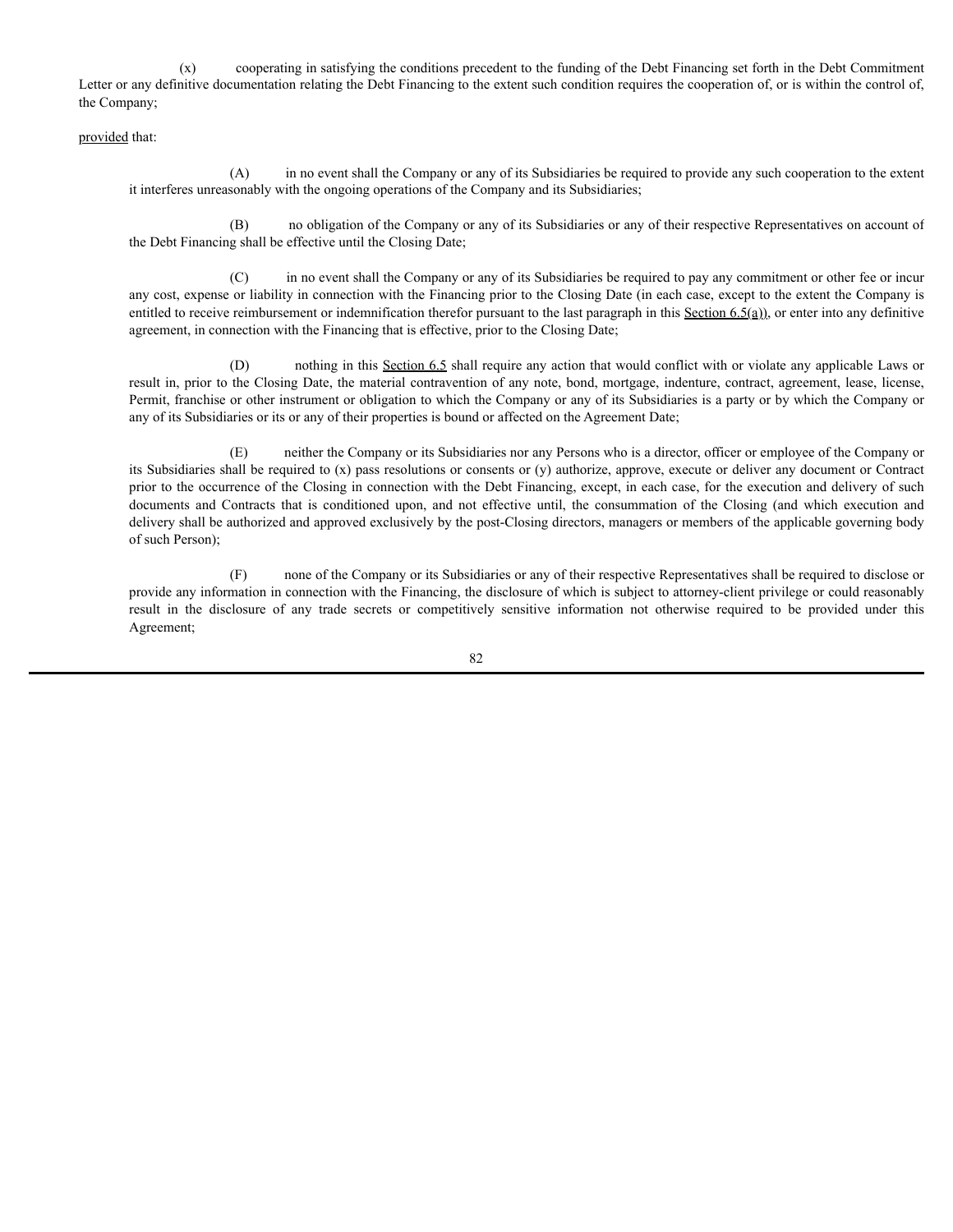(x) cooperating in satisfying the conditions precedent to the funding of the Debt Financing set forth in the Debt Commitment Letter or any definitive documentation relating the Debt Financing to the extent such condition requires the cooperation of, or is within the control of, the Company;

provided that:

(A) in no event shall the Company or any of its Subsidiaries be required to provide any such cooperation to the extent it interferes unreasonably with the ongoing operations of the Company and its Subsidiaries;

(B) no obligation of the Company or any of its Subsidiaries or any of their respective Representatives on account of the Debt Financing shall be effective until the Closing Date;

(C) in no event shall the Company or any of its Subsidiaries be required to pay any commitment or other fee or incur any cost, expense or liability in connection with the Financing prior to the Closing Date (in each case, except to the extent the Company is entitled to receive reimbursement or indemnification therefor pursuant to the last paragraph in this Section 6.5(a)), or enter into any definitive agreement, in connection with the Financing that is effective, prior to the Closing Date;

(D) nothing in this Section 6.5 shall require any action that would conflict with or violate any applicable Laws or result in, prior to the Closing Date, the material contravention of any note, bond, mortgage, indenture, contract, agreement, lease, license, Permit, franchise or other instrument or obligation to which the Company or any of its Subsidiaries is a party or by which the Company or any of its Subsidiaries or its or any of their properties is bound or affected on the Agreement Date;

(E) neither the Company or its Subsidiaries nor any Persons who is a director, officer or employee of the Company or its Subsidiaries shall be required to (x) pass resolutions or consents or (y) authorize, approve, execute or deliver any document or Contract prior to the occurrence of the Closing in connection with the Debt Financing, except, in each case, for the execution and delivery of such documents and Contracts that is conditioned upon, and not effective until, the consummation of the Closing (and which execution and delivery shall be authorized and approved exclusively by the post-Closing directors, managers or members of the applicable governing body of such Person);

(F) none of the Company or its Subsidiaries or any of their respective Representatives shall be required to disclose or provide any information in connection with the Financing, the disclosure of which is subject to attorney-client privilege or could reasonably result in the disclosure of any trade secrets or competitively sensitive information not otherwise required to be provided under this Agreement;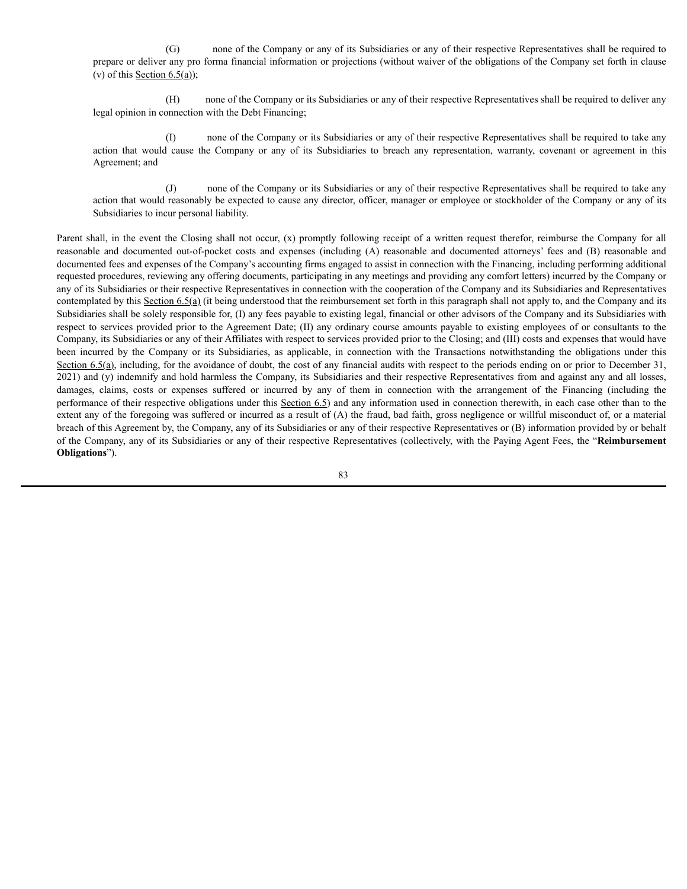(G) none of the Company or any of its Subsidiaries or any of their respective Representatives shall be required to prepare or deliver any pro forma financial information or projections (without waiver of the obligations of the Company set forth in clause (v) of this Section 6.5(a));

(H) none of the Company or its Subsidiaries or any of their respective Representatives shall be required to deliver any legal opinion in connection with the Debt Financing;

(I) none of the Company or its Subsidiaries or any of their respective Representatives shall be required to take any action that would cause the Company or any of its Subsidiaries to breach any representation, warranty, covenant or agreement in this Agreement; and

(J) none of the Company or its Subsidiaries or any of their respective Representatives shall be required to take any action that would reasonably be expected to cause any director, officer, manager or employee or stockholder of the Company or any of its Subsidiaries to incur personal liability.

Parent shall, in the event the Closing shall not occur, (x) promptly following receipt of a written request therefor, reimburse the Company for all reasonable and documented out-of-pocket costs and expenses (including (A) reasonable and documented attorneys' fees and (B) reasonable and documented fees and expenses of the Company's accounting firms engaged to assist in connection with the Financing, including performing additional requested procedures, reviewing any offering documents, participating in any meetings and providing any comfort letters) incurred by the Company or any of its Subsidiaries or their respective Representatives in connection with the cooperation of the Company and its Subsidiaries and Representatives contemplated by this Section 6.5(a) (it being understood that the reimbursement set forth in this paragraph shall not apply to, and the Company and its Subsidiaries shall be solely responsible for, (I) any fees payable to existing legal, financial or other advisors of the Company and its Subsidiaries with respect to services provided prior to the Agreement Date; (II) any ordinary course amounts payable to existing employees of or consultants to the Company, its Subsidiaries or any of their Affiliates with respect to services provided prior to the Closing; and (III) costs and expenses that would have been incurred by the Company or its Subsidiaries, as applicable, in connection with the Transactions notwithstanding the obligations under this Section 6.5(a), including, for the avoidance of doubt, the cost of any financial audits with respect to the periods ending on or prior to December 31, 2021) and (y) indemnify and hold harmless the Company, its Subsidiaries and their respective Representatives from and against any and all losses, damages, claims, costs or expenses suffered or incurred by any of them in connection with the arrangement of the Financing (including the performance of their respective obligations under this Section 6.5) and any information used in connection therewith, in each case other than to the extent any of the foregoing was suffered or incurred as a result of (A) the fraud, bad faith, gross negligence or willful misconduct of, or a material breach of this Agreement by, the Company, any of its Subsidiaries or any of their respective Representatives or (B) information provided by or behalf of the Company, any of its Subsidiaries or any of their respective Representatives (collectively, with the Paying Agent Fees, the "**Reimbursement Obligations**").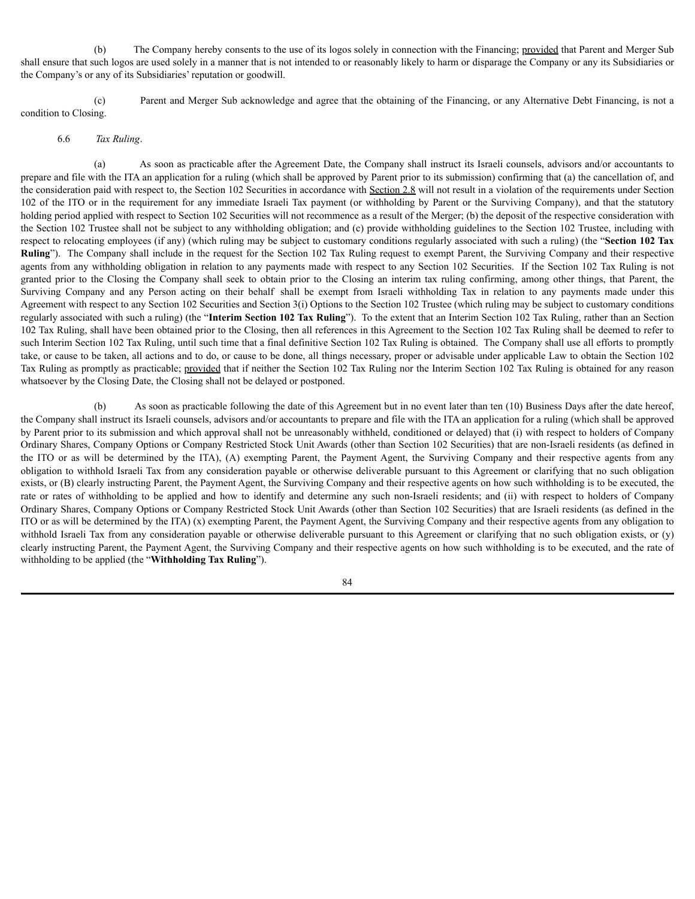(b) The Company hereby consents to the use of its logos solely in connection with the Financing; provided that Parent and Merger Sub shall ensure that such logos are used solely in a manner that is not intended to or reasonably likely to harm or disparage the Company or any its Subsidiaries or the Company's or any of its Subsidiaries' reputation or goodwill.

(c) Parent and Merger Sub acknowledge and agree that the obtaining of the Financing, or any Alternative Debt Financing, is not a condition to Closing.

6.6 *Tax Ruling*.

(a) As soon as practicable after the Agreement Date, the Company shall instruct its Israeli counsels, advisors and/or accountants to prepare and file with the ITA an application for a ruling (which shall be approved by Parent prior to its submission) confirming that (a) the cancellation of, and the consideration paid with respect to, the Section 102 Securities in accordance with Section 2.8 will not result in a violation of the requirements under Section 102 of the ITO or in the requirement for any immediate Israeli Tax payment (or withholding by Parent or the Surviving Company), and that the statutory holding period applied with respect to Section 102 Securities will not recommence as a result of the Merger; (b) the deposit of the respective consideration with the Section 102 Trustee shall not be subject to any withholding obligation; and (c) provide withholding guidelines to the Section 102 Trustee, including with respect to relocating employees (if any) (which ruling may be subject to customary conditions regularly associated with such a ruling) (the "**Section 102 Tax Ruling**"). The Company shall include in the request for the Section 102 Tax Ruling request to exempt Parent, the Surviving Company and their respective agents from any withholding obligation in relation to any payments made with respect to any Section 102 Securities. If the Section 102 Tax Ruling is not granted prior to the Closing the Company shall seek to obtain prior to the Closing an interim tax ruling confirming, among other things, that Parent, the Surviving Company and any Person acting on their behalf shall be exempt from Israeli withholding Tax in relation to any payments made under this Agreement with respect to any Section 102 Securities and Section 3(i) Options to the Section 102 Trustee (which ruling may be subject to customary conditions regularly associated with such a ruling) (the "**Interim Section 102 Tax Ruling**"). To the extent that an Interim Section 102 Tax Ruling, rather than an Section 102 Tax Ruling, shall have been obtained prior to the Closing, then all references in this Agreement to the Section 102 Tax Ruling shall be deemed to refer to such Interim Section 102 Tax Ruling, until such time that a final definitive Section 102 Tax Ruling is obtained. The Company shall use all efforts to promptly take, or cause to be taken, all actions and to do, or cause to be done, all things necessary, proper or advisable under applicable Law to obtain the Section 102 Tax Ruling as promptly as practicable; provided that if neither the Section 102 Tax Ruling nor the Interim Section 102 Tax Ruling is obtained for any reason whatsoever by the Closing Date, the Closing shall not be delayed or postponed.

(b) As soon as practicable following the date of this Agreement but in no event later than ten (10) Business Days after the date hereof, the Company shall instruct its Israeli counsels, advisors and/or accountants to prepare and file with the ITA an application for a ruling (which shall be approved by Parent prior to its submission and which approval shall not be unreasonably withheld, conditioned or delayed) that (i) with respect to holders of Company Ordinary Shares, Company Options or Company Restricted Stock Unit Awards (other than Section 102 Securities) that are non-Israeli residents (as defined in the ITO or as will be determined by the ITA), (A) exempting Parent, the Payment Agent, the Surviving Company and their respective agents from any obligation to withhold Israeli Tax from any consideration payable or otherwise deliverable pursuant to this Agreement or clarifying that no such obligation exists, or (B) clearly instructing Parent, the Payment Agent, the Surviving Company and their respective agents on how such withholding is to be executed, the rate or rates of withholding to be applied and how to identify and determine any such non-Israeli residents; and (ii) with respect to holders of Company Ordinary Shares, Company Options or Company Restricted Stock Unit Awards (other than Section 102 Securities) that are Israeli residents (as defined in the ITO or as will be determined by the ITA) (x) exempting Parent, the Payment Agent, the Surviving Company and their respective agents from any obligation to withhold Israeli Tax from any consideration payable or otherwise deliverable pursuant to this Agreement or clarifying that no such obligation exists, or (y) clearly instructing Parent, the Payment Agent, the Surviving Company and their respective agents on how such withholding is to be executed, and the rate of withholding to be applied (the "**Withholding Tax Ruling**").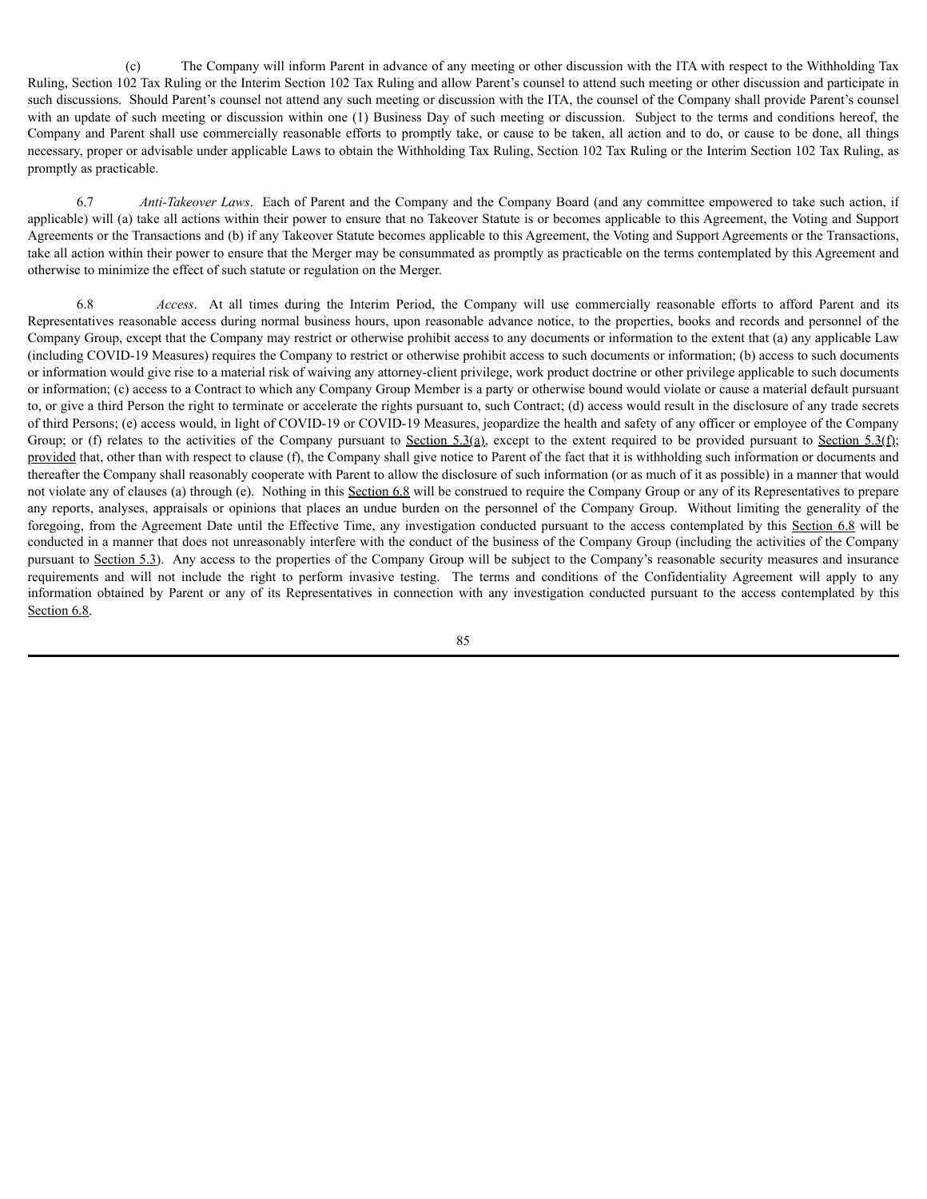(c) The Company will inform Parent in advance of any meeting or other discussion with the ITA with respect to the Withholding Tax Ruling, Section 102 Tax Ruling or the Interim Section 102 Tax Ruling and allow Parent's counsel to attend such meeting or other discussion and participate in such discussions. Should Parent's counsel not attend any such meeting or discussion with the ITA, the counsel of the Company shall provide Parent's counsel with an update of such meeting or discussion within one (1) Business Day of such meeting or discussion. Subject to the terms and conditions hereof, the Company and Parent shall use commercially reasonable efforts to promptly take, or cause to be taken, all action and to do, or cause to be done, all things necessary, proper or advisable under applicable Laws to obtain the Withholding Tax Ruling, Section 102 Tax Ruling or the Interim Section 102 Tax Ruling, as promptly as practicable.

6.7 *Anti-Takeover Laws*. Each of Parent and the Company and the Company Board (and any committee empowered to take such action, if applicable) will (a) take all actions within their power to ensure that no Takeover Statute is or becomes applicable to this Agreement, the Voting and Support Agreements or the Transactions and (b) if any Takeover Statute becomes applicable to this Agreement, the Voting and Support Agreements or the Transactions, take all action within their power to ensure that the Merger may be consummated as promptly as practicable on the terms contemplated by this Agreement and otherwise to minimize the effect of such statute or regulation on the Merger.

6.8 *Access*. At all times during the Interim Period, the Company will use commercially reasonable efforts to afford Parent and its Representatives reasonable access during normal business hours, upon reasonable advance notice, to the properties, books and records and personnel of the Company Group, except that the Company may restrict or otherwise prohibit access to any documents or information to the extent that (a) any applicable Law (including COVID-19 Measures) requires the Company to restrict or otherwise prohibit access to such documents or information; (b) access to such documents or information would give rise to a material risk of waiving any attorney-client privilege, work product doctrine or other privilege applicable to such documents or information; (c) access to a Contract to which any Company Group Member is a party or otherwise bound would violate or cause a material default pursuant to, or give a third Person the right to terminate or accelerate the rights pursuant to, such Contract; (d) access would result in the disclosure of any trade secrets of third Persons; (e) access would, in light of COVID-19 or COVID-19 Measures, jeopardize the health and safety of any officer or employee of the Company Group; or (f) relates to the activities of the Company pursuant to Section 5.3(a), except to the extent required to be provided pursuant to Section 5.3(f); provided that, other than with respect to clause (f), the Company shall give notice to Parent of the fact that it is withholding such information or documents and thereafter the Company shall reasonably cooperate with Parent to allow the disclosure of such information (or as much of it as possible) in a manner that would not violate any of clauses (a) through (e). Nothing in this Section 6.8 will be construed to require the Company Group or any of its Representatives to prepare any reports, analyses, appraisals or opinions that places an undue burden on the personnel of the Company Group. Without limiting the generality of the foregoing, from the Agreement Date until the Effective Time, any investigation conducted pursuant to the access contemplated by this Section 6.8 will be conducted in a manner that does not unreasonably interfere with the conduct of the business of the Company Group (including the activities of the Company pursuant to Section 5.3). Any access to the properties of the Company Group will be subject to the Company's reasonable security measures and insurance requirements and will not include the right to perform invasive testing. The terms and conditions of the Confidentiality Agreement will apply to any information obtained by Parent or any of its Representatives in connection with any investigation conducted pursuant to the access contemplated by this Section 6.8.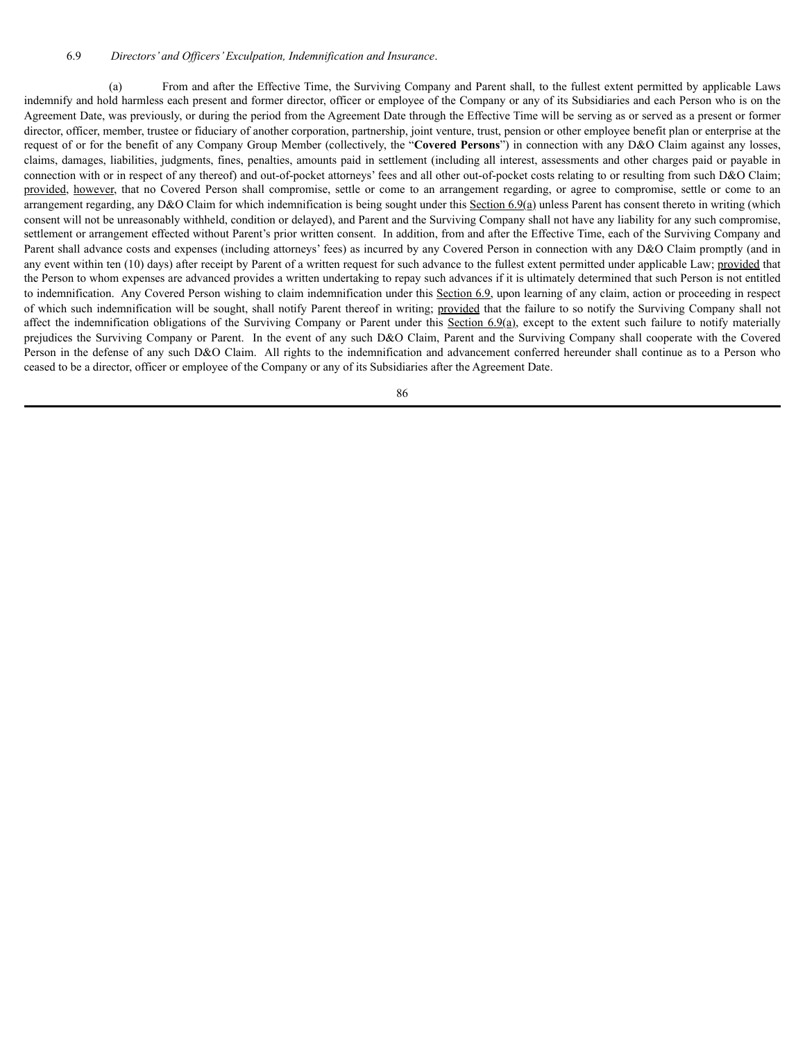6.9 *Directors' and Officers' Exculpation, Indemnification and Insurance*.

(a) From and after the Effective Time, the Surviving Company and Parent shall, to the fullest extent permitted by applicable Laws indemnify and hold harmless each present and former director, officer or employee of the Company or any of its Subsidiaries and each Person who is on the Agreement Date, was previously, or during the period from the Agreement Date through the Effective Time will be serving as or served as a present or former director, officer, member, trustee or fiduciary of another corporation, partnership, joint venture, trust, pension or other employee benefit plan or enterprise at the request of or for the benefit of any Company Group Member (collectively, the "**Covered Persons**") in connection with any D&O Claim against any losses, claims, damages, liabilities, judgments, fines, penalties, amounts paid in settlement (including all interest, assessments and other charges paid or payable in connection with or in respect of any thereof) and out-of-pocket attorneys' fees and all other out-of-pocket costs relating to or resulting from such D&O Claim; provided, however, that no Covered Person shall compromise, settle or come to an arrangement regarding, or agree to compromise, settle or come to an arrangement regarding, any D&O Claim for which indemnification is being sought under this Section 6.9(a) unless Parent has consent thereto in writing (which consent will not be unreasonably withheld, condition or delayed), and Parent and the Surviving Company shall not have any liability for any such compromise, settlement or arrangement effected without Parent's prior written consent. In addition, from and after the Effective Time, each of the Surviving Company and Parent shall advance costs and expenses (including attorneys' fees) as incurred by any Covered Person in connection with any D&O Claim promptly (and in any event within ten (10) days) after receipt by Parent of a written request for such advance to the fullest extent permitted under applicable Law; provided that the Person to whom expenses are advanced provides a written undertaking to repay such advances if it is ultimately determined that such Person is not entitled to indemnification. Any Covered Person wishing to claim indemnification under this Section 6.9, upon learning of any claim, action or proceeding in respect of which such indemnification will be sought, shall notify Parent thereof in writing; provided that the failure to so notify the Surviving Company shall not affect the indemnification obligations of the Surviving Company or Parent under this Section 6.9(a), except to the extent such failure to notify materially prejudices the Surviving Company or Parent. In the event of any such D&O Claim, Parent and the Surviving Company shall cooperate with the Covered Person in the defense of any such D&O Claim. All rights to the indemnification and advancement conferred hereunder shall continue as to a Person who ceased to be a director, officer or employee of the Company or any of its Subsidiaries after the Agreement Date.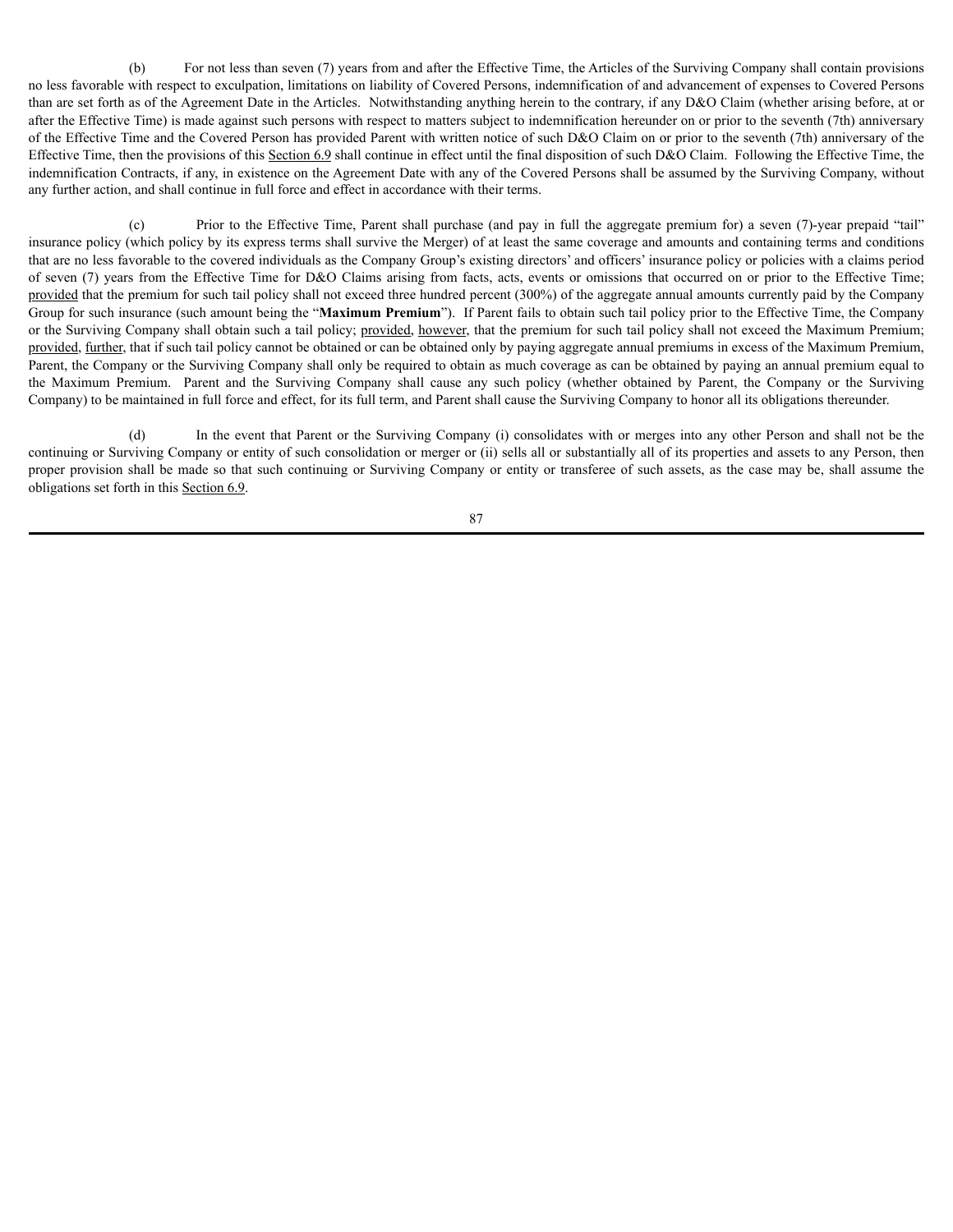(b) For not less than seven (7) years from and after the Effective Time, the Articles of the Surviving Company shall contain provisions no less favorable with respect to exculpation, limitations on liability of Covered Persons, indemnification of and advancement of expenses to Covered Persons than are set forth as of the Agreement Date in the Articles. Notwithstanding anything herein to the contrary, if any D&O Claim (whether arising before, at or after the Effective Time) is made against such persons with respect to matters subject to indemnification hereunder on or prior to the seventh (7th) anniversary of the Effective Time and the Covered Person has provided Parent with written notice of such D&O Claim on or prior to the seventh (7th) anniversary of the Effective Time, then the provisions of this Section 6.9 shall continue in effect until the final disposition of such D&O Claim. Following the Effective Time, the indemnification Contracts, if any, in existence on the Agreement Date with any of the Covered Persons shall be assumed by the Surviving Company, without any further action, and shall continue in full force and effect in accordance with their terms.

(c) Prior to the Effective Time, Parent shall purchase (and pay in full the aggregate premium for) a seven (7)-year prepaid "tail" insurance policy (which policy by its express terms shall survive the Merger) of at least the same coverage and amounts and containing terms and conditions that are no less favorable to the covered individuals as the Company Group's existing directors' and officers' insurance policy or policies with a claims period of seven (7) years from the Effective Time for D&O Claims arising from facts, acts, events or omissions that occurred on or prior to the Effective Time; provided that the premium for such tail policy shall not exceed three hundred percent (300%) of the aggregate annual amounts currently paid by the Company Group for such insurance (such amount being the "**Maximum Premium**"). If Parent fails to obtain such tail policy prior to the Effective Time, the Company or the Surviving Company shall obtain such a tail policy; provided, however, that the premium for such tail policy shall not exceed the Maximum Premium; provided, further, that if such tail policy cannot be obtained or can be obtained only by paying aggregate annual premiums in excess of the Maximum Premium, Parent, the Company or the Surviving Company shall only be required to obtain as much coverage as can be obtained by paying an annual premium equal to the Maximum Premium. Parent and the Surviving Company shall cause any such policy (whether obtained by Parent, the Company or the Surviving Company) to be maintained in full force and effect, for its full term, and Parent shall cause the Surviving Company to honor all its obligations thereunder.

(d) In the event that Parent or the Surviving Company (i) consolidates with or merges into any other Person and shall not be the continuing or Surviving Company or entity of such consolidation or merger or (ii) sells all or substantially all of its properties and assets to any Person, then proper provision shall be made so that such continuing or Surviving Company or entity or transferee of such assets, as the case may be, shall assume the obligations set forth in this Section 6.9.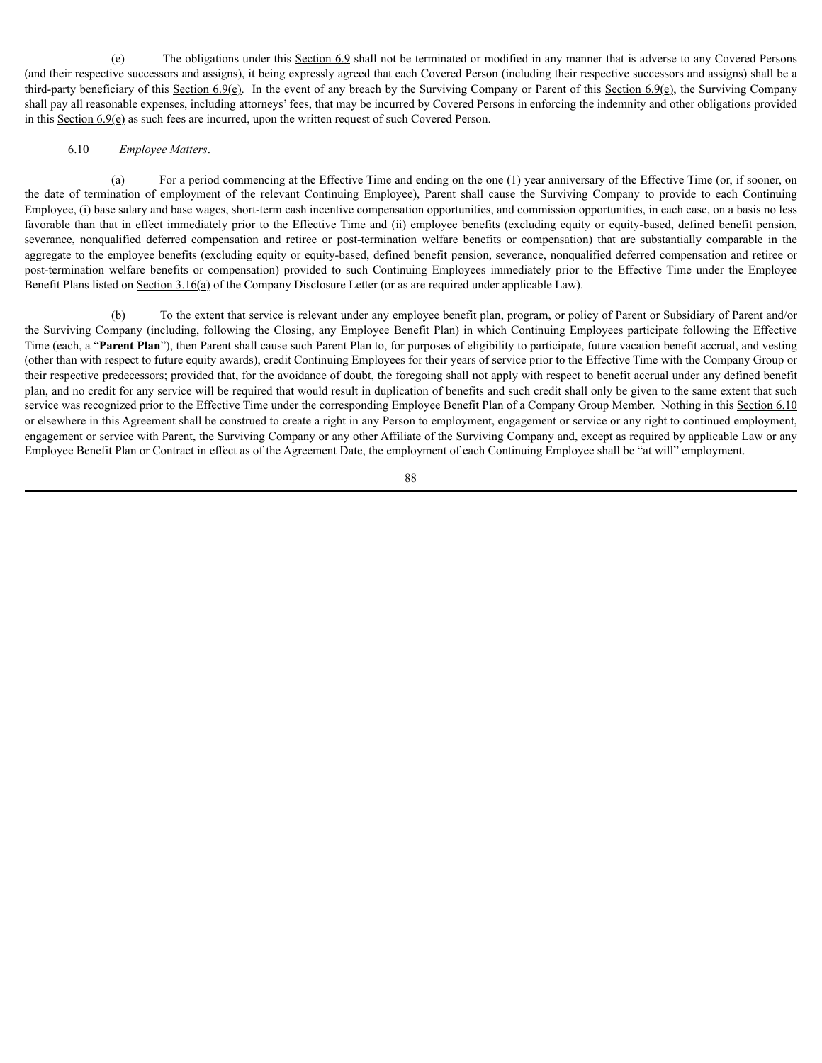(e) The obligations under this Section 6.9 shall not be terminated or modified in any manner that is adverse to any Covered Persons (and their respective successors and assigns), it being expressly agreed that each Covered Person (including their respective successors and assigns) shall be a third-party beneficiary of this Section 6.9(e). In the event of any breach by the Surviving Company or Parent of this Section 6.9(e), the Surviving Company shall pay all reasonable expenses, including attorneys' fees, that may be incurred by Covered Persons in enforcing the indemnity and other obligations provided in this Section 6.9(e) as such fees are incurred, upon the written request of such Covered Person.

6.10 *Employee Matters*.

(a) For a period commencing at the Effective Time and ending on the one (1) year anniversary of the Effective Time (or, if sooner, on the date of termination of employment of the relevant Continuing Employee), Parent shall cause the Surviving Company to provide to each Continuing Employee, (i) base salary and base wages, short-term cash incentive compensation opportunities, and commission opportunities, in each case, on a basis no less favorable than that in effect immediately prior to the Effective Time and (ii) employee benefits (excluding equity or equity-based, defined benefit pension, severance, nonqualified deferred compensation and retiree or post-termination welfare benefits or compensation) that are substantially comparable in the aggregate to the employee benefits (excluding equity or equity-based, defined benefit pension, severance, nonqualified deferred compensation and retiree or post-termination welfare benefits or compensation) provided to such Continuing Employees immediately prior to the Effective Time under the Employee Benefit Plans listed on Section 3.16(a) of the Company Disclosure Letter (or as are required under applicable Law).

(b) To the extent that service is relevant under any employee benefit plan, program, or policy of Parent or Subsidiary of Parent and/or the Surviving Company (including, following the Closing, any Employee Benefit Plan) in which Continuing Employees participate following the Effective Time (each, a "**Parent Plan**"), then Parent shall cause such Parent Plan to, for purposes of eligibility to participate, future vacation benefit accrual, and vesting (other than with respect to future equity awards), credit Continuing Employees for their years of service prior to the Effective Time with the Company Group or their respective predecessors; provided that, for the avoidance of doubt, the foregoing shall not apply with respect to benefit accrual under any defined benefit plan, and no credit for any service will be required that would result in duplication of benefits and such credit shall only be given to the same extent that such service was recognized prior to the Effective Time under the corresponding Employee Benefit Plan of a Company Group Member. Nothing in this Section 6.10 or elsewhere in this Agreement shall be construed to create a right in any Person to employment, engagement or service or any right to continued employment, engagement or service with Parent, the Surviving Company or any other Affiliate of the Surviving Company and, except as required by applicable Law or any Employee Benefit Plan or Contract in effect as of the Agreement Date, the employment of each Continuing Employee shall be "at will" employment.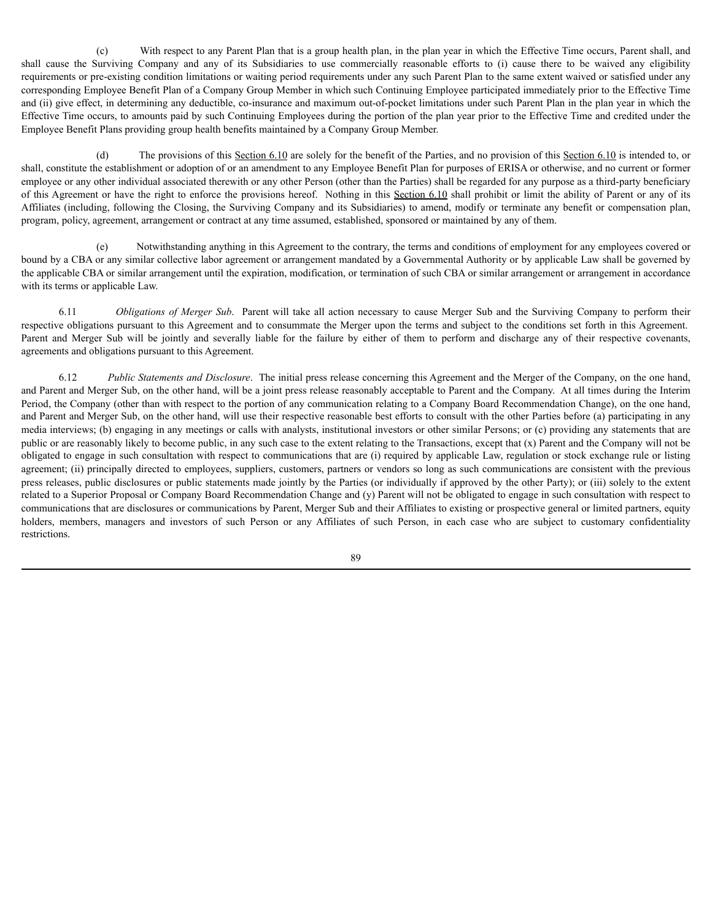(c) With respect to any Parent Plan that is a group health plan, in the plan year in which the Effective Time occurs, Parent shall, and shall cause the Surviving Company and any of its Subsidiaries to use commercially reasonable efforts to (i) cause there to be waived any eligibility requirements or pre-existing condition limitations or waiting period requirements under any such Parent Plan to the same extent waived or satisfied under any corresponding Employee Benefit Plan of a Company Group Member in which such Continuing Employee participated immediately prior to the Effective Time and (ii) give effect, in determining any deductible, co-insurance and maximum out-of-pocket limitations under such Parent Plan in the plan year in which the Effective Time occurs, to amounts paid by such Continuing Employees during the portion of the plan year prior to the Effective Time and credited under the Employee Benefit Plans providing group health benefits maintained by a Company Group Member.

(d) The provisions of this Section 6.10 are solely for the benefit of the Parties, and no provision of this Section 6.10 is intended to, or shall, constitute the establishment or adoption of or an amendment to any Employee Benefit Plan for purposes of ERISA or otherwise, and no current or former employee or any other individual associated therewith or any other Person (other than the Parties) shall be regarded for any purpose as a third-party beneficiary of this Agreement or have the right to enforce the provisions hereof. Nothing in this Section 6.10 shall prohibit or limit the ability of Parent or any of its Affiliates (including, following the Closing, the Surviving Company and its Subsidiaries) to amend, modify or terminate any benefit or compensation plan, program, policy, agreement, arrangement or contract at any time assumed, established, sponsored or maintained by any of them.

(e) Notwithstanding anything in this Agreement to the contrary, the terms and conditions of employment for any employees covered or bound by a CBA or any similar collective labor agreement or arrangement mandated by a Governmental Authority or by applicable Law shall be governed by the applicable CBA or similar arrangement until the expiration, modification, or termination of such CBA or similar arrangement or arrangement in accordance with its terms or applicable Law.

6.11 *Obligations of Merger Sub*. Parent will take all action necessary to cause Merger Sub and the Surviving Company to perform their respective obligations pursuant to this Agreement and to consummate the Merger upon the terms and subject to the conditions set forth in this Agreement. Parent and Merger Sub will be jointly and severally liable for the failure by either of them to perform and discharge any of their respective covenants, agreements and obligations pursuant to this Agreement.

6.12 *Public Statements and Disclosure*. The initial press release concerning this Agreement and the Merger of the Company, on the one hand, and Parent and Merger Sub, on the other hand, will be a joint press release reasonably acceptable to Parent and the Company. At all times during the Interim Period, the Company (other than with respect to the portion of any communication relating to a Company Board Recommendation Change), on the one hand, and Parent and Merger Sub, on the other hand, will use their respective reasonable best efforts to consult with the other Parties before (a) participating in any media interviews; (b) engaging in any meetings or calls with analysts, institutional investors or other similar Persons; or (c) providing any statements that are public or are reasonably likely to become public, in any such case to the extent relating to the Transactions, except that (x) Parent and the Company will not be obligated to engage in such consultation with respect to communications that are (i) required by applicable Law, regulation or stock exchange rule or listing agreement; (ii) principally directed to employees, suppliers, customers, partners or vendors so long as such communications are consistent with the previous press releases, public disclosures or public statements made jointly by the Parties (or individually if approved by the other Party); or (iii) solely to the extent related to a Superior Proposal or Company Board Recommendation Change and (y) Parent will not be obligated to engage in such consultation with respect to communications that are disclosures or communications by Parent, Merger Sub and their Affiliates to existing or prospective general or limited partners, equity holders, members, managers and investors of such Person or any Affiliates of such Person, in each case who are subject to customary confidentiality restrictions.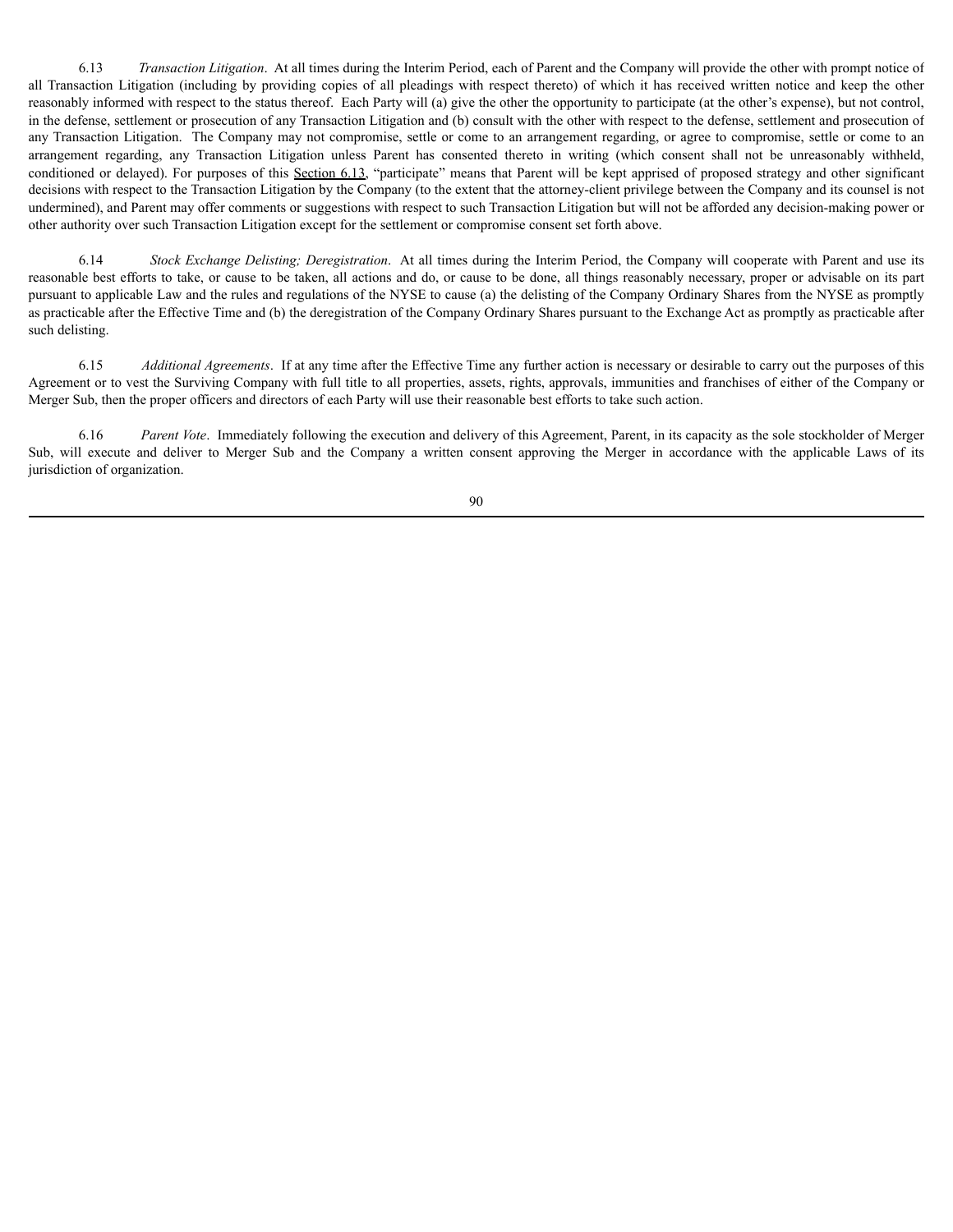6.13 *Transaction Litigation*. At all times during the Interim Period, each of Parent and the Company will provide the other with prompt notice of all Transaction Litigation (including by providing copies of all pleadings with respect thereto) of which it has received written notice and keep the other reasonably informed with respect to the status thereof. Each Party will (a) give the other the opportunity to participate (at the other's expense), but not control, in the defense, settlement or prosecution of any Transaction Litigation and (b) consult with the other with respect to the defense, settlement and prosecution of any Transaction Litigation. The Company may not compromise, settle or come to an arrangement regarding, or agree to compromise, settle or come to an arrangement regarding, any Transaction Litigation unless Parent has consented thereto in writing (which consent shall not be unreasonably withheld, conditioned or delayed). For purposes of this Section 6.13, "participate" means that Parent will be kept apprised of proposed strategy and other significant decisions with respect to the Transaction Litigation by the Company (to the extent that the attorney-client privilege between the Company and its counsel is not undermined), and Parent may offer comments or suggestions with respect to such Transaction Litigation but will not be afforded any decision-making power or other authority over such Transaction Litigation except for the settlement or compromise consent set forth above.

6.14 *Stock Exchange Delisting; Deregistration*. At all times during the Interim Period, the Company will cooperate with Parent and use its reasonable best efforts to take, or cause to be taken, all actions and do, or cause to be done, all things reasonably necessary, proper or advisable on its part pursuant to applicable Law and the rules and regulations of the NYSE to cause (a) the delisting of the Company Ordinary Shares from the NYSE as promptly as practicable after the Effective Time and (b) the deregistration of the Company Ordinary Shares pursuant to the Exchange Act as promptly as practicable after such delisting.

6.15 *Additional Agreements*. If at any time after the Effective Time any further action is necessary or desirable to carry out the purposes of this Agreement or to vest the Surviving Company with full title to all properties, assets, rights, approvals, immunities and franchises of either of the Company or Merger Sub, then the proper officers and directors of each Party will use their reasonable best efforts to take such action.

6.16 *Parent Vote*. Immediately following the execution and delivery of this Agreement, Parent, in its capacity as the sole stockholder of Merger Sub, will execute and deliver to Merger Sub and the Company a written consent approving the Merger in accordance with the applicable Laws of its jurisdiction of organization.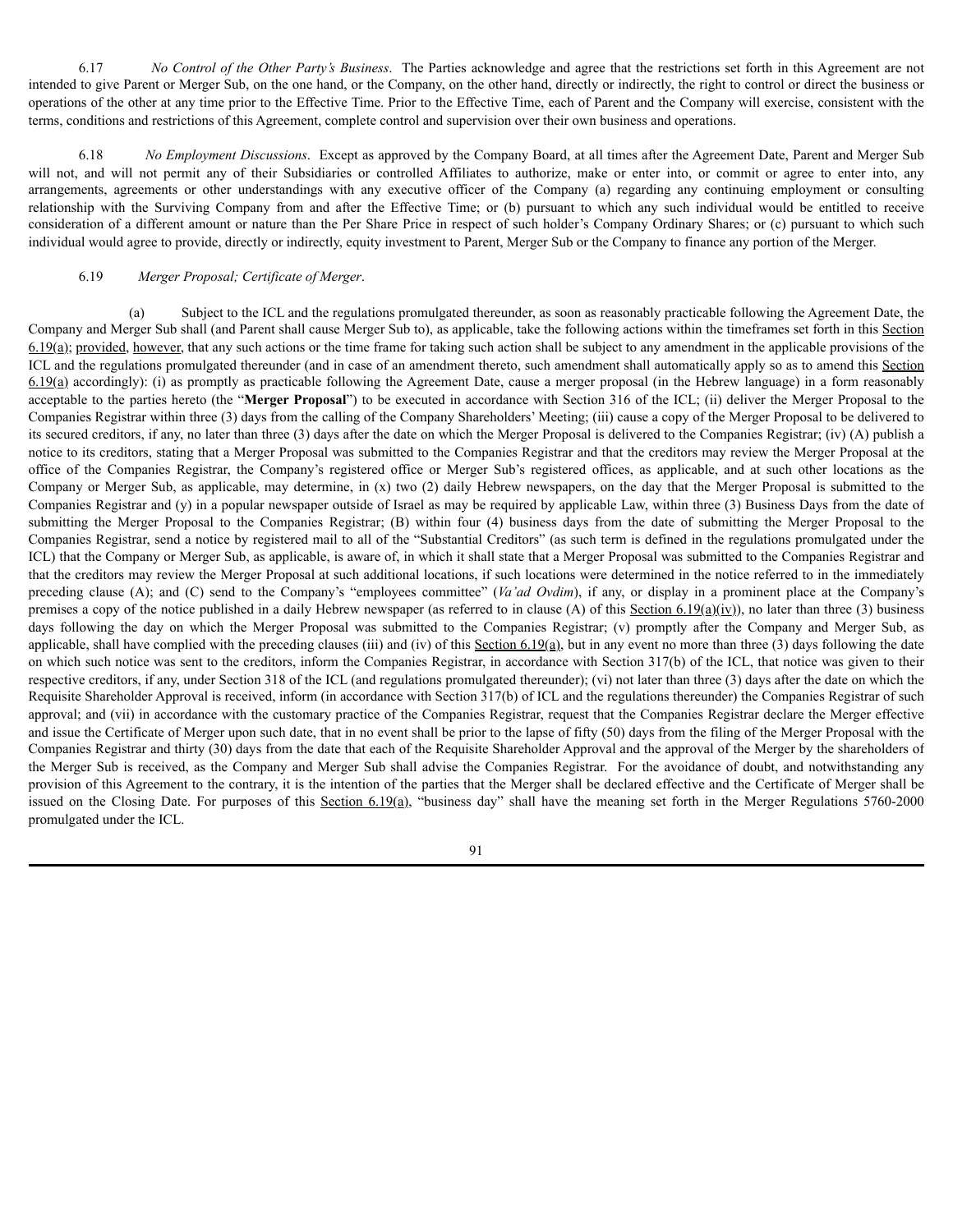6.17 *No Control of the Other Party's Business*. The Parties acknowledge and agree that the restrictions set forth in this Agreement are not intended to give Parent or Merger Sub, on the one hand, or the Company, on the other hand, directly or indirectly, the right to control or direct the business or operations of the other at any time prior to the Effective Time. Prior to the Effective Time, each of Parent and the Company will exercise, consistent with the terms, conditions and restrictions of this Agreement, complete control and supervision over their own business and operations.

6.18 *No Employment Discussions*. Except as approved by the Company Board, at all times after the Agreement Date, Parent and Merger Sub will not, and will not permit any of their Subsidiaries or controlled Affiliates to authorize, make or enter into, or commit or agree to enter into, any arrangements, agreements or other understandings with any executive officer of the Company (a) regarding any continuing employment or consulting relationship with the Surviving Company from and after the Effective Time; or (b) pursuant to which any such individual would be entitled to receive consideration of a different amount or nature than the Per Share Price in respect of such holder's Company Ordinary Shares; or (c) pursuant to which such individual would agree to provide, directly or indirectly, equity investment to Parent, Merger Sub or the Company to finance any portion of the Merger.

6.19 *Merger Proposal; Certificate of Merger*.

(a) Subject to the ICL and the regulations promulgated thereunder, as soon as reasonably practicable following the Agreement Date, the Company and Merger Sub shall (and Parent shall cause Merger Sub to), as applicable, take the following actions within the timeframes set forth in this Section 6.19(a); provided, however, that any such actions or the time frame for taking such action shall be subject to any amendment in the applicable provisions of the ICL and the regulations promulgated thereunder (and in case of an amendment thereto, such amendment shall automatically apply so as to amend this Section 6.19(a) accordingly): (i) as promptly as practicable following the Agreement Date, cause a merger proposal (in the Hebrew language) in a form reasonably acceptable to the parties hereto (the "**Merger Proposal**") to be executed in accordance with Section 316 of the ICL; (ii) deliver the Merger Proposal to the Companies Registrar within three (3) days from the calling of the Company Shareholders' Meeting; (iii) cause a copy of the Merger Proposal to be delivered to its secured creditors, if any, no later than three (3) days after the date on which the Merger Proposal is delivered to the Companies Registrar; (iv) (A) publish a notice to its creditors, stating that a Merger Proposal was submitted to the Companies Registrar and that the creditors may review the Merger Proposal at the office of the Companies Registrar, the Company's registered office or Merger Sub's registered offices, as applicable, and at such other locations as the Company or Merger Sub, as applicable, may determine, in (x) two (2) daily Hebrew newspapers, on the day that the Merger Proposal is submitted to the Companies Registrar and (y) in a popular newspaper outside of Israel as may be required by applicable Law, within three (3) Business Days from the date of submitting the Merger Proposal to the Companies Registrar; (B) within four (4) business days from the date of submitting the Merger Proposal to the Companies Registrar, send a notice by registered mail to all of the "Substantial Creditors" (as such term is defined in the regulations promulgated under the ICL) that the Company or Merger Sub, as applicable, is aware of, in which it shall state that a Merger Proposal was submitted to the Companies Registrar and that the creditors may review the Merger Proposal at such additional locations, if such locations were determined in the notice referred to in the immediately preceding clause (A); and (C) send to the Company's "employees committee" (*Va'ad Ovdim*), if any, or display in a prominent place at the Company's premises a copy of the notice published in a daily Hebrew newspaper (as referred to in clause (A) of this Section 6.19(a)(iv)), no later than three (3) business days following the day on which the Merger Proposal was submitted to the Companies Registrar; (v) promptly after the Company and Merger Sub, as applicable, shall have complied with the preceding clauses (iii) and (iv) of this Section 6.19(a), but in any event no more than three (3) days following the date on which such notice was sent to the creditors, inform the Companies Registrar, in accordance with Section 317(b) of the ICL, that notice was given to their respective creditors, if any, under Section 318 of the ICL (and regulations promulgated thereunder); (vi) not later than three (3) days after the date on which the Requisite Shareholder Approval is received, inform (in accordance with Section 317(b) of ICL and the regulations thereunder) the Companies Registrar of such approval; and (vii) in accordance with the customary practice of the Companies Registrar, request that the Companies Registrar declare the Merger effective and issue the Certificate of Merger upon such date, that in no event shall be prior to the lapse of fifty (50) days from the filing of the Merger Proposal with the Companies Registrar and thirty (30) days from the date that each of the Requisite Shareholder Approval and the approval of the Merger by the shareholders of the Merger Sub is received, as the Company and Merger Sub shall advise the Companies Registrar. For the avoidance of doubt, and notwithstanding any provision of this Agreement to the contrary, it is the intention of the parties that the Merger shall be declared effective and the Certificate of Merger shall be issued on the Closing Date. For purposes of this Section 6.19(a), "business day" shall have the meaning set forth in the Merger Regulations 5760-2000 promulgated under the ICL.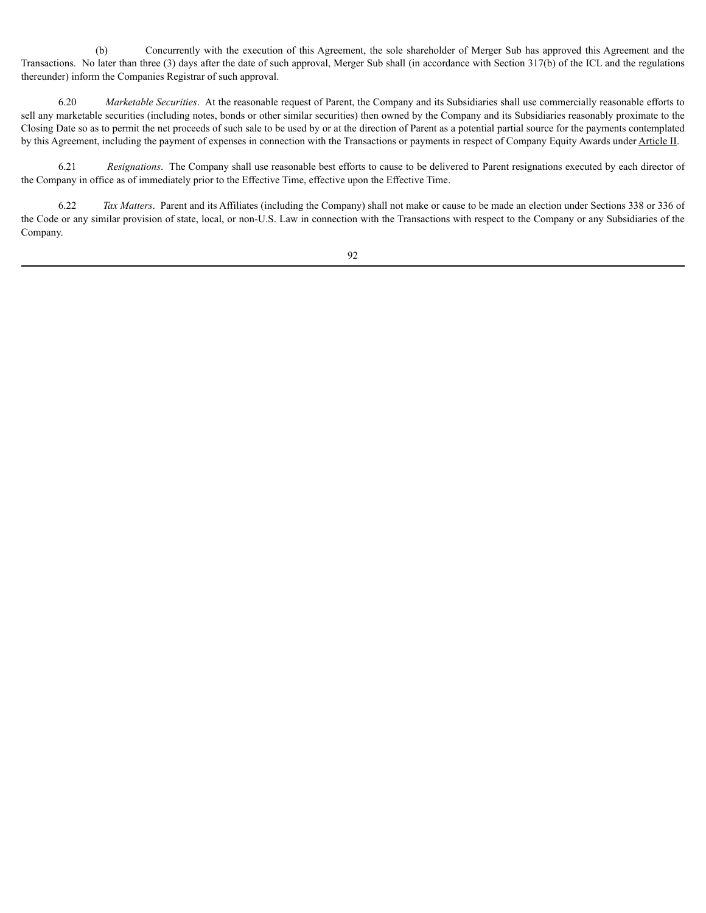(b) Concurrently with the execution of this Agreement, the sole shareholder of Merger Sub has approved this Agreement and the Transactions. No later than three (3) days after the date of such approval, Merger Sub shall (in accordance with Section 317(b) of the ICL and the regulations thereunder) inform the Companies Registrar of such approval.

6.20 *Marketable Securities*. At the reasonable request of Parent, the Company and its Subsidiaries shall use commercially reasonable efforts to sell any marketable securities (including notes, bonds or other similar securities) then owned by the Company and its Subsidiaries reasonably proximate to the Closing Date so as to permit the net proceeds of such sale to be used by or at the direction of Parent as a potential partial source for the payments contemplated by this Agreement, including the payment of expenses in connection with the Transactions or payments in respect of Company Equity Awards under Article II.

6.21 *Resignations*. The Company shall use reasonable best efforts to cause to be delivered to Parent resignations executed by each director of the Company in office as of immediately prior to the Effective Time, effective upon the Effective Time.

6.22 *Tax Matters*. Parent and its Affiliates (including the Company) shall not make or cause to be made an election under Sections 338 or 336 of the Code or any similar provision of state, local, or non-U.S. Law in connection with the Transactions with respect to the Company or any Subsidiaries of the Company.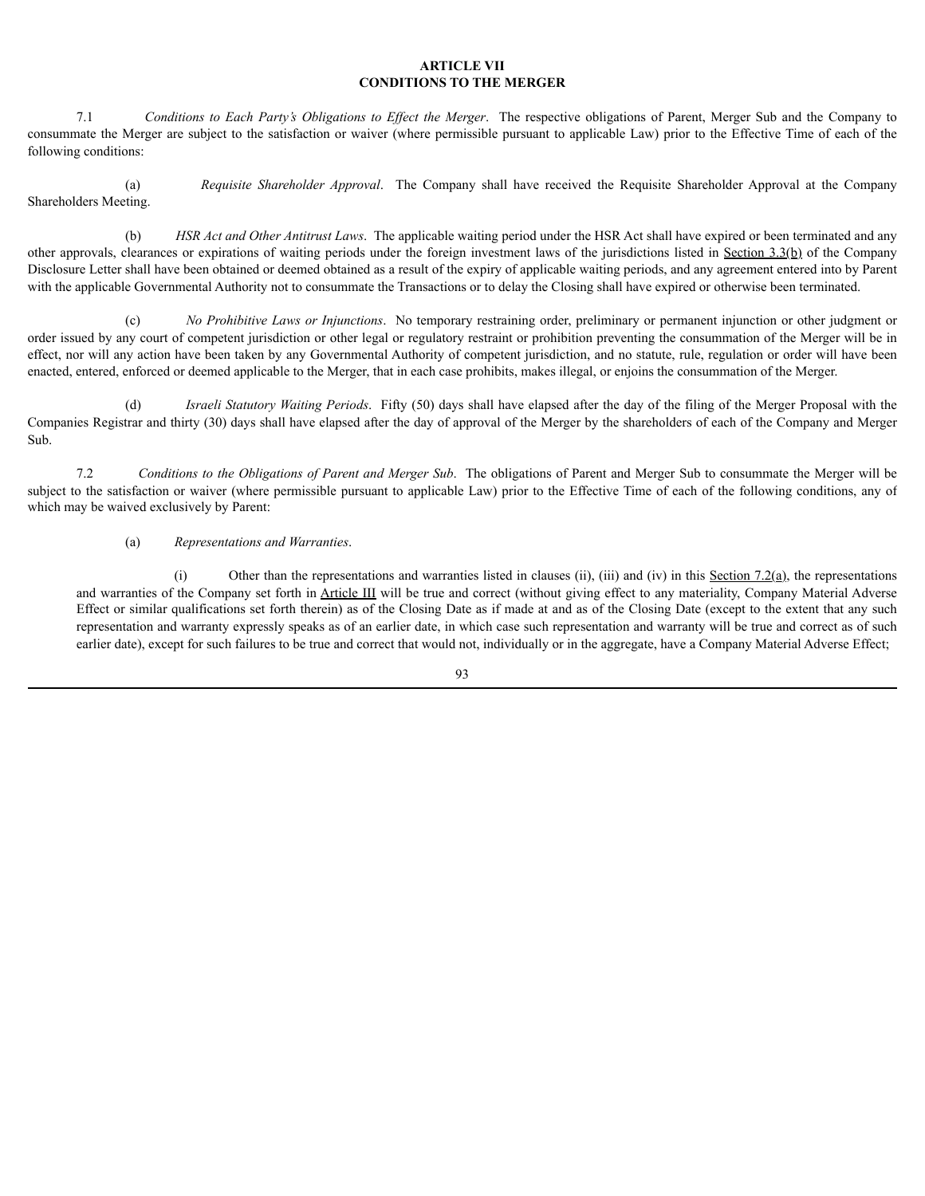# ARTICLE VII
# CONDITIONS TO THE MERGER

7.1 *Conditions to Each Party's Obligations to Effect the Merger*. The respective obligations of Parent, Merger Sub and the Company to consummate the Merger are subject to the satisfaction or waiver (where permissible pursuant to applicable Law) prior to the Effective Time of each of the following conditions:

(a) *Requisite Shareholder Approval*. The Company shall have received the Requisite Shareholder Approval at the Company Shareholders Meeting.

(b) *HSR Act and Other Antitrust Laws*. The applicable waiting period under the HSR Act shall have expired or been terminated and any other approvals, clearances or expirations of waiting periods under the foreign investment laws of the jurisdictions listed in Section 3.3(b) of the Company Disclosure Letter shall have been obtained or deemed obtained as a result of the expiry of applicable waiting periods, and any agreement entered into by Parent with the applicable Governmental Authority not to consummate the Transactions or to delay the Closing shall have expired or otherwise been terminated.

(c) *No Prohibitive Laws or Injunctions*. No temporary restraining order, preliminary or permanent injunction or other judgment or order issued by any court of competent jurisdiction or other legal or regulatory restraint or prohibition preventing the consummation of the Merger will be in effect, nor will any action have been taken by any Governmental Authority of competent jurisdiction, and no statute, rule, regulation or order will have been enacted, entered, enforced or deemed applicable to the Merger, that in each case prohibits, makes illegal, or enjoins the consummation of the Merger.

(d) *Israeli Statutory Waiting Periods*. Fifty (50) days shall have elapsed after the day of the filing of the Merger Proposal with the Companies Registrar and thirty (30) days shall have elapsed after the day of approval of the Merger by the shareholders of each of the Company and Merger Sub.

7.2 *Conditions to the Obligations of Parent and Merger Sub*. The obligations of Parent and Merger Sub to consummate the Merger will be subject to the satisfaction or waiver (where permissible pursuant to applicable Law) prior to the Effective Time of each of the following conditions, any of which may be waived exclusively by Parent:

(a) *Representations and Warranties*.

(i) Other than the representations and warranties listed in clauses (ii), (iii) and (iv) in this Section 7.2(a), the representations and warranties of the Company set forth in Article III will be true and correct (without giving effect to any materiality, Company Material Adverse Effect or similar qualifications set forth therein) as of the Closing Date as if made at and as of the Closing Date (except to the extent that any such representation and warranty expressly speaks as of an earlier date, in which case such representation and warranty will be true and correct as of such earlier date), except for such failures to be true and correct that would not, individually or in the aggregate, have a Company Material Adverse Effect;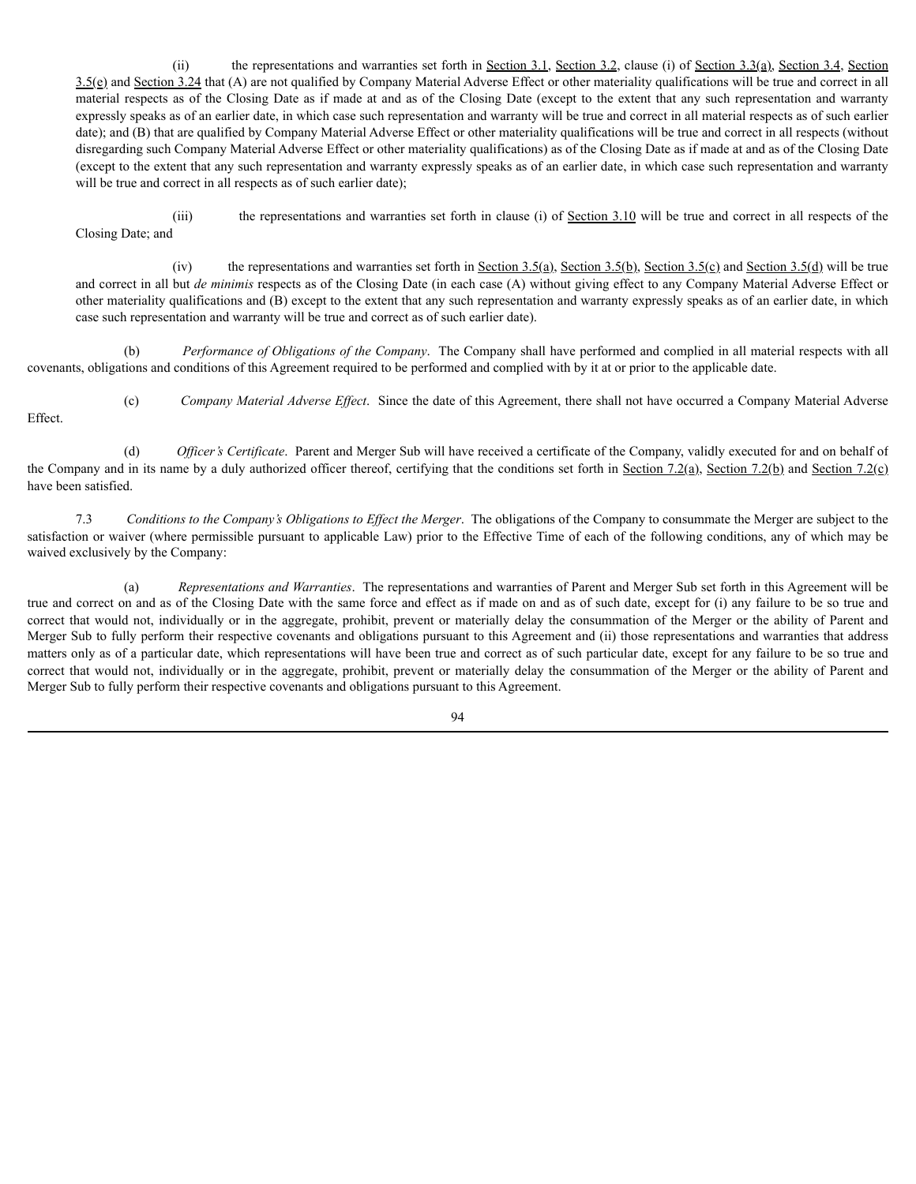(ii) the representations and warranties set forth in Section 3.1, Section 3.2, clause (i) of Section 3.3(a), Section 3.4, Section 3.5(e) and Section 3.24 that (A) are not qualified by Company Material Adverse Effect or other materiality qualifications will be true and correct in all material respects as of the Closing Date as if made at and as of the Closing Date (except to the extent that any such representation and warranty expressly speaks as of an earlier date, in which case such representation and warranty will be true and correct in all material respects as of such earlier date); and (B) that are qualified by Company Material Adverse Effect or other materiality qualifications will be true and correct in all respects (without disregarding such Company Material Adverse Effect or other materiality qualifications) as of the Closing Date as if made at and as of the Closing Date (except to the extent that any such representation and warranty expressly speaks as of an earlier date, in which case such representation and warranty will be true and correct in all respects as of such earlier date);

(iii) the representations and warranties set forth in clause (i) of Section 3.10 will be true and correct in all respects of the Closing Date; and

(iv) the representations and warranties set forth in Section 3.5(a), Section 3.5(b), Section 3.5(c) and Section 3.5(d) will be true and correct in all but *de minimis* respects as of the Closing Date (in each case (A) without giving effect to any Company Material Adverse Effect or other materiality qualifications and (B) except to the extent that any such representation and warranty expressly speaks as of an earlier date, in which case such representation and warranty will be true and correct as of such earlier date).

(b) *Performance of Obligations of the Company*. The Company shall have performed and complied in all material respects with all covenants, obligations and conditions of this Agreement required to be performed and complied with by it at or prior to the applicable date.

(c) *Company Material Adverse Effect*. Since the date of this Agreement, there shall not have occurred a Company Material Adverse Effect.

(d) *Officer's Certificate*. Parent and Merger Sub will have received a certificate of the Company, validly executed for and on behalf of the Company and in its name by a duly authorized officer thereof, certifying that the conditions set forth in Section 7.2(a), Section 7.2(b) and Section 7.2(c) have been satisfied.

7.3 *Conditions to the Company's Obligations to Effect the Merger*. The obligations of the Company to consummate the Merger are subject to the satisfaction or waiver (where permissible pursuant to applicable Law) prior to the Effective Time of each of the following conditions, any of which may be waived exclusively by the Company:

(a) *Representations and Warranties*. The representations and warranties of Parent and Merger Sub set forth in this Agreement will be true and correct on and as of the Closing Date with the same force and effect as if made on and as of such date, except for (i) any failure to be so true and correct that would not, individually or in the aggregate, prohibit, prevent or materially delay the consummation of the Merger or the ability of Parent and Merger Sub to fully perform their respective covenants and obligations pursuant to this Agreement and (ii) those representations and warranties that address matters only as of a particular date, which representations will have been true and correct as of such particular date, except for any failure to be so true and correct that would not, individually or in the aggregate, prohibit, prevent or materially delay the consummation of the Merger or the ability of Parent and Merger Sub to fully perform their respective covenants and obligations pursuant to this Agreement.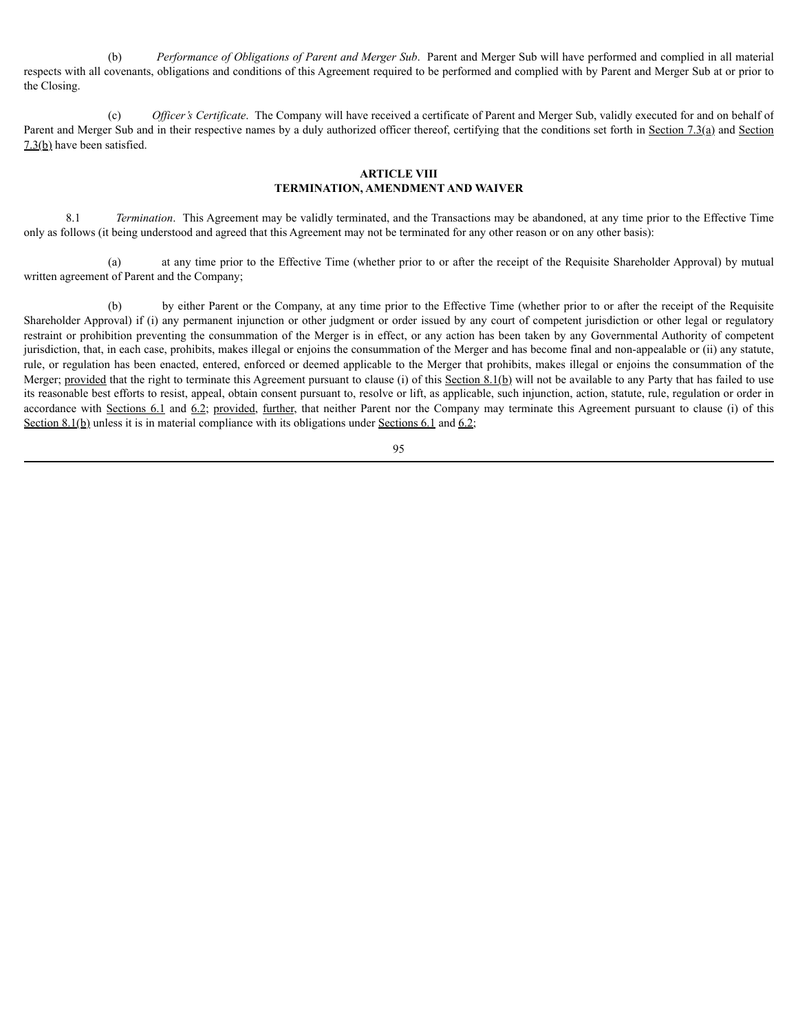(b) *Performance of Obligations of Parent and Merger Sub*. Parent and Merger Sub will have performed and complied in all material respects with all covenants, obligations and conditions of this Agreement required to be performed and complied with by Parent and Merger Sub at or prior to the Closing.

(c) *Officer's Certificate*. The Company will have received a certificate of Parent and Merger Sub, validly executed for and on behalf of Parent and Merger Sub and in their respective names by a duly authorized officer thereof, certifying that the conditions set forth in Section 7.3(a) and Section 7.3(b) have been satisfied.

## ARTICLE VIII
## TERMINATION, AMENDMENT AND WAIVER

8.1 *Termination*. This Agreement may be validly terminated, and the Transactions may be abandoned, at any time prior to the Effective Time only as follows (it being understood and agreed that this Agreement may not be terminated for any other reason or on any other basis):

(a) at any time prior to the Effective Time (whether prior to or after the receipt of the Requisite Shareholder Approval) by mutual written agreement of Parent and the Company;

(b) by either Parent or the Company, at any time prior to the Effective Time (whether prior to or after the receipt of the Requisite Shareholder Approval) if (i) any permanent injunction or other judgment or order issued by any court of competent jurisdiction or other legal or regulatory restraint or prohibition preventing the consummation of the Merger is in effect, or any action has been taken by any Governmental Authority of competent jurisdiction, that, in each case, prohibits, makes illegal or enjoins the consummation of the Merger and has become final and non-appealable or (ii) any statute, rule, or regulation has been enacted, entered, enforced or deemed applicable to the Merger that prohibits, makes illegal or enjoins the consummation of the Merger; provided that the right to terminate this Agreement pursuant to clause (i) of this Section 8.1(b) will not be available to any Party that has failed to use its reasonable best efforts to resist, appeal, obtain consent pursuant to, resolve or lift, as applicable, such injunction, action, statute, rule, regulation or order in accordance with Sections 6.1 and 6.2; provided, further, that neither Parent nor the Company may terminate this Agreement pursuant to clause (i) of this Section 8.1(b) unless it is in material compliance with its obligations under Sections 6.1 and 6.2;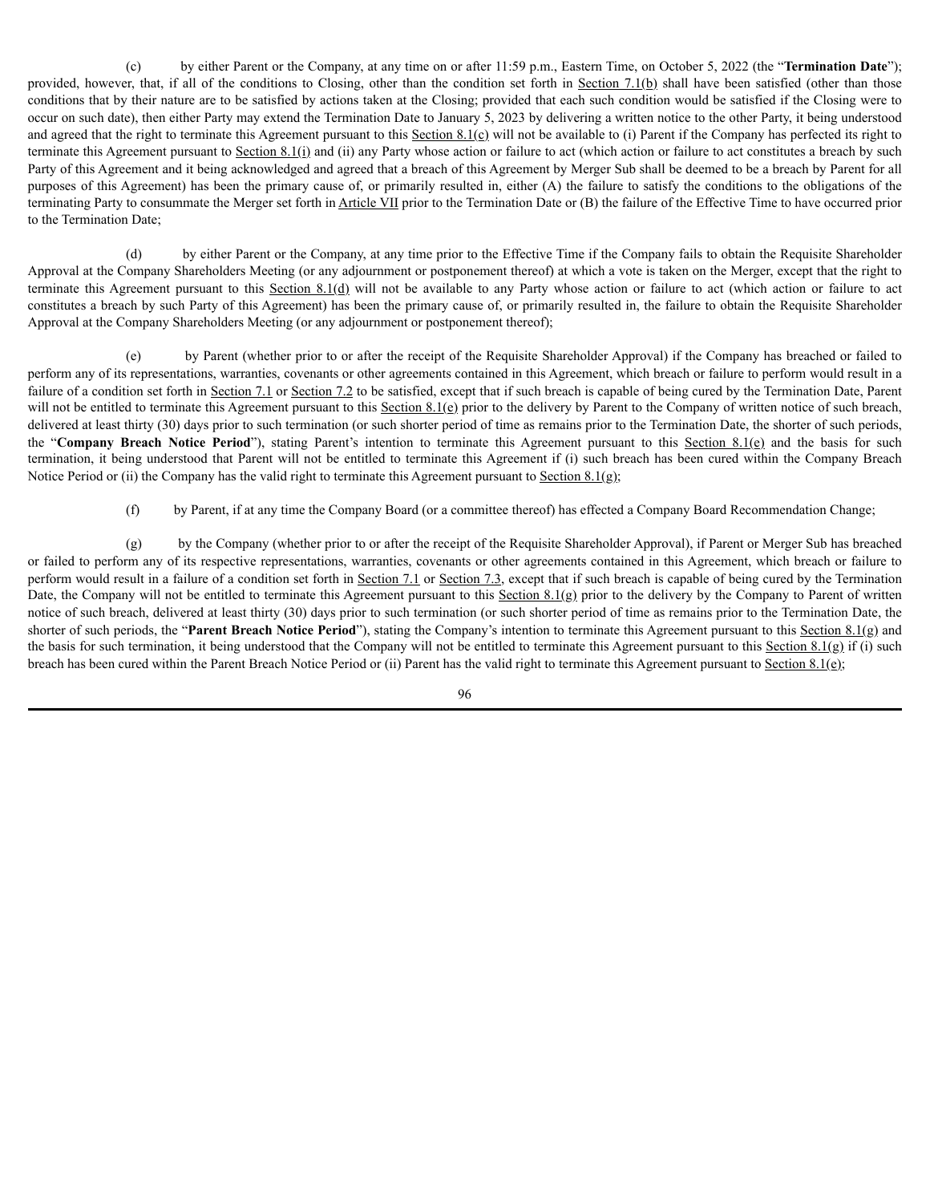(c) by either Parent or the Company, at any time on or after 11:59 p.m., Eastern Time, on October 5, 2022 (the "**Termination Date**"); provided, however, that, if all of the conditions to Closing, other than the condition set forth in Section 7.1(b) shall have been satisfied (other than those conditions that by their nature are to be satisfied by actions taken at the Closing; provided that each such condition would be satisfied if the Closing were to occur on such date), then either Party may extend the Termination Date to January 5, 2023 by delivering a written notice to the other Party, it being understood and agreed that the right to terminate this Agreement pursuant to this Section 8.1(c) will not be available to (i) Parent if the Company has perfected its right to terminate this Agreement pursuant to Section 8.1(i) and (ii) any Party whose action or failure to act (which action or failure to act constitutes a breach by such Party of this Agreement and it being acknowledged and agreed that a breach of this Agreement by Merger Sub shall be deemed to be a breach by Parent for all purposes of this Agreement) has been the primary cause of, or primarily resulted in, either (A) the failure to satisfy the conditions to the obligations of the terminating Party to consummate the Merger set forth in Article VII prior to the Termination Date or (B) the failure of the Effective Time to have occurred prior to the Termination Date;

(d) by either Parent or the Company, at any time prior to the Effective Time if the Company fails to obtain the Requisite Shareholder Approval at the Company Shareholders Meeting (or any adjournment or postponement thereof) at which a vote is taken on the Merger, except that the right to terminate this Agreement pursuant to this Section 8.1(d) will not be available to any Party whose action or failure to act (which action or failure to act constitutes a breach by such Party of this Agreement) has been the primary cause of, or primarily resulted in, the failure to obtain the Requisite Shareholder Approval at the Company Shareholders Meeting (or any adjournment or postponement thereof);

(e) by Parent (whether prior to or after the receipt of the Requisite Shareholder Approval) if the Company has breached or failed to perform any of its representations, warranties, covenants or other agreements contained in this Agreement, which breach or failure to perform would result in a failure of a condition set forth in Section 7.1 or Section 7.2 to be satisfied, except that if such breach is capable of being cured by the Termination Date, Parent will not be entitled to terminate this Agreement pursuant to this Section 8.1(e) prior to the delivery by Parent to the Company of written notice of such breach, delivered at least thirty (30) days prior to such termination (or such shorter period of time as remains prior to the Termination Date, the shorter of such periods, the "**Company Breach Notice Period**"), stating Parent's intention to terminate this Agreement pursuant to this Section 8.1(e) and the basis for such termination, it being understood that Parent will not be entitled to terminate this Agreement if (i) such breach has been cured within the Company Breach Notice Period or (ii) the Company has the valid right to terminate this Agreement pursuant to Section 8.1(g);

(f) by Parent, if at any time the Company Board (or a committee thereof) has effected a Company Board Recommendation Change;

(g) by the Company (whether prior to or after the receipt of the Requisite Shareholder Approval), if Parent or Merger Sub has breached or failed to perform any of its respective representations, warranties, covenants or other agreements contained in this Agreement, which breach or failure to perform would result in a failure of a condition set forth in Section 7.1 or Section 7.3, except that if such breach is capable of being cured by the Termination Date, the Company will not be entitled to terminate this Agreement pursuant to this Section 8.1(g) prior to the delivery by the Company to Parent of written notice of such breach, delivered at least thirty (30) days prior to such termination (or such shorter period of time as remains prior to the Termination Date, the shorter of such periods, the "**Parent Breach Notice Period**"), stating the Company's intention to terminate this Agreement pursuant to this Section 8.1(g) and the basis for such termination, it being understood that the Company will not be entitled to terminate this Agreement pursuant to this Section 8.1(g) if (i) such breach has been cured within the Parent Breach Notice Period or (ii) Parent has the valid right to terminate this Agreement pursuant to Section 8.1(e);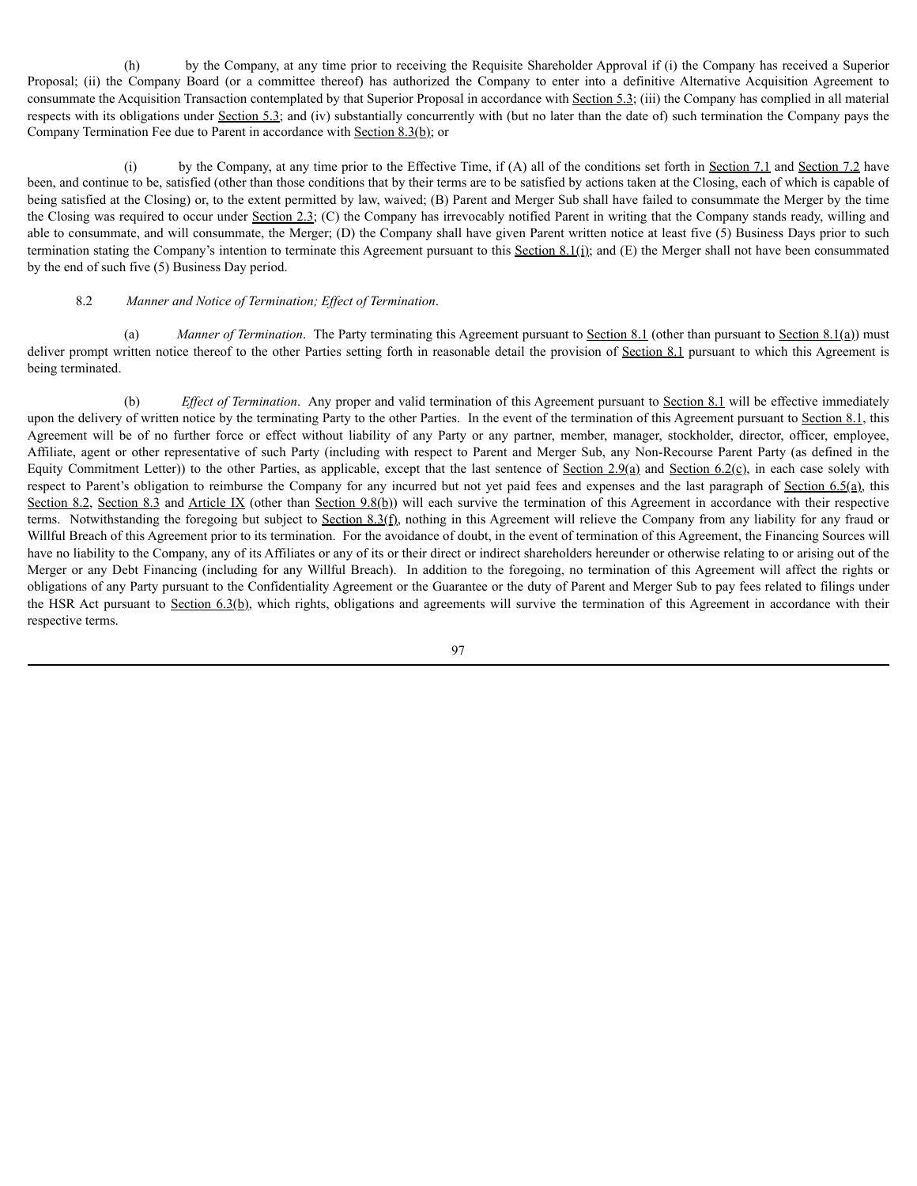(h) by the Company, at any time prior to receiving the Requisite Shareholder Approval if (i) the Company has received a Superior Proposal; (ii) the Company Board (or a committee thereof) has authorized the Company to enter into a definitive Alternative Acquisition Agreement to consummate the Acquisition Transaction contemplated by that Superior Proposal in accordance with Section 5.3; (iii) the Company has complied in all material respects with its obligations under Section 5.3; and (iv) substantially concurrently with (but no later than the date of) such termination the Company pays the Company Termination Fee due to Parent in accordance with Section 8.3(b); or

(i) by the Company, at any time prior to the Effective Time, if (A) all of the conditions set forth in Section 7.1 and Section 7.2 have been, and continue to be, satisfied (other than those conditions that by their terms are to be satisfied by actions taken at the Closing, each of which is capable of being satisfied at the Closing) or, to the extent permitted by law, waived; (B) Parent and Merger Sub shall have failed to consummate the Merger by the time the Closing was required to occur under Section 2.3; (C) the Company has irrevocably notified Parent in writing that the Company stands ready, willing and able to consummate, and will consummate, the Merger; (D) the Company shall have given Parent written notice at least five (5) Business Days prior to such termination stating the Company's intention to terminate this Agreement pursuant to this Section 8.1(i); and (E) the Merger shall not have been consummated by the end of such five (5) Business Day period.

8.2 *Manner and Notice of Termination; Effect of Termination*.

(a) *Manner of Termination*. The Party terminating this Agreement pursuant to Section 8.1 (other than pursuant to Section 8.1(a)) must deliver prompt written notice thereof to the other Parties setting forth in reasonable detail the provision of Section 8.1 pursuant to which this Agreement is being terminated.

(b) *Effect of Termination*. Any proper and valid termination of this Agreement pursuant to Section 8.1 will be effective immediately upon the delivery of written notice by the terminating Party to the other Parties. In the event of the termination of this Agreement pursuant to Section 8.1, this Agreement will be of no further force or effect without liability of any Party or any partner, member, manager, stockholder, director, officer, employee, Affiliate, agent or other representative of such Party (including with respect to Parent and Merger Sub, any Non-Recourse Parent Party (as defined in the Equity Commitment Letter)) to the other Parties, as applicable, except that the last sentence of Section 2.9(a) and Section 6.2(c), in each case solely with respect to Parent's obligation to reimburse the Company for any incurred but not yet paid fees and expenses and the last paragraph of Section 6.5(a), this Section 8.2, Section 8.3 and Article IX (other than Section 9.8(b)) will each survive the termination of this Agreement in accordance with their respective terms. Notwithstanding the foregoing but subject to Section 8.3(f), nothing in this Agreement will relieve the Company from any liability for any fraud or Willful Breach of this Agreement prior to its termination. For the avoidance of doubt, in the event of termination of this Agreement, the Financing Sources will have no liability to the Company, any of its Affiliates or any of its or their direct or indirect shareholders hereunder or otherwise relating to or arising out of the Merger or any Debt Financing (including for any Willful Breach). In addition to the foregoing, no termination of this Agreement will affect the rights or obligations of any Party pursuant to the Confidentiality Agreement or the Guarantee or the duty of Parent and Merger Sub to pay fees related to filings under the HSR Act pursuant to Section 6.3(b), which rights, obligations and agreements will survive the termination of this Agreement in accordance with their respective terms.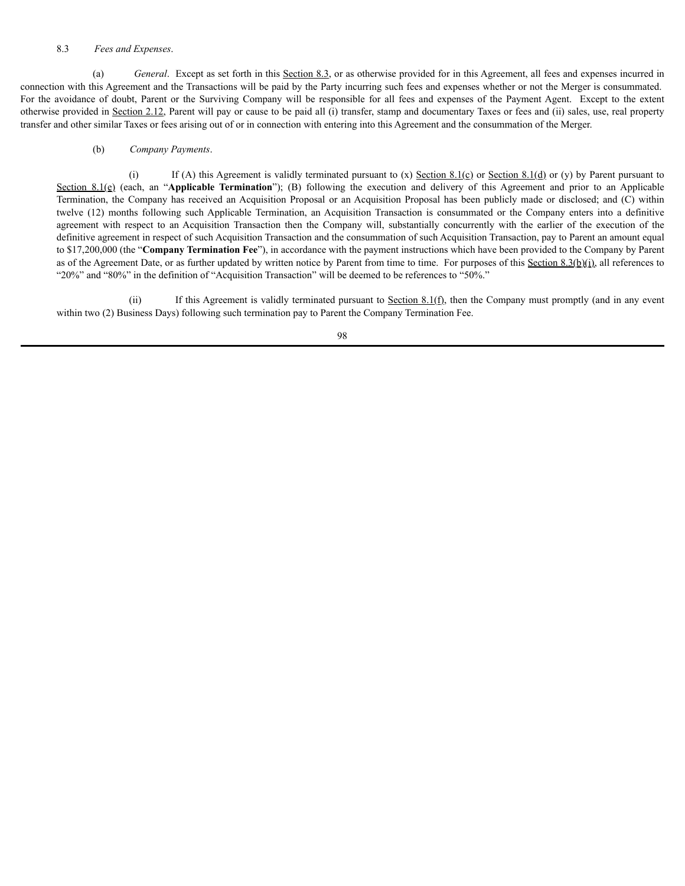8.3 *Fees and Expenses*.

(a) *General*. Except as set forth in this Section 8.3, or as otherwise provided for in this Agreement, all fees and expenses incurred in connection with this Agreement and the Transactions will be paid by the Party incurring such fees and expenses whether or not the Merger is consummated. For the avoidance of doubt, Parent or the Surviving Company will be responsible for all fees and expenses of the Payment Agent. Except to the extent otherwise provided in Section 2.12, Parent will pay or cause to be paid all (i) transfer, stamp and documentary Taxes or fees and (ii) sales, use, real property transfer and other similar Taxes or fees arising out of or in connection with entering into this Agreement and the consummation of the Merger.

(b) *Company Payments*.

(i) If (A) this Agreement is validly terminated pursuant to (x) Section 8.1(c) or Section 8.1(d) or (y) by Parent pursuant to Section 8.1(e) (each, an "**Applicable Termination**"); (B) following the execution and delivery of this Agreement and prior to an Applicable Termination, the Company has received an Acquisition Proposal or an Acquisition Proposal has been publicly made or disclosed; and (C) within twelve (12) months following such Applicable Termination, an Acquisition Transaction is consummated or the Company enters into a definitive agreement with respect to an Acquisition Transaction then the Company will, substantially concurrently with the earlier of the execution of the definitive agreement in respect of such Acquisition Transaction and the consummation of such Acquisition Transaction, pay to Parent an amount equal to $17,200,000 (the "**Company Termination Fee**"), in accordance with the payment instructions which have been provided to the Company by Parent as of the Agreement Date, or as further updated by written notice by Parent from time to time. For purposes of this Section 8.3(b)(i), all references to "20%" and "80%" in the definition of "Acquisition Transaction" will be deemed to be references to "50%."

(ii) If this Agreement is validly terminated pursuant to Section 8.1(f), then the Company must promptly (and in any event within two (2) Business Days) following such termination pay to Parent the Company Termination Fee.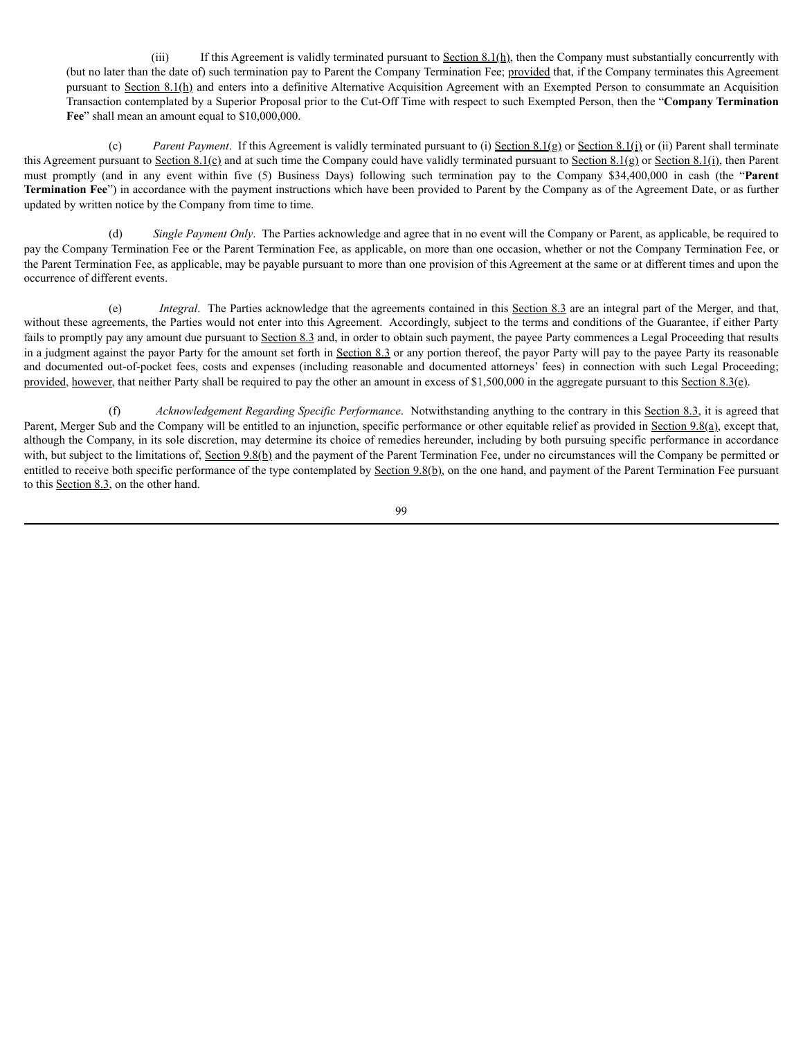(iii) If this Agreement is validly terminated pursuant to Section 8.1(h), then the Company must substantially concurrently with (but no later than the date of) such termination pay to Parent the Company Termination Fee; provided that, if the Company terminates this Agreement pursuant to Section 8.1(h) and enters into a definitive Alternative Acquisition Agreement with an Exempted Person to consummate an Acquisition Transaction contemplated by a Superior Proposal prior to the Cut-Off Time with respect to such Exempted Person, then the "**Company Termination Fee**" shall mean an amount equal to $10,000,000.

(c) *Parent Payment*. If this Agreement is validly terminated pursuant to (i) Section 8.1(g) or Section 8.1(i) or (ii) Parent shall terminate this Agreement pursuant to Section 8.1(c) and at such time the Company could have validly terminated pursuant to Section 8.1(g) or Section 8.1(i), then Parent must promptly (and in any event within five (5) Business Days) following such termination pay to the Company $34,400,000 in cash (the "**Parent Termination Fee**") in accordance with the payment instructions which have been provided to Parent by the Company as of the Agreement Date, or as further updated by written notice by the Company from time to time.

(d) *Single Payment Only*. The Parties acknowledge and agree that in no event will the Company or Parent, as applicable, be required to pay the Company Termination Fee or the Parent Termination Fee, as applicable, on more than one occasion, whether or not the Company Termination Fee, or the Parent Termination Fee, as applicable, may be payable pursuant to more than one provision of this Agreement at the same or at different times and upon the occurrence of different events.

(e) *Integral*. The Parties acknowledge that the agreements contained in this Section 8.3 are an integral part of the Merger, and that, without these agreements, the Parties would not enter into this Agreement. Accordingly, subject to the terms and conditions of the Guarantee, if either Party fails to promptly pay any amount due pursuant to Section 8.3 and, in order to obtain such payment, the payee Party commences a Legal Proceeding that results in a judgment against the payor Party for the amount set forth in Section 8.3 or any portion thereof, the payor Party will pay to the payee Party its reasonable and documented out-of-pocket fees, costs and expenses (including reasonable and documented attorneys' fees) in connection with such Legal Proceeding; provided, however, that neither Party shall be required to pay the other an amount in excess of $1,500,000 in the aggregate pursuant to this Section 8.3(e).

(f) *Acknowledgement Regarding Specific Performance*. Notwithstanding anything to the contrary in this Section 8.3, it is agreed that Parent, Merger Sub and the Company will be entitled to an injunction, specific performance or other equitable relief as provided in Section 9.8(a), except that, although the Company, in its sole discretion, may determine its choice of remedies hereunder, including by both pursuing specific performance in accordance with, but subject to the limitations of, Section 9.8(b) and the payment of the Parent Termination Fee, under no circumstances will the Company be permitted or entitled to receive both specific performance of the type contemplated by Section 9.8(b), on the one hand, and payment of the Parent Termination Fee pursuant to this Section 8.3, on the other hand.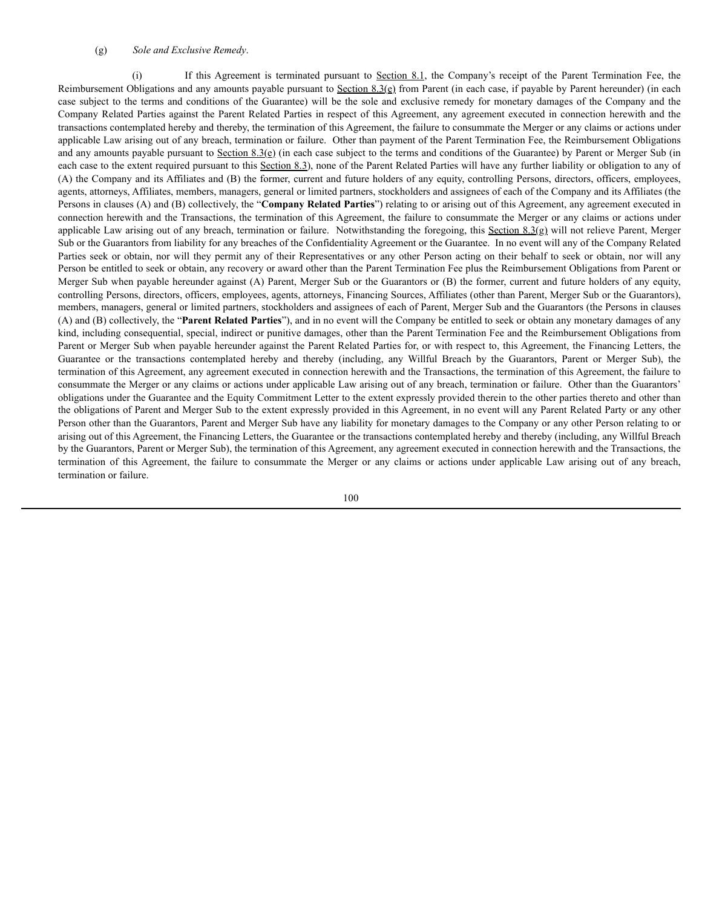(g) *Sole and Exclusive Remedy*.

(i) If this Agreement is terminated pursuant to Section 8.1, the Company's receipt of the Parent Termination Fee, the Reimbursement Obligations and any amounts payable pursuant to Section 8.3(e) from Parent (in each case, if payable by Parent hereunder) (in each case subject to the terms and conditions of the Guarantee) will be the sole and exclusive remedy for monetary damages of the Company and the Company Related Parties against the Parent Related Parties in respect of this Agreement, any agreement executed in connection herewith and the transactions contemplated hereby and thereby, the termination of this Agreement, the failure to consummate the Merger or any claims or actions under applicable Law arising out of any breach, termination or failure. Other than payment of the Parent Termination Fee, the Reimbursement Obligations and any amounts payable pursuant to Section 8.3(e) (in each case subject to the terms and conditions of the Guarantee) by Parent or Merger Sub (in each case to the extent required pursuant to this Section 8.3), none of the Parent Related Parties will have any further liability or obligation to any of (A) the Company and its Affiliates and (B) the former, current and future holders of any equity, controlling Persons, directors, officers, employees, agents, attorneys, Affiliates, members, managers, general or limited partners, stockholders and assignees of each of the Company and its Affiliates (the Persons in clauses (A) and (B) collectively, the "**Company Related Parties**") relating to or arising out of this Agreement, any agreement executed in connection herewith and the Transactions, the termination of this Agreement, the failure to consummate the Merger or any claims or actions under applicable Law arising out of any breach, termination or failure. Notwithstanding the foregoing, this Section 8.3(g) will not relieve Parent, Merger Sub or the Guarantors from liability for any breaches of the Confidentiality Agreement or the Guarantee. In no event will any of the Company Related Parties seek or obtain, nor will they permit any of their Representatives or any other Person acting on their behalf to seek or obtain, nor will any Person be entitled to seek or obtain, any recovery or award other than the Parent Termination Fee plus the Reimbursement Obligations from Parent or Merger Sub when payable hereunder against (A) Parent, Merger Sub or the Guarantors or (B) the former, current and future holders of any equity, controlling Persons, directors, officers, employees, agents, attorneys, Financing Sources, Affiliates (other than Parent, Merger Sub or the Guarantors), members, managers, general or limited partners, stockholders and assignees of each of Parent, Merger Sub and the Guarantors (the Persons in clauses (A) and (B) collectively, the "**Parent Related Parties**"), and in no event will the Company be entitled to seek or obtain any monetary damages of any kind, including consequential, special, indirect or punitive damages, other than the Parent Termination Fee and the Reimbursement Obligations from Parent or Merger Sub when payable hereunder against the Parent Related Parties for, or with respect to, this Agreement, the Financing Letters, the Guarantee or the transactions contemplated hereby and thereby (including, any Willful Breach by the Guarantors, Parent or Merger Sub), the termination of this Agreement, any agreement executed in connection herewith and the Transactions, the termination of this Agreement, the failure to consummate the Merger or any claims or actions under applicable Law arising out of any breach, termination or failure. Other than the Guarantors' obligations under the Guarantee and the Equity Commitment Letter to the extent expressly provided therein to the other parties thereto and other than the obligations of Parent and Merger Sub to the extent expressly provided in this Agreement, in no event will any Parent Related Party or any other Person other than the Guarantors, Parent and Merger Sub have any liability for monetary damages to the Company or any other Person relating to or arising out of this Agreement, the Financing Letters, the Guarantee or the transactions contemplated hereby and thereby (including, any Willful Breach by the Guarantors, Parent or Merger Sub), the termination of this Agreement, any agreement executed in connection herewith and the Transactions, the termination of this Agreement, the failure to consummate the Merger or any claims or actions under applicable Law arising out of any breach, termination or failure.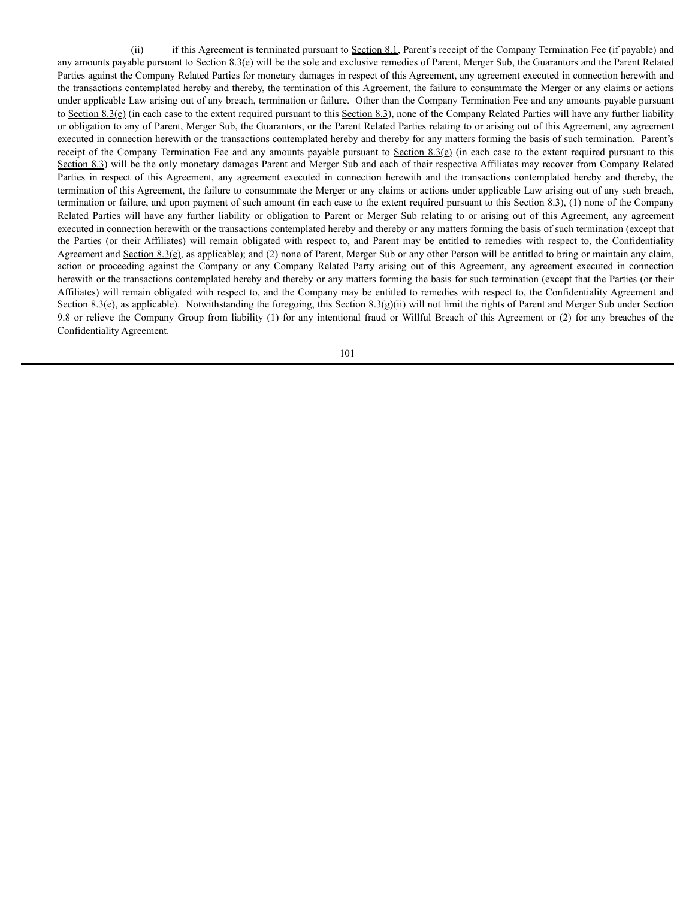(ii) if this Agreement is terminated pursuant to Section 8.1, Parent's receipt of the Company Termination Fee (if payable) and any amounts payable pursuant to Section 8.3(e) will be the sole and exclusive remedies of Parent, Merger Sub, the Guarantors and the Parent Related Parties against the Company Related Parties for monetary damages in respect of this Agreement, any agreement executed in connection herewith and the transactions contemplated hereby and thereby, the termination of this Agreement, the failure to consummate the Merger or any claims or actions under applicable Law arising out of any breach, termination or failure. Other than the Company Termination Fee and any amounts payable pursuant to Section 8.3(e) (in each case to the extent required pursuant to this Section 8.3), none of the Company Related Parties will have any further liability or obligation to any of Parent, Merger Sub, the Guarantors, or the Parent Related Parties relating to or arising out of this Agreement, any agreement executed in connection herewith or the transactions contemplated hereby and thereby for any matters forming the basis of such termination. Parent's receipt of the Company Termination Fee and any amounts payable pursuant to Section 8.3(e) (in each case to the extent required pursuant to this Section 8.3) will be the only monetary damages Parent and Merger Sub and each of their respective Affiliates may recover from Company Related Parties in respect of this Agreement, any agreement executed in connection herewith and the transactions contemplated hereby and thereby, the termination of this Agreement, the failure to consummate the Merger or any claims or actions under applicable Law arising out of any such breach, termination or failure, and upon payment of such amount (in each case to the extent required pursuant to this Section 8.3), (1) none of the Company Related Parties will have any further liability or obligation to Parent or Merger Sub relating to or arising out of this Agreement, any agreement executed in connection herewith or the transactions contemplated hereby and thereby or any matters forming the basis of such termination (except that the Parties (or their Affiliates) will remain obligated with respect to, and Parent may be entitled to remedies with respect to, the Confidentiality Agreement and Section 8.3(e), as applicable); and (2) none of Parent, Merger Sub or any other Person will be entitled to bring or maintain any claim, action or proceeding against the Company or any Company Related Party arising out of this Agreement, any agreement executed in connection herewith or the transactions contemplated hereby and thereby or any matters forming the basis for such termination (except that the Parties (or their Affiliates) will remain obligated with respect to, and the Company may be entitled to remedies with respect to, the Confidentiality Agreement and Section 8.3(e), as applicable). Notwithstanding the foregoing, this Section 8.3(g)(ii) will not limit the rights of Parent and Merger Sub under Section 9.8 or relieve the Company Group from liability (1) for any intentional fraud or Willful Breach of this Agreement or (2) for any breaches of the Confidentiality Agreement.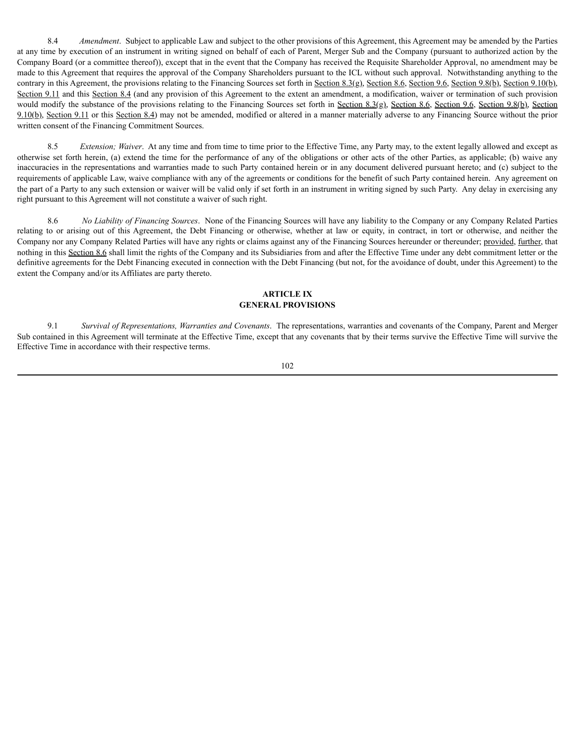8.4 *Amendment*. Subject to applicable Law and subject to the other provisions of this Agreement, this Agreement may be amended by the Parties at any time by execution of an instrument in writing signed on behalf of each of Parent, Merger Sub and the Company (pursuant to authorized action by the Company Board (or a committee thereof)), except that in the event that the Company has received the Requisite Shareholder Approval, no amendment may be made to this Agreement that requires the approval of the Company Shareholders pursuant to the ICL without such approval. Notwithstanding anything to the contrary in this Agreement, the provisions relating to the Financing Sources set forth in Section 8.3(g), Section 8.6, Section 9.6, Section 9.8(b), Section 9.10(b), Section 9.11 and this Section 8.4 (and any provision of this Agreement to the extent an amendment, a modification, waiver or termination of such provision would modify the substance of the provisions relating to the Financing Sources set forth in Section 8.3(g), Section 8.6, Section 9.6, Section 9.8(b), Section 9.10(b), Section 9.11 or this Section 8.4) may not be amended, modified or altered in a manner materially adverse to any Financing Source without the prior written consent of the Financing Commitment Sources.

8.5 *Extension; Waiver*. At any time and from time to time prior to the Effective Time, any Party may, to the extent legally allowed and except as otherwise set forth herein, (a) extend the time for the performance of any of the obligations or other acts of the other Parties, as applicable; (b) waive any inaccuracies in the representations and warranties made to such Party contained herein or in any document delivered pursuant hereto; and (c) subject to the requirements of applicable Law, waive compliance with any of the agreements or conditions for the benefit of such Party contained herein. Any agreement on the part of a Party to any such extension or waiver will be valid only if set forth in an instrument in writing signed by such Party. Any delay in exercising any right pursuant to this Agreement will not constitute a waiver of such right.

8.6 *No Liability of Financing Sources*. None of the Financing Sources will have any liability to the Company or any Company Related Parties relating to or arising out of this Agreement, the Debt Financing or otherwise, whether at law or equity, in contract, in tort or otherwise, and neither the Company nor any Company Related Parties will have any rights or claims against any of the Financing Sources hereunder or thereunder; provided, further, that nothing in this Section 8.6 shall limit the rights of the Company and its Subsidiaries from and after the Effective Time under any debt commitment letter or the definitive agreements for the Debt Financing executed in connection with the Debt Financing (but not, for the avoidance of doubt, under this Agreement) to the extent the Company and/or its Affiliates are party thereto.

## ARTICLE IX
## GENERAL PROVISIONS

9.1 *Survival of Representations, Warranties and Covenants*. The representations, warranties and covenants of the Company, Parent and Merger Sub contained in this Agreement will terminate at the Effective Time, except that any covenants that by their terms survive the Effective Time will survive the Effective Time in accordance with their respective terms.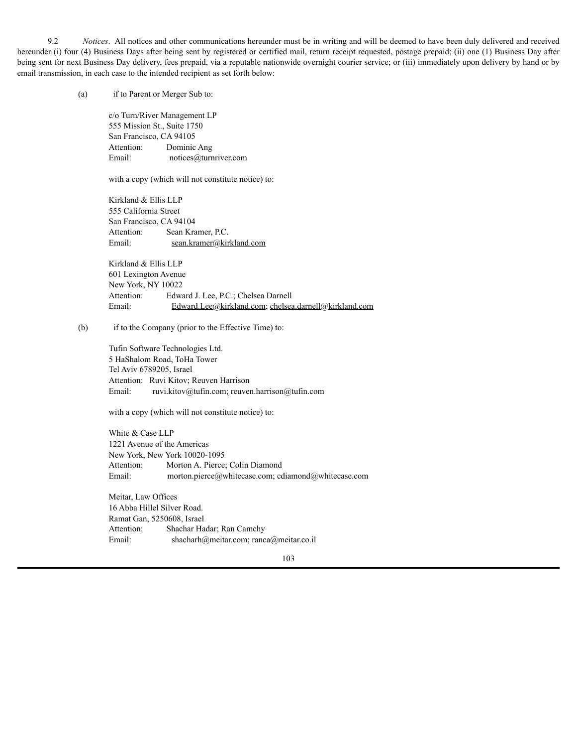9.2 *Notices*. All notices and other communications hereunder must be in writing and will be deemed to have been duly delivered and received hereunder (i) four (4) Business Days after being sent by registered or certified mail, return receipt requested, postage prepaid; (ii) one (1) Business Day after being sent for next Business Day delivery, fees prepaid, via a reputable nationwide overnight courier service; or (iii) immediately upon delivery by hand or by email transmission, in each case to the intended recipient as set forth below:

(a) if to Parent or Merger Sub to:

c/o Turn/River Management LP
555 Mission St., Suite 1750
San Francisco, CA 94105
Attention: Dominic Ang
Email: notices@turnriver.com

with a copy (which will not constitute notice) to:

Kirkland & Ellis LLP
555 California Street
San Francisco, CA 94104
Attention: Sean Kramer, P.C.
Email: sean.kramer@kirkland.com

Kirkland & Ellis LLP
601 Lexington Avenue
New York, NY 10022
Attention: Edward J. Lee, P.C.; Chelsea Darnell
Email: Edward.Lee@kirkland.com; chelsea.darnell@kirkland.com

(b) if to the Company (prior to the Effective Time) to:

Tufin Software Technologies Ltd.
5 HaShalom Road, ToHa Tower
Tel Aviv 6789205, Israel
Attention: Ruvi Kitov; Reuven Harrison
Email: ruvi.kitov@tufin.com; reuven.harrison@tufin.com

with a copy (which will not constitute notice) to:

White & Case LLP
1221 Avenue of the Americas
New York, New York 10020-1095
Attention: Morton A. Pierce; Colin Diamond
Email: morton.pierce@whitecase.com; cdiamond@whitecase.com

Meitar, Law Offices
16 Abba Hillel Silver Road.
Ramat Gan, 5250608, Israel
Attention: Shachar Hadar; Ran Camchy
Email: shacharh@meitar.com; ranca@meitar.co.il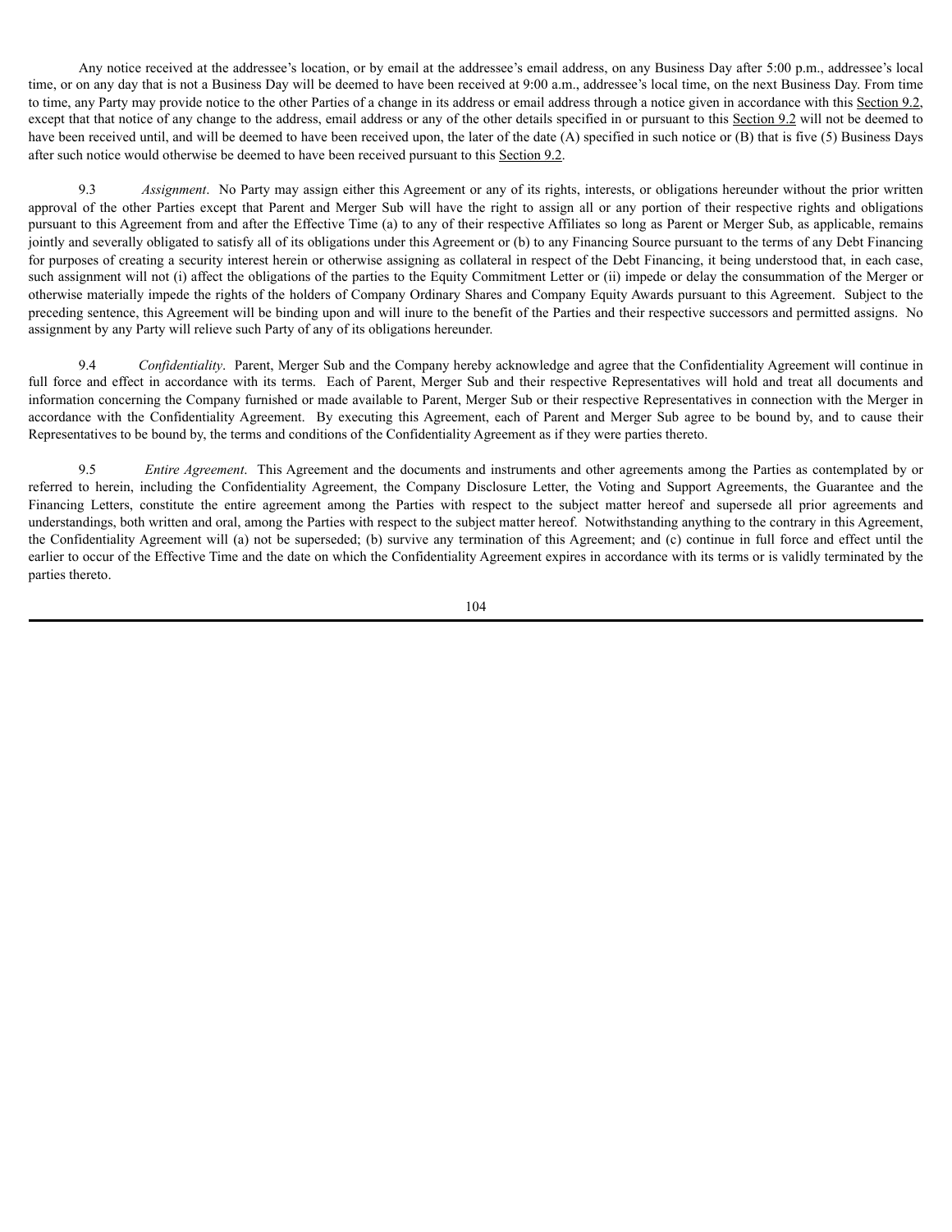Any notice received at the addressee's location, or by email at the addressee's email address, on any Business Day after 5:00 p.m., addressee's local time, or on any day that is not a Business Day will be deemed to have been received at 9:00 a.m., addressee's local time, on the next Business Day. From time to time, any Party may provide notice to the other Parties of a change in its address or email address through a notice given in accordance with this Section 9.2, except that that notice of any change to the address, email address or any of the other details specified in or pursuant to this Section 9.2 will not be deemed to have been received until, and will be deemed to have been received upon, the later of the date (A) specified in such notice or (B) that is five (5) Business Days after such notice would otherwise be deemed to have been received pursuant to this Section 9.2.

9.3 *Assignment*. No Party may assign either this Agreement or any of its rights, interests, or obligations hereunder without the prior written approval of the other Parties except that Parent and Merger Sub will have the right to assign all or any portion of their respective rights and obligations pursuant to this Agreement from and after the Effective Time (a) to any of their respective Affiliates so long as Parent or Merger Sub, as applicable, remains jointly and severally obligated to satisfy all of its obligations under this Agreement or (b) to any Financing Source pursuant to the terms of any Debt Financing for purposes of creating a security interest herein or otherwise assigning as collateral in respect of the Debt Financing, it being understood that, in each case, such assignment will not (i) affect the obligations of the parties to the Equity Commitment Letter or (ii) impede or delay the consummation of the Merger or otherwise materially impede the rights of the holders of Company Ordinary Shares and Company Equity Awards pursuant to this Agreement. Subject to the preceding sentence, this Agreement will be binding upon and will inure to the benefit of the Parties and their respective successors and permitted assigns. No assignment by any Party will relieve such Party of any of its obligations hereunder.

9.4 *Confidentiality*. Parent, Merger Sub and the Company hereby acknowledge and agree that the Confidentiality Agreement will continue in full force and effect in accordance with its terms. Each of Parent, Merger Sub and their respective Representatives will hold and treat all documents and information concerning the Company furnished or made available to Parent, Merger Sub or their respective Representatives in connection with the Merger in accordance with the Confidentiality Agreement. By executing this Agreement, each of Parent and Merger Sub agree to be bound by, and to cause their Representatives to be bound by, the terms and conditions of the Confidentiality Agreement as if they were parties thereto.

9.5 *Entire Agreement*. This Agreement and the documents and instruments and other agreements among the Parties as contemplated by or referred to herein, including the Confidentiality Agreement, the Company Disclosure Letter, the Voting and Support Agreements, the Guarantee and the Financing Letters, constitute the entire agreement among the Parties with respect to the subject matter hereof and supersede all prior agreements and understandings, both written and oral, among the Parties with respect to the subject matter hereof. Notwithstanding anything to the contrary in this Agreement, the Confidentiality Agreement will (a) not be superseded; (b) survive any termination of this Agreement; and (c) continue in full force and effect until the earlier to occur of the Effective Time and the date on which the Confidentiality Agreement expires in accordance with its terms or is validly terminated by the parties thereto.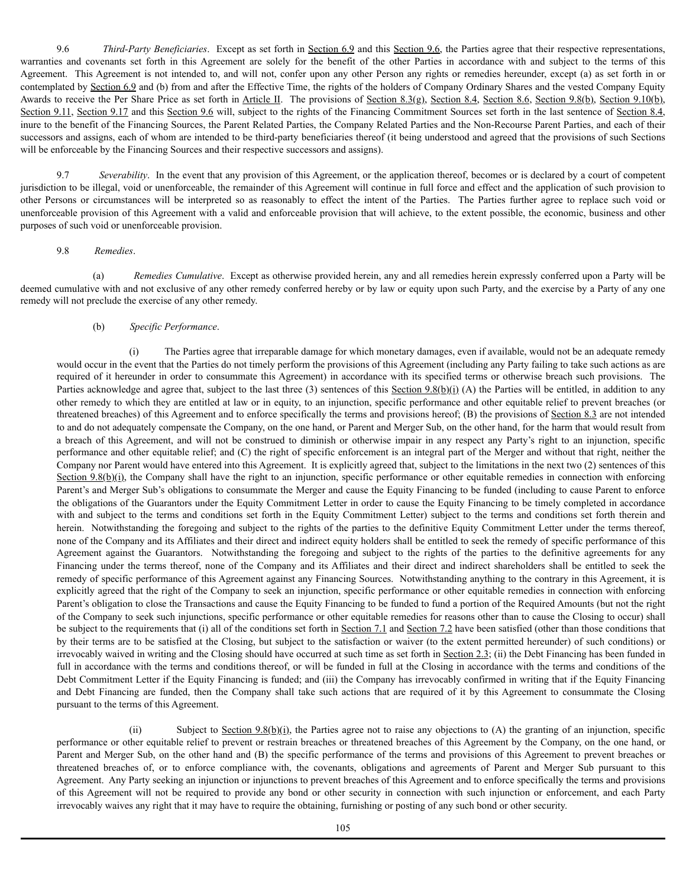9.6 *Third-Party Beneficiaries*. Except as set forth in Section 6.9 and this Section 9.6, the Parties agree that their respective representations, warranties and covenants set forth in this Agreement are solely for the benefit of the other Parties in accordance with and subject to the terms of this Agreement. This Agreement is not intended to, and will not, confer upon any other Person any rights or remedies hereunder, except (a) as set forth in or contemplated by Section 6.9 and (b) from and after the Effective Time, the rights of the holders of Company Ordinary Shares and the vested Company Equity Awards to receive the Per Share Price as set forth in Article II. The provisions of Section 8.3(g), Section 8.4, Section 8.6, Section 9.8(b), Section 9.10(b), Section 9.11, Section 9.17 and this Section 9.6 will, subject to the rights of the Financing Commitment Sources set forth in the last sentence of Section 8.4, inure to the benefit of the Financing Sources, the Parent Related Parties, the Company Related Parties and the Non-Recourse Parent Parties, and each of their successors and assigns, each of whom are intended to be third-party beneficiaries thereof (it being understood and agreed that the provisions of such Sections will be enforceable by the Financing Sources and their respective successors and assigns).

9.7 *Severability*. In the event that any provision of this Agreement, or the application thereof, becomes or is declared by a court of competent jurisdiction to be illegal, void or unenforceable, the remainder of this Agreement will continue in full force and effect and the application of such provision to other Persons or circumstances will be interpreted so as reasonably to effect the intent of the Parties. The Parties further agree to replace such void or unenforceable provision of this Agreement with a valid and enforceable provision that will achieve, to the extent possible, the economic, business and other purposes of such void or unenforceable provision.

9.8 *Remedies*.

(a) *Remedies Cumulative*. Except as otherwise provided herein, any and all remedies herein expressly conferred upon a Party will be deemed cumulative with and not exclusive of any other remedy conferred hereby or by law or equity upon such Party, and the exercise by a Party of any one remedy will not preclude the exercise of any other remedy.

(b) *Specific Performance*.

(i) The Parties agree that irreparable damage for which monetary damages, even if available, would not be an adequate remedy would occur in the event that the Parties do not timely perform the provisions of this Agreement (including any Party failing to take such actions as are required of it hereunder in order to consummate this Agreement) in accordance with its specified terms or otherwise breach such provisions. The Parties acknowledge and agree that, subject to the last three (3) sentences of this Section 9.8(b)(i) (A) the Parties will be entitled, in addition to any other remedy to which they are entitled at law or in equity, to an injunction, specific performance and other equitable relief to prevent breaches (or threatened breaches) of this Agreement and to enforce specifically the terms and provisions hereof; (B) the provisions of Section 8.3 are not intended to and do not adequately compensate the Company, on the one hand, or Parent and Merger Sub, on the other hand, for the harm that would result from a breach of this Agreement, and will not be construed to diminish or otherwise impair in any respect any Party's right to an injunction, specific performance and other equitable relief; and (C) the right of specific enforcement is an integral part of the Merger and without that right, neither the Company nor Parent would have entered into this Agreement. It is explicitly agreed that, subject to the limitations in the next two (2) sentences of this Section 9.8(b)(i), the Company shall have the right to an injunction, specific performance or other equitable remedies in connection with enforcing Parent's and Merger Sub's obligations to consummate the Merger and cause the Equity Financing to be funded (including to cause Parent to enforce the obligations of the Guarantors under the Equity Commitment Letter in order to cause the Equity Financing to be timely completed in accordance with and subject to the terms and conditions set forth in the Equity Commitment Letter) subject to the terms and conditions set forth therein and herein. Notwithstanding the foregoing and subject to the rights of the parties to the definitive Equity Commitment Letter under the terms thereof, none of the Company and its Affiliates and their direct and indirect equity holders shall be entitled to seek the remedy of specific performance of this Agreement against the Guarantors. Notwithstanding the foregoing and subject to the rights of the parties to the definitive agreements for any Financing under the terms thereof, none of the Company and its Affiliates and their direct and indirect shareholders shall be entitled to seek the remedy of specific performance of this Agreement against any Financing Sources. Notwithstanding anything to the contrary in this Agreement, it is explicitly agreed that the right of the Company to seek an injunction, specific performance or other equitable remedies in connection with enforcing Parent's obligation to close the Transactions and cause the Equity Financing to be funded to fund a portion of the Required Amounts (but not the right of the Company to seek such injunctions, specific performance or other equitable remedies for reasons other than to cause the Closing to occur) shall be subject to the requirements that (i) all of the conditions set forth in Section 7.1 and Section 7.2 have been satisfied (other than those conditions that by their terms are to be satisfied at the Closing, but subject to the satisfaction or waiver (to the extent permitted hereunder) of such conditions) or irrevocably waived in writing and the Closing should have occurred at such time as set forth in Section 2.3; (ii) the Debt Financing has been funded in full in accordance with the terms and conditions thereof, or will be funded in full at the Closing in accordance with the terms and conditions of the Debt Commitment Letter if the Equity Financing is funded; and (iii) the Company has irrevocably confirmed in writing that if the Equity Financing and Debt Financing are funded, then the Company shall take such actions that are required of it by this Agreement to consummate the Closing pursuant to the terms of this Agreement.

(ii) Subject to Section 9.8(b)(i), the Parties agree not to raise any objections to (A) the granting of an injunction, specific performance or other equitable relief to prevent or restrain breaches or threatened breaches of this Agreement by the Company, on the one hand, or Parent and Merger Sub, on the other hand and (B) the specific performance of the terms and provisions of this Agreement to prevent breaches or threatened breaches of, or to enforce compliance with, the covenants, obligations and agreements of Parent and Merger Sub pursuant to this Agreement. Any Party seeking an injunction or injunctions to prevent breaches of this Agreement and to enforce specifically the terms and provisions of this Agreement will not be required to provide any bond or other security in connection with such injunction or enforcement, and each Party irrevocably waives any right that it may have to require the obtaining, furnishing or posting of any such bond or other security.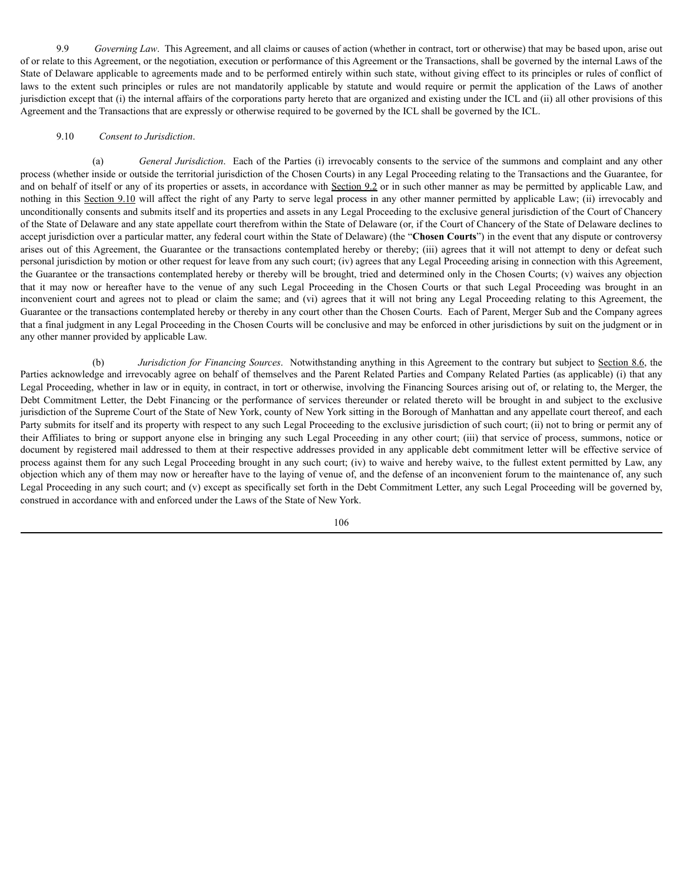9.9 *Governing Law*. This Agreement, and all claims or causes of action (whether in contract, tort or otherwise) that may be based upon, arise out of or relate to this Agreement, or the negotiation, execution or performance of this Agreement or the Transactions, shall be governed by the internal Laws of the State of Delaware applicable to agreements made and to be performed entirely within such state, without giving effect to its principles or rules of conflict of laws to the extent such principles or rules are not mandatorily applicable by statute and would require or permit the application of the Laws of another jurisdiction except that (i) the internal affairs of the corporations party hereto that are organized and existing under the ICL and (ii) all other provisions of this Agreement and the Transactions that are expressly or otherwise required to be governed by the ICL shall be governed by the ICL.

9.10 *Consent to Jurisdiction*.

(a) *General Jurisdiction*. Each of the Parties (i) irrevocably consents to the service of the summons and complaint and any other process (whether inside or outside the territorial jurisdiction of the Chosen Courts) in any Legal Proceeding relating to the Transactions and the Guarantee, for and on behalf of itself or any of its properties or assets, in accordance with Section 9.2 or in such other manner as may be permitted by applicable Law, and nothing in this Section 9.10 will affect the right of any Party to serve legal process in any other manner permitted by applicable Law; (ii) irrevocably and unconditionally consents and submits itself and its properties and assets in any Legal Proceeding to the exclusive general jurisdiction of the Court of Chancery of the State of Delaware and any state appellate court therefrom within the State of Delaware (or, if the Court of Chancery of the State of Delaware declines to accept jurisdiction over a particular matter, any federal court within the State of Delaware) (the "**Chosen Courts**") in the event that any dispute or controversy arises out of this Agreement, the Guarantee or the transactions contemplated hereby or thereby; (iii) agrees that it will not attempt to deny or defeat such personal jurisdiction by motion or other request for leave from any such court; (iv) agrees that any Legal Proceeding arising in connection with this Agreement, the Guarantee or the transactions contemplated hereby or thereby will be brought, tried and determined only in the Chosen Courts; (v) waives any objection that it may now or hereafter have to the venue of any such Legal Proceeding in the Chosen Courts or that such Legal Proceeding was brought in an inconvenient court and agrees not to plead or claim the same; and (vi) agrees that it will not bring any Legal Proceeding relating to this Agreement, the Guarantee or the transactions contemplated hereby or thereby in any court other than the Chosen Courts. Each of Parent, Merger Sub and the Company agrees that a final judgment in any Legal Proceeding in the Chosen Courts will be conclusive and may be enforced in other jurisdictions by suit on the judgment or in any other manner provided by applicable Law.

(b) *Jurisdiction for Financing Sources*. Notwithstanding anything in this Agreement to the contrary but subject to Section 8.6, the Parties acknowledge and irrevocably agree on behalf of themselves and the Parent Related Parties and Company Related Parties (as applicable) (i) that any Legal Proceeding, whether in law or in equity, in contract, in tort or otherwise, involving the Financing Sources arising out of, or relating to, the Merger, the Debt Commitment Letter, the Debt Financing or the performance of services thereunder or related thereto will be brought in and subject to the exclusive jurisdiction of the Supreme Court of the State of New York, county of New York sitting in the Borough of Manhattan and any appellate court thereof, and each Party submits for itself and its property with respect to any such Legal Proceeding to the exclusive jurisdiction of such court; (ii) not to bring or permit any of their Affiliates to bring or support anyone else in bringing any such Legal Proceeding in any other court; (iii) that service of process, summons, notice or document by registered mail addressed to them at their respective addresses provided in any applicable debt commitment letter will be effective service of process against them for any such Legal Proceeding brought in any such court; (iv) to waive and hereby waive, to the fullest extent permitted by Law, any objection which any of them may now or hereafter have to the laying of venue of, and the defense of an inconvenient forum to the maintenance of, any such Legal Proceeding in any such court; and (v) except as specifically set forth in the Debt Commitment Letter, any such Legal Proceeding will be governed by, construed in accordance with and enforced under the Laws of the State of New York.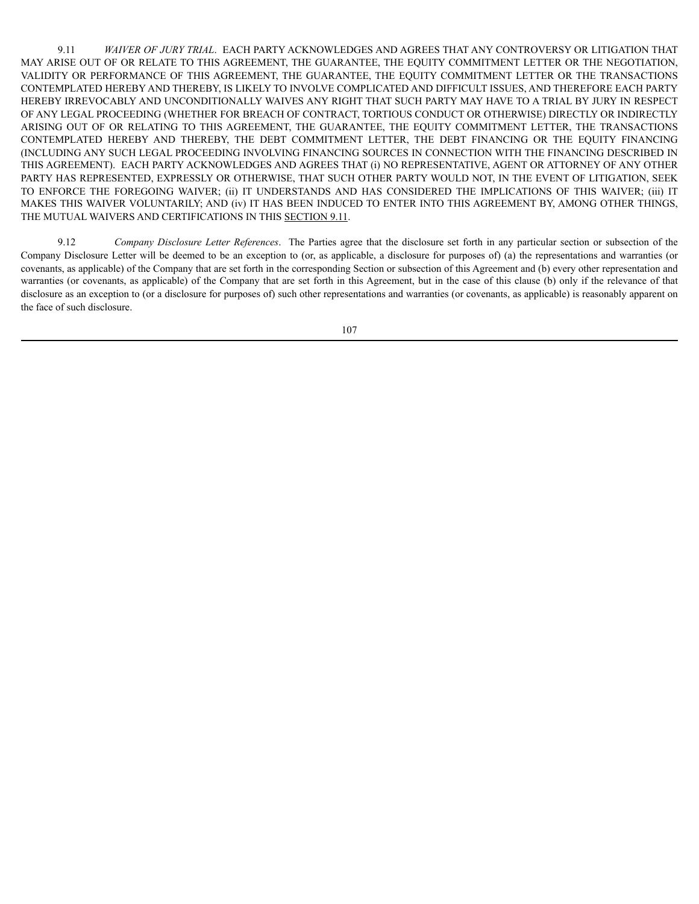9.11 *WAIVER OF JURY TRIAL*. EACH PARTY ACKNOWLEDGES AND AGREES THAT ANY CONTROVERSY OR LITIGATION THAT MAY ARISE OUT OF OR RELATE TO THIS AGREEMENT, THE GUARANTEE, THE EQUITY COMMITMENT LETTER OR THE NEGOTIATION, VALIDITY OR PERFORMANCE OF THIS AGREEMENT, THE GUARANTEE, THE EQUITY COMMITMENT LETTER OR THE TRANSACTIONS CONTEMPLATED HEREBY AND THEREBY, IS LIKELY TO INVOLVE COMPLICATED AND DIFFICULT ISSUES, AND THEREFORE EACH PARTY HEREBY IRREVOCABLY AND UNCONDITIONALLY WAIVES ANY RIGHT THAT SUCH PARTY MAY HAVE TO A TRIAL BY JURY IN RESPECT OF ANY LEGAL PROCEEDING (WHETHER FOR BREACH OF CONTRACT, TORTIOUS CONDUCT OR OTHERWISE) DIRECTLY OR INDIRECTLY ARISING OUT OF OR RELATING TO THIS AGREEMENT, THE GUARANTEE, THE EQUITY COMMITMENT LETTER, THE TRANSACTIONS CONTEMPLATED HEREBY AND THEREBY, THE DEBT COMMITMENT LETTER, THE DEBT FINANCING OR THE EQUITY FINANCING (INCLUDING ANY SUCH LEGAL PROCEEDING INVOLVING FINANCING SOURCES IN CONNECTION WITH THE FINANCING DESCRIBED IN THIS AGREEMENT). EACH PARTY ACKNOWLEDGES AND AGREES THAT (i) NO REPRESENTATIVE, AGENT OR ATTORNEY OF ANY OTHER PARTY HAS REPRESENTED, EXPRESSLY OR OTHERWISE, THAT SUCH OTHER PARTY WOULD NOT, IN THE EVENT OF LITIGATION, SEEK TO ENFORCE THE FOREGOING WAIVER; (ii) IT UNDERSTANDS AND HAS CONSIDERED THE IMPLICATIONS OF THIS WAIVER; (iii) IT MAKES THIS WAIVER VOLUNTARILY; AND (iv) IT HAS BEEN INDUCED TO ENTER INTO THIS AGREEMENT BY, AMONG OTHER THINGS, THE MUTUAL WAIVERS AND CERTIFICATIONS IN THIS SECTION 9.11.

9.12 *Company Disclosure Letter References*. The Parties agree that the disclosure set forth in any particular section or subsection of the Company Disclosure Letter will be deemed to be an exception to (or, as applicable, a disclosure for purposes of) (a) the representations and warranties (or covenants, as applicable) of the Company that are set forth in the corresponding Section or subsection of this Agreement and (b) every other representation and warranties (or covenants, as applicable) of the Company that are set forth in this Agreement, but in the case of this clause (b) only if the relevance of that disclosure as an exception to (or a disclosure for purposes of) such other representations and warranties (or covenants, as applicable) is reasonably apparent on the face of such disclosure.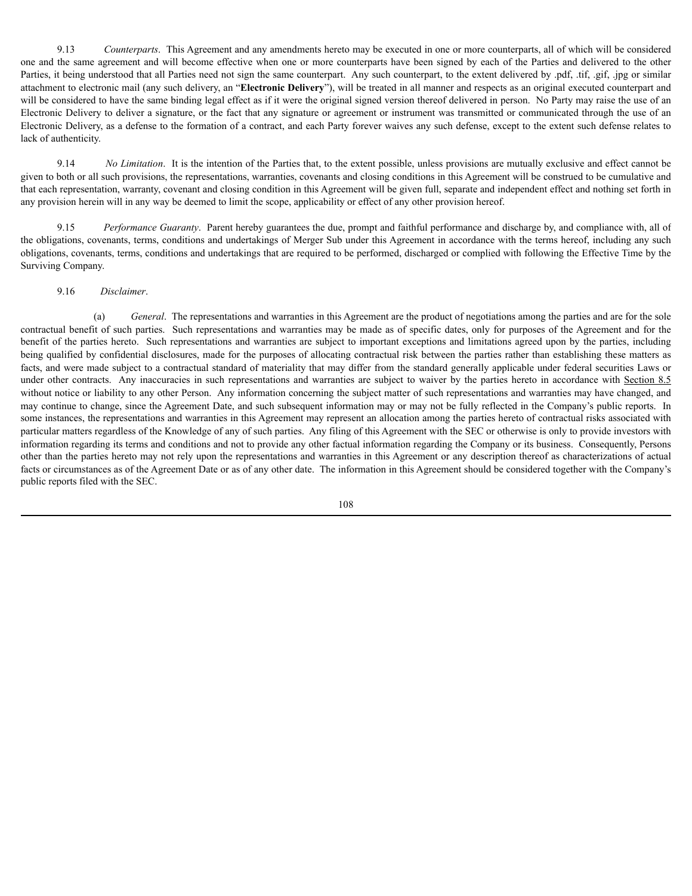9.13 *Counterparts*. This Agreement and any amendments hereto may be executed in one or more counterparts, all of which will be considered one and the same agreement and will become effective when one or more counterparts have been signed by each of the Parties and delivered to the other Parties, it being understood that all Parties need not sign the same counterpart. Any such counterpart, to the extent delivered by .pdf, .tif, .gif, .jpg or similar attachment to electronic mail (any such delivery, an "**Electronic Delivery**"), will be treated in all manner and respects as an original executed counterpart and will be considered to have the same binding legal effect as if it were the original signed version thereof delivered in person. No Party may raise the use of an Electronic Delivery to deliver a signature, or the fact that any signature or agreement or instrument was transmitted or communicated through the use of an Electronic Delivery, as a defense to the formation of a contract, and each Party forever waives any such defense, except to the extent such defense relates to lack of authenticity.

9.14 *No Limitation*. It is the intention of the Parties that, to the extent possible, unless provisions are mutually exclusive and effect cannot be given to both or all such provisions, the representations, warranties, covenants and closing conditions in this Agreement will be construed to be cumulative and that each representation, warranty, covenant and closing condition in this Agreement will be given full, separate and independent effect and nothing set forth in any provision herein will in any way be deemed to limit the scope, applicability or effect of any other provision hereof.

9.15 *Performance Guaranty*. Parent hereby guarantees the due, prompt and faithful performance and discharge by, and compliance with, all of the obligations, covenants, terms, conditions and undertakings of Merger Sub under this Agreement in accordance with the terms hereof, including any such obligations, covenants, terms, conditions and undertakings that are required to be performed, discharged or complied with following the Effective Time by the Surviving Company.

9.16 *Disclaimer*.

(a) *General*. The representations and warranties in this Agreement are the product of negotiations among the parties and are for the sole contractual benefit of such parties. Such representations and warranties may be made as of specific dates, only for purposes of the Agreement and for the benefit of the parties hereto. Such representations and warranties are subject to important exceptions and limitations agreed upon by the parties, including being qualified by confidential disclosures, made for the purposes of allocating contractual risk between the parties rather than establishing these matters as facts, and were made subject to a contractual standard of materiality that may differ from the standard generally applicable under federal securities Laws or under other contracts. Any inaccuracies in such representations and warranties are subject to waiver by the parties hereto in accordance with Section 8.5 without notice or liability to any other Person. Any information concerning the subject matter of such representations and warranties may have changed, and may continue to change, since the Agreement Date, and such subsequent information may or may not be fully reflected in the Company's public reports. In some instances, the representations and warranties in this Agreement may represent an allocation among the parties hereto of contractual risks associated with particular matters regardless of the Knowledge of any of such parties. Any filing of this Agreement with the SEC or otherwise is only to provide investors with information regarding its terms and conditions and not to provide any other factual information regarding the Company or its business. Consequently, Persons other than the parties hereto may not rely upon the representations and warranties in this Agreement or any description thereof as characterizations of actual facts or circumstances as of the Agreement Date or as of any other date. The information in this Agreement should be considered together with the Company's public reports filed with the SEC.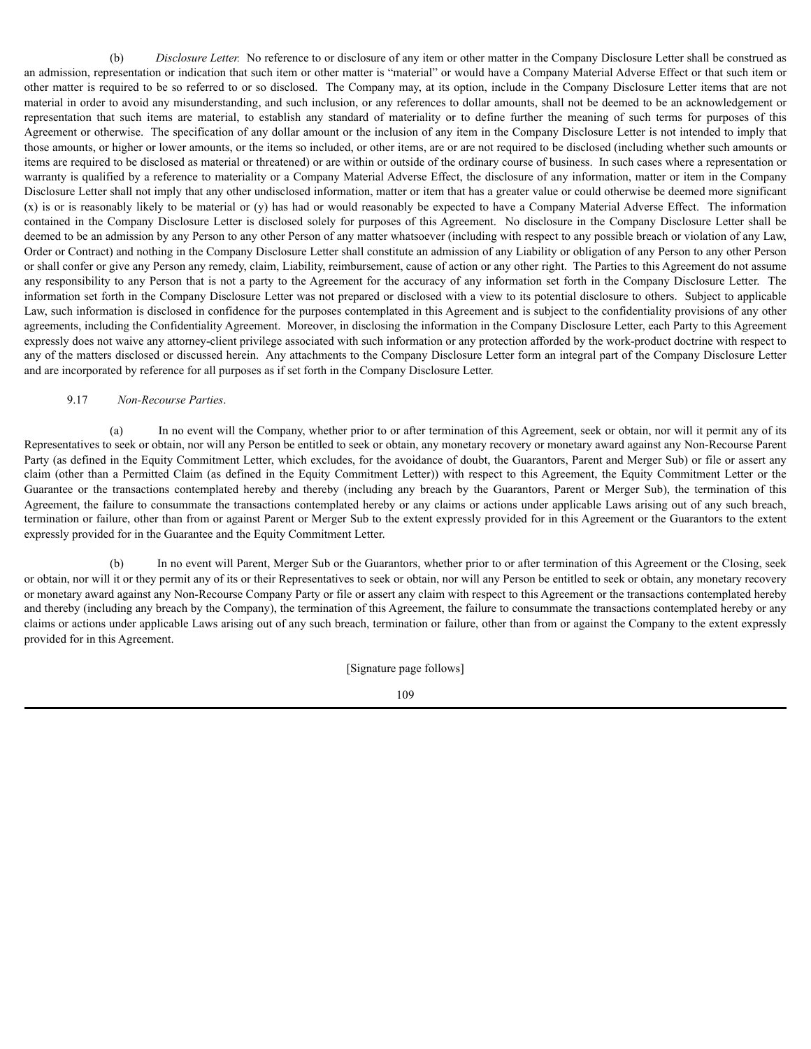(b) *Disclosure Letter.* No reference to or disclosure of any item or other matter in the Company Disclosure Letter shall be construed as an admission, representation or indication that such item or other matter is "material" or would have a Company Material Adverse Effect or that such item or other matter is required to be so referred to or so disclosed. The Company may, at its option, include in the Company Disclosure Letter items that are not material in order to avoid any misunderstanding, and such inclusion, or any references to dollar amounts, shall not be deemed to be an acknowledgement or representation that such items are material, to establish any standard of materiality or to define further the meaning of such terms for purposes of this Agreement or otherwise. The specification of any dollar amount or the inclusion of any item in the Company Disclosure Letter is not intended to imply that those amounts, or higher or lower amounts, or the items so included, or other items, are or are not required to be disclosed (including whether such amounts or items are required to be disclosed as material or threatened) or are within or outside of the ordinary course of business. In such cases where a representation or warranty is qualified by a reference to materiality or a Company Material Adverse Effect, the disclosure of any information, matter or item in the Company Disclosure Letter shall not imply that any other undisclosed information, matter or item that has a greater value or could otherwise be deemed more significant (x) is or is reasonably likely to be material or (y) has had or would reasonably be expected to have a Company Material Adverse Effect. The information contained in the Company Disclosure Letter is disclosed solely for purposes of this Agreement. No disclosure in the Company Disclosure Letter shall be deemed to be an admission by any Person to any other Person of any matter whatsoever (including with respect to any possible breach or violation of any Law, Order or Contract) and nothing in the Company Disclosure Letter shall constitute an admission of any Liability or obligation of any Person to any other Person or shall confer or give any Person any remedy, claim, Liability, reimbursement, cause of action or any other right. The Parties to this Agreement do not assume any responsibility to any Person that is not a party to the Agreement for the accuracy of any information set forth in the Company Disclosure Letter. The information set forth in the Company Disclosure Letter was not prepared or disclosed with a view to its potential disclosure to others. Subject to applicable Law, such information is disclosed in confidence for the purposes contemplated in this Agreement and is subject to the confidentiality provisions of any other agreements, including the Confidentiality Agreement. Moreover, in disclosing the information in the Company Disclosure Letter, each Party to this Agreement expressly does not waive any attorney-client privilege associated with such information or any protection afforded by the work-product doctrine with respect to any of the matters disclosed or discussed herein. Any attachments to the Company Disclosure Letter form an integral part of the Company Disclosure Letter and are incorporated by reference for all purposes as if set forth in the Company Disclosure Letter.

9.17 *Non-Recourse Parties*.

(a) In no event will the Company, whether prior to or after termination of this Agreement, seek or obtain, nor will it permit any of its Representatives to seek or obtain, nor will any Person be entitled to seek or obtain, any monetary recovery or monetary award against any Non-Recourse Parent Party (as defined in the Equity Commitment Letter, which excludes, for the avoidance of doubt, the Guarantors, Parent and Merger Sub) or file or assert any claim (other than a Permitted Claim (as defined in the Equity Commitment Letter)) with respect to this Agreement, the Equity Commitment Letter or the Guarantee or the transactions contemplated hereby and thereby (including any breach by the Guarantors, Parent or Merger Sub), the termination of this Agreement, the failure to consummate the transactions contemplated hereby or any claims or actions under applicable Laws arising out of any such breach, termination or failure, other than from or against Parent or Merger Sub to the extent expressly provided for in this Agreement or the Guarantors to the extent expressly provided for in the Guarantee and the Equity Commitment Letter.

(b) In no event will Parent, Merger Sub or the Guarantors, whether prior to or after termination of this Agreement or the Closing, seek or obtain, nor will it or they permit any of its or their Representatives to seek or obtain, nor will any Person be entitled to seek or obtain, any monetary recovery or monetary award against any Non-Recourse Company Party or file or assert any claim with respect to this Agreement or the transactions contemplated hereby and thereby (including any breach by the Company), the termination of this Agreement, the failure to consummate the transactions contemplated hereby or any claims or actions under applicable Laws arising out of any such breach, termination or failure, other than from or against the Company to the extent expressly provided for in this Agreement.

[Signature page follows]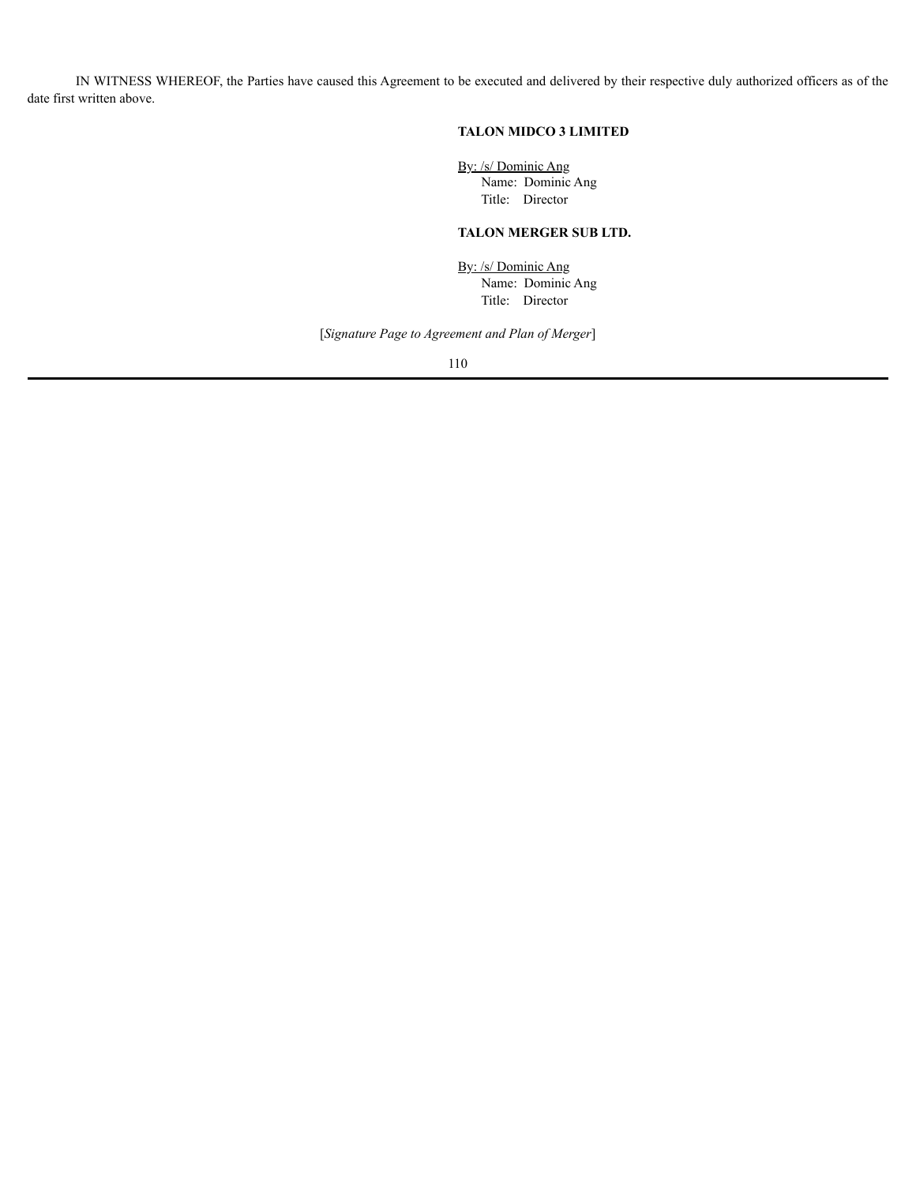IN WITNESS WHEREOF, the Parties have caused this Agreement to be executed and delivered by their respective duly authorized officers as of the date first written above.

**TALON MIDCO 3 LIMITED**

By: /s/ Dominic Ang
Name: Dominic Ang
Title: Director

**TALON MERGER SUB LTD.**

By: /s/ Dominic Ang
Name: Dominic Ang
Title: Director

[*Signature Page to Agreement and Plan of Merger*]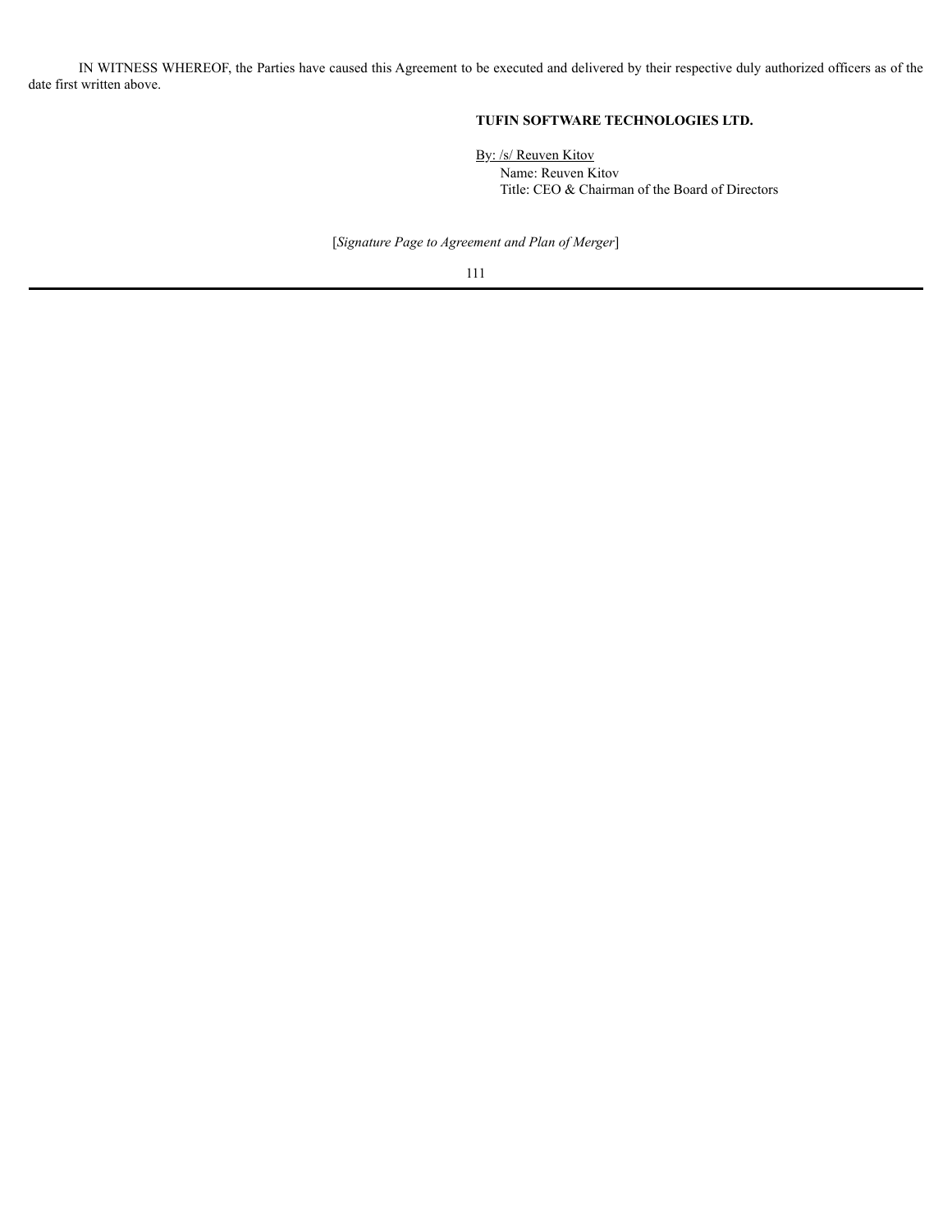IN WITNESS WHEREOF, the Parties have caused this Agreement to be executed and delivered by their respective duly authorized officers as of the date first written above.

**TUFIN SOFTWARE TECHNOLOGIES LTD.**

By: /s/ Reuven Kitov
Name: Reuven Kitov
Title: CEO & Chairman of the Board of Directors

[*Signature Page to Agreement and Plan of Merger*]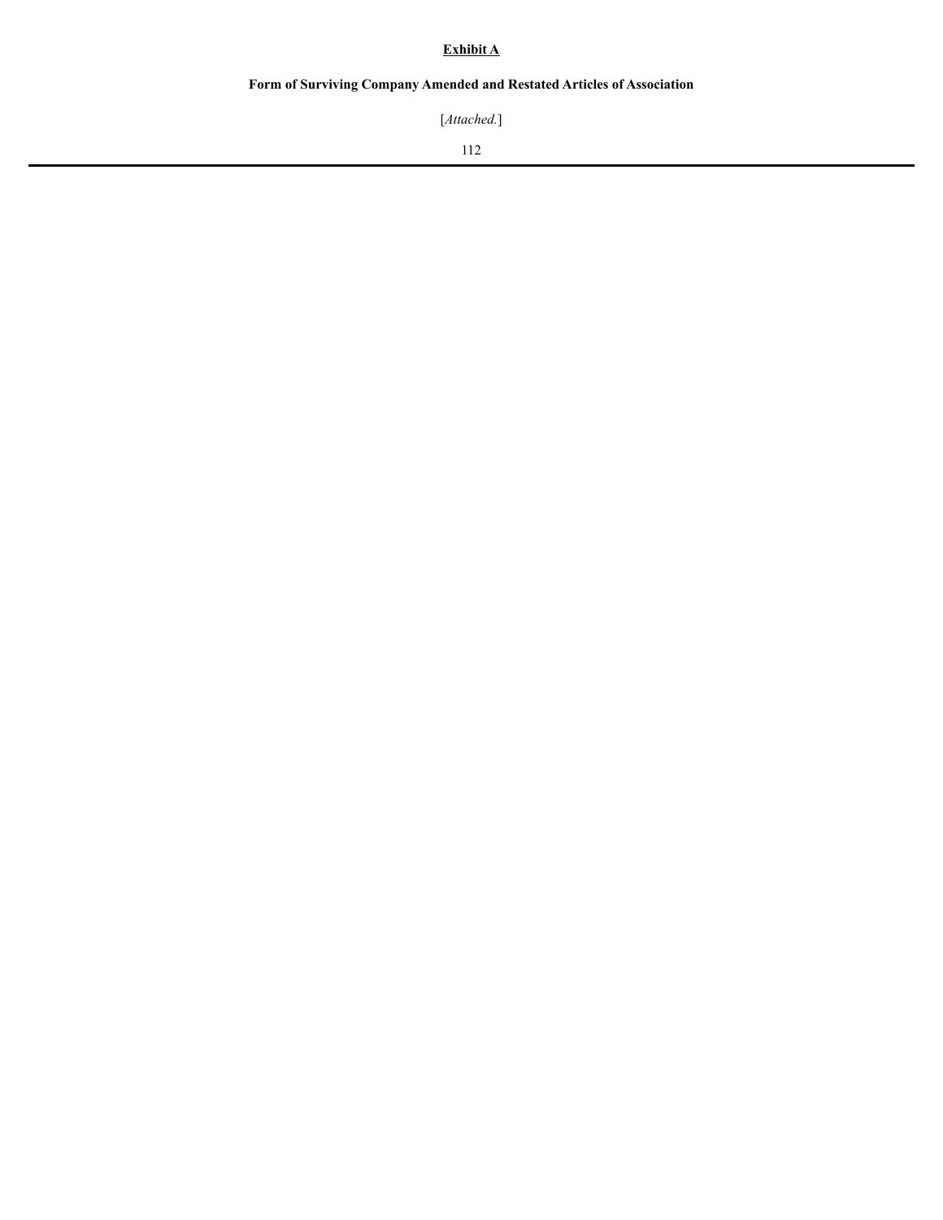**<u>Exhibit A</u>**

**Form of Surviving Company Amended and Restated Articles of Association**

[*Attached.*]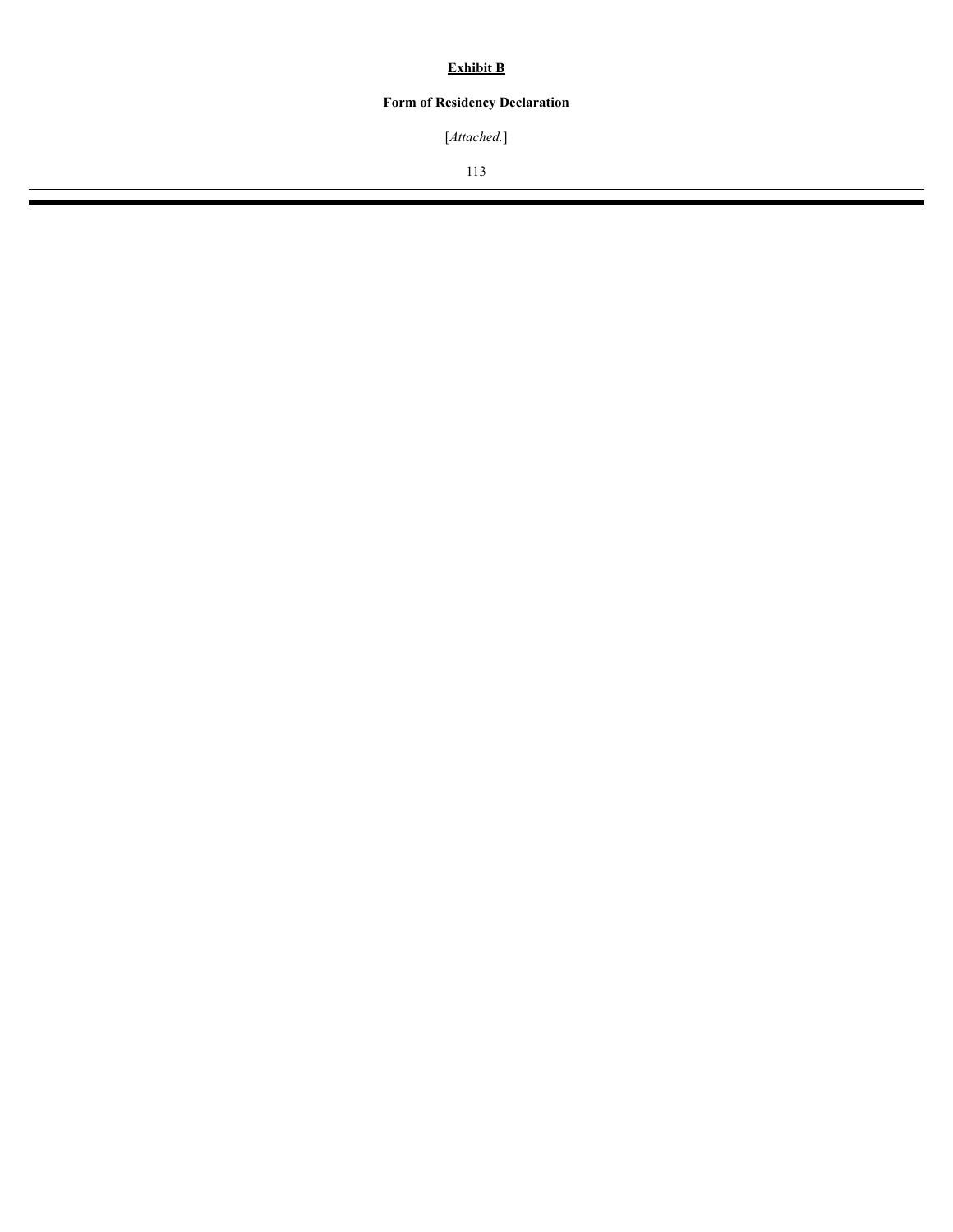**Exhibit B**

**Form of Residency Declaration**

[*Attached.*]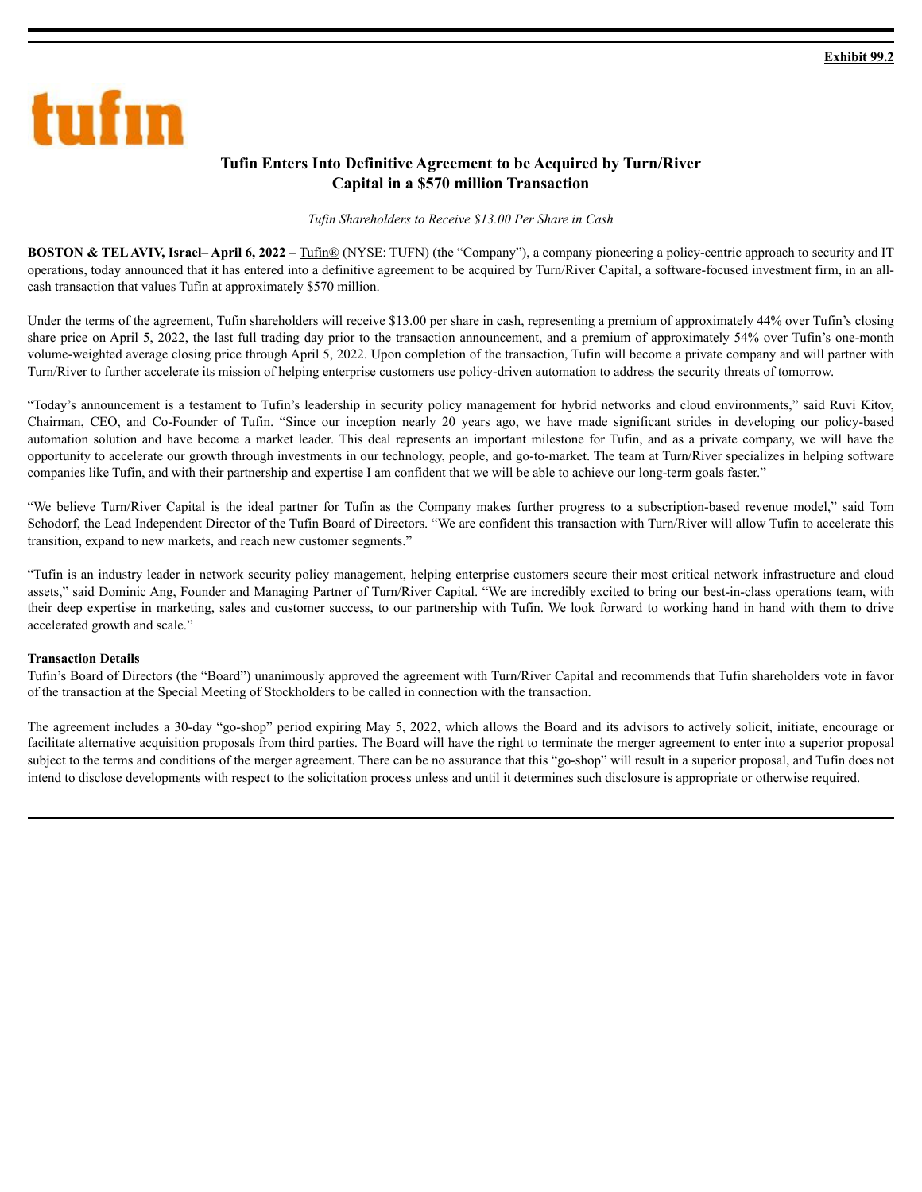**Exhibit 99.2**

tufin

# Tufin Enters Into Definitive Agreement to be Acquired by Turn/River Capital in a $570 million Transaction

*Tufin Shareholders to Receive $13.00 Per Share in Cash*

**BOSTON & TEL AVIV, Israel– April 6, 2022 –** Tufin® (NYSE: TUFN) (the "Company"), a company pioneering a policy-centric approach to security and IT operations, today announced that it has entered into a definitive agreement to be acquired by Turn/River Capital, a software-focused investment firm, in an all-cash transaction that values Tufin at approximately $570 million.

Under the terms of the agreement, Tufin shareholders will receive $13.00 per share in cash, representing a premium of approximately 44% over Tufin's closing share price on April 5, 2022, the last full trading day prior to the transaction announcement, and a premium of approximately 54% over Tufin's one-month volume-weighted average closing price through April 5, 2022. Upon completion of the transaction, Tufin will become a private company and will partner with Turn/River to further accelerate its mission of helping enterprise customers use policy-driven automation to address the security threats of tomorrow.

"Today's announcement is a testament to Tufin's leadership in security policy management for hybrid networks and cloud environments," said Ruvi Kitov, Chairman, CEO, and Co-Founder of Tufin. "Since our inception nearly 20 years ago, we have made significant strides in developing our policy-based automation solution and have become a market leader. This deal represents an important milestone for Tufin, and as a private company, we will have the opportunity to accelerate our growth through investments in our technology, people, and go-to-market. The team at Turn/River specializes in helping software companies like Tufin, and with their partnership and expertise I am confident that we will be able to achieve our long-term goals faster."

"We believe Turn/River Capital is the ideal partner for Tufin as the Company makes further progress to a subscription-based revenue model," said Tom Schodorf, the Lead Independent Director of the Tufin Board of Directors. "We are confident this transaction with Turn/River will allow Tufin to accelerate this transition, expand to new markets, and reach new customer segments."

"Tufin is an industry leader in network security policy management, helping enterprise customers secure their most critical network infrastructure and cloud assets," said Dominic Ang, Founder and Managing Partner of Turn/River Capital. "We are incredibly excited to bring our best-in-class operations team, with their deep expertise in marketing, sales and customer success, to our partnership with Tufin. We look forward to working hand in hand with them to drive accelerated growth and scale."

**Transaction Details**

Tufin's Board of Directors (the "Board") unanimously approved the agreement with Turn/River Capital and recommends that Tufin shareholders vote in favor of the transaction at the Special Meeting of Stockholders to be called in connection with the transaction.

The agreement includes a 30-day "go-shop" period expiring May 5, 2022, which allows the Board and its advisors to actively solicit, initiate, encourage or facilitate alternative acquisition proposals from third parties. The Board will have the right to terminate the merger agreement to enter into a superior proposal subject to the terms and conditions of the merger agreement. There can be no assurance that this "go-shop" will result in a superior proposal, and Tufin does not intend to disclose developments with respect to the solicitation process unless and until it determines such disclosure is appropriate or otherwise required.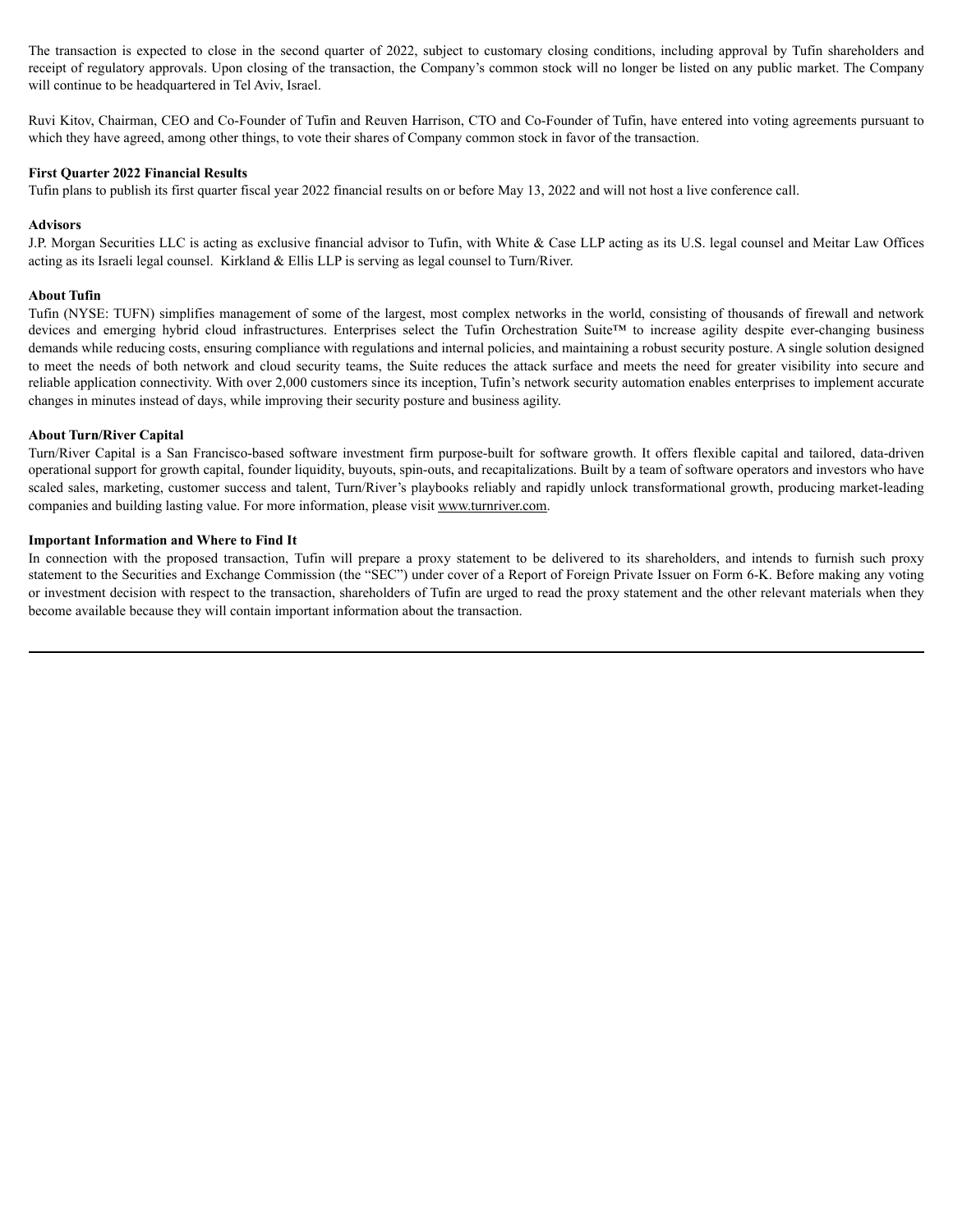The transaction is expected to close in the second quarter of 2022, subject to customary closing conditions, including approval by Tufin shareholders and receipt of regulatory approvals. Upon closing of the transaction, the Company's common stock will no longer be listed on any public market. The Company will continue to be headquartered in Tel Aviv, Israel.

Ruvi Kitov, Chairman, CEO and Co-Founder of Tufin and Reuven Harrison, CTO and Co-Founder of Tufin, have entered into voting agreements pursuant to which they have agreed, among other things, to vote their shares of Company common stock in favor of the transaction.

**First Quarter 2022 Financial Results**

Tufin plans to publish its first quarter fiscal year 2022 financial results on or before May 13, 2022 and will not host a live conference call.

**Advisors**

J.P. Morgan Securities LLC is acting as exclusive financial advisor to Tufin, with White & Case LLP acting as its U.S. legal counsel and Meitar Law Offices acting as its Israeli legal counsel. Kirkland & Ellis LLP is serving as legal counsel to Turn/River.

**About Tufin**

Tufin (NYSE: TUFN) simplifies management of some of the largest, most complex networks in the world, consisting of thousands of firewall and network devices and emerging hybrid cloud infrastructures. Enterprises select the Tufin Orchestration Suite™ to increase agility despite ever-changing business demands while reducing costs, ensuring compliance with regulations and internal policies, and maintaining a robust security posture. A single solution designed to meet the needs of both network and cloud security teams, the Suite reduces the attack surface and meets the need for greater visibility into secure and reliable application connectivity. With over 2,000 customers since its inception, Tufin's network security automation enables enterprises to implement accurate changes in minutes instead of days, while improving their security posture and business agility.

**About Turn/River Capital**

Turn/River Capital is a San Francisco-based software investment firm purpose-built for software growth. It offers flexible capital and tailored, data-driven operational support for growth capital, founder liquidity, buyouts, spin-outs, and recapitalizations. Built by a team of software operators and investors who have scaled sales, marketing, customer success and talent, Turn/River's playbooks reliably and rapidly unlock transformational growth, producing market-leading companies and building lasting value. For more information, please visit www.turnriver.com.

**Important Information and Where to Find It**

In connection with the proposed transaction, Tufin will prepare a proxy statement to be delivered to its shareholders, and intends to furnish such proxy statement to the Securities and Exchange Commission (the "SEC") under cover of a Report of Foreign Private Issuer on Form 6-K. Before making any voting or investment decision with respect to the transaction, shareholders of Tufin are urged to read the proxy statement and the other relevant materials when they become available because they will contain important information about the transaction.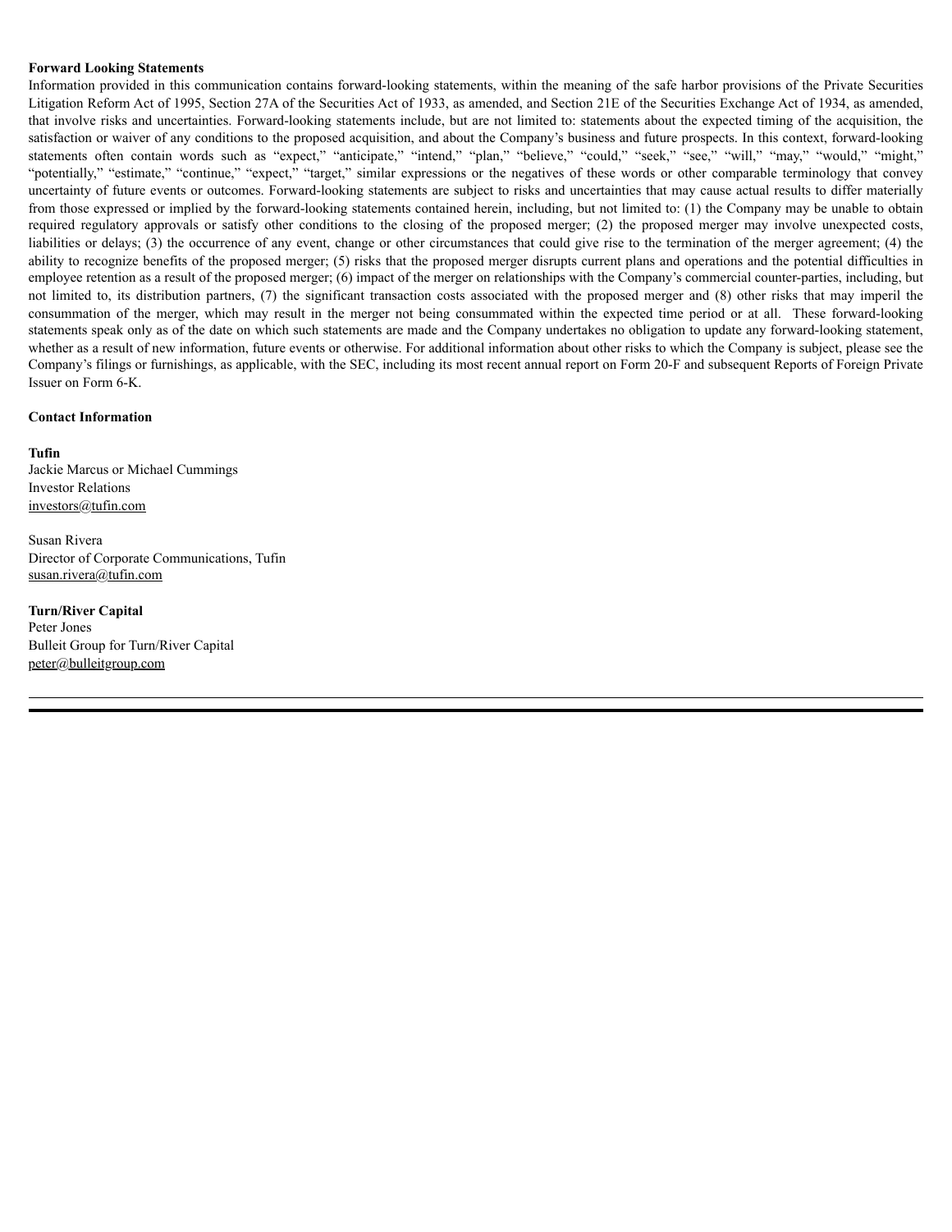**Forward Looking Statements**

Information provided in this communication contains forward-looking statements, within the meaning of the safe harbor provisions of the Private Securities Litigation Reform Act of 1995, Section 27A of the Securities Act of 1933, as amended, and Section 21E of the Securities Exchange Act of 1934, as amended, that involve risks and uncertainties. Forward-looking statements include, but are not limited to: statements about the expected timing of the acquisition, the satisfaction or waiver of any conditions to the proposed acquisition, and about the Company's business and future prospects. In this context, forward-looking statements often contain words such as "expect," "anticipate," "intend," "plan," "believe," "could," "seek," "see," "will," "may," "would," "might," "potentially," "estimate," "continue," "expect," "target," similar expressions or the negatives of these words or other comparable terminology that convey uncertainty of future events or outcomes. Forward-looking statements are subject to risks and uncertainties that may cause actual results to differ materially from those expressed or implied by the forward-looking statements contained herein, including, but not limited to: (1) the Company may be unable to obtain required regulatory approvals or satisfy other conditions to the closing of the proposed merger; (2) the proposed merger may involve unexpected costs, liabilities or delays; (3) the occurrence of any event, change or other circumstances that could give rise to the termination of the merger agreement; (4) the ability to recognize benefits of the proposed merger; (5) risks that the proposed merger disrupts current plans and operations and the potential difficulties in employee retention as a result of the proposed merger; (6) impact of the merger on relationships with the Company's commercial counter-parties, including, but not limited to, its distribution partners, (7) the significant transaction costs associated with the proposed merger and (8) other risks that may imperil the consummation of the merger, which may result in the merger not being consummated within the expected time period or at all. These forward-looking statements speak only as of the date on which such statements are made and the Company undertakes no obligation to update any forward-looking statement, whether as a result of new information, future events or otherwise. For additional information about other risks to which the Company is subject, please see the Company's filings or furnishings, as applicable, with the SEC, including its most recent annual report on Form 20-F and subsequent Reports of Foreign Private Issuer on Form 6-K.

**Contact Information**

**Tufin**
Jackie Marcus or Michael Cummings
Investor Relations
investors@tufin.com

Susan Rivera
Director of Corporate Communications, Tufin
susan.rivera@tufin.com

**Turn/River Capital**
Peter Jones
Bulleit Group for Turn/River Capital
peter@bulleitgroup.com